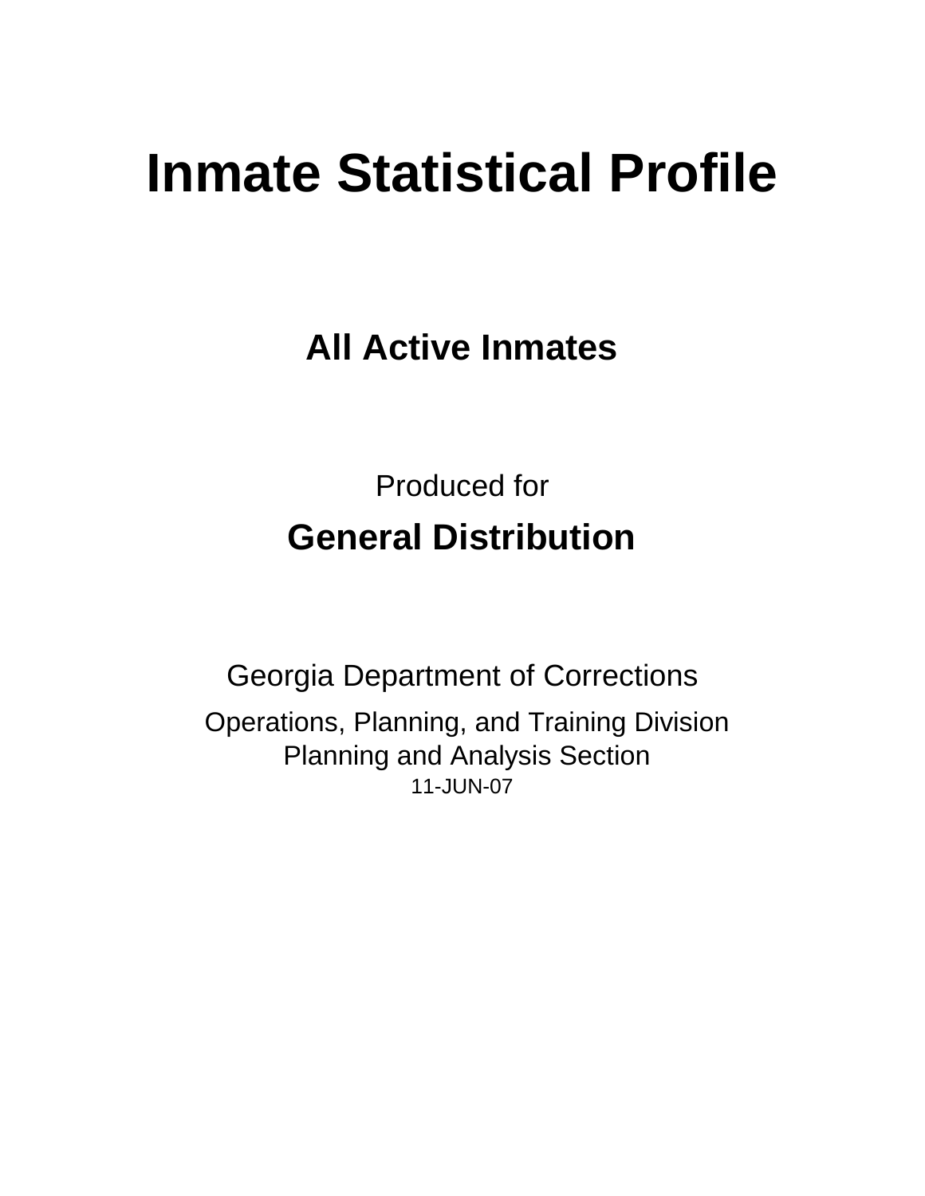# Inmate Statistical Profile

## All Active Inmates

Produced for

**General Distribution**

Georgia Department of Corrections

Operations, Planning, and Training Division
Planning and Analysis Section
11-JUN-07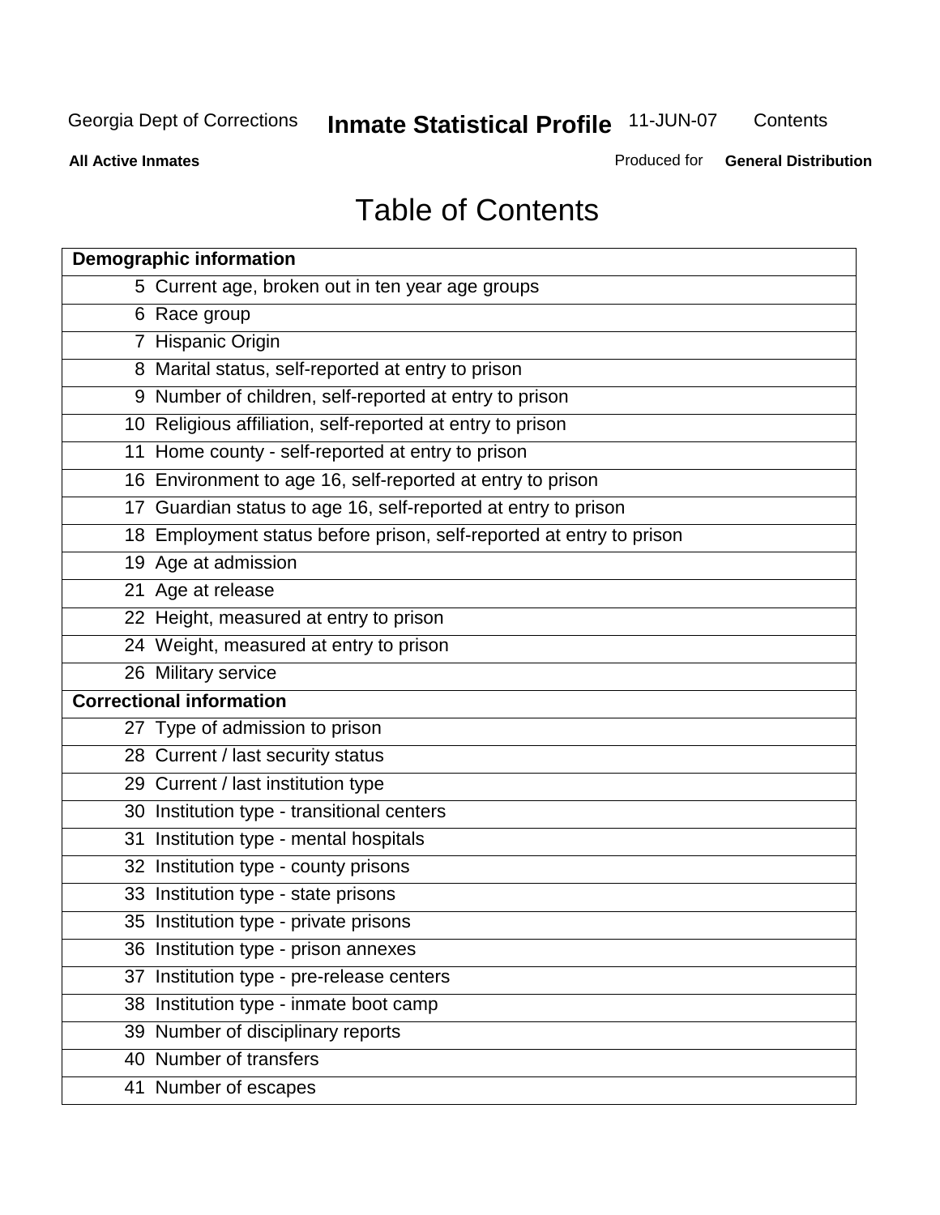# Table of Contents

| Demographic information | |
|---|---|
| 5 | Current age, broken out in ten year age groups |
| 6 | Race group |
| 7 | Hispanic Origin |
| 8 | Marital status, self-reported at entry to prison |
| 9 | Number of children, self-reported at entry to prison |
| 10 | Religious affiliation, self-reported at entry to prison |
| 11 | Home county - self-reported at entry to prison |
| 16 | Environment to age 16, self-reported at entry to prison |
| 17 | Guardian status to age 16, self-reported at entry to prison |
| 18 | Employment status before prison, self-reported at entry to prison |
| 19 | Age at admission |
| 21 | Age at release |
| 22 | Height, measured at entry to prison |
| 24 | Weight, measured at entry to prison |
| 26 | Military service |
| **Correctional information** | |
| 27 | Type of admission to prison |
| 28 | Current / last security status |
| 29 | Current / last institution type |
| 30 | Institution type - transitional centers |
| 31 | Institution type - mental hospitals |
| 32 | Institution type - county prisons |
| 33 | Institution type - state prisons |
| 35 | Institution type - private prisons |
| 36 | Institution type - prison annexes |
| 37 | Institution type - pre-release centers |
| 38 | Institution type - inmate boot camp |
| 39 | Number of disciplinary reports |
| 40 | Number of transfers |
| 41 | Number of escapes |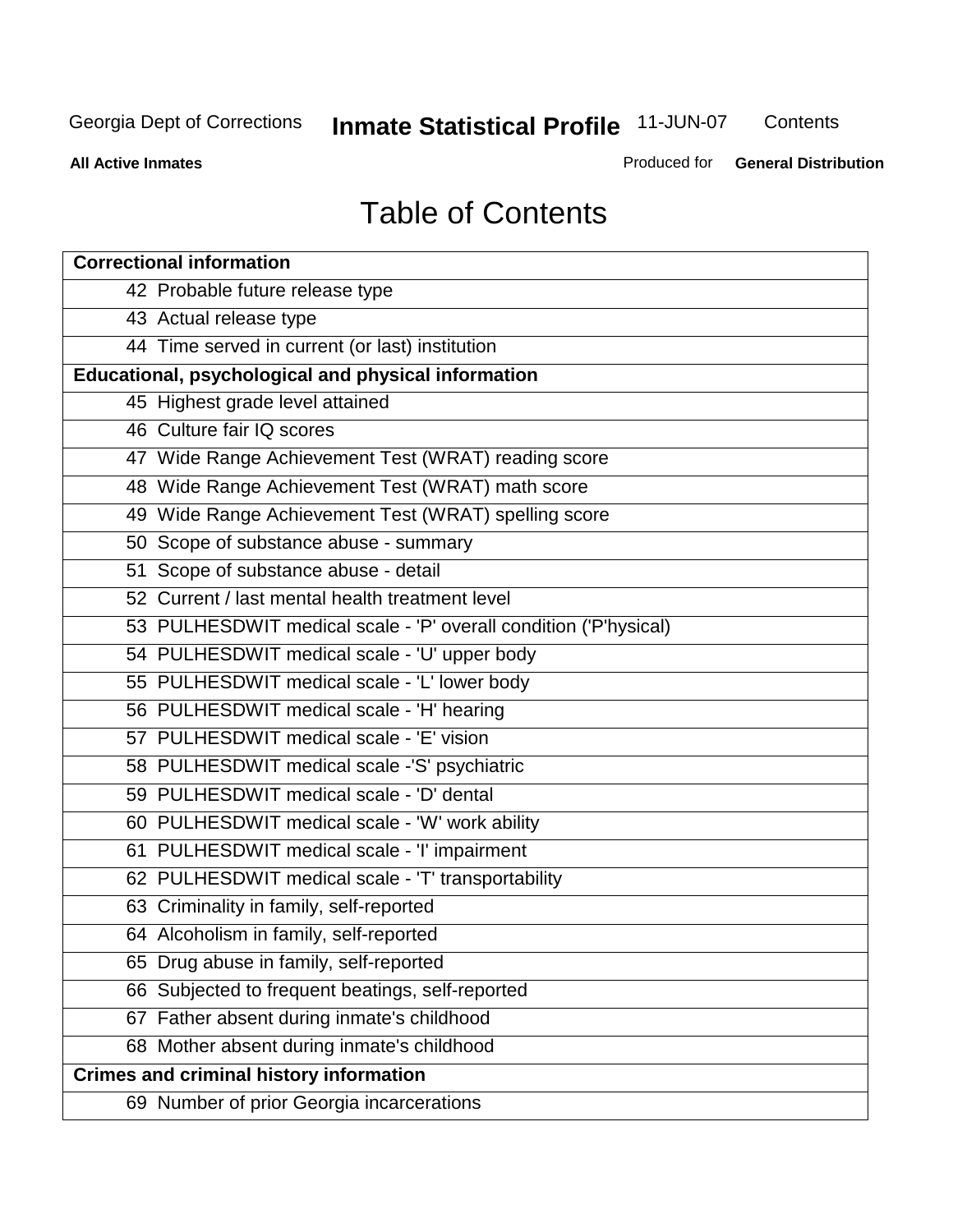# Table of Contents

| Correctional information | |
|---|---|
| 42 | Probable future release type |
| 43 | Actual release type |
| 44 | Time served in current (or last) institution |
| **Educational, psychological and physical information** | |
| 45 | Highest grade level attained |
| 46 | Culture fair IQ scores |
| 47 | Wide Range Achievement Test (WRAT) reading score |
| 48 | Wide Range Achievement Test (WRAT) math score |
| 49 | Wide Range Achievement Test (WRAT) spelling score |
| 50 | Scope of substance abuse - summary |
| 51 | Scope of substance abuse - detail |
| 52 | Current / last mental health treatment level |
| 53 | PULHESDWIT medical scale - 'P' overall condition ('P'hysical) |
| 54 | PULHESDWIT medical scale - 'U' upper body |
| 55 | PULHESDWIT medical scale - 'L' lower body |
| 56 | PULHESDWIT medical scale - 'H' hearing |
| 57 | PULHESDWIT medical scale - 'E' vision |
| 58 | PULHESDWIT medical scale -'S' psychiatric |
| 59 | PULHESDWIT medical scale - 'D' dental |
| 60 | PULHESDWIT medical scale - 'W' work ability |
| 61 | PULHESDWIT medical scale - 'I' impairment |
| 62 | PULHESDWIT medical scale - 'T' transportability |
| 63 | Criminality in family, self-reported |
| 64 | Alcoholism in family, self-reported |
| 65 | Drug abuse in family, self-reported |
| 66 | Subjected to frequent beatings, self-reported |
| 67 | Father absent during inmate's childhood |
| 68 | Mother absent during inmate's childhood |
| **Crimes and criminal history information** | |
| 69 | Number of prior Georgia incarcerations |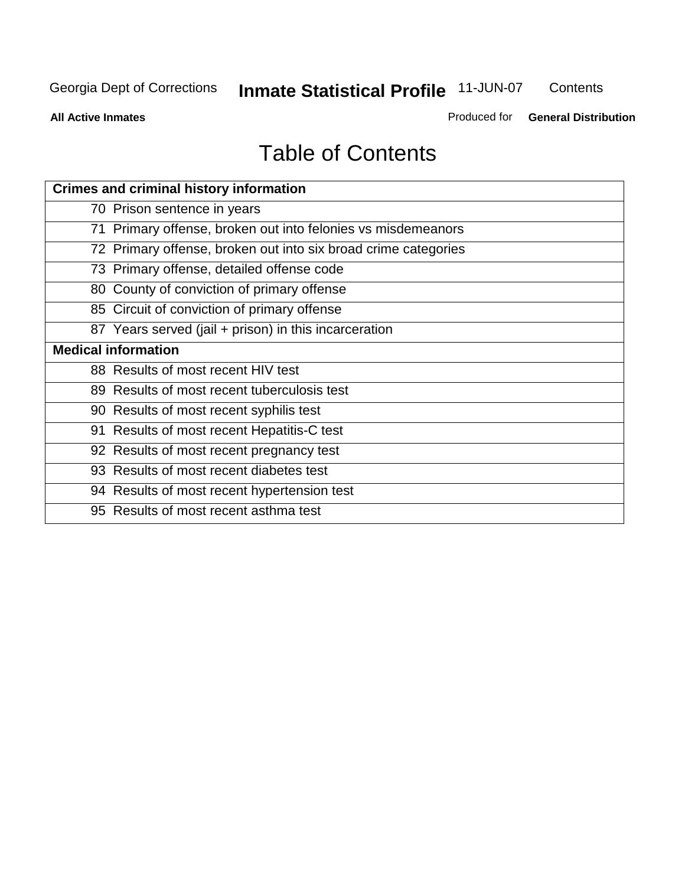# Table of Contents

| Crimes and criminal history information | |
|---|---|
| 70 | Prison sentence in years |
| 71 | Primary offense, broken out into felonies vs misdemeanors |
| 72 | Primary offense, broken out into six broad crime categories |
| 73 | Primary offense, detailed offense code |
| 80 | County of conviction of primary offense |
| 85 | Circuit of conviction of primary offense |
| 87 | Years served (jail + prison) in this incarceration |
| **Medical information** | |
| 88 | Results of most recent HIV test |
| 89 | Results of most recent tuberculosis test |
| 90 | Results of most recent syphilis test |
| 91 | Results of most recent Hepatitis-C test |
| 92 | Results of most recent pregnancy test |
| 93 | Results of most recent diabetes test |
| 94 | Results of most recent hypertension test |
| 95 | Results of most recent asthma test |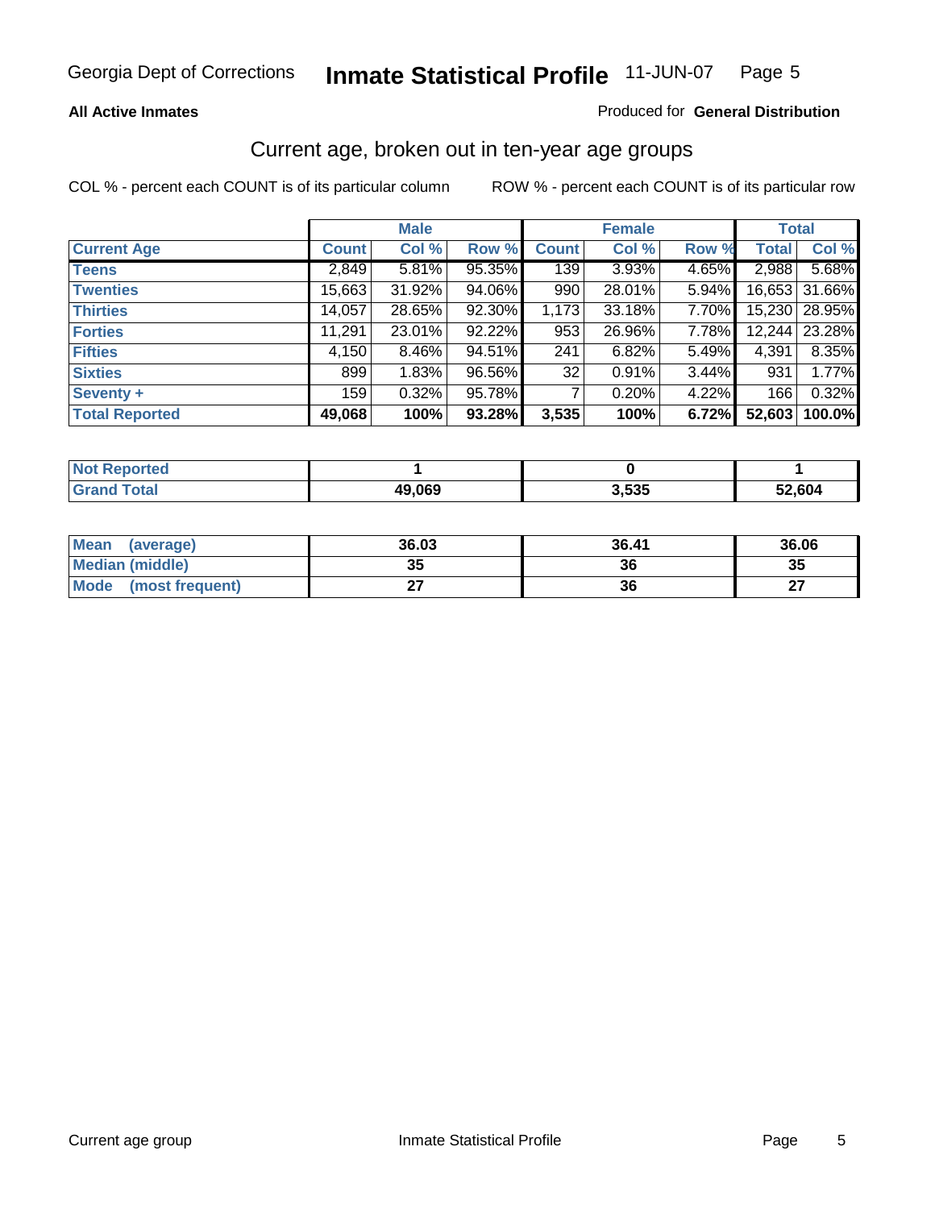Georgia Dept of Corrections **Inmate Statistical Profile** 11-JUN-07

**All Active Inmates**

Produced for **General Distribution**

## Current age, broken out in ten-year age groups

COL % - percent each COUNT is of its particular column

ROW % - percent each COUNT is of its particular row

| | Male | | | Female | | | Total | |
|---|---|---|---|---|---|---|---|---|
| **Current Age** | **Count** | **Col %** | **Row %** | **Count** | **Col %** | **Row %** | **Total** | **Col %** |
| **Teens** | 2,849 | 5.81% | 95.35% | 139 | 3.93% | 4.65% | 2,988 | 5.68% |
| **Twenties** | 15,663 | 31.92% | 94.06% | 990 | 28.01% | 5.94% | 16,653 | 31.66% |
| **Thirties** | 14,057 | 28.65% | 92.30% | 1,173 | 33.18% | 7.70% | 15,230 | 28.95% |
| **Forties** | 11,291 | 23.01% | 92.22% | 953 | 26.96% | 7.78% | 12,244 | 23.28% |
| **Fifties** | 4,150 | 8.46% | 94.51% | 241 | 6.82% | 5.49% | 4,391 | 8.35% |
| **Sixties** | 899 | 1.83% | 96.56% | 32 | 0.91% | 3.44% | 931 | 1.77% |
| **Seventy +** | 159 | 0.32% | 95.78% | 7 | 0.20% | 4.22% | 166 | 0.32% |
| **Total Reported** | **49,068** | **100%** | **93.28%** | **3,535** | **100%** | **6.72%** | **52,603** | **100.0%** |

| | Male | Female | Total |
|---|---|---|---|
| **Not Reported** | **1** | **0** | **1** |
| **Grand Total** | **49,069** | **3,535** | **52,604** |

| | Male | Female | Total |
|---|---|---|---|
| **Mean (average)** | **36.03** | **36.41** | **36.06** |
| **Median (middle)** | **35** | **36** | **35** |
| **Mode (most frequent)** | **27** | **36** | **27** |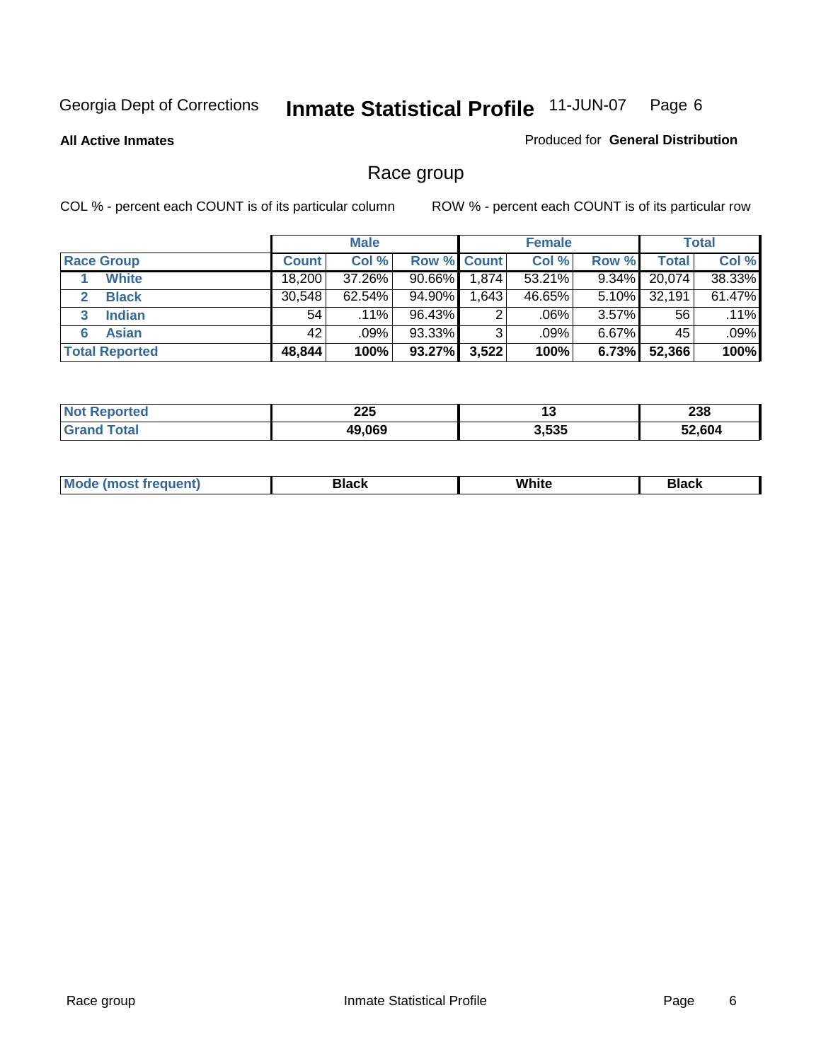Georgia Dept of Corrections **Inmate Statistical Profile** 11-JUN-07

**All Active Inmates**

Produced for **General Distribution**

## Race group

COL % - percent each COUNT is of its particular column    ROW % - percent each COUNT is of its particular row

| | Male | | | Female | | | Total | |
|---|---|---|---|---|---|---|---|---|
| **Race Group** | **Count** | **Col %** | **Row %** | **Count** | **Col %** | **Row %** | **Total** | **Col %** |
| 1 **White** | 18,200 | 37.26% | 90.66% | 1,874 | 53.21% | 9.34% | 20,074 | 38.33% |
| 2 **Black** | 30,548 | 62.54% | 94.90% | 1,643 | 46.65% | 5.10% | 32,191 | 61.47% |
| 3 **Indian** | 54 | .11% | 96.43% | 2 | .06% | 3.57% | 56 | .11% |
| 6 **Asian** | 42 | .09% | 93.33% | 3 | .09% | 6.67% | 45 | .09% |
| **Total Reported** | **48,844** | **100%** | **93.27%** | **3,522** | **100%** | **6.73%** | **52,366** | **100%** |

| | Male | Female | Total |
|---|---|---|---|
| **Not Reported** | **225** | **13** | **238** |
| **Grand Total** | **49,069** | **3,535** | **52,604** |

| | Male | Female | Total |
|---|---|---|---|
| **Mode (most frequent)** | **Black** | **White** | **Black** |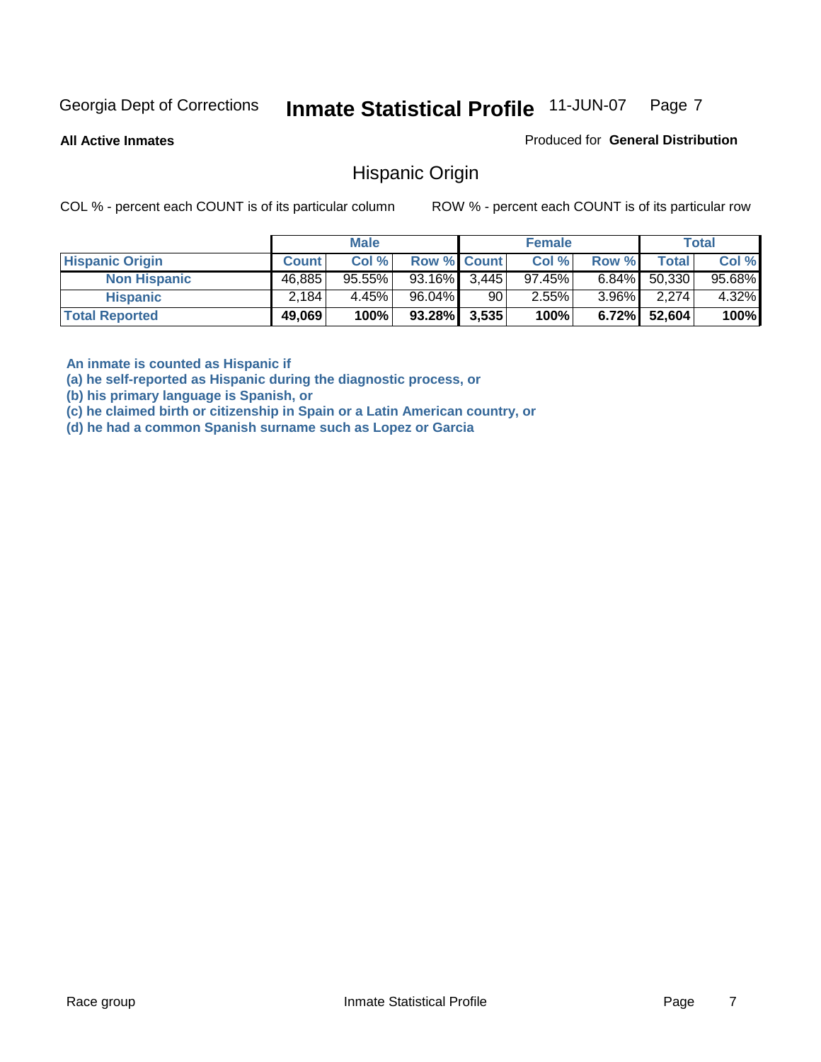Georgia Dept of Corrections **Inmate Statistical Profile** 11-JUN-07

**All Active Inmates**

Produced for **General Distribution**

## Hispanic Origin

COL % - percent each COUNT is of its particular column    ROW % - percent each COUNT is of its particular row

| | Male | | | Female | | | Total | |
|---|---|---|---|---|---|---|---|---|
| **Hispanic Origin** | **Count** | **Col %** | **Row %** | **Count** | **Col %** | **Row %** | **Total** | **Col %** |
| **Non Hispanic** | 46,885 | 95.55% | 93.16% | 3,445 | 97.45% | 6.84% | 50,330 | 95.68% |
| **Hispanic** | 2,184 | 4.45% | 96.04% | 90 | 2.55% | 3.96% | 2,274 | 4.32% |
| **Total Reported** | **49,069** | **100%** | **93.28%** | **3,535** | **100%** | **6.72%** | **52,604** | **100%** |

**An inmate is counted as Hispanic if**
**(a) he self-reported as Hispanic during the diagnostic process, or**
**(b) his primary language is Spanish, or**
**(c) he claimed birth or citizenship in Spain or a Latin American country, or**
**(d) he had a common Spanish surname such as Lopez or Garcia**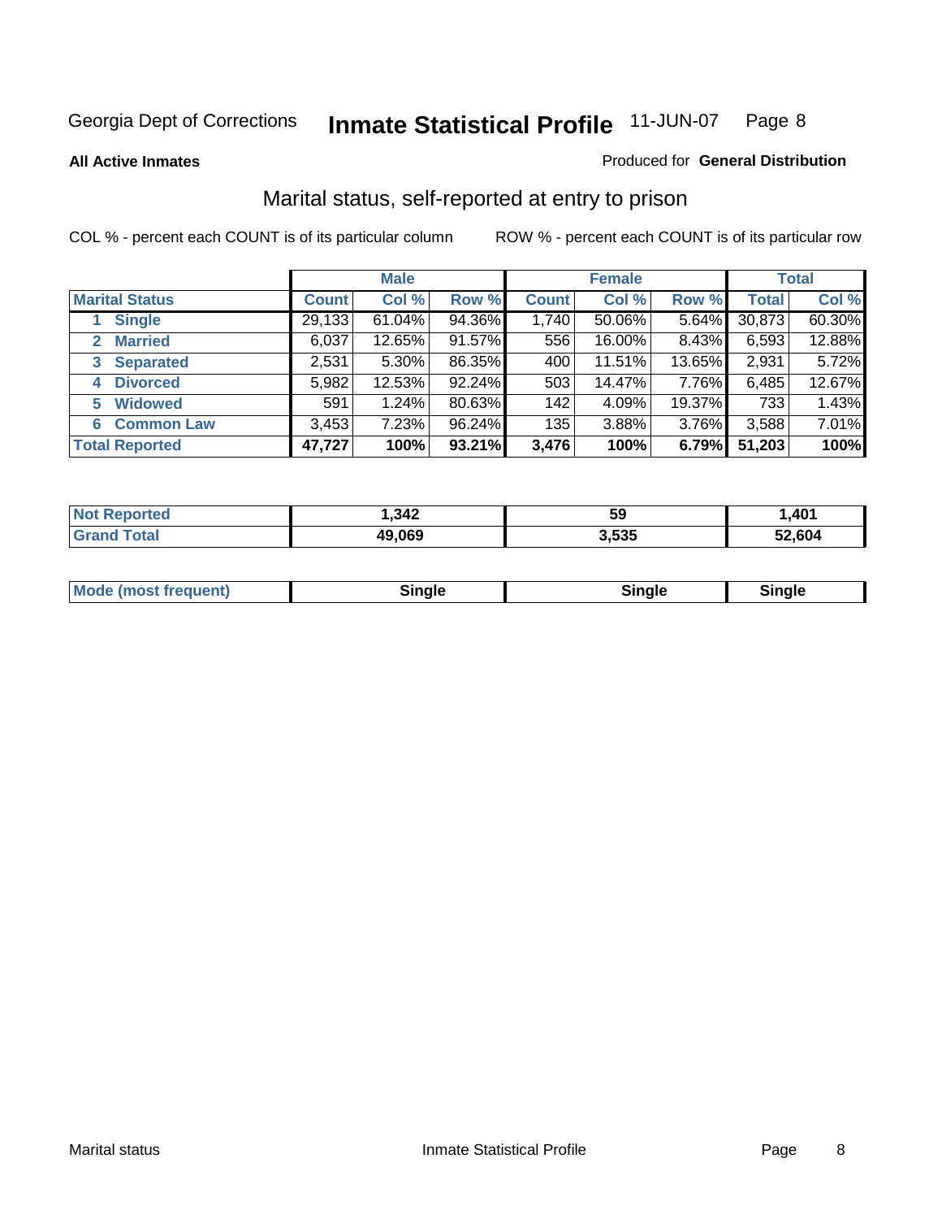Georgia Dept of Corrections **Inmate Statistical Profile** 11-JUN-07

**All Active Inmates**

Produced for **General Distribution**

## Marital status, self-reported at entry to prison

COL % - percent each COUNT is of its particular column

ROW % - percent each COUNT is of its particular row

| | Male | | | Female | | | Total | |
|---|---|---|---|---|---|---|---|---|
| **Marital Status** | **Count** | **Col %** | **Row %** | **Count** | **Col %** | **Row %** | **Total** | **Col %** |
| 1 Single | 29,133 | 61.04% | 94.36% | 1,740 | 50.06% | 5.64% | 30,873 | 60.30% |
| 2 Married | 6,037 | 12.65% | 91.57% | 556 | 16.00% | 8.43% | 6,593 | 12.88% |
| 3 Separated | 2,531 | 5.30% | 86.35% | 400 | 11.51% | 13.65% | 2,931 | 5.72% |
| 4 Divorced | 5,982 | 12.53% | 92.24% | 503 | 14.47% | 7.76% | 6,485 | 12.67% |
| 5 Widowed | 591 | 1.24% | 80.63% | 142 | 4.09% | 19.37% | 733 | 1.43% |
| 6 Common Law | 3,453 | 7.23% | 96.24% | 135 | 3.88% | 3.76% | 3,588 | 7.01% |
| **Total Reported** | **47,727** | **100%** | **93.21%** | **3,476** | **100%** | **6.79%** | **51,203** | **100%** |

| | Male | Female | Total |
|---|---|---|---|
| Not Reported | 1,342 | 59 | 1,401 |
| Grand Total | 49,069 | 3,535 | 52,604 |

| | Male | Female | Total |
|---|---|---|---|
| Mode (most frequent) | Single | Single | Single |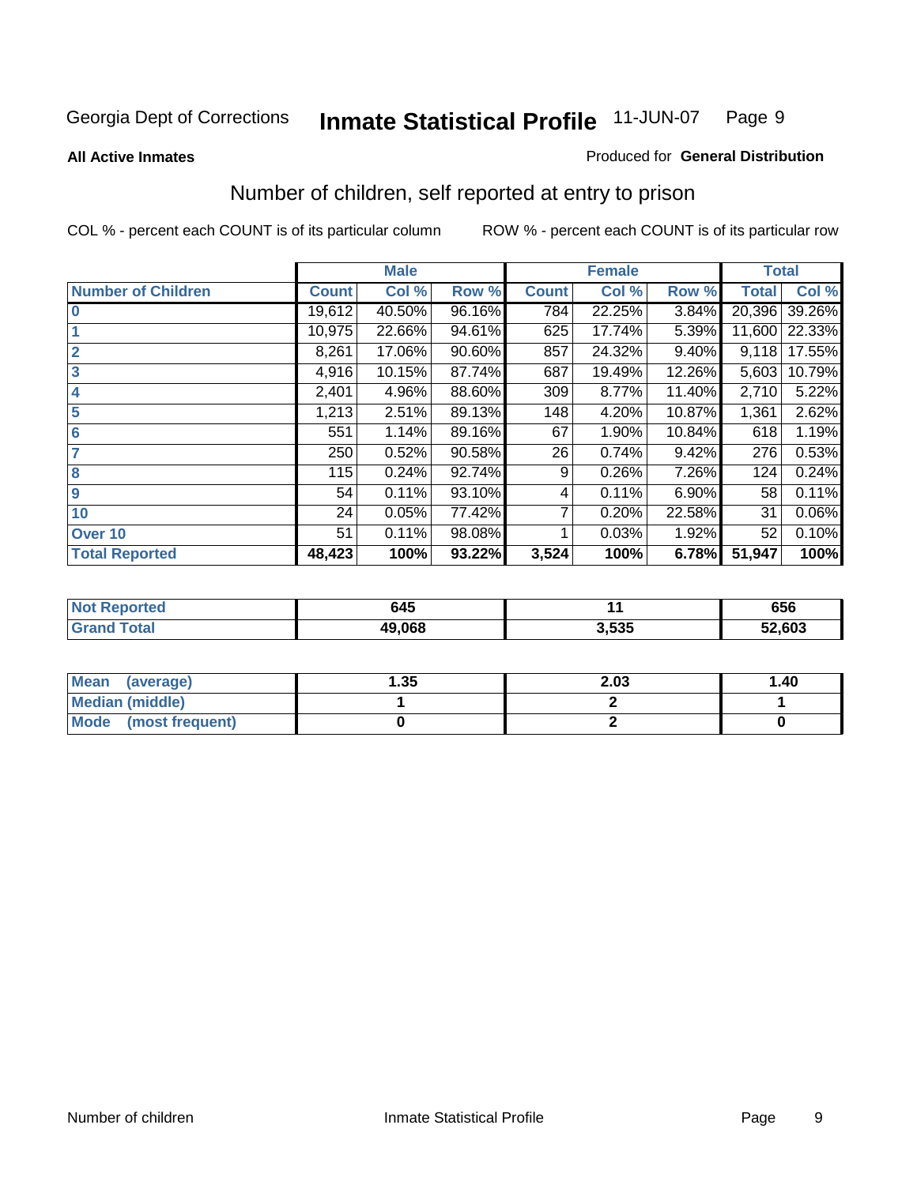Georgia Dept of Corrections **Inmate Statistical Profile** 11-JUN-07

**All Active Inmates** Produced for **General Distribution**

## Number of children, self reported at entry to prison

COL % - percent each COUNT is of its particular column ROW % - percent each COUNT is of its particular row

| | Male | | | Female | | | Total | |
|---|---|---|---|---|---|---|---|---|
| **Number of Children** | **Count** | **Col %** | **Row %** | **Count** | **Col %** | **Row %** | **Total** | **Col %** |
| **0** | 19,612 | 40.50% | 96.16% | 784 | 22.25% | 3.84% | 20,396 | 39.26% |
| **1** | 10,975 | 22.66% | 94.61% | 625 | 17.74% | 5.39% | 11,600 | 22.33% |
| **2** | 8,261 | 17.06% | 90.60% | 857 | 24.32% | 9.40% | 9,118 | 17.55% |
| **3** | 4,916 | 10.15% | 87.74% | 687 | 19.49% | 12.26% | 5,603 | 10.79% |
| **4** | 2,401 | 4.96% | 88.60% | 309 | 8.77% | 11.40% | 2,710 | 5.22% |
| **5** | 1,213 | 2.51% | 89.13% | 148 | 4.20% | 10.87% | 1,361 | 2.62% |
| **6** | 551 | 1.14% | 89.16% | 67 | 1.90% | 10.84% | 618 | 1.19% |
| **7** | 250 | 0.52% | 90.58% | 26 | 0.74% | 9.42% | 276 | 0.53% |
| **8** | 115 | 0.24% | 92.74% | 9 | 0.26% | 7.26% | 124 | 0.24% |
| **9** | 54 | 0.11% | 93.10% | 4 | 0.11% | 6.90% | 58 | 0.11% |
| **10** | 24 | 0.05% | 77.42% | 7 | 0.20% | 22.58% | 31 | 0.06% |
| **Over 10** | 51 | 0.11% | 98.08% | 1 | 0.03% | 1.92% | 52 | 0.10% |
| **Total Reported** | **48,423** | **100%** | **93.22%** | **3,524** | **100%** | **6.78%** | **51,947** | **100%** |

| | Male | Female | Total |
|---|---|---|---|
| **Not Reported** | **645** | **11** | **656** |
| **Grand Total** | **49,068** | **3,535** | **52,603** |

| | Male | Female | Total |
|---|---|---|---|
| **Mean (average)** | **1.35** | **2.03** | **1.40** |
| **Median (middle)** | **1** | **2** | **1** |
| **Mode (most frequent)** | **0** | **2** | **0** |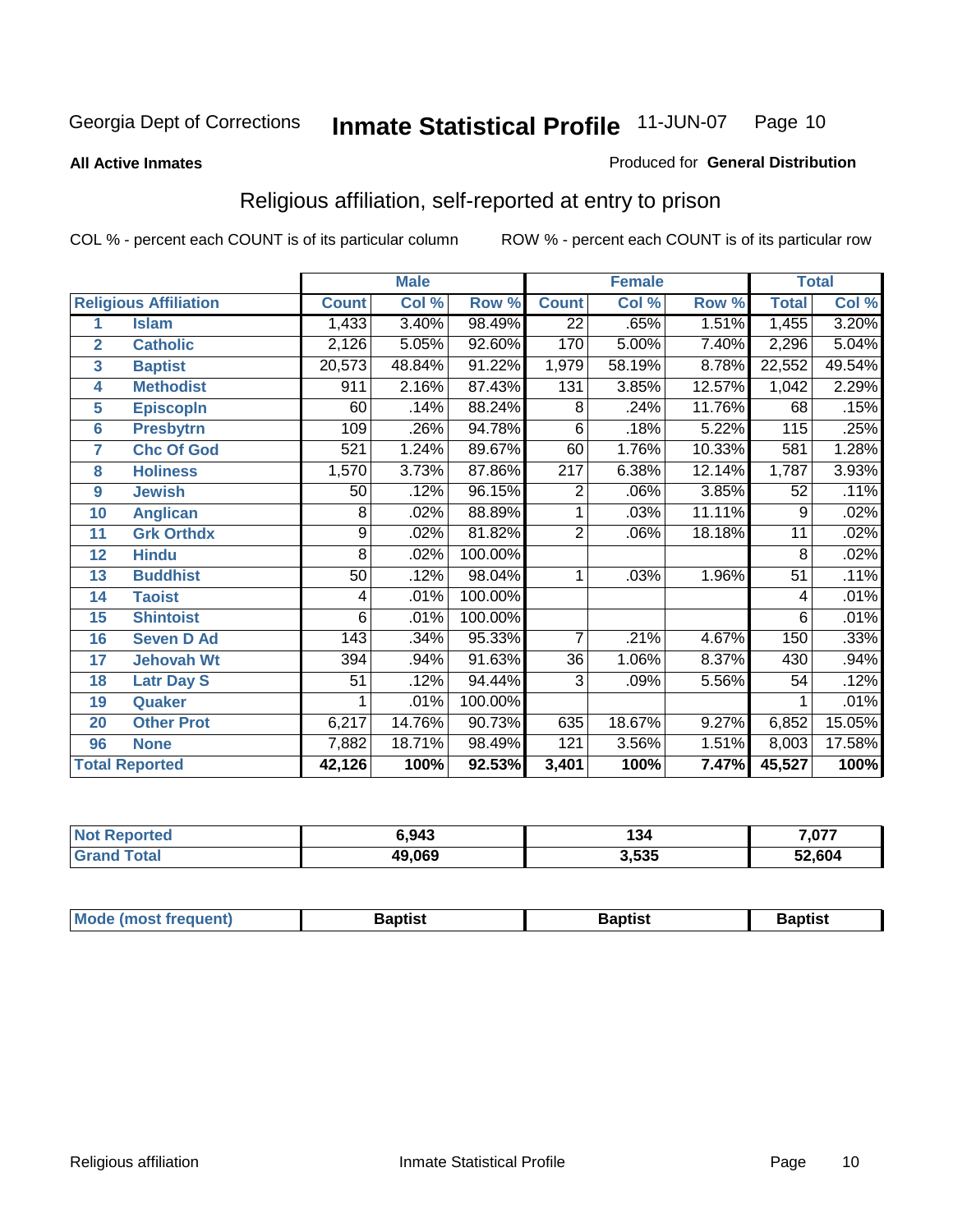Georgia Dept of Corrections **Inmate Statistical Profile** 11-JUN-07

**All Active Inmates**

Produced for **General Distribution**

## Religious affiliation, self-reported at entry to prison

COL % - percent each COUNT is of its particular column     ROW % - percent each COUNT is of its particular row

| | | Male | | | Female | | | Total | |
|---|---|---|---|---|---|---|---|---|---|
| **Religious Affiliation** | | **Count** | **Col %** | **Row %** | **Count** | **Col %** | **Row %** | **Total** | **Col %** |
| 1 | Islam | 1,433 | 3.40% | 98.49% | 22 | .65% | 1.51% | 1,455 | 3.20% |
| 2 | Catholic | 2,126 | 5.05% | 92.60% | 170 | 5.00% | 7.40% | 2,296 | 5.04% |
| 3 | Baptist | 20,573 | 48.84% | 91.22% | 1,979 | 58.19% | 8.78% | 22,552 | 49.54% |
| 4 | Methodist | 911 | 2.16% | 87.43% | 131 | 3.85% | 12.57% | 1,042 | 2.29% |
| 5 | Episcopln | 60 | .14% | 88.24% | 8 | .24% | 11.76% | 68 | .15% |
| 6 | Presbytrn | 109 | .26% | 94.78% | 6 | .18% | 5.22% | 115 | .25% |
| 7 | Chc Of God | 521 | 1.24% | 89.67% | 60 | 1.76% | 10.33% | 581 | 1.28% |
| 8 | Holiness | 1,570 | 3.73% | 87.86% | 217 | 6.38% | 12.14% | 1,787 | 3.93% |
| 9 | Jewish | 50 | .12% | 96.15% | 2 | .06% | 3.85% | 52 | .11% |
| 10 | Anglican | 8 | .02% | 88.89% | 1 | .03% | 11.11% | 9 | .02% |
| 11 | Grk Orthdx | 9 | .02% | 81.82% | 2 | .06% | 18.18% | 11 | .02% |
| 12 | Hindu | 8 | .02% | 100.00% | | | | 8 | .02% |
| 13 | Buddhist | 50 | .12% | 98.04% | 1 | .03% | 1.96% | 51 | .11% |
| 14 | Taoist | 4 | .01% | 100.00% | | | | 4 | .01% |
| 15 | Shintoist | 6 | .01% | 100.00% | | | | 6 | .01% |
| 16 | Seven D Ad | 143 | .34% | 95.33% | 7 | .21% | 4.67% | 150 | .33% |
| 17 | Jehovah Wt | 394 | .94% | 91.63% | 36 | 1.06% | 8.37% | 430 | .94% |
| 18 | Latr Day S | 51 | .12% | 94.44% | 3 | .09% | 5.56% | 54 | .12% |
| 19 | Quaker | 1 | .01% | 100.00% | | | | 1 | .01% |
| 20 | Other Prot | 6,217 | 14.76% | 90.73% | 635 | 18.67% | 9.27% | 6,852 | 15.05% |
| 96 | None | 7,882 | 18.71% | 98.49% | 121 | 3.56% | 1.51% | 8,003 | 17.58% |
| **Total Reported** | | **42,126** | **100%** | **92.53%** | **3,401** | **100%** | **7.47%** | **45,527** | **100%** |

| | Male | Female | Total |
|---|---|---|---|
| Not Reported | 6,943 | 134 | 7,077 |
| Grand Total | 49,069 | 3,535 | 52,604 |

| | Male | Female | Total |
|---|---|---|---|
| Mode (most frequent) | Baptist | Baptist | Baptist |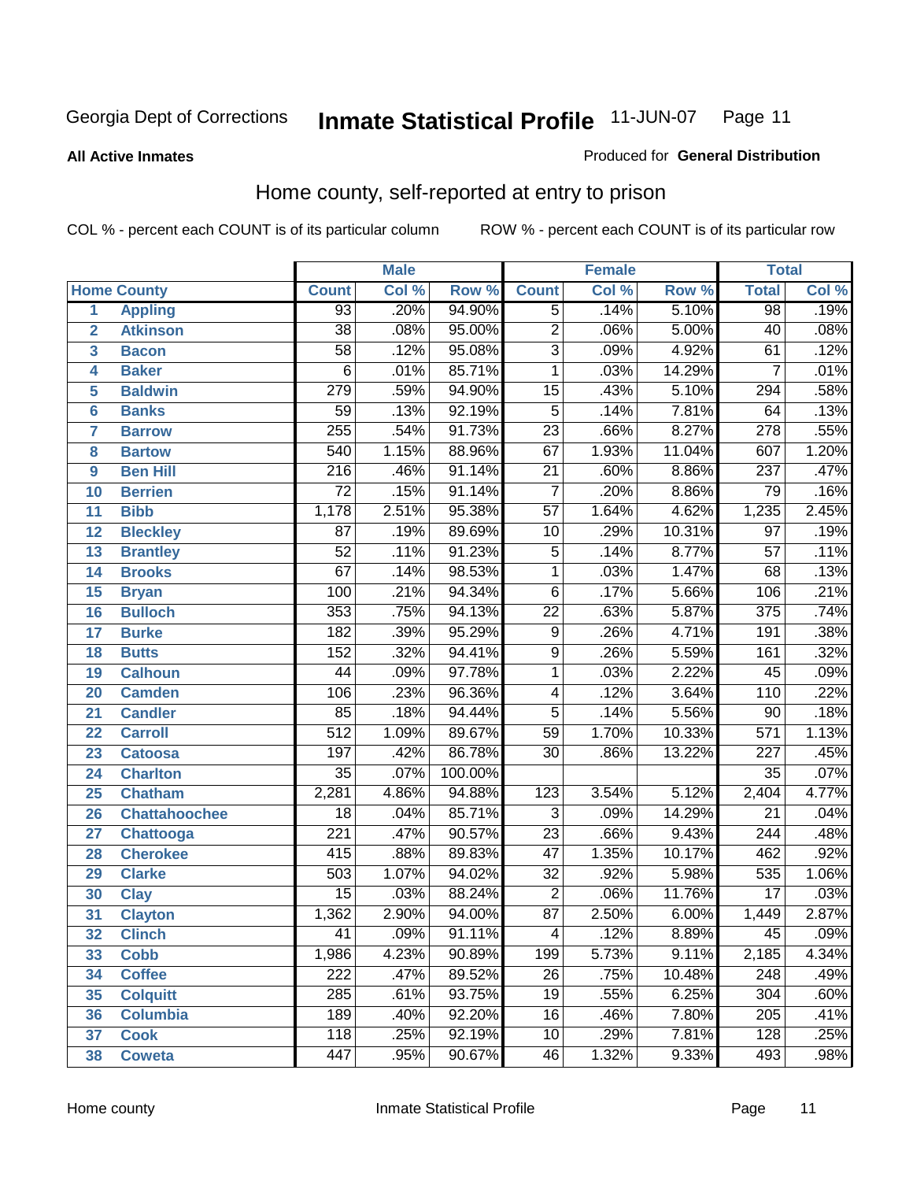Georgia Dept of Corrections **Inmate Statistical Profile** 11-JUN-07

**All Active Inmates** Produced for **General Distribution**

## Home county, self-reported at entry to prison

COL % - percent each COUNT is of its particular column ROW % - percent each COUNT is of its particular row

| | Home County | Male | | | Female | | | Total | |
|---|---|---|---|---|---|---|---|---|---|
| | | Count | Col % | Row % | Count | Col % | Row % | Total | Col % |
| 1 | Appling | 93 | .20% | 94.90% | 5 | .14% | 5.10% | 98 | .19% |
| 2 | Atkinson | 38 | .08% | 95.00% | 2 | .06% | 5.00% | 40 | .08% |
| 3 | Bacon | 58 | .12% | 95.08% | 3 | .09% | 4.92% | 61 | .12% |
| 4 | Baker | 6 | .01% | 85.71% | 1 | .03% | 14.29% | 7 | .01% |
| 5 | Baldwin | 279 | .59% | 94.90% | 15 | .43% | 5.10% | 294 | .58% |
| 6 | Banks | 59 | .13% | 92.19% | 5 | .14% | 7.81% | 64 | .13% |
| 7 | Barrow | 255 | .54% | 91.73% | 23 | .66% | 8.27% | 278 | .55% |
| 8 | Bartow | 540 | 1.15% | 88.96% | 67 | 1.93% | 11.04% | 607 | 1.20% |
| 9 | Ben Hill | 216 | .46% | 91.14% | 21 | .60% | 8.86% | 237 | .47% |
| 10 | Berrien | 72 | .15% | 91.14% | 7 | .20% | 8.86% | 79 | .16% |
| 11 | Bibb | 1,178 | 2.51% | 95.38% | 57 | 1.64% | 4.62% | 1,235 | 2.45% |
| 12 | Bleckley | 87 | .19% | 89.69% | 10 | .29% | 10.31% | 97 | .19% |
| 13 | Brantley | 52 | .11% | 91.23% | 5 | .14% | 8.77% | 57 | .11% |
| 14 | Brooks | 67 | .14% | 98.53% | 1 | .03% | 1.47% | 68 | .13% |
| 15 | Bryan | 100 | .21% | 94.34% | 6 | .17% | 5.66% | 106 | .21% |
| 16 | Bulloch | 353 | .75% | 94.13% | 22 | .63% | 5.87% | 375 | .74% |
| 17 | Burke | 182 | .39% | 95.29% | 9 | .26% | 4.71% | 191 | .38% |
| 18 | Butts | 152 | .32% | 94.41% | 9 | .26% | 5.59% | 161 | .32% |
| 19 | Calhoun | 44 | .09% | 97.78% | 1 | .03% | 2.22% | 45 | .09% |
| 20 | Camden | 106 | .23% | 96.36% | 4 | .12% | 3.64% | 110 | .22% |
| 21 | Candler | 85 | .18% | 94.44% | 5 | .14% | 5.56% | 90 | .18% |
| 22 | Carroll | 512 | 1.09% | 89.67% | 59 | 1.70% | 10.33% | 571 | 1.13% |
| 23 | Catoosa | 197 | .42% | 86.78% | 30 | .86% | 13.22% | 227 | .45% |
| 24 | Charlton | 35 | .07% | 100.00% | | | | 35 | .07% |
| 25 | Chatham | 2,281 | 4.86% | 94.88% | 123 | 3.54% | 5.12% | 2,404 | 4.77% |
| 26 | Chattahoochee | 18 | .04% | 85.71% | 3 | .09% | 14.29% | 21 | .04% |
| 27 | Chattooga | 221 | .47% | 90.57% | 23 | .66% | 9.43% | 244 | .48% |
| 28 | Cherokee | 415 | .88% | 89.83% | 47 | 1.35% | 10.17% | 462 | .92% |
| 29 | Clarke | 503 | 1.07% | 94.02% | 32 | .92% | 5.98% | 535 | 1.06% |
| 30 | Clay | 15 | .03% | 88.24% | 2 | .06% | 11.76% | 17 | .03% |
| 31 | Clayton | 1,362 | 2.90% | 94.00% | 87 | 2.50% | 6.00% | 1,449 | 2.87% |
| 32 | Clinch | 41 | .09% | 91.11% | 4 | .12% | 8.89% | 45 | .09% |
| 33 | Cobb | 1,986 | 4.23% | 90.89% | 199 | 5.73% | 9.11% | 2,185 | 4.34% |
| 34 | Coffee | 222 | .47% | 89.52% | 26 | .75% | 10.48% | 248 | .49% |
| 35 | Colquitt | 285 | .61% | 93.75% | 19 | .55% | 6.25% | 304 | .60% |
| 36 | Columbia | 189 | .40% | 92.20% | 16 | .46% | 7.80% | 205 | .41% |
| 37 | Cook | 118 | .25% | 92.19% | 10 | .29% | 7.81% | 128 | .25% |
| 38 | Coweta | 447 | .95% | 90.67% | 46 | 1.32% | 9.33% | 493 | .98% |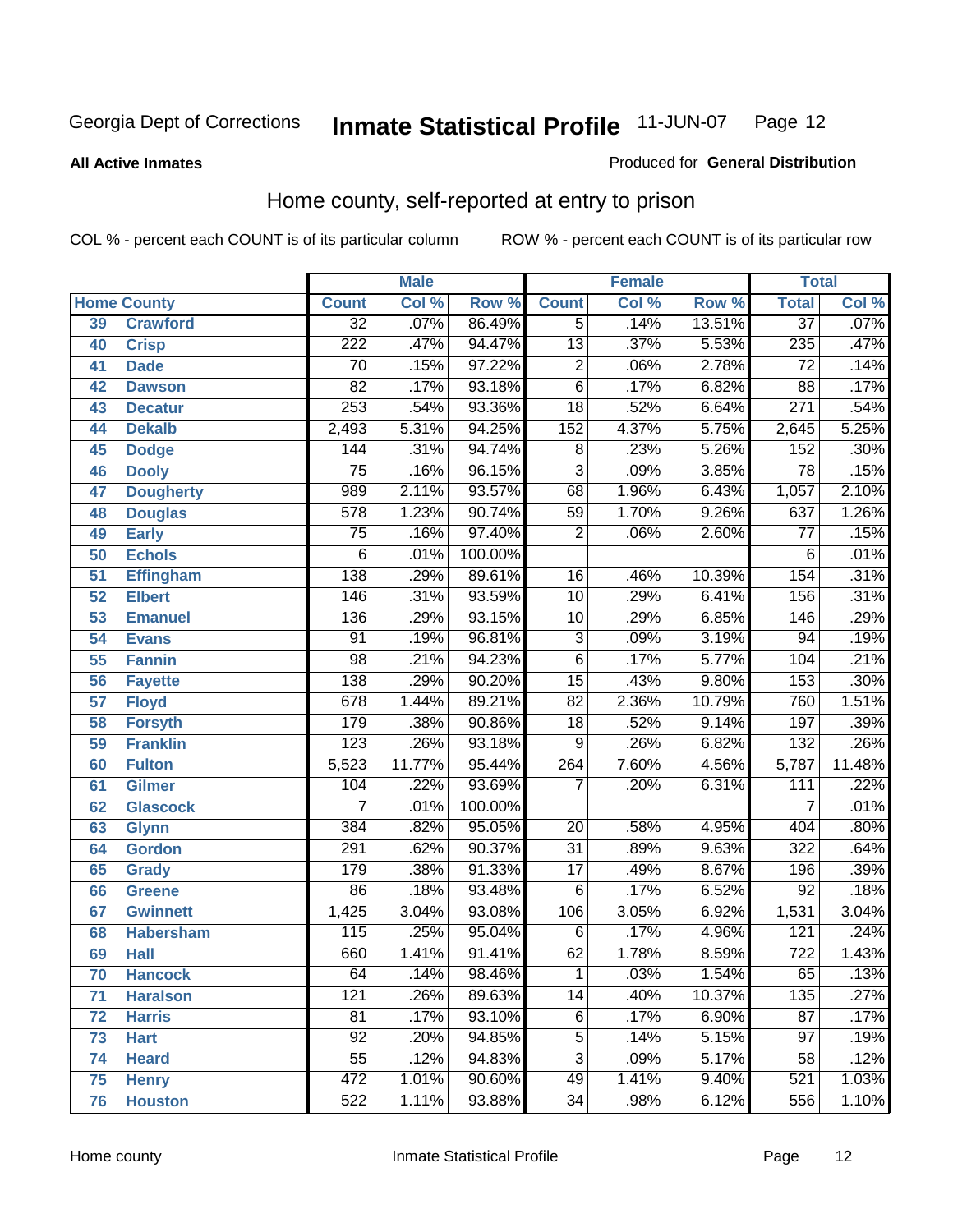Georgia Dept of Corrections

# Inmate Statistical Profile

11-JUN-07

**All Active Inmates**

Produced for **General Distribution**

## Home county, self-reported at entry to prison

COL % - percent each COUNT is of its particular column ROW % - percent each COUNT is of its particular row

| Home County | | Male | | | Female | | | Total | |
|---|---|---|---|---|---|---|---|---|---|
| | | Count | Col % | Row % | Count | Col % | Row % | Total | Col % |
| 39 | Crawford | 32 | .07% | 86.49% | 5 | .14% | 13.51% | 37 | .07% |
| 40 | Crisp | 222 | .47% | 94.47% | 13 | .37% | 5.53% | 235 | .47% |
| 41 | Dade | 70 | .15% | 97.22% | 2 | .06% | 2.78% | 72 | .14% |
| 42 | Dawson | 82 | .17% | 93.18% | 6 | .17% | 6.82% | 88 | .17% |
| 43 | Decatur | 253 | .54% | 93.36% | 18 | .52% | 6.64% | 271 | .54% |
| 44 | Dekalb | 2,493 | 5.31% | 94.25% | 152 | 4.37% | 5.75% | 2,645 | 5.25% |
| 45 | Dodge | 144 | .31% | 94.74% | 8 | .23% | 5.26% | 152 | .30% |
| 46 | Dooly | 75 | .16% | 96.15% | 3 | .09% | 3.85% | 78 | .15% |
| 47 | Dougherty | 989 | 2.11% | 93.57% | 68 | 1.96% | 6.43% | 1,057 | 2.10% |
| 48 | Douglas | 578 | 1.23% | 90.74% | 59 | 1.70% | 9.26% | 637 | 1.26% |
| 49 | Early | 75 | .16% | 97.40% | 2 | .06% | 2.60% | 77 | .15% |
| 50 | Echols | 6 | .01% | 100.00% | | | | 6 | .01% |
| 51 | Effingham | 138 | .29% | 89.61% | 16 | .46% | 10.39% | 154 | .31% |
| 52 | Elbert | 146 | .31% | 93.59% | 10 | .29% | 6.41% | 156 | .31% |
| 53 | Emanuel | 136 | .29% | 93.15% | 10 | .29% | 6.85% | 146 | .29% |
| 54 | Evans | 91 | .19% | 96.81% | 3 | .09% | 3.19% | 94 | .19% |
| 55 | Fannin | 98 | .21% | 94.23% | 6 | .17% | 5.77% | 104 | .21% |
| 56 | Fayette | 138 | .29% | 90.20% | 15 | .43% | 9.80% | 153 | .30% |
| 57 | Floyd | 678 | 1.44% | 89.21% | 82 | 2.36% | 10.79% | 760 | 1.51% |
| 58 | Forsyth | 179 | .38% | 90.86% | 18 | .52% | 9.14% | 197 | .39% |
| 59 | Franklin | 123 | .26% | 93.18% | 9 | .26% | 6.82% | 132 | .26% |
| 60 | Fulton | 5,523 | 11.77% | 95.44% | 264 | 7.60% | 4.56% | 5,787 | 11.48% |
| 61 | Gilmer | 104 | .22% | 93.69% | 7 | .20% | 6.31% | 111 | .22% |
| 62 | Glascock | 7 | .01% | 100.00% | | | | 7 | .01% |
| 63 | Glynn | 384 | .82% | 95.05% | 20 | .58% | 4.95% | 404 | .80% |
| 64 | Gordon | 291 | .62% | 90.37% | 31 | .89% | 9.63% | 322 | .64% |
| 65 | Grady | 179 | .38% | 91.33% | 17 | .49% | 8.67% | 196 | .39% |
| 66 | Greene | 86 | .18% | 93.48% | 6 | .17% | 6.52% | 92 | .18% |
| 67 | Gwinnett | 1,425 | 3.04% | 93.08% | 106 | 3.05% | 6.92% | 1,531 | 3.04% |
| 68 | Habersham | 115 | .25% | 95.04% | 6 | .17% | 4.96% | 121 | .24% |
| 69 | Hall | 660 | 1.41% | 91.41% | 62 | 1.78% | 8.59% | 722 | 1.43% |
| 70 | Hancock | 64 | .14% | 98.46% | 1 | .03% | 1.54% | 65 | .13% |
| 71 | Haralson | 121 | .26% | 89.63% | 14 | .40% | 10.37% | 135 | .27% |
| 72 | Harris | 81 | .17% | 93.10% | 6 | .17% | 6.90% | 87 | .17% |
| 73 | Hart | 92 | .20% | 94.85% | 5 | .14% | 5.15% | 97 | .19% |
| 74 | Heard | 55 | .12% | 94.83% | 3 | .09% | 5.17% | 58 | .12% |
| 75 | Henry | 472 | 1.01% | 90.60% | 49 | 1.41% | 9.40% | 521 | 1.03% |
| 76 | Houston | 522 | 1.11% | 93.88% | 34 | .98% | 6.12% | 556 | 1.10% |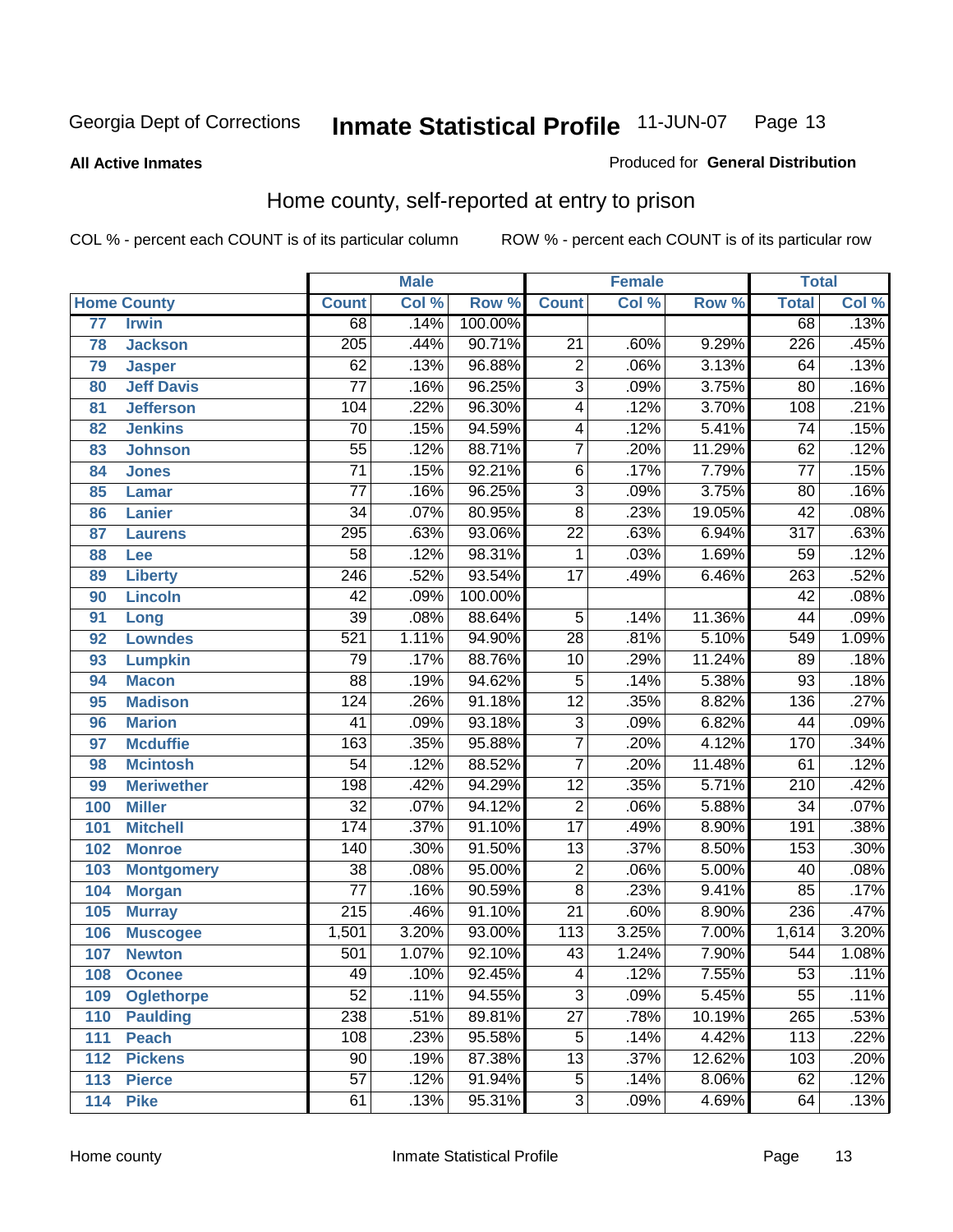Georgia Dept of Corrections **Inmate Statistical Profile** 11-JUN-07

**All Active Inmates**

Produced for **General Distribution**

## Home county, self-reported at entry to prison

COL % - percent each COUNT is of its particular column ROW % - percent each COUNT is of its particular row

| | Home County | Male | | | Female | | | Total | |
|---|---|---|---|---|---|---|---|---|---|
| | | Count | Col % | Row % | Count | Col % | Row % | Total | Col % |
| 77 | Irwin | 68 | .14% | 100.00% | | | | 68 | .13% |
| 78 | Jackson | 205 | .44% | 90.71% | 21 | .60% | 9.29% | 226 | .45% |
| 79 | Jasper | 62 | .13% | 96.88% | 2 | .06% | 3.13% | 64 | .13% |
| 80 | Jeff Davis | 77 | .16% | 96.25% | 3 | .09% | 3.75% | 80 | .16% |
| 81 | Jefferson | 104 | .22% | 96.30% | 4 | .12% | 3.70% | 108 | .21% |
| 82 | Jenkins | 70 | .15% | 94.59% | 4 | .12% | 5.41% | 74 | .15% |
| 83 | Johnson | 55 | .12% | 88.71% | 7 | .20% | 11.29% | 62 | .12% |
| 84 | Jones | 71 | .15% | 92.21% | 6 | .17% | 7.79% | 77 | .15% |
| 85 | Lamar | 77 | .16% | 96.25% | 3 | .09% | 3.75% | 80 | .16% |
| 86 | Lanier | 34 | .07% | 80.95% | 8 | .23% | 19.05% | 42 | .08% |
| 87 | Laurens | 295 | .63% | 93.06% | 22 | .63% | 6.94% | 317 | .63% |
| 88 | Lee | 58 | .12% | 98.31% | 1 | .03% | 1.69% | 59 | .12% |
| 89 | Liberty | 246 | .52% | 93.54% | 17 | .49% | 6.46% | 263 | .52% |
| 90 | Lincoln | 42 | .09% | 100.00% | | | | 42 | .08% |
| 91 | Long | 39 | .08% | 88.64% | 5 | .14% | 11.36% | 44 | .09% |
| 92 | Lowndes | 521 | 1.11% | 94.90% | 28 | .81% | 5.10% | 549 | 1.09% |
| 93 | Lumpkin | 79 | .17% | 88.76% | 10 | .29% | 11.24% | 89 | .18% |
| 94 | Macon | 88 | .19% | 94.62% | 5 | .14% | 5.38% | 93 | .18% |
| 95 | Madison | 124 | .26% | 91.18% | 12 | .35% | 8.82% | 136 | .27% |
| 96 | Marion | 41 | .09% | 93.18% | 3 | .09% | 6.82% | 44 | .09% |
| 97 | Mcduffie | 163 | .35% | 95.88% | 7 | .20% | 4.12% | 170 | .34% |
| 98 | Mcintosh | 54 | .12% | 88.52% | 7 | .20% | 11.48% | 61 | .12% |
| 99 | Meriwether | 198 | .42% | 94.29% | 12 | .35% | 5.71% | 210 | .42% |
| 100 | Miller | 32 | .07% | 94.12% | 2 | .06% | 5.88% | 34 | .07% |
| 101 | Mitchell | 174 | .37% | 91.10% | 17 | .49% | 8.90% | 191 | .38% |
| 102 | Monroe | 140 | .30% | 91.50% | 13 | .37% | 8.50% | 153 | .30% |
| 103 | Montgomery | 38 | .08% | 95.00% | 2 | .06% | 5.00% | 40 | .08% |
| 104 | Morgan | 77 | .16% | 90.59% | 8 | .23% | 9.41% | 85 | .17% |
| 105 | Murray | 215 | .46% | 91.10% | 21 | .60% | 8.90% | 236 | .47% |
| 106 | Muscogee | 1,501 | 3.20% | 93.00% | 113 | 3.25% | 7.00% | 1,614 | 3.20% |
| 107 | Newton | 501 | 1.07% | 92.10% | 43 | 1.24% | 7.90% | 544 | 1.08% |
| 108 | Oconee | 49 | .10% | 92.45% | 4 | .12% | 7.55% | 53 | .11% |
| 109 | Oglethorpe | 52 | .11% | 94.55% | 3 | .09% | 5.45% | 55 | .11% |
| 110 | Paulding | 238 | .51% | 89.81% | 27 | .78% | 10.19% | 265 | .53% |
| 111 | Peach | 108 | .23% | 95.58% | 5 | .14% | 4.42% | 113 | .22% |
| 112 | Pickens | 90 | .19% | 87.38% | 13 | .37% | 12.62% | 103 | .20% |
| 113 | Pierce | 57 | .12% | 91.94% | 5 | .14% | 8.06% | 62 | .12% |
| 114 | Pike | 61 | .13% | 95.31% | 3 | .09% | 4.69% | 64 | .13% |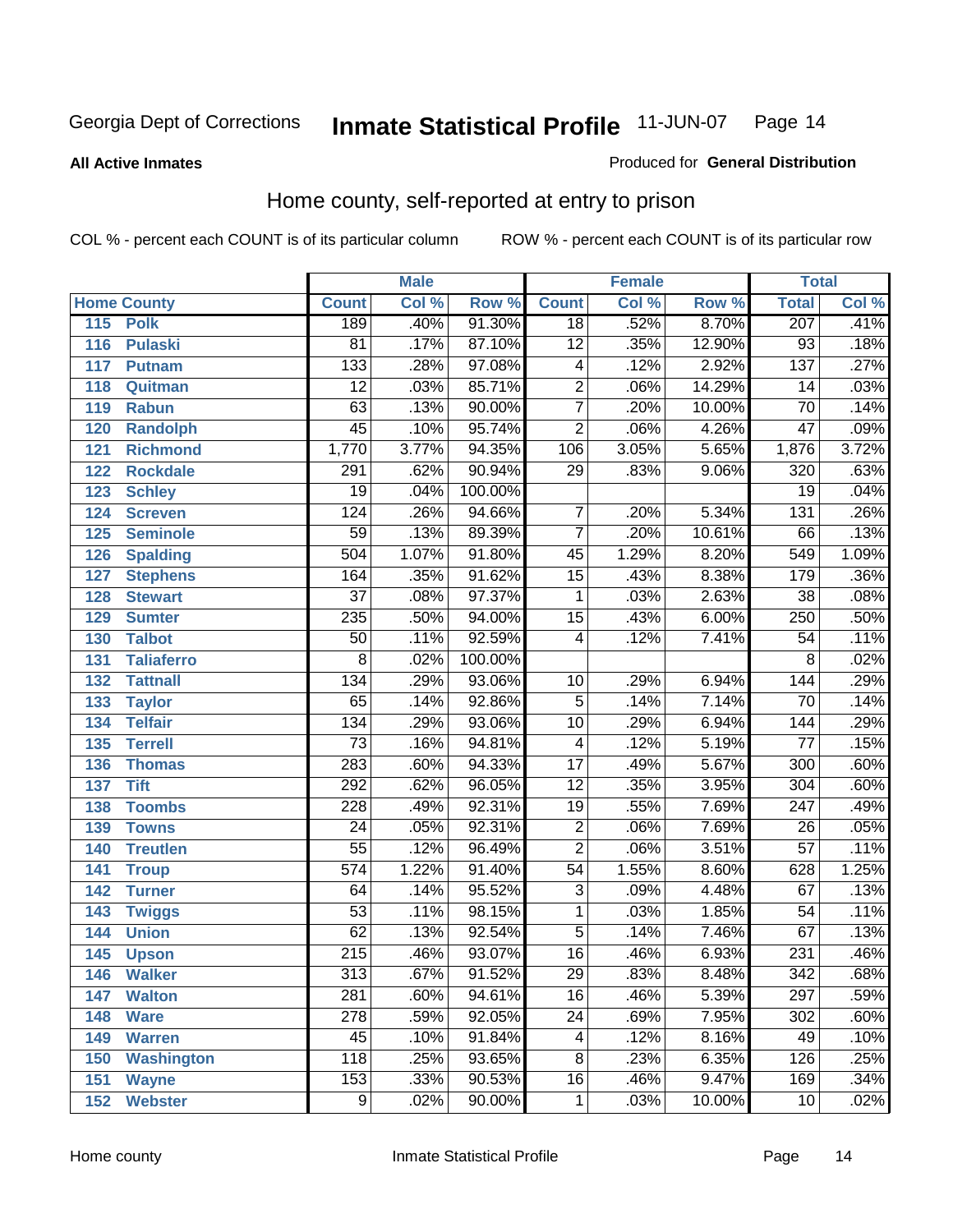Georgia Dept of Corrections

# Inmate Statistical Profile 11-JUN-07

**All Active Inmates**

Produced for **General Distribution**

## Home county, self-reported at entry to prison

COL % - percent each COUNT is of its particular column

ROW % - percent each COUNT is of its particular row

| Home County | | Male | | | Female | | | Total | |
|---|---|---|---|---|---|---|---|---|---|
| | | Count | Col % | Row % | Count | Col % | Row % | Total | Col % |
| 115 | Polk | 189 | .40% | 91.30% | 18 | .52% | 8.70% | 207 | .41% |
| 116 | Pulaski | 81 | .17% | 87.10% | 12 | .35% | 12.90% | 93 | .18% |
| 117 | Putnam | 133 | .28% | 97.08% | 4 | .12% | 2.92% | 137 | .27% |
| 118 | Quitman | 12 | .03% | 85.71% | 2 | .06% | 14.29% | 14 | .03% |
| 119 | Rabun | 63 | .13% | 90.00% | 7 | .20% | 10.00% | 70 | .14% |
| 120 | Randolph | 45 | .10% | 95.74% | 2 | .06% | 4.26% | 47 | .09% |
| 121 | Richmond | 1,770 | 3.77% | 94.35% | 106 | 3.05% | 5.65% | 1,876 | 3.72% |
| 122 | Rockdale | 291 | .62% | 90.94% | 29 | .83% | 9.06% | 320 | .63% |
| 123 | Schley | 19 | .04% | 100.00% | | | | 19 | .04% |
| 124 | Screven | 124 | .26% | 94.66% | 7 | .20% | 5.34% | 131 | .26% |
| 125 | Seminole | 59 | .13% | 89.39% | 7 | .20% | 10.61% | 66 | .13% |
| 126 | Spalding | 504 | 1.07% | 91.80% | 45 | 1.29% | 8.20% | 549 | 1.09% |
| 127 | Stephens | 164 | .35% | 91.62% | 15 | .43% | 8.38% | 179 | .36% |
| 128 | Stewart | 37 | .08% | 97.37% | 1 | .03% | 2.63% | 38 | .08% |
| 129 | Sumter | 235 | .50% | 94.00% | 15 | .43% | 6.00% | 250 | .50% |
| 130 | Talbot | 50 | .11% | 92.59% | 4 | .12% | 7.41% | 54 | .11% |
| 131 | Taliaferro | 8 | .02% | 100.00% | | | | 8 | .02% |
| 132 | Tattnall | 134 | .29% | 93.06% | 10 | .29% | 6.94% | 144 | .29% |
| 133 | Taylor | 65 | .14% | 92.86% | 5 | .14% | 7.14% | 70 | .14% |
| 134 | Telfair | 134 | .29% | 93.06% | 10 | .29% | 6.94% | 144 | .29% |
| 135 | Terrell | 73 | .16% | 94.81% | 4 | .12% | 5.19% | 77 | .15% |
| 136 | Thomas | 283 | .60% | 94.33% | 17 | .49% | 5.67% | 300 | .60% |
| 137 | Tift | 292 | .62% | 96.05% | 12 | .35% | 3.95% | 304 | .60% |
| 138 | Toombs | 228 | .49% | 92.31% | 19 | .55% | 7.69% | 247 | .49% |
| 139 | Towns | 24 | .05% | 92.31% | 2 | .06% | 7.69% | 26 | .05% |
| 140 | Treutlen | 55 | .12% | 96.49% | 2 | .06% | 3.51% | 57 | .11% |
| 141 | Troup | 574 | 1.22% | 91.40% | 54 | 1.55% | 8.60% | 628 | 1.25% |
| 142 | Turner | 64 | .14% | 95.52% | 3 | .09% | 4.48% | 67 | .13% |
| 143 | Twiggs | 53 | .11% | 98.15% | 1 | .03% | 1.85% | 54 | .11% |
| 144 | Union | 62 | .13% | 92.54% | 5 | .14% | 7.46% | 67 | .13% |
| 145 | Upson | 215 | .46% | 93.07% | 16 | .46% | 6.93% | 231 | .46% |
| 146 | Walker | 313 | .67% | 91.52% | 29 | .83% | 8.48% | 342 | .68% |
| 147 | Walton | 281 | .60% | 94.61% | 16 | .46% | 5.39% | 297 | .59% |
| 148 | Ware | 278 | .59% | 92.05% | 24 | .69% | 7.95% | 302 | .60% |
| 149 | Warren | 45 | .10% | 91.84% | 4 | .12% | 8.16% | 49 | .10% |
| 150 | Washington | 118 | .25% | 93.65% | 8 | .23% | 6.35% | 126 | .25% |
| 151 | Wayne | 153 | .33% | 90.53% | 16 | .46% | 9.47% | 169 | .34% |
| 152 | Webster | 9 | .02% | 90.00% | 1 | .03% | 10.00% | 10 | .02% |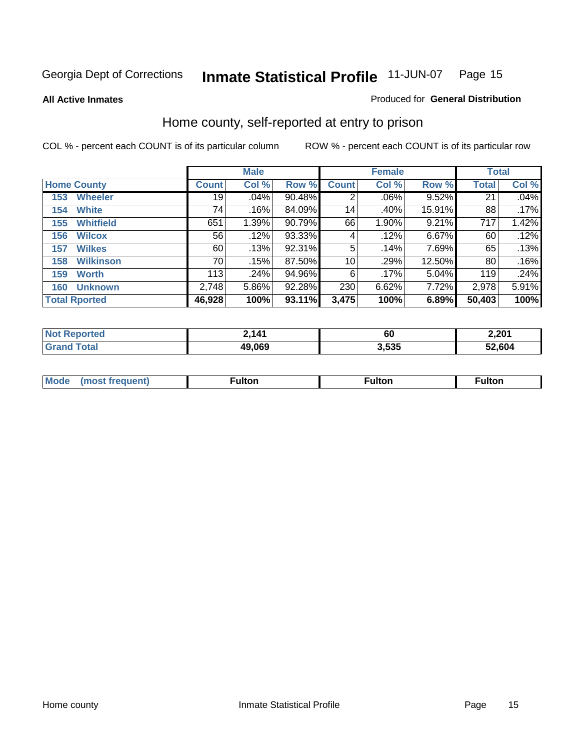Georgia Dept of Corrections **Inmate Statistical Profile** 11-JUN-07

**All Active Inmates**

Produced for **General Distribution**

## Home county, self-reported at entry to prison

COL % - percent each COUNT is of its particular column ROW % - percent each COUNT is of its particular row

| | Male | | | Female | | | Total | |
|---|---|---|---|---|---|---|---|---|
| **Home County** | **Count** | **Col %** | **Row %** | **Count** | **Col %** | **Row %** | **Total** | **Col %** |
| 153 Wheeler | 19 | .04% | 90.48% | 2 | .06% | 9.52% | 21 | .04% |
| 154 White | 74 | .16% | 84.09% | 14 | .40% | 15.91% | 88 | .17% |
| 155 Whitfield | 651 | 1.39% | 90.79% | 66 | 1.90% | 9.21% | 717 | 1.42% |
| 156 Wilcox | 56 | .12% | 93.33% | 4 | .12% | 6.67% | 60 | .12% |
| 157 Wilkes | 60 | .13% | 92.31% | 5 | .14% | 7.69% | 65 | .13% |
| 158 Wilkinson | 70 | .15% | 87.50% | 10 | .29% | 12.50% | 80 | .16% |
| 159 Worth | 113 | .24% | 94.96% | 6 | .17% | 5.04% | 119 | .24% |
| 160 Unknown | 2,748 | 5.86% | 92.28% | 230 | 6.62% | 7.72% | 2,978 | 5.91% |
| **Total Rported** | **46,928** | **100%** | **93.11%** | **3,475** | **100%** | **6.89%** | **50,403** | **100%** |

| | Male | Female | Total |
|---|---|---|---|
| Not Reported | 2,141 | 60 | 2,201 |
| Grand Total | 49,069 | 3,535 | 52,604 |

| | Male | Female | Total |
|---|---|---|---|
| Mode (most frequent) | Fulton | Fulton | Fulton |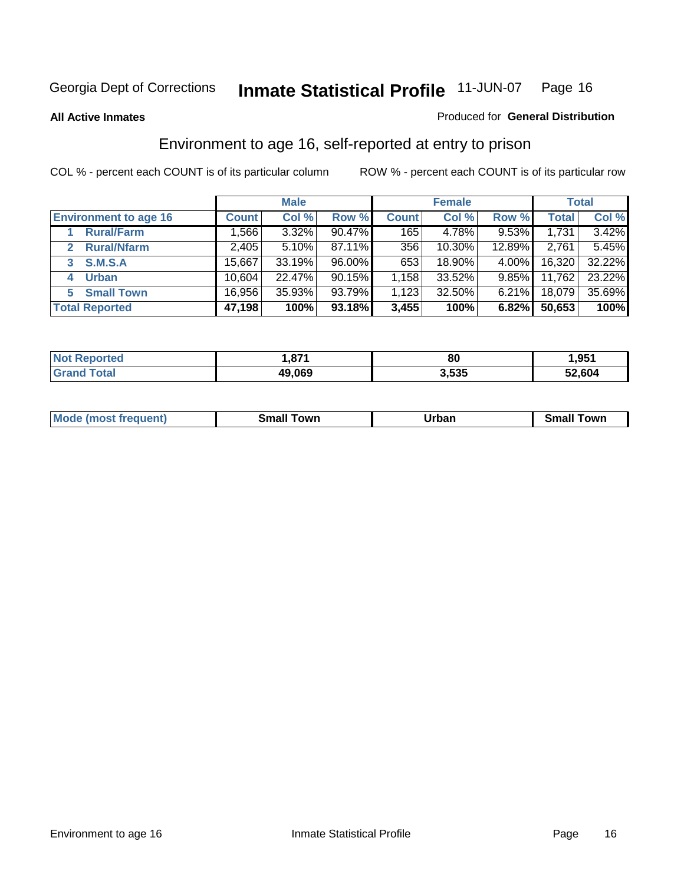Georgia Dept of Corrections **Inmate Statistical Profile** 11-JUN-07

**All Active Inmates**

Produced for **General Distribution**

## Environment to age 16, self-reported at entry to prison

COL % - percent each COUNT is of its particular column

ROW % - percent each COUNT is of its particular row

| | Male | | | Female | | | Total | |
|---|---|---|---|---|---|---|---|---|
| **Environment to age 16** | **Count** | **Col %** | **Row %** | **Count** | **Col %** | **Row %** | **Total** | **Col %** |
| **1 Rural/Farm** | 1,566 | 3.32% | 90.47% | 165 | 4.78% | 9.53% | 1,731 | 3.42% |
| **2 Rural/Nfarm** | 2,405 | 5.10% | 87.11% | 356 | 10.30% | 12.89% | 2,761 | 5.45% |
| **3 S.M.S.A** | 15,667 | 33.19% | 96.00% | 653 | 18.90% | 4.00% | 16,320 | 32.22% |
| **4 Urban** | 10,604 | 22.47% | 90.15% | 1,158 | 33.52% | 9.85% | 11,762 | 23.22% |
| **5 Small Town** | 16,956 | 35.93% | 93.79% | 1,123 | 32.50% | 6.21% | 18,079 | 35.69% |
| **Total Reported** | **47,198** | **100%** | **93.18%** | **3,455** | **100%** | **6.82%** | **50,653** | **100%** |

| | Male | Female | Total |
|---|---|---|---|
| **Not Reported** | **1,871** | **80** | **1,951** |
| **Grand Total** | **49,069** | **3,535** | **52,604** |

| | Male | Female | Total |
|---|---|---|---|
| **Mode (most frequent)** | **Small Town** | **Urban** | **Small Town** |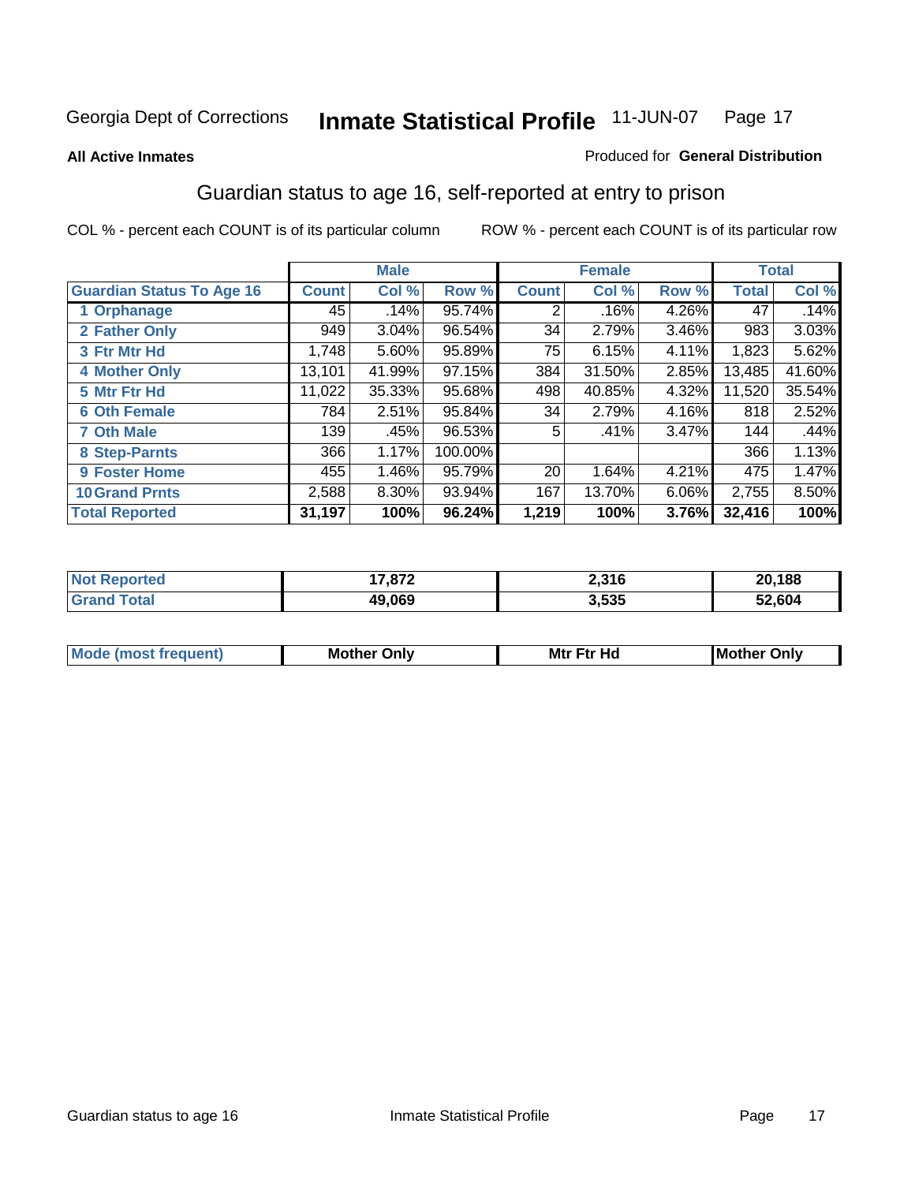**All Active Inmates**

Produced for **General Distribution**

## Guardian status to age 16, self-reported at entry to prison

COL % - percent each COUNT is of its particular column

ROW % - percent each COUNT is of its particular row

| | Male | | | Female | | | Total | |
|---|---|---|---|---|---|---|---|---|
| **Guardian Status To Age 16** | **Count** | **Col %** | **Row %** | **Count** | **Col %** | **Row %** | **Total** | **Col %** |
| 1 Orphanage | 45 | .14% | 95.74% | 2 | .16% | 4.26% | 47 | .14% |
| 2 Father Only | 949 | 3.04% | 96.54% | 34 | 2.79% | 3.46% | 983 | 3.03% |
| 3 Ftr Mtr Hd | 1,748 | 5.60% | 95.89% | 75 | 6.15% | 4.11% | 1,823 | 5.62% |
| 4 Mother Only | 13,101 | 41.99% | 97.15% | 384 | 31.50% | 2.85% | 13,485 | 41.60% |
| 5 Mtr Ftr Hd | 11,022 | 35.33% | 95.68% | 498 | 40.85% | 4.32% | 11,520 | 35.54% |
| 6 Oth Female | 784 | 2.51% | 95.84% | 34 | 2.79% | 4.16% | 818 | 2.52% |
| 7 Oth Male | 139 | .45% | 96.53% | 5 | .41% | 3.47% | 144 | .44% |
| 8 Step-Parnts | 366 | 1.17% | 100.00% | | | | 366 | 1.13% |
| 9 Foster Home | 455 | 1.46% | 95.79% | 20 | 1.64% | 4.21% | 475 | 1.47% |
| 10 Grand Prnts | 2,588 | 8.30% | 93.94% | 167 | 13.70% | 6.06% | 2,755 | 8.50% |
| **Total Reported** | **31,197** | **100%** | **96.24%** | **1,219** | **100%** | **3.76%** | **32,416** | **100%** |

| | Male | Female | Total |
|---|---|---|---|
| Not Reported | 17,872 | 2,316 | 20,188 |
| Grand Total | 49,069 | 3,535 | 52,604 |

| | Male | Female | Total |
|---|---|---|---|
| Mode (most frequent) | Mother Only | Mtr Ftr Hd | Mother Only |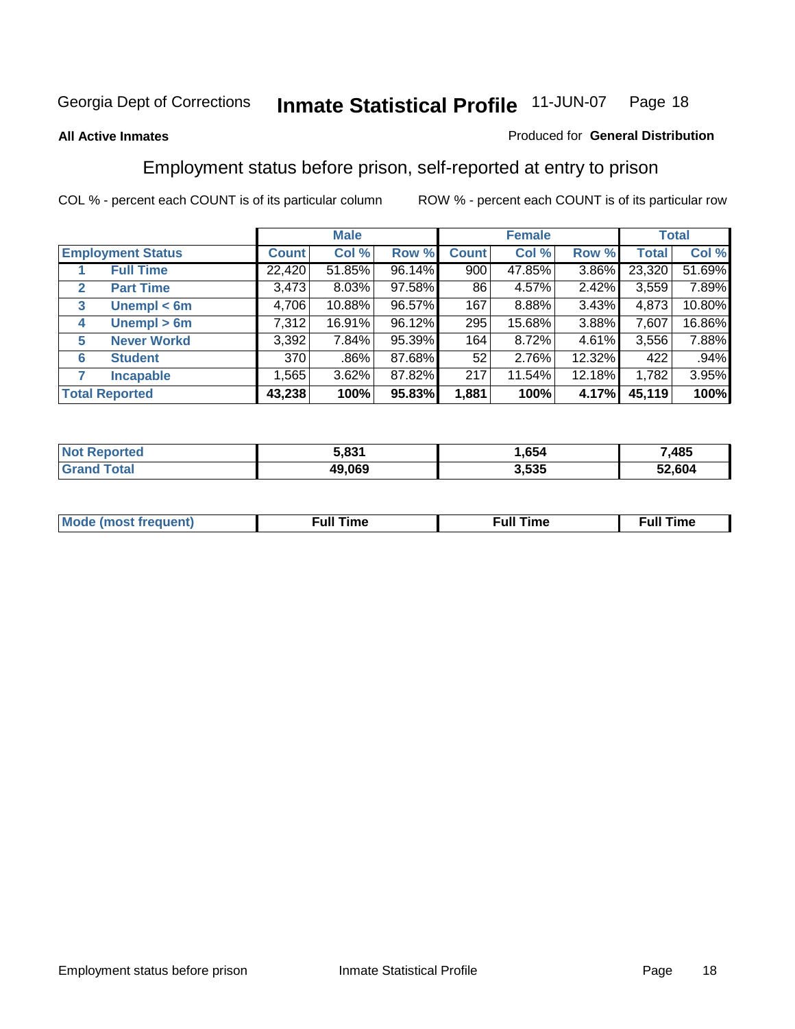Georgia Dept of Corrections **Inmate Statistical Profile** 11-JUN-07

**All Active Inmates**

Produced for **General Distribution**

## Employment status before prison, self-reported at entry to prison

COL % - percent each COUNT is of its particular column

ROW % - percent each COUNT is of its particular row

| | | Male | | | Female | | | Total | |
|---|---|---|---|---|---|---|---|---|---|
| **Employment Status** | | **Count** | **Col %** | **Row %** | **Count** | **Col %** | **Row %** | **Total** | **Col %** |
| 1 | **Full Time** | 22,420 | 51.85% | 96.14% | 900 | 47.85% | 3.86% | 23,320 | 51.69% |
| 2 | **Part Time** | 3,473 | 8.03% | 97.58% | 86 | 4.57% | 2.42% | 3,559 | 7.89% |
| 3 | **Unempl < 6m** | 4,706 | 10.88% | 96.57% | 167 | 8.88% | 3.43% | 4,873 | 10.80% |
| 4 | **Unempl > 6m** | 7,312 | 16.91% | 96.12% | 295 | 15.68% | 3.88% | 7,607 | 16.86% |
| 5 | **Never Workd** | 3,392 | 7.84% | 95.39% | 164 | 8.72% | 4.61% | 3,556 | 7.88% |
| 6 | **Student** | 370 | .86% | 87.68% | 52 | 2.76% | 12.32% | 422 | .94% |
| 7 | **Incapable** | 1,565 | 3.62% | 87.82% | 217 | 11.54% | 12.18% | 1,782 | 3.95% |
| **Total Reported** | | **43,238** | **100%** | **95.83%** | **1,881** | **100%** | **4.17%** | **45,119** | **100%** |

| | Male | Female | Total |
|---|---|---|---|
| **Not Reported** | **5,831** | **1,654** | **7,485** |
| **Grand Total** | **49,069** | **3,535** | **52,604** |

| | Male | Female | Total |
|---|---|---|---|
| **Mode (most frequent)** | **Full Time** | **Full Time** | **Full Time** |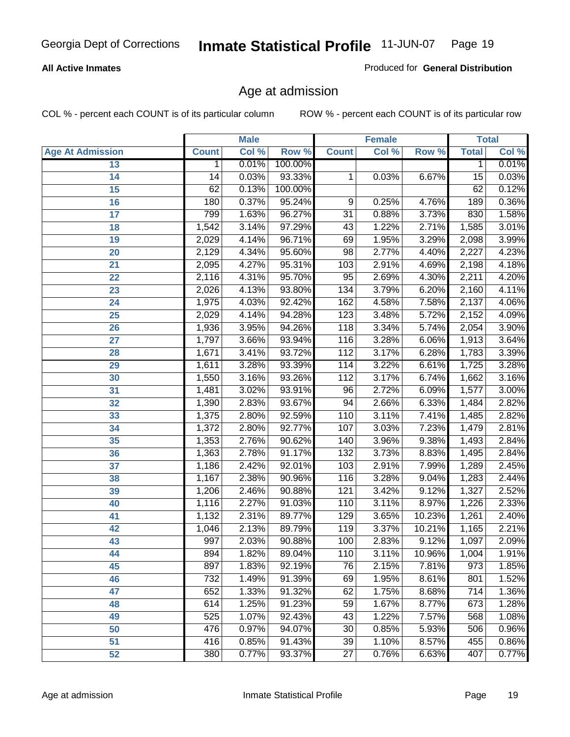Georgia Dept of Corrections **Inmate Statistical Profile** 11-JUN-07

**All Active Inmates**

Produced for **General Distribution**

## Age at admission

COL % - percent each COUNT is of its particular column  ROW % - percent each COUNT is of its particular row

| | Male | | | Female | | | Total | |
|---|---|---|---|---|---|---|---|---|
| Age At Admission | Count | Col % | Row % | Count | Col % | Row % | Total | Col % |
| 13 | 1 | 0.01% | 100.00% | | | | 1 | 0.01% |
| 14 | 14 | 0.03% | 93.33% | 1 | 0.03% | 6.67% | 15 | 0.03% |
| 15 | 62 | 0.13% | 100.00% | | | | 62 | 0.12% |
| 16 | 180 | 0.37% | 95.24% | 9 | 0.25% | 4.76% | 189 | 0.36% |
| 17 | 799 | 1.63% | 96.27% | 31 | 0.88% | 3.73% | 830 | 1.58% |
| 18 | 1,542 | 3.14% | 97.29% | 43 | 1.22% | 2.71% | 1,585 | 3.01% |
| 19 | 2,029 | 4.14% | 96.71% | 69 | 1.95% | 3.29% | 2,098 | 3.99% |
| 20 | 2,129 | 4.34% | 95.60% | 98 | 2.77% | 4.40% | 2,227 | 4.23% |
| 21 | 2,095 | 4.27% | 95.31% | 103 | 2.91% | 4.69% | 2,198 | 4.18% |
| 22 | 2,116 | 4.31% | 95.70% | 95 | 2.69% | 4.30% | 2,211 | 4.20% |
| 23 | 2,026 | 4.13% | 93.80% | 134 | 3.79% | 6.20% | 2,160 | 4.11% |
| 24 | 1,975 | 4.03% | 92.42% | 162 | 4.58% | 7.58% | 2,137 | 4.06% |
| 25 | 2,029 | 4.14% | 94.28% | 123 | 3.48% | 5.72% | 2,152 | 4.09% |
| 26 | 1,936 | 3.95% | 94.26% | 118 | 3.34% | 5.74% | 2,054 | 3.90% |
| 27 | 1,797 | 3.66% | 93.94% | 116 | 3.28% | 6.06% | 1,913 | 3.64% |
| 28 | 1,671 | 3.41% | 93.72% | 112 | 3.17% | 6.28% | 1,783 | 3.39% |
| 29 | 1,611 | 3.28% | 93.39% | 114 | 3.22% | 6.61% | 1,725 | 3.28% |
| 30 | 1,550 | 3.16% | 93.26% | 112 | 3.17% | 6.74% | 1,662 | 3.16% |
| 31 | 1,481 | 3.02% | 93.91% | 96 | 2.72% | 6.09% | 1,577 | 3.00% |
| 32 | 1,390 | 2.83% | 93.67% | 94 | 2.66% | 6.33% | 1,484 | 2.82% |
| 33 | 1,375 | 2.80% | 92.59% | 110 | 3.11% | 7.41% | 1,485 | 2.82% |
| 34 | 1,372 | 2.80% | 92.77% | 107 | 3.03% | 7.23% | 1,479 | 2.81% |
| 35 | 1,353 | 2.76% | 90.62% | 140 | 3.96% | 9.38% | 1,493 | 2.84% |
| 36 | 1,363 | 2.78% | 91.17% | 132 | 3.73% | 8.83% | 1,495 | 2.84% |
| 37 | 1,186 | 2.42% | 92.01% | 103 | 2.91% | 7.99% | 1,289 | 2.45% |
| 38 | 1,167 | 2.38% | 90.96% | 116 | 3.28% | 9.04% | 1,283 | 2.44% |
| 39 | 1,206 | 2.46% | 90.88% | 121 | 3.42% | 9.12% | 1,327 | 2.52% |
| 40 | 1,116 | 2.27% | 91.03% | 110 | 3.11% | 8.97% | 1,226 | 2.33% |
| 41 | 1,132 | 2.31% | 89.77% | 129 | 3.65% | 10.23% | 1,261 | 2.40% |
| 42 | 1,046 | 2.13% | 89.79% | 119 | 3.37% | 10.21% | 1,165 | 2.21% |
| 43 | 997 | 2.03% | 90.88% | 100 | 2.83% | 9.12% | 1,097 | 2.09% |
| 44 | 894 | 1.82% | 89.04% | 110 | 3.11% | 10.96% | 1,004 | 1.91% |
| 45 | 897 | 1.83% | 92.19% | 76 | 2.15% | 7.81% | 973 | 1.85% |
| 46 | 732 | 1.49% | 91.39% | 69 | 1.95% | 8.61% | 801 | 1.52% |
| 47 | 652 | 1.33% | 91.32% | 62 | 1.75% | 8.68% | 714 | 1.36% |
| 48 | 614 | 1.25% | 91.23% | 59 | 1.67% | 8.77% | 673 | 1.28% |
| 49 | 525 | 1.07% | 92.43% | 43 | 1.22% | 7.57% | 568 | 1.08% |
| 50 | 476 | 0.97% | 94.07% | 30 | 0.85% | 5.93% | 506 | 0.96% |
| 51 | 416 | 0.85% | 91.43% | 39 | 1.10% | 8.57% | 455 | 0.86% |
| 52 | 380 | 0.77% | 93.37% | 27 | 0.76% | 6.63% | 407 | 0.77% |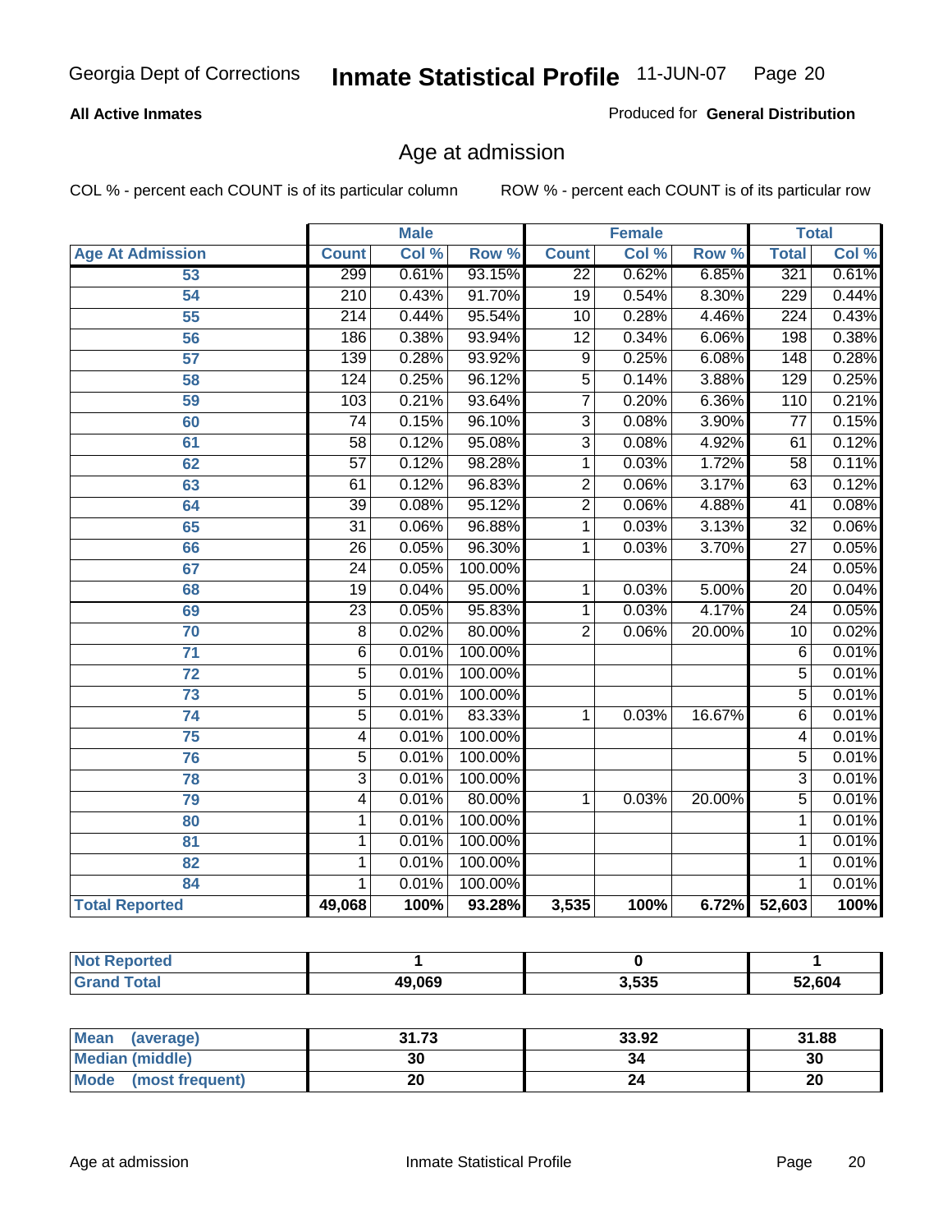Georgia Dept of Corrections **Inmate Statistical Profile** 11-JUN-07

**All Active Inmates** Produced for **General Distribution**

## Age at admission

COL % - percent each COUNT is of its particular column ROW % - percent each COUNT is of its particular row

| | Male | | | Female | | | Total | |
|---|---|---|---|---|---|---|---|---|
| **Age At Admission** | **Count** | **Col %** | **Row %** | **Count** | **Col %** | **Row %** | **Total** | **Col %** |
| 53 | 299 | 0.61% | 93.15% | 22 | 0.62% | 6.85% | 321 | 0.61% |
| 54 | 210 | 0.43% | 91.70% | 19 | 0.54% | 8.30% | 229 | 0.44% |
| 55 | 214 | 0.44% | 95.54% | 10 | 0.28% | 4.46% | 224 | 0.43% |
| 56 | 186 | 0.38% | 93.94% | 12 | 0.34% | 6.06% | 198 | 0.38% |
| 57 | 139 | 0.28% | 93.92% | 9 | 0.25% | 6.08% | 148 | 0.28% |
| 58 | 124 | 0.25% | 96.12% | 5 | 0.14% | 3.88% | 129 | 0.25% |
| 59 | 103 | 0.21% | 93.64% | 7 | 0.20% | 6.36% | 110 | 0.21% |
| 60 | 74 | 0.15% | 96.10% | 3 | 0.08% | 3.90% | 77 | 0.15% |
| 61 | 58 | 0.12% | 95.08% | 3 | 0.08% | 4.92% | 61 | 0.12% |
| 62 | 57 | 0.12% | 98.28% | 1 | 0.03% | 1.72% | 58 | 0.11% |
| 63 | 61 | 0.12% | 96.83% | 2 | 0.06% | 3.17% | 63 | 0.12% |
| 64 | 39 | 0.08% | 95.12% | 2 | 0.06% | 4.88% | 41 | 0.08% |
| 65 | 31 | 0.06% | 96.88% | 1 | 0.03% | 3.13% | 32 | 0.06% |
| 66 | 26 | 0.05% | 96.30% | 1 | 0.03% | 3.70% | 27 | 0.05% |
| 67 | 24 | 0.05% | 100.00% | | | | 24 | 0.05% |
| 68 | 19 | 0.04% | 95.00% | 1 | 0.03% | 5.00% | 20 | 0.04% |
| 69 | 23 | 0.05% | 95.83% | 1 | 0.03% | 4.17% | 24 | 0.05% |
| 70 | 8 | 0.02% | 80.00% | 2 | 0.06% | 20.00% | 10 | 0.02% |
| 71 | 6 | 0.01% | 100.00% | | | | 6 | 0.01% |
| 72 | 5 | 0.01% | 100.00% | | | | 5 | 0.01% |
| 73 | 5 | 0.01% | 100.00% | | | | 5 | 0.01% |
| 74 | 5 | 0.01% | 83.33% | 1 | 0.03% | 16.67% | 6 | 0.01% |
| 75 | 4 | 0.01% | 100.00% | | | | 4 | 0.01% |
| 76 | 5 | 0.01% | 100.00% | | | | 5 | 0.01% |
| 78 | 3 | 0.01% | 100.00% | | | | 3 | 0.01% |
| 79 | 4 | 0.01% | 80.00% | 1 | 0.03% | 20.00% | 5 | 0.01% |
| 80 | 1 | 0.01% | 100.00% | | | | 1 | 0.01% |
| 81 | 1 | 0.01% | 100.00% | | | | 1 | 0.01% |
| 82 | 1 | 0.01% | 100.00% | | | | 1 | 0.01% |
| 84 | 1 | 0.01% | 100.00% | | | | 1 | 0.01% |
| **Total Reported** | **49,068** | **100%** | **93.28%** | **3,535** | **100%** | **6.72%** | **52,603** | **100%** |

| | Male | Female | Total |
|---|---|---|---|
| **Not Reported** | **1** | **0** | **1** |
| **Grand Total** | **49,069** | **3,535** | **52,604** |

| | Male | Female | Total |
|---|---|---|---|
| **Mean (average)** | **31.73** | **33.92** | **31.88** |
| **Median (middle)** | **30** | **34** | **30** |
| **Mode (most frequent)** | **20** | **24** | **20** |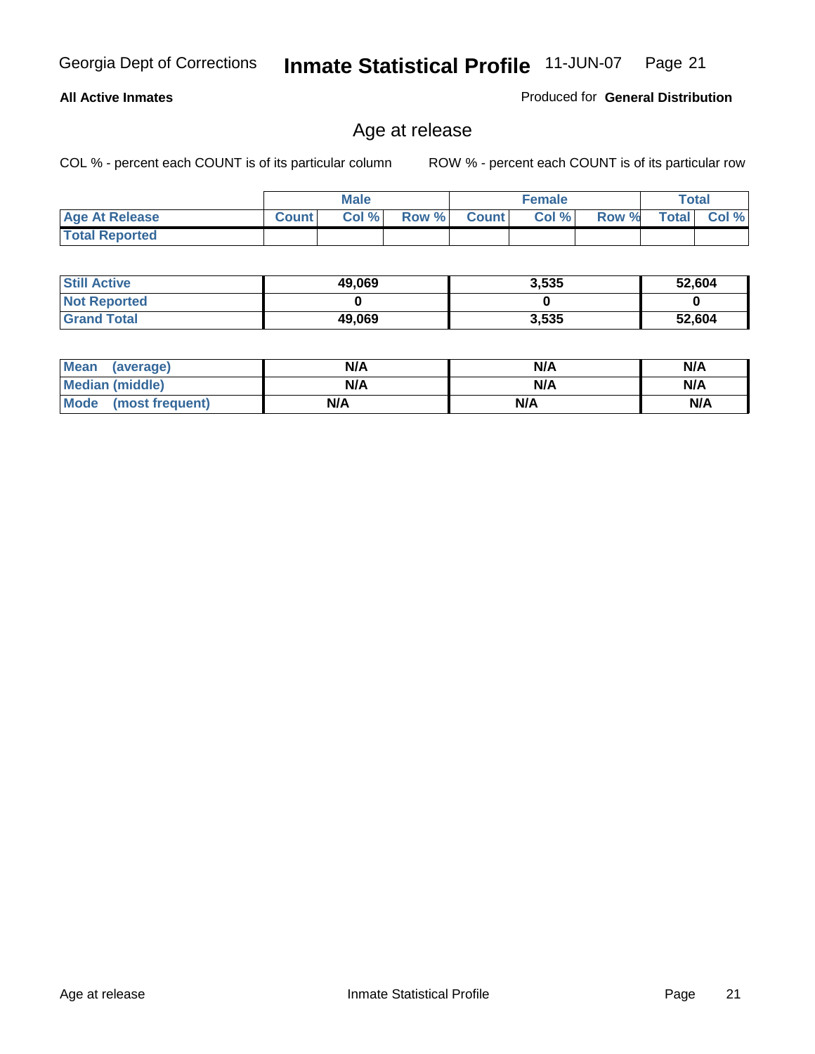**All Active Inmates**

Produced for **General Distribution**

## Age at release

COL % - percent each COUNT is of its particular column

ROW % - percent each COUNT is of its particular row

| | Male | | | Female | | | Total | |
|---|---|---|---|---|---|---|---|---|
| **Age At Release** | **Count** | **Col %** | **Row %** | **Count** | **Col %** | **Row %** | **Total** | **Col %** |
| **Total Reported** | | | | | | | | |

| | Male | Female | Total |
|---|---|---|---|
| **Still Active** | 49,069 | 3,535 | 52,604 |
| **Not Reported** | 0 | 0 | 0 |
| **Grand Total** | 49,069 | 3,535 | 52,604 |

| | Male | Female | Total |
|---|---|---|---|
| **Mean (average)** | N/A | N/A | N/A |
| **Median (middle)** | N/A | N/A | N/A |
| **Mode (most frequent)** | N/A | N/A | N/A |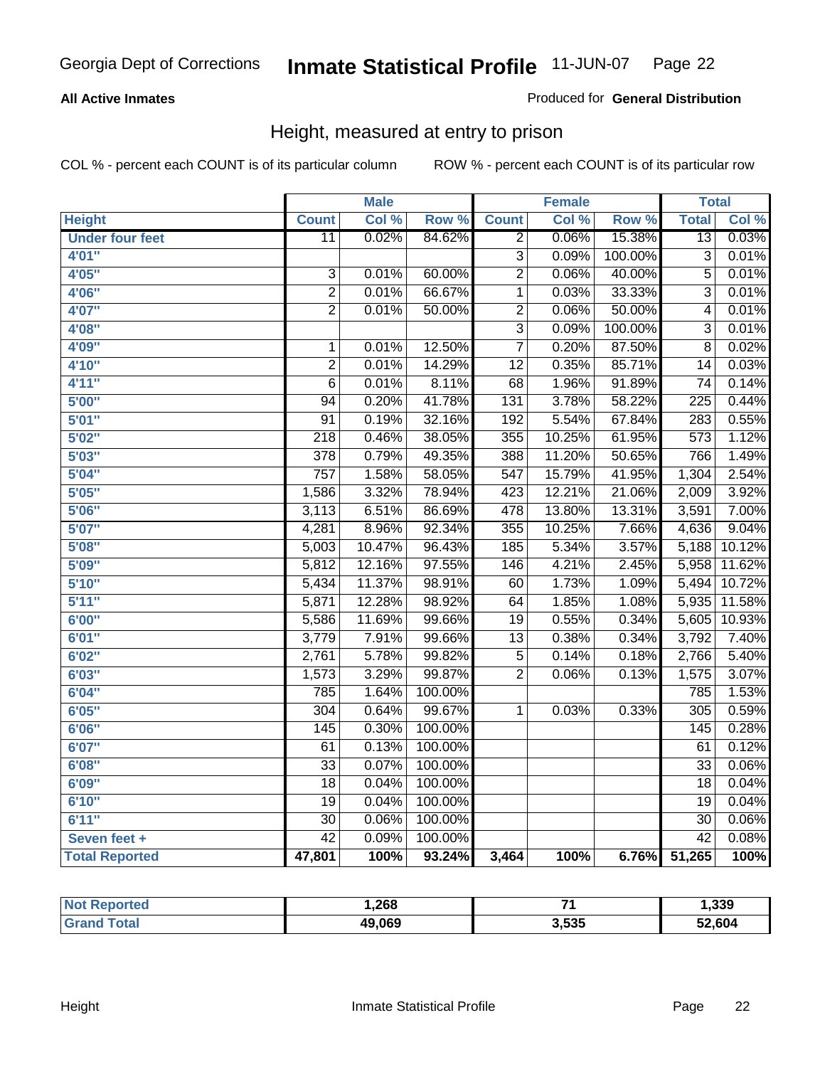Georgia Dept of Corrections **Inmate Statistical Profile** 11-JUN-07

**All Active Inmates**

Produced for **General Distribution**

## Height, measured at entry to prison

COL % - percent each COUNT is of its particular column    ROW % - percent each COUNT is of its particular row

| Height | Male | | | Female | | | Total | |
|---|---|---|---|---|---|---|---|---|
| | Count | Col % | Row % | Count | Col % | Row % | Total | Col % |
| Under four feet | 11 | 0.02% | 84.62% | 2 | 0.06% | 15.38% | 13 | 0.03% |
| 4'01" | | | | 3 | 0.09% | 100.00% | 3 | 0.01% |
| 4'05" | 3 | 0.01% | 60.00% | 2 | 0.06% | 40.00% | 5 | 0.01% |
| 4'06" | 2 | 0.01% | 66.67% | 1 | 0.03% | 33.33% | 3 | 0.01% |
| 4'07" | 2 | 0.01% | 50.00% | 2 | 0.06% | 50.00% | 4 | 0.01% |
| 4'08" | | | | 3 | 0.09% | 100.00% | 3 | 0.01% |
| 4'09" | 1 | 0.01% | 12.50% | 7 | 0.20% | 87.50% | 8 | 0.02% |
| 4'10" | 2 | 0.01% | 14.29% | 12 | 0.35% | 85.71% | 14 | 0.03% |
| 4'11" | 6 | 0.01% | 8.11% | 68 | 1.96% | 91.89% | 74 | 0.14% |
| 5'00" | 94 | 0.20% | 41.78% | 131 | 3.78% | 58.22% | 225 | 0.44% |
| 5'01" | 91 | 0.19% | 32.16% | 192 | 5.54% | 67.84% | 283 | 0.55% |
| 5'02" | 218 | 0.46% | 38.05% | 355 | 10.25% | 61.95% | 573 | 1.12% |
| 5'03" | 378 | 0.79% | 49.35% | 388 | 11.20% | 50.65% | 766 | 1.49% |
| 5'04" | 757 | 1.58% | 58.05% | 547 | 15.79% | 41.95% | 1,304 | 2.54% |
| 5'05" | 1,586 | 3.32% | 78.94% | 423 | 12.21% | 21.06% | 2,009 | 3.92% |
| 5'06" | 3,113 | 6.51% | 86.69% | 478 | 13.80% | 13.31% | 3,591 | 7.00% |
| 5'07" | 4,281 | 8.96% | 92.34% | 355 | 10.25% | 7.66% | 4,636 | 9.04% |
| 5'08" | 5,003 | 10.47% | 96.43% | 185 | 5.34% | 3.57% | 5,188 | 10.12% |
| 5'09" | 5,812 | 12.16% | 97.55% | 146 | 4.21% | 2.45% | 5,958 | 11.62% |
| 5'10" | 5,434 | 11.37% | 98.91% | 60 | 1.73% | 1.09% | 5,494 | 10.72% |
| 5'11" | 5,871 | 12.28% | 98.92% | 64 | 1.85% | 1.08% | 5,935 | 11.58% |
| 6'00" | 5,586 | 11.69% | 99.66% | 19 | 0.55% | 0.34% | 5,605 | 10.93% |
| 6'01" | 3,779 | 7.91% | 99.66% | 13 | 0.38% | 0.34% | 3,792 | 7.40% |
| 6'02" | 2,761 | 5.78% | 99.82% | 5 | 0.14% | 0.18% | 2,766 | 5.40% |
| 6'03" | 1,573 | 3.29% | 99.87% | 2 | 0.06% | 0.13% | 1,575 | 3.07% |
| 6'04" | 785 | 1.64% | 100.00% | | | | 785 | 1.53% |
| 6'05" | 304 | 0.64% | 99.67% | 1 | 0.03% | 0.33% | 305 | 0.59% |
| 6'06" | 145 | 0.30% | 100.00% | | | | 145 | 0.28% |
| 6'07" | 61 | 0.13% | 100.00% | | | | 61 | 0.12% |
| 6'08" | 33 | 0.07% | 100.00% | | | | 33 | 0.06% |
| 6'09" | 18 | 0.04% | 100.00% | | | | 18 | 0.04% |
| 6'10" | 19 | 0.04% | 100.00% | | | | 19 | 0.04% |
| 6'11" | 30 | 0.06% | 100.00% | | | | 30 | 0.06% |
| Seven feet + | 42 | 0.09% | 100.00% | | | | 42 | 0.08% |
| **Total Reported** | **47,801** | **100%** | **93.24%** | **3,464** | **100%** | **6.76%** | **51,265** | **100%** |

| | Male | Female | Total |
|---|---|---|---|
| Not Reported | 1,268 | 71 | 1,339 |
| Grand Total | 49,069 | 3,535 | 52,604 |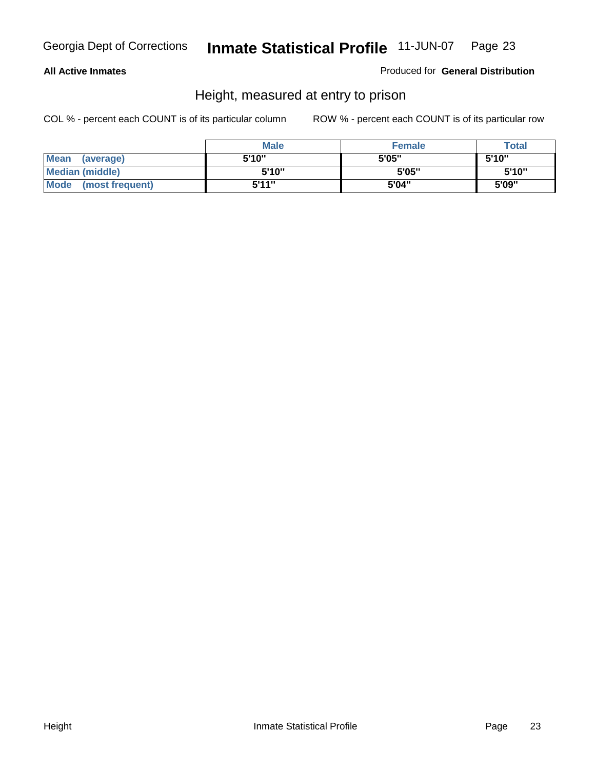**All Active Inmates**

Produced for **General Distribution**

## Height, measured at entry to prison

COL % - percent each COUNT is of its particular column

ROW % - percent each COUNT is of its particular row

| | Male | Female | Total |
|---|---|---|---|
| **Mean (average)** | 5'10" | 5'05" | 5'10" |
| **Median (middle)** | 5'10" | 5'05" | 5'10" |
| **Mode (most frequent)** | 5'11" | 5'04" | 5'09" |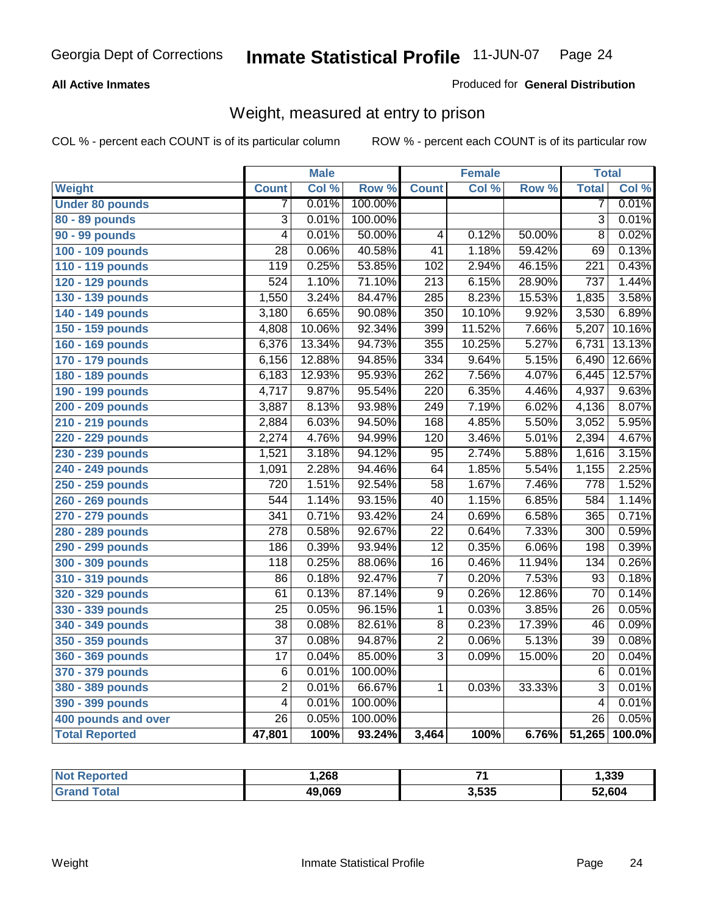# Inmate Statistical Profile

Georgia Dept of Corrections 11-JUN-07

**All Active Inmates**

Produced for **General Distribution**

## Weight, measured at entry to prison

COL % - percent each COUNT is of its particular column ROW % - percent each COUNT is of its particular row

| | Male | | | Female | | | Total | |
|---|---|---|---|---|---|---|---|---|
| **Weight** | **Count** | **Col %** | **Row %** | **Count** | **Col %** | **Row %** | **Total** | **Col %** |
| **Under 80 pounds** | 7 | 0.01% | 100.00% | | | | 7 | 0.01% |
| **80 - 89 pounds** | 3 | 0.01% | 100.00% | | | | 3 | 0.01% |
| **90 - 99 pounds** | 4 | 0.01% | 50.00% | 4 | 0.12% | 50.00% | 8 | 0.02% |
| **100 - 109 pounds** | 28 | 0.06% | 40.58% | 41 | 1.18% | 59.42% | 69 | 0.13% |
| **110 - 119 pounds** | 119 | 0.25% | 53.85% | 102 | 2.94% | 46.15% | 221 | 0.43% |
| **120 - 129 pounds** | 524 | 1.10% | 71.10% | 213 | 6.15% | 28.90% | 737 | 1.44% |
| **130 - 139 pounds** | 1,550 | 3.24% | 84.47% | 285 | 8.23% | 15.53% | 1,835 | 3.58% |
| **140 - 149 pounds** | 3,180 | 6.65% | 90.08% | 350 | 10.10% | 9.92% | 3,530 | 6.89% |
| **150 - 159 pounds** | 4,808 | 10.06% | 92.34% | 399 | 11.52% | 7.66% | 5,207 | 10.16% |
| **160 - 169 pounds** | 6,376 | 13.34% | 94.73% | 355 | 10.25% | 5.27% | 6,731 | 13.13% |
| **170 - 179 pounds** | 6,156 | 12.88% | 94.85% | 334 | 9.64% | 5.15% | 6,490 | 12.66% |
| **180 - 189 pounds** | 6,183 | 12.93% | 95.93% | 262 | 7.56% | 4.07% | 6,445 | 12.57% |
| **190 - 199 pounds** | 4,717 | 9.87% | 95.54% | 220 | 6.35% | 4.46% | 4,937 | 9.63% |
| **200 - 209 pounds** | 3,887 | 8.13% | 93.98% | 249 | 7.19% | 6.02% | 4,136 | 8.07% |
| **210 - 219 pounds** | 2,884 | 6.03% | 94.50% | 168 | 4.85% | 5.50% | 3,052 | 5.95% |
| **220 - 229 pounds** | 2,274 | 4.76% | 94.99% | 120 | 3.46% | 5.01% | 2,394 | 4.67% |
| **230 - 239 pounds** | 1,521 | 3.18% | 94.12% | 95 | 2.74% | 5.88% | 1,616 | 3.15% |
| **240 - 249 pounds** | 1,091 | 2.28% | 94.46% | 64 | 1.85% | 5.54% | 1,155 | 2.25% |
| **250 - 259 pounds** | 720 | 1.51% | 92.54% | 58 | 1.67% | 7.46% | 778 | 1.52% |
| **260 - 269 pounds** | 544 | 1.14% | 93.15% | 40 | 1.15% | 6.85% | 584 | 1.14% |
| **270 - 279 pounds** | 341 | 0.71% | 93.42% | 24 | 0.69% | 6.58% | 365 | 0.71% |
| **280 - 289 pounds** | 278 | 0.58% | 92.67% | 22 | 0.64% | 7.33% | 300 | 0.59% |
| **290 - 299 pounds** | 186 | 0.39% | 93.94% | 12 | 0.35% | 6.06% | 198 | 0.39% |
| **300 - 309 pounds** | 118 | 0.25% | 88.06% | 16 | 0.46% | 11.94% | 134 | 0.26% |
| **310 - 319 pounds** | 86 | 0.18% | 92.47% | 7 | 0.20% | 7.53% | 93 | 0.18% |
| **320 - 329 pounds** | 61 | 0.13% | 87.14% | 9 | 0.26% | 12.86% | 70 | 0.14% |
| **330 - 339 pounds** | 25 | 0.05% | 96.15% | 1 | 0.03% | 3.85% | 26 | 0.05% |
| **340 - 349 pounds** | 38 | 0.08% | 82.61% | 8 | 0.23% | 17.39% | 46 | 0.09% |
| **350 - 359 pounds** | 37 | 0.08% | 94.87% | 2 | 0.06% | 5.13% | 39 | 0.08% |
| **360 - 369 pounds** | 17 | 0.04% | 85.00% | 3 | 0.09% | 15.00% | 20 | 0.04% |
| **370 - 379 pounds** | 6 | 0.01% | 100.00% | | | | 6 | 0.01% |
| **380 - 389 pounds** | 2 | 0.01% | 66.67% | 1 | 0.03% | 33.33% | 3 | 0.01% |
| **390 - 399 pounds** | 4 | 0.01% | 100.00% | | | | 4 | 0.01% |
| **400 pounds and over** | 26 | 0.05% | 100.00% | | | | 26 | 0.05% |
| **Total Reported** | **47,801** | **100%** | **93.24%** | **3,464** | **100%** | **6.76%** | **51,265** | **100.0%** |

| | Male | Female | Total |
|---|---|---|---|
| **Not Reported** | **1,268** | **71** | **1,339** |
| **Grand Total** | **49,069** | **3,535** | **52,604** |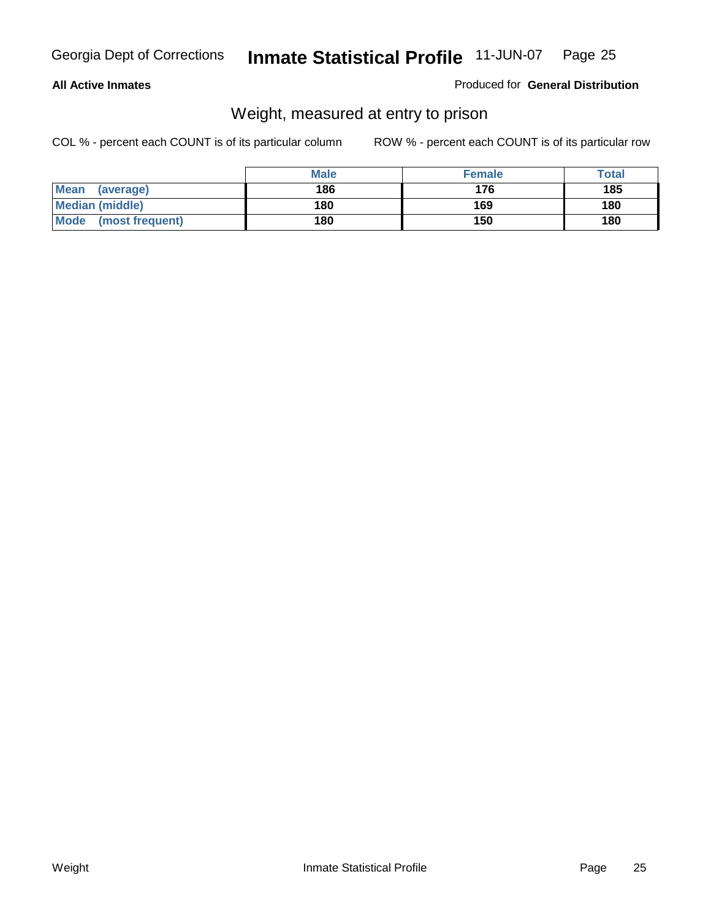**All Active Inmates**

Produced for **General Distribution**

## Weight, measured at entry to prison

COL % - percent each COUNT is of its particular column

ROW % - percent each COUNT is of its particular row

| | Male | Female | Total |
|---|---|---|---|
| **Mean (average)** | 186 | 176 | 185 |
| **Median (middle)** | 180 | 169 | 180 |
| **Mode (most frequent)** | 180 | 150 | 180 |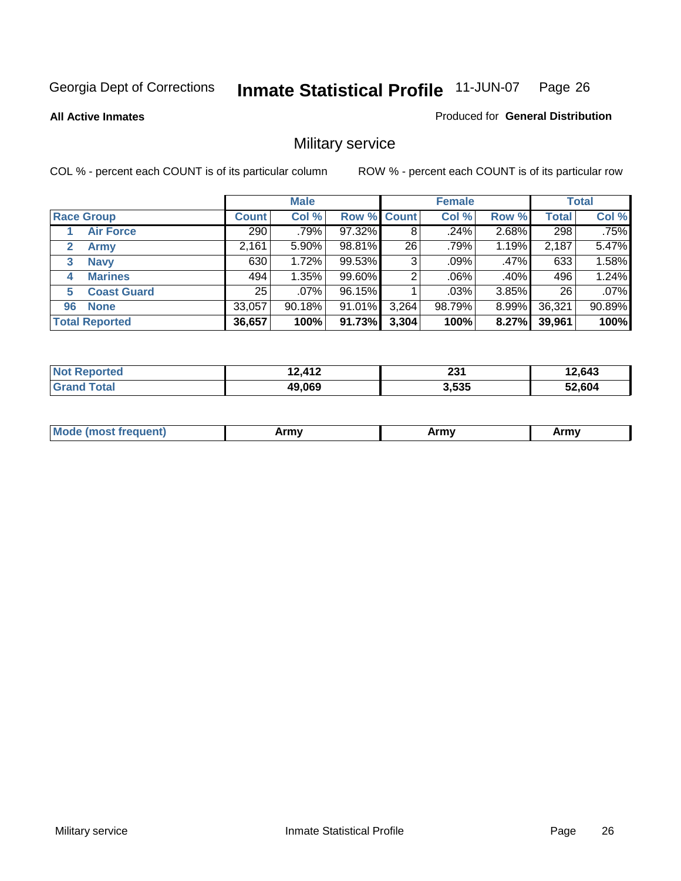Georgia Dept of Corrections **Inmate Statistical Profile** 11-JUN-07

**All Active Inmates**

Produced for **General Distribution**

## Military service

COL % - percent each COUNT is of its particular column

ROW % - percent each COUNT is of its particular row

| | Male | | | Female | | | Total | |
|---|---|---|---|---|---|---|---|---|
| **Race Group** | **Count** | **Col %** | **Row %** | **Count** | **Col %** | **Row %** | **Total** | **Col %** |
| 1 **Air Force** | 290 | .79% | 97.32% | 8 | .24% | 2.68% | 298 | .75% |
| 2 **Army** | 2,161 | 5.90% | 98.81% | 26 | .79% | 1.19% | 2,187 | 5.47% |
| 3 **Navy** | 630 | 1.72% | 99.53% | 3 | .09% | .47% | 633 | 1.58% |
| 4 **Marines** | 494 | 1.35% | 99.60% | 2 | .06% | .40% | 496 | 1.24% |
| 5 **Coast Guard** | 25 | .07% | 96.15% | 1 | .03% | 3.85% | 26 | .07% |
| 96 **None** | 33,057 | 90.18% | 91.01% | 3,264 | 98.79% | 8.99% | 36,321 | 90.89% |
| **Total Reported** | **36,657** | **100%** | **91.73%** | **3,304** | **100%** | **8.27%** | **39,961** | **100%** |

| | Male | Female | Total |
|---|---|---|---|
| **Not Reported** | **12,412** | **231** | **12,643** |
| **Grand Total** | **49,069** | **3,535** | **52,604** |

| | Male | Female | Total |
|---|---|---|---|
| **Mode (most frequent)** | **Army** | **Army** | **Army** |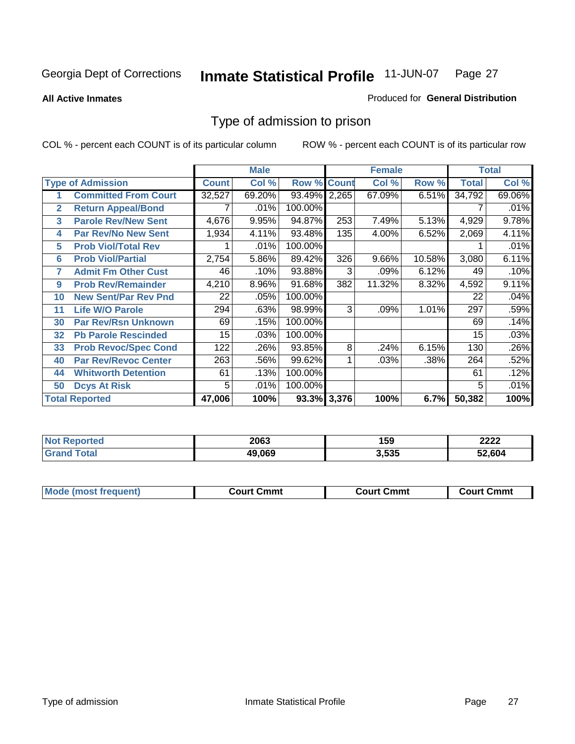Georgia Dept of Corrections **Inmate Statistical Profile** 11-JUN-07

**All Active Inmates**

Produced for **General Distribution**

## Type of admission to prison

COL % - percent each COUNT is of its particular column ROW % - percent each COUNT is of its particular row

| Type of Admission | | Male | | | Female | | | Total | |
|---|---|---|---|---|---|---|---|---|---|
| | | Count | Col % | Row % | Count | Col % | Row % | Total | Col % |
| 1 | Committed From Court | 32,527 | 69.20% | 93.49% | 2,265 | 67.09% | 6.51% | 34,792 | 69.06% |
| 2 | Return Appeal/Bond | 7 | .01% | 100.00% | | | | 7 | .01% |
| 3 | Parole Rev/New Sent | 4,676 | 9.95% | 94.87% | 253 | 7.49% | 5.13% | 4,929 | 9.78% |
| 4 | Par Rev/No New Sent | 1,934 | 4.11% | 93.48% | 135 | 4.00% | 6.52% | 2,069 | 4.11% |
| 5 | Prob Viol/Total Rev | 1 | .01% | 100.00% | | | | 1 | .01% |
| 6 | Prob Viol/Partial | 2,754 | 5.86% | 89.42% | 326 | 9.66% | 10.58% | 3,080 | 6.11% |
| 7 | Admit Fm Other Cust | 46 | .10% | 93.88% | 3 | .09% | 6.12% | 49 | .10% |
| 9 | Prob Rev/Remainder | 4,210 | 8.96% | 91.68% | 382 | 11.32% | 8.32% | 4,592 | 9.11% |
| 10 | New Sent/Par Rev Pnd | 22 | .05% | 100.00% | | | | 22 | .04% |
| 11 | Life W/O Parole | 294 | .63% | 98.99% | 3 | .09% | 1.01% | 297 | .59% |
| 30 | Par Rev/Rsn Unknown | 69 | .15% | 100.00% | | | | 69 | .14% |
| 32 | Pb Parole Rescinded | 15 | .03% | 100.00% | | | | 15 | .03% |
| 33 | Prob Revoc/Spec Cond | 122 | .26% | 93.85% | 8 | .24% | 6.15% | 130 | .26% |
| 40 | Par Rev/Revoc Center | 263 | .56% | 99.62% | 1 | .03% | .38% | 264 | .52% |
| 44 | Whitworth Detention | 61 | .13% | 100.00% | | | | 61 | .12% |
| 50 | Dcys At Risk | 5 | .01% | 100.00% | | | | 5 | .01% |
| **Total Reported** | | **47,006** | **100%** | **93.3%** | **3,376** | **100%** | **6.7%** | **50,382** | **100%** |

| | Male | Female | Total |
|---|---|---|---|
| Not Reported | **2063** | **159** | **2222** |
| Grand Total | **49,069** | **3,535** | **52,604** |

| | Male | Female | Total |
|---|---|---|---|
| Mode (most frequent) | **Court Cmmt** | **Court Cmmt** | **Court Cmmt** |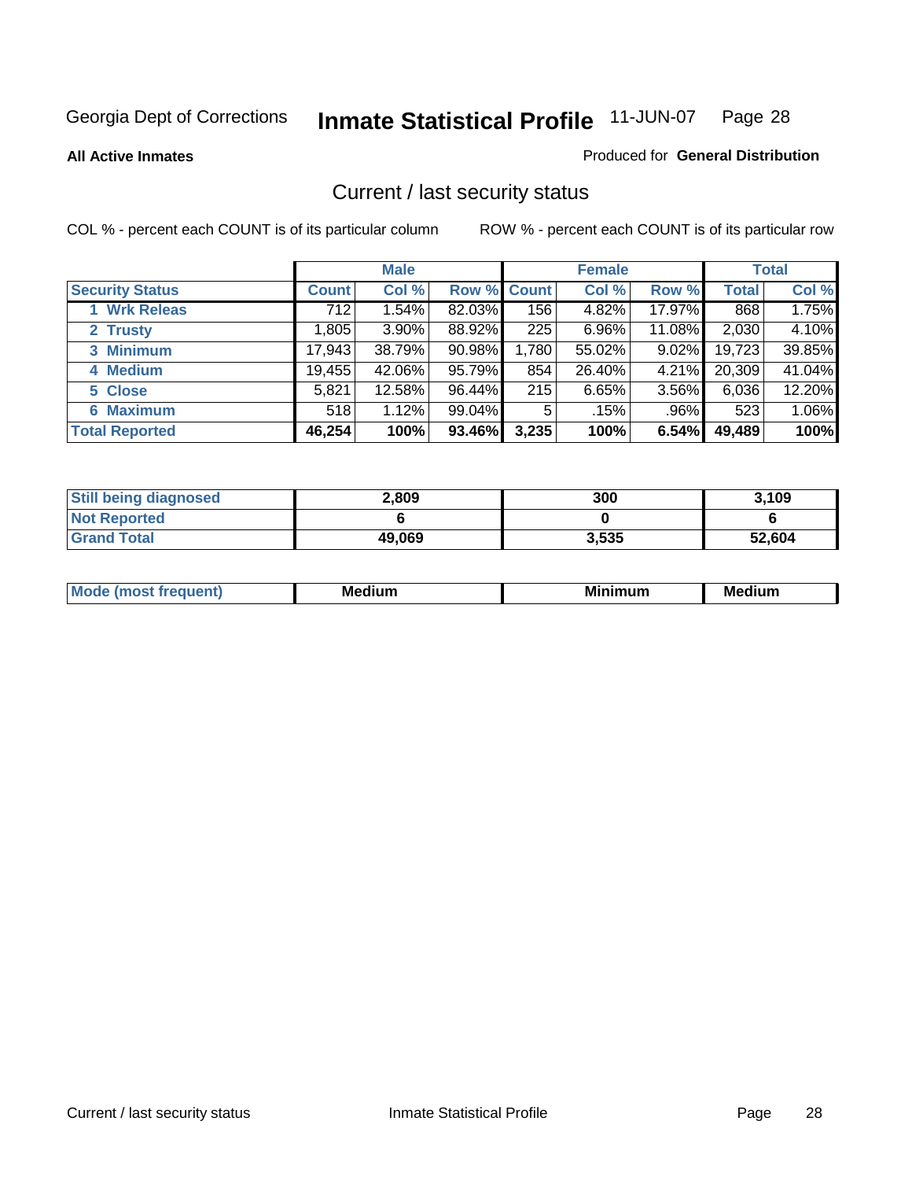Georgia Dept of Corrections **Inmate Statistical Profile** 11-JUN-07 Page 28

**All Active Inmates**

Produced for **General Distribution**

## Current / last security status

COL % - percent each COUNT is of its particular column

ROW % - percent each COUNT is of its particular row

| | Male | | | Female | | | Total | |
|---|---|---|---|---|---|---|---|---|
| **Security Status** | **Count** | **Col %** | **Row %** | **Count** | **Col %** | **Row %** | **Total** | **Col %** |
| 1 Wrk Releas | 712 | 1.54% | 82.03% | 156 | 4.82% | 17.97% | 868 | 1.75% |
| 2 Trusty | 1,805 | 3.90% | 88.92% | 225 | 6.96% | 11.08% | 2,030 | 4.10% |
| 3 Minimum | 17,943 | 38.79% | 90.98% | 1,780 | 55.02% | 9.02% | 19,723 | 39.85% |
| 4 Medium | 19,455 | 42.06% | 95.79% | 854 | 26.40% | 4.21% | 20,309 | 41.04% |
| 5 Close | 5,821 | 12.58% | 96.44% | 215 | 6.65% | 3.56% | 6,036 | 12.20% |
| 6 Maximum | 518 | 1.12% | 99.04% | 5 | .15% | .96% | 523 | 1.06% |
| **Total Reported** | **46,254** | **100%** | **93.46%** | **3,235** | **100%** | **6.54%** | **49,489** | **100%** |

| | Male | Female | Total |
|---|---|---|---|
| **Still being diagnosed** | **2,809** | **300** | **3,109** |
| **Not Reported** | **6** | **0** | **6** |
| **Grand Total** | **49,069** | **3,535** | **52,604** |

| | Male | Female | Total |
|---|---|---|---|
| **Mode (most frequent)** | **Medium** | **Minimum** | **Medium** |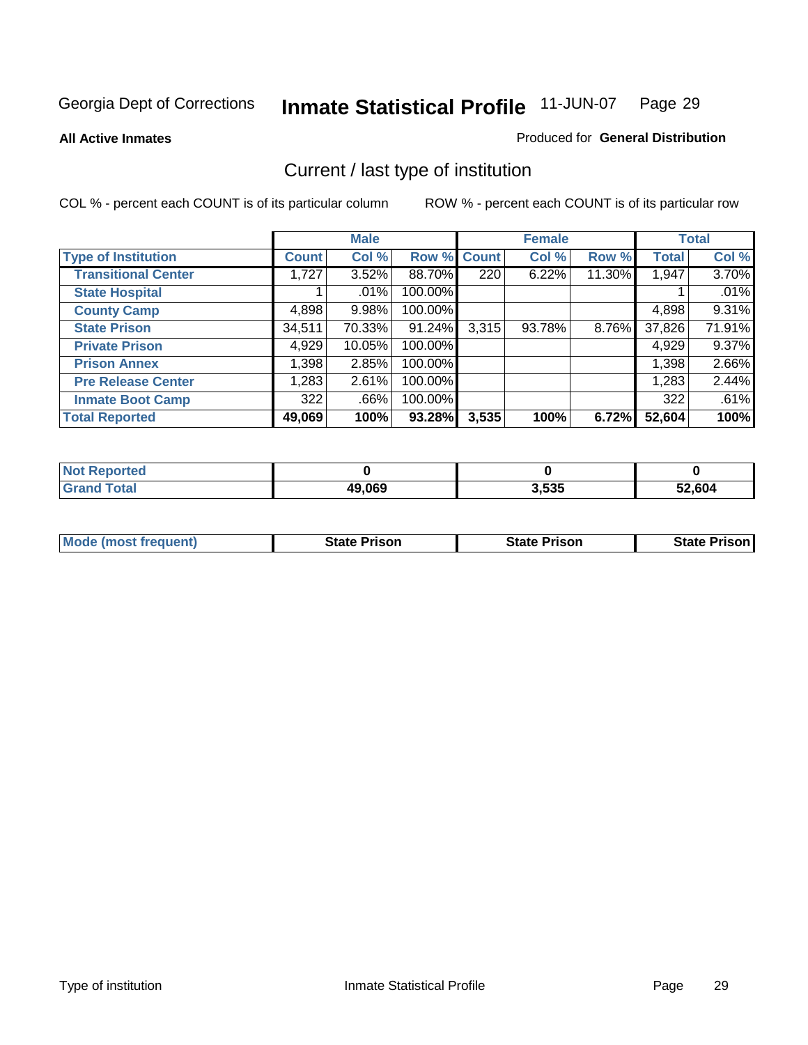Georgia Dept of Corrections **Inmate Statistical Profile** 11-JUN-07

**All Active Inmates**

Produced for **General Distribution**

## Current / last type of institution

COL % - percent each COUNT is of its particular column    ROW % - percent each COUNT is of its particular row

| | Male | | | Female | | | Total | |
|---|---|---|---|---|---|---|---|---|
| Type of Institution | Count | Col % | Row % | Count | Col % | Row % | Total | Col % |
| Transitional Center | 1,727 | 3.52% | 88.70% | 220 | 6.22% | 11.30% | 1,947 | 3.70% |
| State Hospital | 1 | .01% | 100.00% | | | | 1 | .01% |
| County Camp | 4,898 | 9.98% | 100.00% | | | | 4,898 | 9.31% |
| State Prison | 34,511 | 70.33% | 91.24% | 3,315 | 93.78% | 8.76% | 37,826 | 71.91% |
| Private Prison | 4,929 | 10.05% | 100.00% | | | | 4,929 | 9.37% |
| Prison Annex | 1,398 | 2.85% | 100.00% | | | | 1,398 | 2.66% |
| Pre Release Center | 1,283 | 2.61% | 100.00% | | | | 1,283 | 2.44% |
| Inmate Boot Camp | 322 | .66% | 100.00% | | | | 322 | .61% |
| **Total Reported** | **49,069** | **100%** | **93.28%** | **3,535** | **100%** | **6.72%** | **52,604** | **100%** |

| | Male | Female | Total |
|---|---|---|---|
| Not Reported | **0** | **0** | **0** |
| Grand Total | **49,069** | **3,535** | **52,604** |

| | Male | Female | Total |
|---|---|---|---|
| Mode (most frequent) | **State Prison** | **State Prison** | **State Prison** |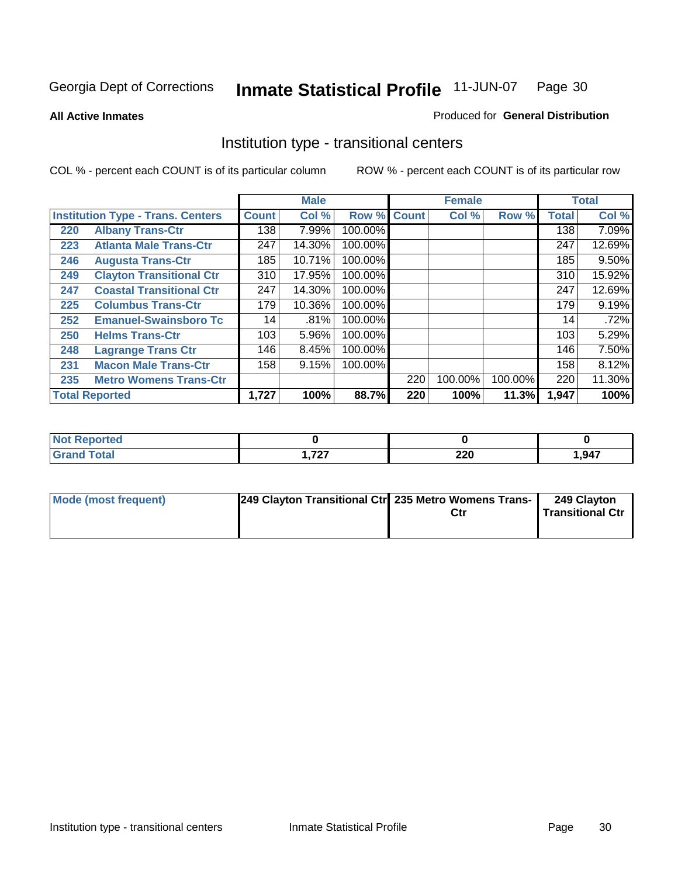Georgia Dept of Corrections **Inmate Statistical Profile** 11-JUN-07

**All Active Inmates** Produced for **General Distribution**

## Institution type - transitional centers

COL % - percent each COUNT is of its particular column ROW % - percent each COUNT is of its particular row

| | | Male | | | Female | | | Total | |
|---|---|---|---|---|---|---|---|---|---|
| **Institution Type - Trans. Centers** | | **Count** | **Col %** | **Row %** | **Count** | **Col %** | **Row %** | **Total** | **Col %** |
| 220 | Albany Trans-Ctr | 138 | 7.99% | 100.00% | | | | 138 | 7.09% |
| 223 | Atlanta Male Trans-Ctr | 247 | 14.30% | 100.00% | | | | 247 | 12.69% |
| 246 | Augusta Trans-Ctr | 185 | 10.71% | 100.00% | | | | 185 | 9.50% |
| 249 | Clayton Transitional Ctr | 310 | 17.95% | 100.00% | | | | 310 | 15.92% |
| 247 | Coastal Transitional Ctr | 247 | 14.30% | 100.00% | | | | 247 | 12.69% |
| 225 | Columbus Trans-Ctr | 179 | 10.36% | 100.00% | | | | 179 | 9.19% |
| 252 | Emanuel-Swainsboro Tc | 14 | .81% | 100.00% | | | | 14 | .72% |
| 250 | Helms Trans-Ctr | 103 | 5.96% | 100.00% | | | | 103 | 5.29% |
| 248 | Lagrange Trans Ctr | 146 | 8.45% | 100.00% | | | | 146 | 7.50% |
| 231 | Macon Male Trans-Ctr | 158 | 9.15% | 100.00% | | | | 158 | 8.12% |
| 235 | Metro Womens Trans-Ctr | | | | 220 | 100.00% | 100.00% | 220 | 11.30% |
| **Total Reported** | | **1,727** | **100%** | **88.7%** | **220** | **100%** | **11.3%** | **1,947** | **100%** |

| | Male | Female | Total |
|---|---|---|---|
| **Not Reported** | **0** | **0** | **0** |
| **Grand Total** | **1,727** | **220** | **1,947** |

| | Male | Female | Total |
|---|---|---|---|
| **Mode (most frequent)** | **249 Clayton Transitional Ctr** | **235 Metro Womens Trans-Ctr** | **249 Clayton Transitional Ctr** |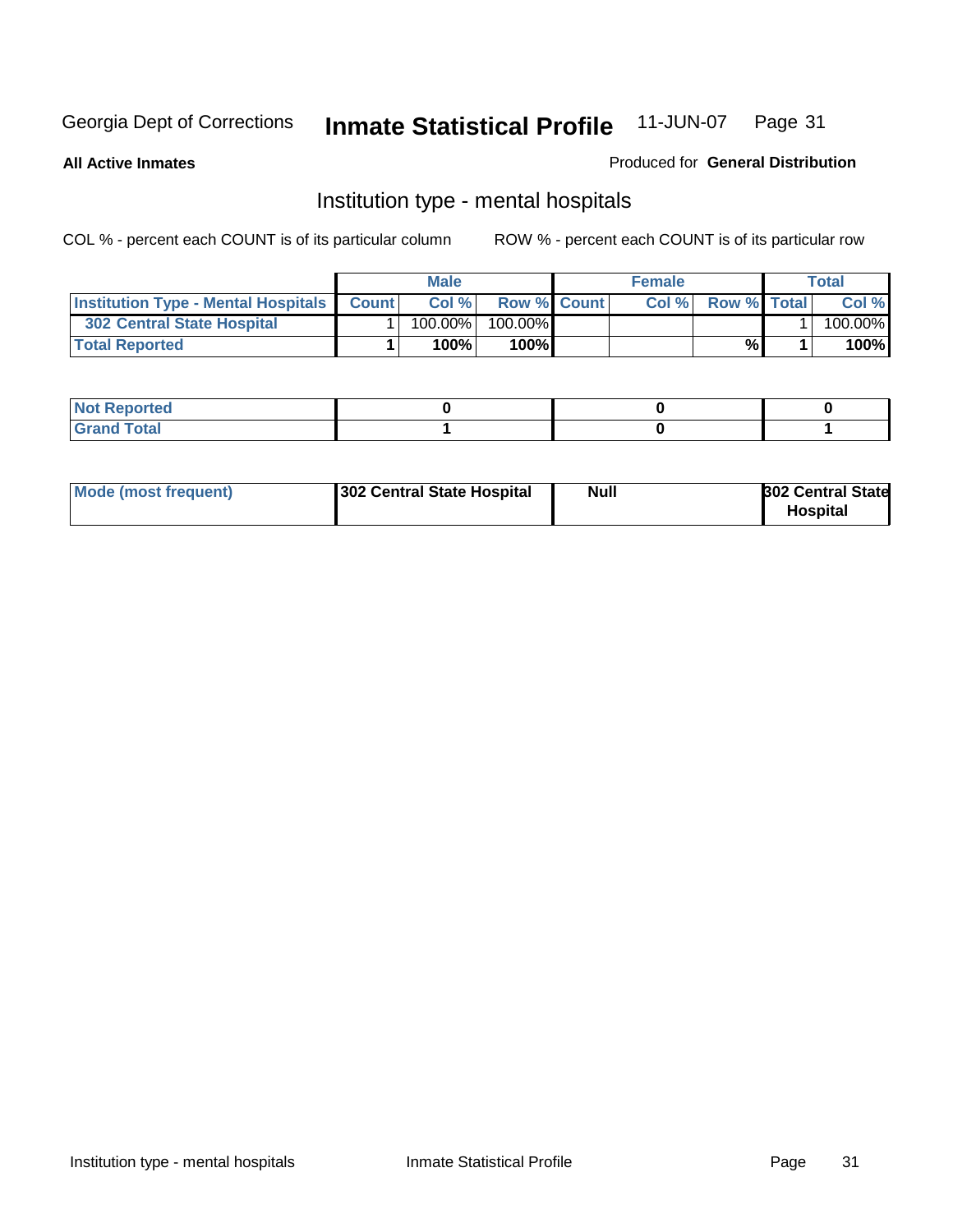Georgia Dept of Corrections **Inmate Statistical Profile** 11-JUN-07

**All Active Inmates**

Produced for **General Distribution**

## Institution type - mental hospitals

COL % - percent each COUNT is of its particular column    ROW % - percent each COUNT is of its particular row

| | Male | | | Female | | | Total | |
|---|---|---|---|---|---|---|---|---|
| **Institution Type - Mental Hospitals** | **Count** | **Col %** | **Row %** | **Count** | **Col %** | **Row %** | **Total** | **Col %** |
| **302 Central State Hospital** | 1 | 100.00% | 100.00% | | | | 1 | 100.00% |
| **Total Reported** | **1** | **100%** | **100%** | | | **%** | **1** | **100%** |

| | Male | Female | Total |
|---|---|---|---|
| **Not Reported** | **0** | **0** | **0** |
| **Grand Total** | **1** | **0** | **1** |

| | Male | Female | Total |
|---|---|---|---|
| **Mode (most frequent)** | **302 Central State Hospital** | **Null** | **302 Central State Hospital** |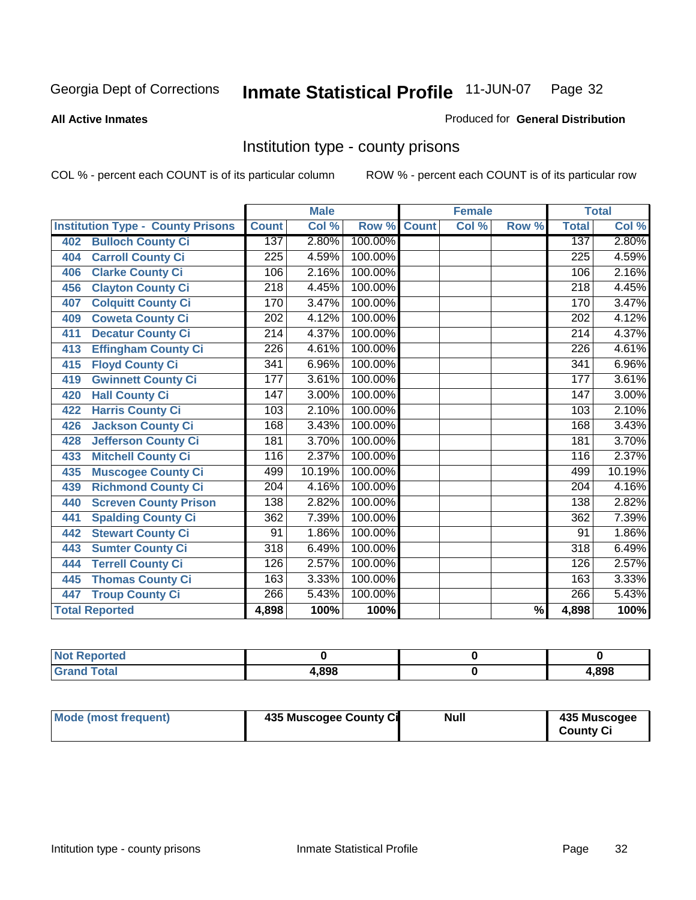# Georgia Dept of Corrections — Inmate Statistical Profile 11-JUN-07

**All Active Inmates**

Produced for **General Distribution**

## Institution type - county prisons

COL % - percent each COUNT is of its particular column

ROW % - percent each COUNT is of its particular row

| Institution Type - County Prisons | Male | | | Female | | | Total | |
|---|---|---|---|---|---|---|---|---|
| | Count | Col % | Row % | Count | Col % | Row % | Total | Col % |
| 402 Bulloch County Ci | 137 | 2.80% | 100.00% | | | | 137 | 2.80% |
| 404 Carroll County Ci | 225 | 4.59% | 100.00% | | | | 225 | 4.59% |
| 406 Clarke County Ci | 106 | 2.16% | 100.00% | | | | 106 | 2.16% |
| 456 Clayton County Ci | 218 | 4.45% | 100.00% | | | | 218 | 4.45% |
| 407 Colquitt County Ci | 170 | 3.47% | 100.00% | | | | 170 | 3.47% |
| 409 Coweta County Ci | 202 | 4.12% | 100.00% | | | | 202 | 4.12% |
| 411 Decatur County Ci | 214 | 4.37% | 100.00% | | | | 214 | 4.37% |
| 413 Effingham County Ci | 226 | 4.61% | 100.00% | | | | 226 | 4.61% |
| 415 Floyd County Ci | 341 | 6.96% | 100.00% | | | | 341 | 6.96% |
| 419 Gwinnett County Ci | 177 | 3.61% | 100.00% | | | | 177 | 3.61% |
| 420 Hall County Ci | 147 | 3.00% | 100.00% | | | | 147 | 3.00% |
| 422 Harris County Ci | 103 | 2.10% | 100.00% | | | | 103 | 2.10% |
| 426 Jackson County Ci | 168 | 3.43% | 100.00% | | | | 168 | 3.43% |
| 428 Jefferson County Ci | 181 | 3.70% | 100.00% | | | | 181 | 3.70% |
| 433 Mitchell County Ci | 116 | 2.37% | 100.00% | | | | 116 | 2.37% |
| 435 Muscogee County Ci | 499 | 10.19% | 100.00% | | | | 499 | 10.19% |
| 439 Richmond County Ci | 204 | 4.16% | 100.00% | | | | 204 | 4.16% |
| 440 Screven County Prison | 138 | 2.82% | 100.00% | | | | 138 | 2.82% |
| 441 Spalding County Ci | 362 | 7.39% | 100.00% | | | | 362 | 7.39% |
| 442 Stewart County Ci | 91 | 1.86% | 100.00% | | | | 91 | 1.86% |
| 443 Sumter County Ci | 318 | 6.49% | 100.00% | | | | 318 | 6.49% |
| 444 Terrell County Ci | 126 | 2.57% | 100.00% | | | | 126 | 2.57% |
| 445 Thomas County Ci | 163 | 3.33% | 100.00% | | | | 163 | 3.33% |
| 447 Troup County Ci | 266 | 5.43% | 100.00% | | | | 266 | 5.43% |
| **Total Reported** | **4,898** | **100%** | **100%** | | | **%** | **4,898** | **100%** |

| | Male | Female | Total |
|---|---|---|---|
| Not Reported | 0 | 0 | 0 |
| Grand Total | 4,898 | 0 | 4,898 |

| | Male | Female | Total |
|---|---|---|---|
| Mode (most frequent) | 435 Muscogee County Ci | Null | 435 Muscogee County Ci |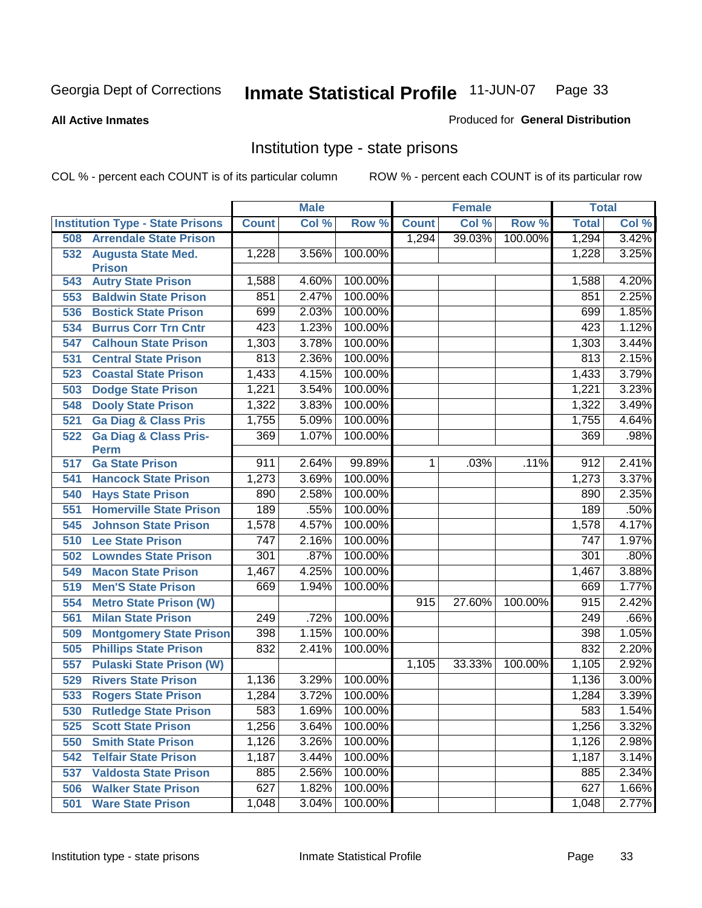Georgia Dept of Corrections **Inmate Statistical Profile** 11-JUN-07

**All Active Inmates**

Produced for **General Distribution**

## Institution type - state prisons

COL % - percent each COUNT is of its particular column     ROW % - percent each COUNT is of its particular row

| | Male | | | Female | | | Total | |
|---|---|---|---|---|---|---|---|---|
| **Institution Type - State Prisons** | **Count** | **Col %** | **Row %** | **Count** | **Col %** | **Row %** | **Total** | **Col %** |
| 508 Arrendale State Prison | | | | 1,294 | 39.03% | 100.00% | 1,294 | 3.42% |
| 532 Augusta State Med. Prison | 1,228 | 3.56% | 100.00% | | | | 1,228 | 3.25% |
| 543 Autry State Prison | 1,588 | 4.60% | 100.00% | | | | 1,588 | 4.20% |
| 553 Baldwin State Prison | 851 | 2.47% | 100.00% | | | | 851 | 2.25% |
| 536 Bostick State Prison | 699 | 2.03% | 100.00% | | | | 699 | 1.85% |
| 534 Burrus Corr Trn Cntr | 423 | 1.23% | 100.00% | | | | 423 | 1.12% |
| 547 Calhoun State Prison | 1,303 | 3.78% | 100.00% | | | | 1,303 | 3.44% |
| 531 Central State Prison | 813 | 2.36% | 100.00% | | | | 813 | 2.15% |
| 523 Coastal State Prison | 1,433 | 4.15% | 100.00% | | | | 1,433 | 3.79% |
| 503 Dodge State Prison | 1,221 | 3.54% | 100.00% | | | | 1,221 | 3.23% |
| 548 Dooly State Prison | 1,322 | 3.83% | 100.00% | | | | 1,322 | 3.49% |
| 521 Ga Diag & Class Pris | 1,755 | 5.09% | 100.00% | | | | 1,755 | 4.64% |
| 522 Ga Diag & Class Pris-Perm | 369 | 1.07% | 100.00% | | | | 369 | .98% |
| 517 Ga State Prison | 911 | 2.64% | 99.89% | 1 | .03% | .11% | 912 | 2.41% |
| 541 Hancock State Prison | 1,273 | 3.69% | 100.00% | | | | 1,273 | 3.37% |
| 540 Hays State Prison | 890 | 2.58% | 100.00% | | | | 890 | 2.35% |
| 551 Homerville State Prison | 189 | .55% | 100.00% | | | | 189 | .50% |
| 545 Johnson State Prison | 1,578 | 4.57% | 100.00% | | | | 1,578 | 4.17% |
| 510 Lee State Prison | 747 | 2.16% | 100.00% | | | | 747 | 1.97% |
| 502 Lowndes State Prison | 301 | .87% | 100.00% | | | | 301 | .80% |
| 549 Macon State Prison | 1,467 | 4.25% | 100.00% | | | | 1,467 | 3.88% |
| 519 Men'S State Prison | 669 | 1.94% | 100.00% | | | | 669 | 1.77% |
| 554 Metro State Prison (W) | | | | 915 | 27.60% | 100.00% | 915 | 2.42% |
| 561 Milan State Prison | 249 | .72% | 100.00% | | | | 249 | .66% |
| 509 Montgomery State Prison | 398 | 1.15% | 100.00% | | | | 398 | 1.05% |
| 505 Phillips State Prison | 832 | 2.41% | 100.00% | | | | 832 | 2.20% |
| 557 Pulaski State Prison (W) | | | | 1,105 | 33.33% | 100.00% | 1,105 | 2.92% |
| 529 Rivers State Prison | 1,136 | 3.29% | 100.00% | | | | 1,136 | 3.00% |
| 533 Rogers State Prison | 1,284 | 3.72% | 100.00% | | | | 1,284 | 3.39% |
| 530 Rutledge State Prison | 583 | 1.69% | 100.00% | | | | 583 | 1.54% |
| 525 Scott State Prison | 1,256 | 3.64% | 100.00% | | | | 1,256 | 3.32% |
| 550 Smith State Prison | 1,126 | 3.26% | 100.00% | | | | 1,126 | 2.98% |
| 542 Telfair State Prison | 1,187 | 3.44% | 100.00% | | | | 1,187 | 3.14% |
| 537 Valdosta State Prison | 885 | 2.56% | 100.00% | | | | 885 | 2.34% |
| 506 Walker State Prison | 627 | 1.82% | 100.00% | | | | 627 | 1.66% |
| 501 Ware State Prison | 1,048 | 3.04% | 100.00% | | | | 1,048 | 2.77% |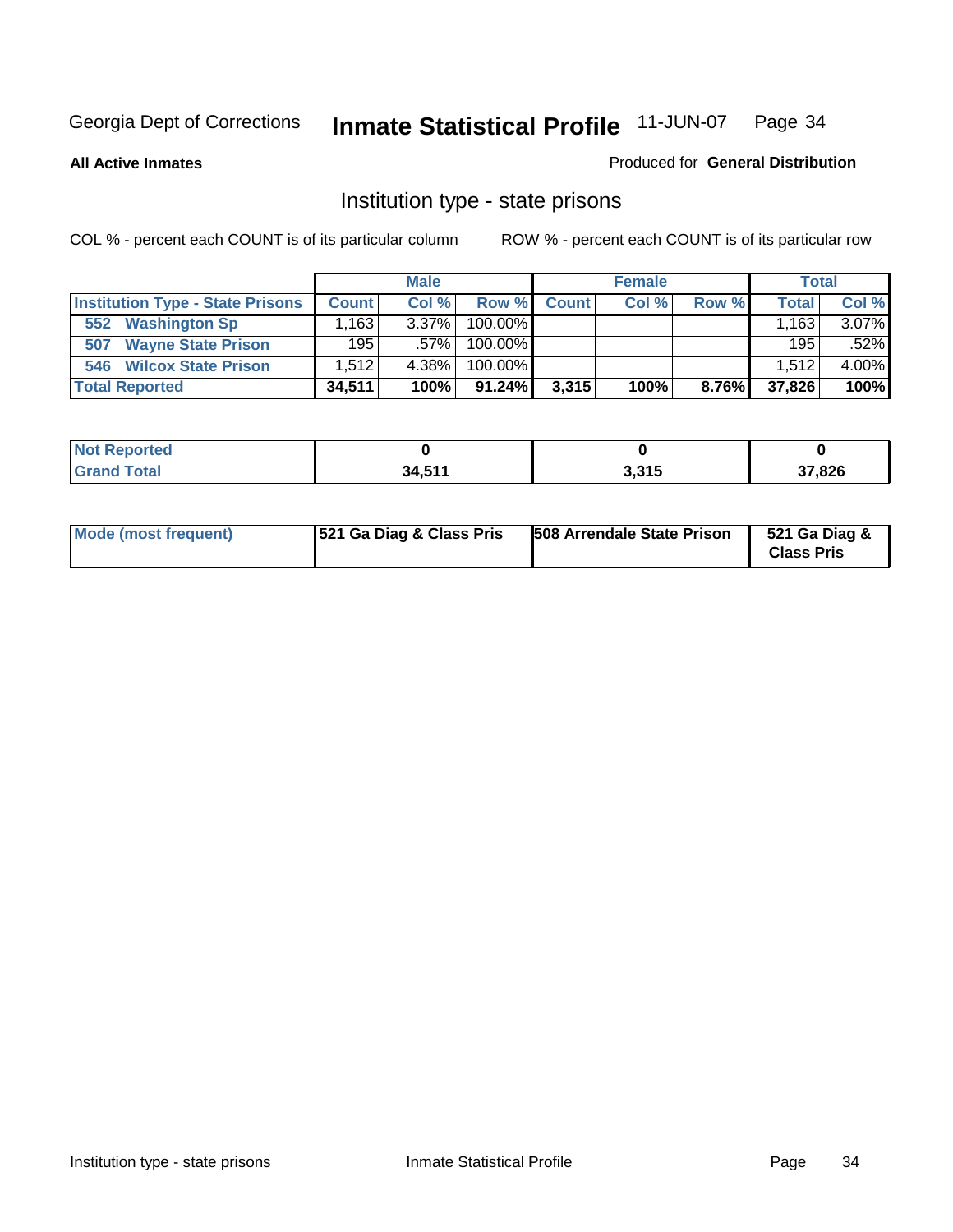Georgia Dept of Corrections **Inmate Statistical Profile** 11-JUN-07

**All Active Inmates**

Produced for **General Distribution**

## Institution type - state prisons

COL % - percent each COUNT is of its particular column

ROW % - percent each COUNT is of its particular row

| | Male | | | Female | | | Total | |
|---|---|---|---|---|---|---|---|---|
| **Institution Type - State Prisons** | **Count** | **Col %** | **Row %** | **Count** | **Col %** | **Row %** | **Total** | **Col %** |
| 552 Washington Sp | 1,163 | 3.37% | 100.00% | | | | 1,163 | 3.07% |
| 507 Wayne State Prison | 195 | .57% | 100.00% | | | | 195 | .52% |
| 546 Wilcox State Prison | 1,512 | 4.38% | 100.00% | | | | 1,512 | 4.00% |
| **Total Reported** | **34,511** | **100%** | **91.24%** | **3,315** | **100%** | **8.76%** | **37,826** | **100%** |

| | Male | Female | Total |
|---|---|---|---|
| **Not Reported** | **0** | **0** | **0** |
| **Grand Total** | **34,511** | **3,315** | **37,826** |

| | Male | Female | Total |
|---|---|---|---|
| **Mode (most frequent)** | **521 Ga Diag & Class Pris** | **508 Arrendale State Prison** | **521 Ga Diag & Class Pris** |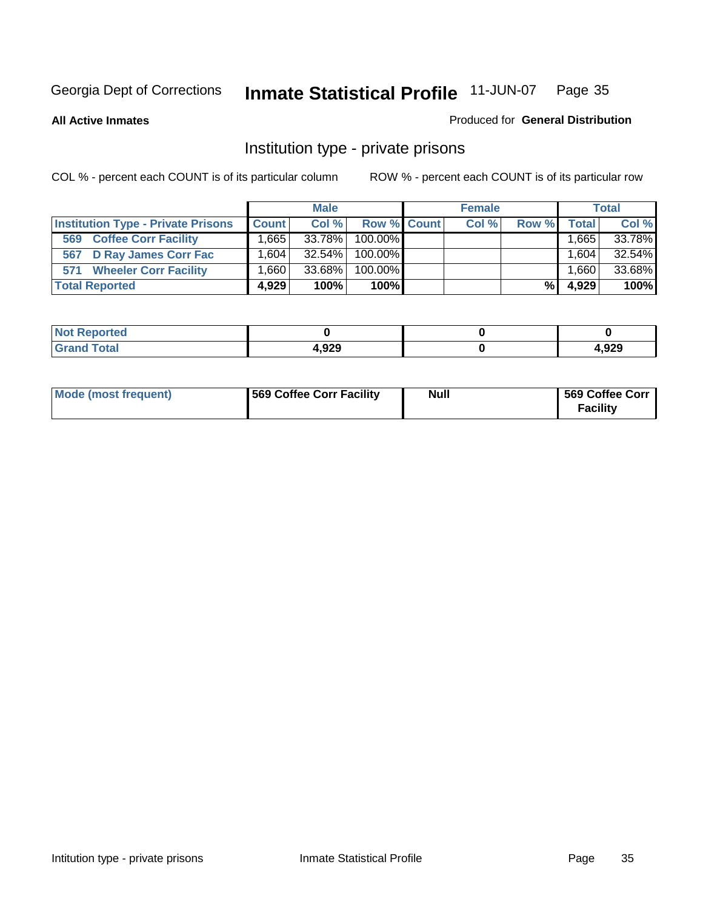Georgia Dept of Corrections **Inmate Statistical Profile** 11-JUN-07

**All Active Inmates**

Produced for **General Distribution**

## Institution type - private prisons

COL % - percent each COUNT is of its particular column

ROW % - percent each COUNT is of its particular row

| | Male | | | Female | | | Total | |
|---|---|---|---|---|---|---|---|---|
| **Institution Type - Private Prisons** | **Count** | **Col %** | **Row %** | **Count** | **Col %** | **Row %** | **Total** | **Col %** |
| 569 Coffee Corr Facility | 1,665 | 33.78% | 100.00% | | | | 1,665 | 33.78% |
| 567 D Ray James Corr Fac | 1,604 | 32.54% | 100.00% | | | | 1,604 | 32.54% |
| 571 Wheeler Corr Facility | 1,660 | 33.68% | 100.00% | | | | 1,660 | 33.68% |
| **Total Reported** | **4,929** | **100%** | **100%** | | | **%** | **4,929** | **100%** |

| | Male | Female | Total |
|---|---|---|---|
| **Not Reported** | **0** | **0** | **0** |
| **Grand Total** | **4,929** | **0** | **4,929** |

| | Male | Female | Total |
|---|---|---|---|
| **Mode (most frequent)** | **569 Coffee Corr Facility** | **Null** | **569 Coffee Corr Facility** |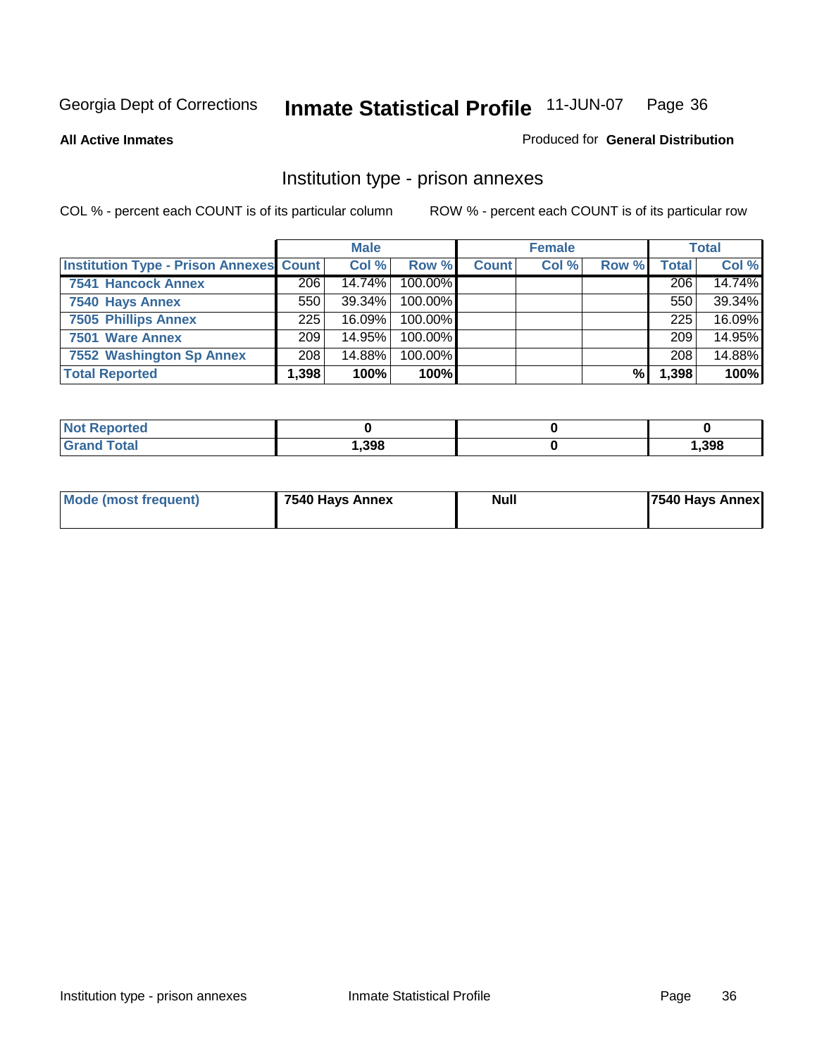Georgia Dept of Corrections **Inmate Statistical Profile** 11-JUN-07

**All Active Inmates**

Produced for **General Distribution**

## Institution type - prison annexes

COL % - percent each COUNT is of its particular column

ROW % - percent each COUNT is of its particular row

| | Male | | | Female | | | Total | |
|---|---|---|---|---|---|---|---|---|
| **Institution Type - Prison Annexes** | **Count** | **Col %** | **Row %** | **Count** | **Col %** | **Row %** | **Total** | **Col %** |
| **7541 Hancock Annex** | 206 | 14.74% | 100.00% | | | | 206 | 14.74% |
| **7540 Hays Annex** | 550 | 39.34% | 100.00% | | | | 550 | 39.34% |
| **7505 Phillips Annex** | 225 | 16.09% | 100.00% | | | | 225 | 16.09% |
| **7501 Ware Annex** | 209 | 14.95% | 100.00% | | | | 209 | 14.95% |
| **7552 Washington Sp Annex** | 208 | 14.88% | 100.00% | | | | 208 | 14.88% |
| **Total Reported** | **1,398** | **100%** | **100%** | | | **%** | **1,398** | **100%** |

| | Male | Female | Total |
|---|---|---|---|
| **Not Reported** | **0** | **0** | **0** |
| **Grand Total** | **1,398** | **0** | **1,398** |

| | Male | Female | Total |
|---|---|---|---|
| **Mode (most frequent)** | **7540 Hays Annex** | **Null** | **7540 Hays Annex** |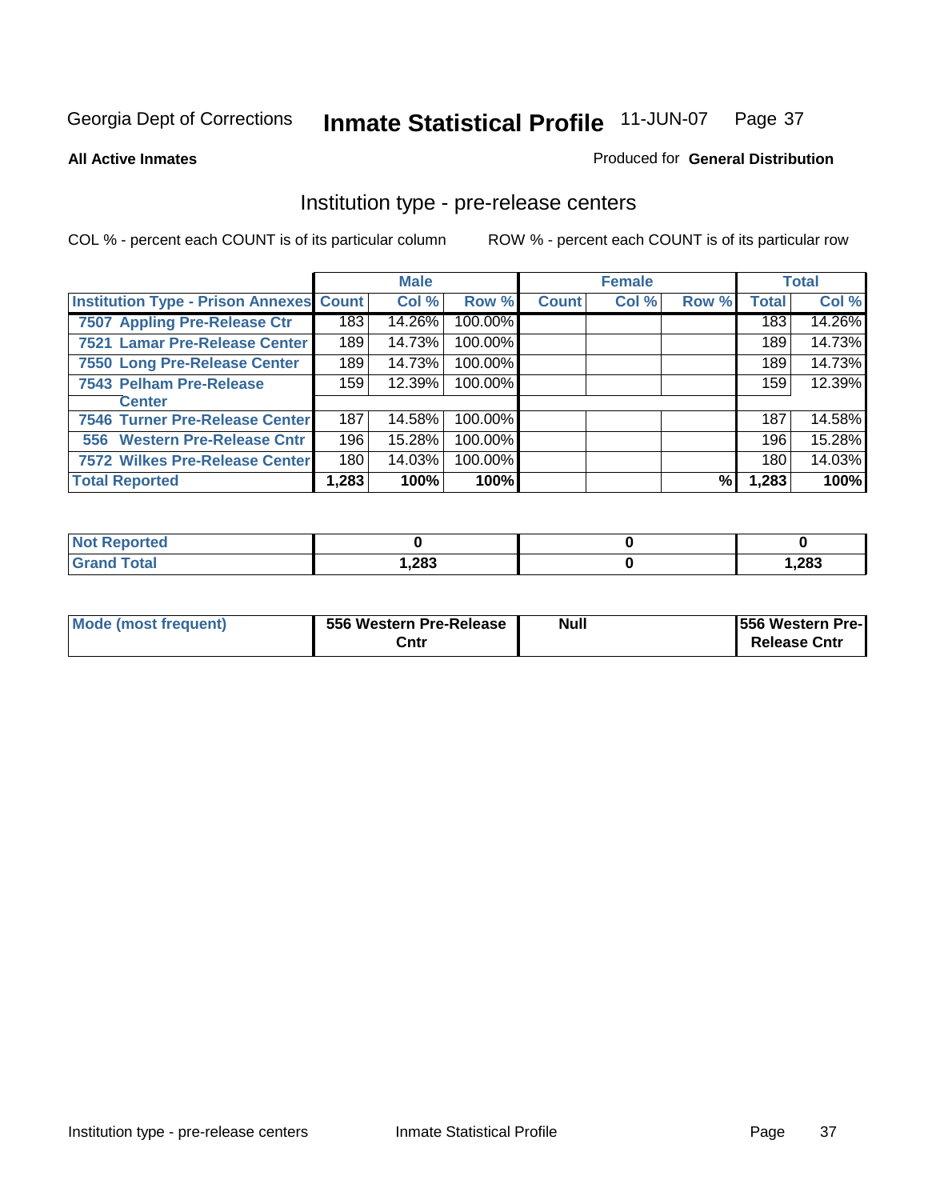Georgia Dept of Corrections **Inmate Statistical Profile** 11-JUN-07

**All Active Inmates**

Produced for **General Distribution**

## Institution type - pre-release centers

COL % - percent each COUNT is of its particular column ROW % - percent each COUNT is of its particular row

| | Male | | | Female | | | Total | |
|---|---|---|---|---|---|---|---|---|
| Institution Type - Prison Annexes | Count | Col % | Row % | Count | Col % | Row % | Total | Col % |
| 7507 Appling Pre-Release Ctr | 183 | 14.26% | 100.00% | | | | 183 | 14.26% |
| 7521 Lamar Pre-Release Center | 189 | 14.73% | 100.00% | | | | 189 | 14.73% |
| 7550 Long Pre-Release Center | 189 | 14.73% | 100.00% | | | | 189 | 14.73% |
| 7543 Pelham Pre-Release Center | 159 | 12.39% | 100.00% | | | | 159 | 12.39% |
| 7546 Turner Pre-Release Center | 187 | 14.58% | 100.00% | | | | 187 | 14.58% |
| 556 Western Pre-Release Cntr | 196 | 15.28% | 100.00% | | | | 196 | 15.28% |
| 7572 Wilkes Pre-Release Center | 180 | 14.03% | 100.00% | | | | 180 | 14.03% |
| **Total Reported** | **1,283** | **100%** | **100%** | | | **%** | **1,283** | **100%** |

| | Male | Female | Total |
|---|---|---|---|
| Not Reported | **0** | **0** | **0** |
| Grand Total | **1,283** | **0** | **1,283** |

| | Male | Female | Total |
|---|---|---|---|
| Mode (most frequent) | **556 Western Pre-Release Cntr** | **Null** | **556 Western Pre-Release Cntr** |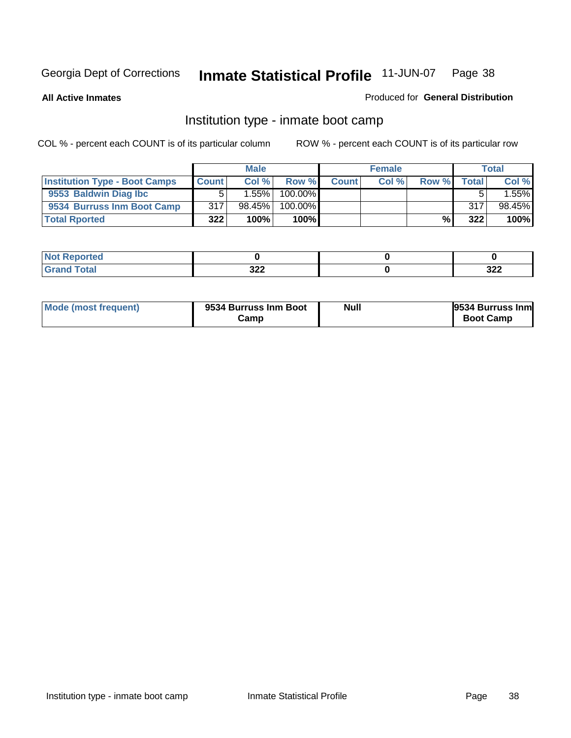Georgia Dept of Corrections **Inmate Statistical Profile** 11-JUN-07

**All Active Inmates**

Produced for **General Distribution**

## Institution type - inmate boot camp

COL % - percent each COUNT is of its particular column

ROW % - percent each COUNT is of its particular row

| | Male | | | Female | | | Total | |
|---|---|---|---|---|---|---|---|---|
| **Institution Type - Boot Camps** | **Count** | **Col %** | **Row %** | **Count** | **Col %** | **Row %** | **Total** | **Col %** |
| **9553 Baldwin Diag Ibc** | 5 | 1.55% | 100.00% | | | | 5 | 1.55% |
| **9534 Burruss Inm Boot Camp** | 317 | 98.45% | 100.00% | | | | 317 | 98.45% |
| **Total Rported** | **322** | **100%** | **100%** | | | **%** | **322** | **100%** |

| | Male | Female | Total |
|---|---|---|---|
| **Not Reported** | **0** | **0** | **0** |
| **Grand Total** | **322** | **0** | **322** |

| | Male | Female | Total |
|---|---|---|---|
| **Mode (most frequent)** | **9534 Burruss Inm Boot Camp** | **Null** | **9534 Burruss Inm Boot Camp** |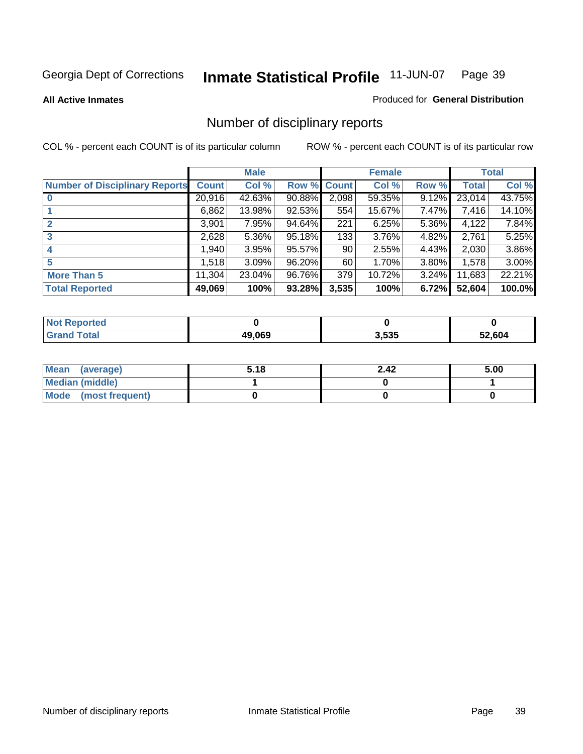Georgia Dept of Corrections **Inmate Statistical Profile** 11-JUN-07

**All Active Inmates**

Produced for **General Distribution**

## Number of disciplinary reports

COL % - percent each COUNT is of its particular column

ROW % - percent each COUNT is of its particular row

| | Male | | | Female | | | Total | |
|---|---|---|---|---|---|---|---|---|
| **Number of Disciplinary Reports** | **Count** | **Col %** | **Row %** | **Count** | **Col %** | **Row %** | **Total** | **Col %** |
| **0** | 20,916 | 42.63% | 90.88% | 2,098 | 59.35% | 9.12% | 23,014 | 43.75% |
| **1** | 6,862 | 13.98% | 92.53% | 554 | 15.67% | 7.47% | 7,416 | 14.10% |
| **2** | 3,901 | 7.95% | 94.64% | 221 | 6.25% | 5.36% | 4,122 | 7.84% |
| **3** | 2,628 | 5.36% | 95.18% | 133 | 3.76% | 4.82% | 2,761 | 5.25% |
| **4** | 1,940 | 3.95% | 95.57% | 90 | 2.55% | 4.43% | 2,030 | 3.86% |
| **5** | 1,518 | 3.09% | 96.20% | 60 | 1.70% | 3.80% | 1,578 | 3.00% |
| **More Than 5** | 11,304 | 23.04% | 96.76% | 379 | 10.72% | 3.24% | 11,683 | 22.21% |
| **Total Reported** | **49,069** | **100%** | **93.28%** | **3,535** | **100%** | **6.72%** | **52,604** | **100.0%** |

| | Male | Female | Total |
|---|---|---|---|
| **Not Reported** | **0** | **0** | **0** |
| **Grand Total** | **49,069** | **3,535** | **52,604** |

| | Male | Female | Total |
|---|---|---|---|
| **Mean (average)** | **5.18** | **2.42** | **5.00** |
| **Median (middle)** | **1** | **0** | **1** |
| **Mode (most frequent)** | **0** | **0** | **0** |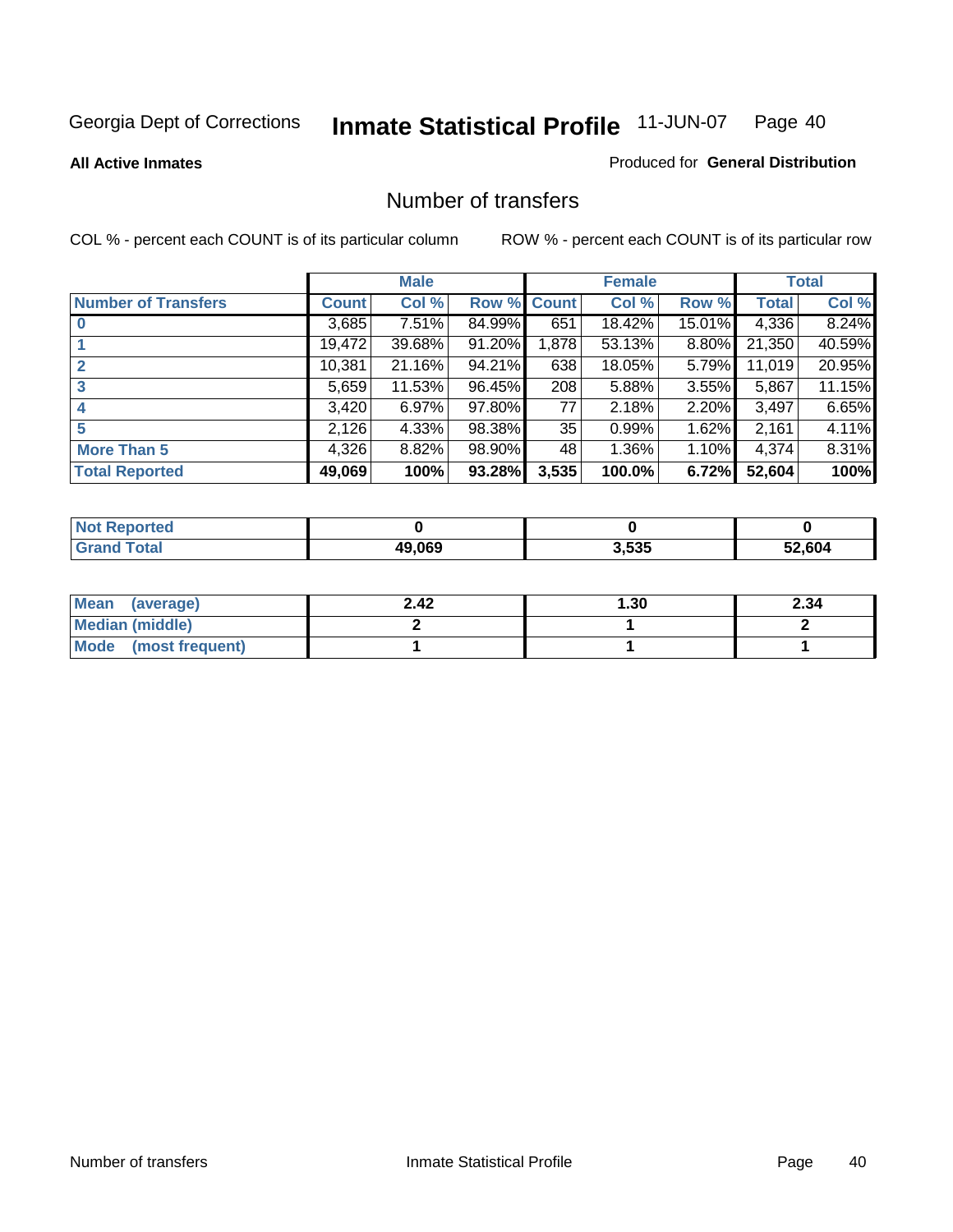Georgia Dept of Corrections **Inmate Statistical Profile** 11-JUN-07 Page 40

**All Active Inmates**

Produced for **General Distribution**

## Number of transfers

COL % - percent each COUNT is of its particular column

ROW % - percent each COUNT is of its particular row

| | Male | | | Female | | | Total | |
|---|---|---|---|---|---|---|---|---|
| **Number of Transfers** | **Count** | **Col %** | **Row %** | **Count** | **Col %** | **Row %** | **Total** | **Col %** |
| **0** | 3,685 | 7.51% | 84.99% | 651 | 18.42% | 15.01% | 4,336 | 8.24% |
| **1** | 19,472 | 39.68% | 91.20% | 1,878 | 53.13% | 8.80% | 21,350 | 40.59% |
| **2** | 10,381 | 21.16% | 94.21% | 638 | 18.05% | 5.79% | 11,019 | 20.95% |
| **3** | 5,659 | 11.53% | 96.45% | 208 | 5.88% | 3.55% | 5,867 | 11.15% |
| **4** | 3,420 | 6.97% | 97.80% | 77 | 2.18% | 2.20% | 3,497 | 6.65% |
| **5** | 2,126 | 4.33% | 98.38% | 35 | 0.99% | 1.62% | 2,161 | 4.11% |
| **More Than 5** | 4,326 | 8.82% | 98.90% | 48 | 1.36% | 1.10% | 4,374 | 8.31% |
| **Total Reported** | **49,069** | **100%** | **93.28%** | **3,535** | **100.0%** | **6.72%** | **52,604** | **100%** |

| | Male | Female | Total |
|---|---|---|---|
| **Not Reported** | **0** | **0** | **0** |
| **Grand Total** | **49,069** | **3,535** | **52,604** |

| | Male | Female | Total |
|---|---|---|---|
| **Mean (average)** | **2.42** | **1.30** | **2.34** |
| **Median (middle)** | **2** | **1** | **2** |
| **Mode (most frequent)** | **1** | **1** | **1** |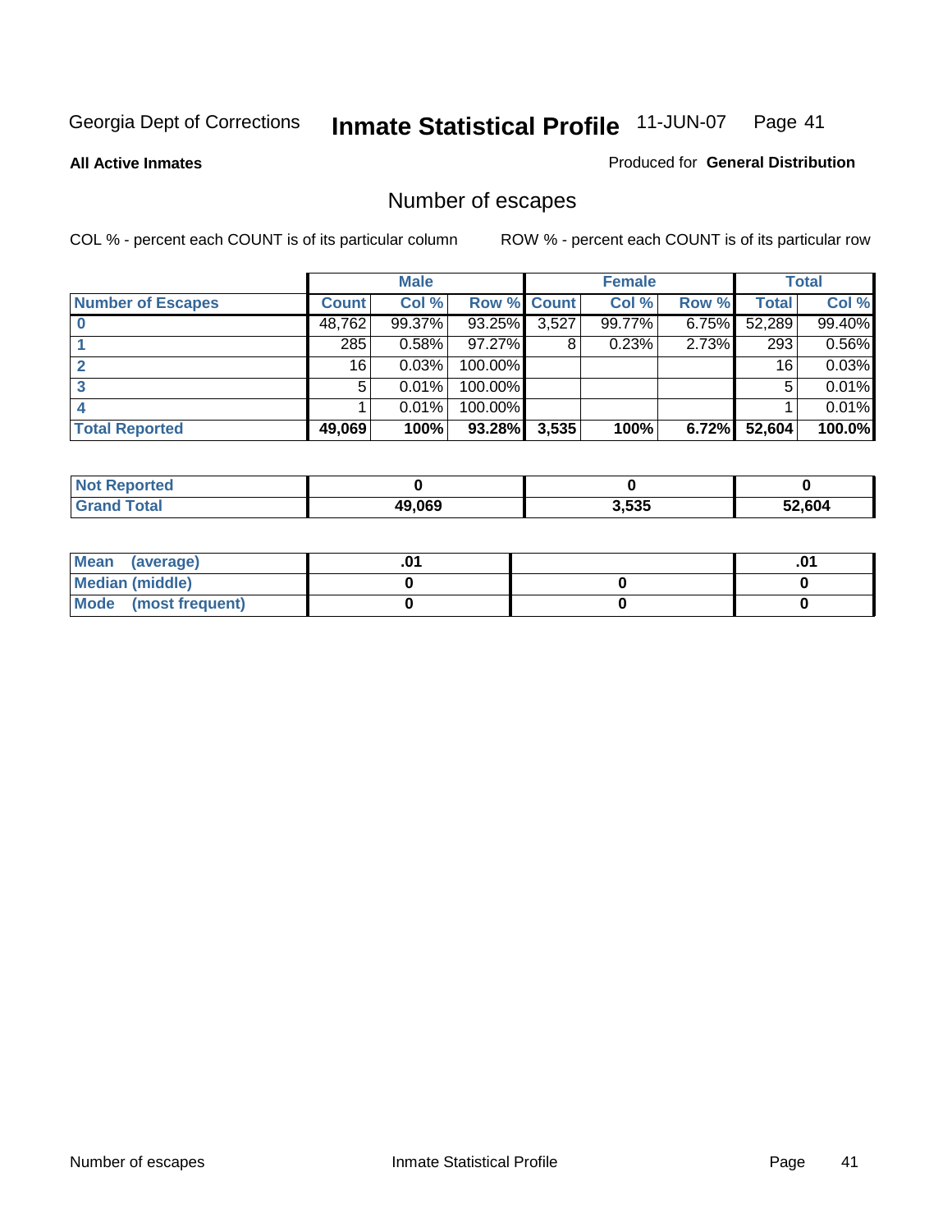Georgia Dept of Corrections **Inmate Statistical Profile** 11-JUN-07

**All Active Inmates** Produced for **General Distribution**

## Number of escapes

COL % - percent each COUNT is of its particular column ROW % - percent each COUNT is of its particular row

| | Male | | | Female | | | Total | |
|---|---|---|---|---|---|---|---|---|
| **Number of Escapes** | **Count** | **Col %** | **Row %** | **Count** | **Col %** | **Row %** | **Total** | **Col %** |
| **0** | 48,762 | 99.37% | 93.25% | 3,527 | 99.77% | 6.75% | 52,289 | 99.40% |
| **1** | 285 | 0.58% | 97.27% | 8 | 0.23% | 2.73% | 293 | 0.56% |
| **2** | 16 | 0.03% | 100.00% | | | | 16 | 0.03% |
| **3** | 5 | 0.01% | 100.00% | | | | 5 | 0.01% |
| **4** | 1 | 0.01% | 100.00% | | | | 1 | 0.01% |
| **Total Reported** | **49,069** | **100%** | **93.28%** | **3,535** | **100%** | **6.72%** | **52,604** | **100.0%** |

| | Male | Female | Total |
|---|---|---|---|
| **Not Reported** | **0** | **0** | **0** |
| **Grand Total** | **49,069** | **3,535** | **52,604** |

| | Male | Female | Total |
|---|---|---|---|
| **Mean (average)** | **.01** | | **.01** |
| **Median (middle)** | **0** | **0** | **0** |
| **Mode (most frequent)** | **0** | **0** | **0** |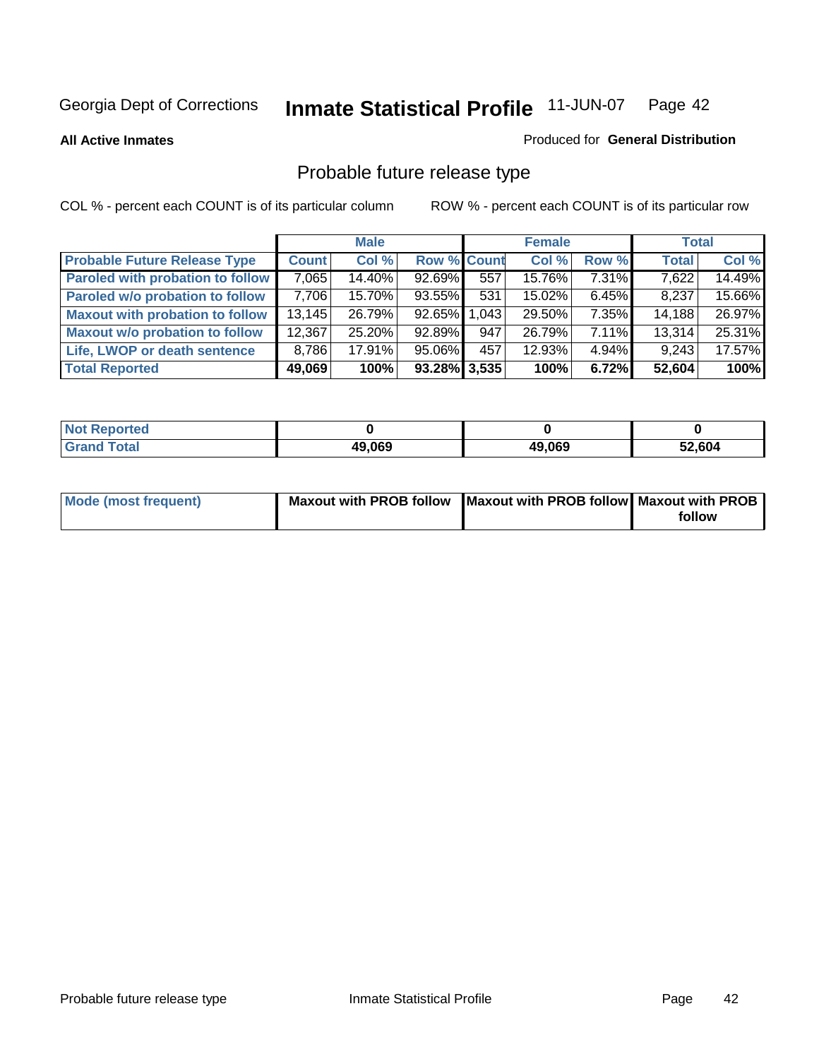Georgia Dept of Corrections **Inmate Statistical Profile** 11-JUN-07

**All Active Inmates**

Produced for **General Distribution**

## Probable future release type

COL % - percent each COUNT is of its particular column

ROW % - percent each COUNT is of its particular row

| | Male | | | Female | | | Total | |
|---|---|---|---|---|---|---|---|---|
| **Probable Future Release Type** | **Count** | **Col %** | **Row %** | **Count** | **Col %** | **Row %** | **Total** | **Col %** |
| **Paroled with probation to follow** | 7,065 | 14.40% | 92.69% | 557 | 15.76% | 7.31% | 7,622 | 14.49% |
| **Paroled w/o probation to follow** | 7,706 | 15.70% | 93.55% | 531 | 15.02% | 6.45% | 8,237 | 15.66% |
| **Maxout with probation to follow** | 13,145 | 26.79% | 92.65% | 1,043 | 29.50% | 7.35% | 14,188 | 26.97% |
| **Maxout w/o probation to follow** | 12,367 | 25.20% | 92.89% | 947 | 26.79% | 7.11% | 13,314 | 25.31% |
| **Life, LWOP or death sentence** | 8,786 | 17.91% | 95.06% | 457 | 12.93% | 4.94% | 9,243 | 17.57% |
| **Total Reported** | **49,069** | **100%** | **93.28%** | **3,535** | **100%** | **6.72%** | **52,604** | **100%** |

| | Male | Female | Total |
|---|---|---|---|
| **Not Reported** | **0** | **0** | **0** |
| **Grand Total** | **49,069** | **49,069** | **52,604** |

| | Male | Female | Total |
|---|---|---|---|
| **Mode (most frequent)** | **Maxout with PROB follow** | **Maxout with PROB follow** | **Maxout with PROB follow** |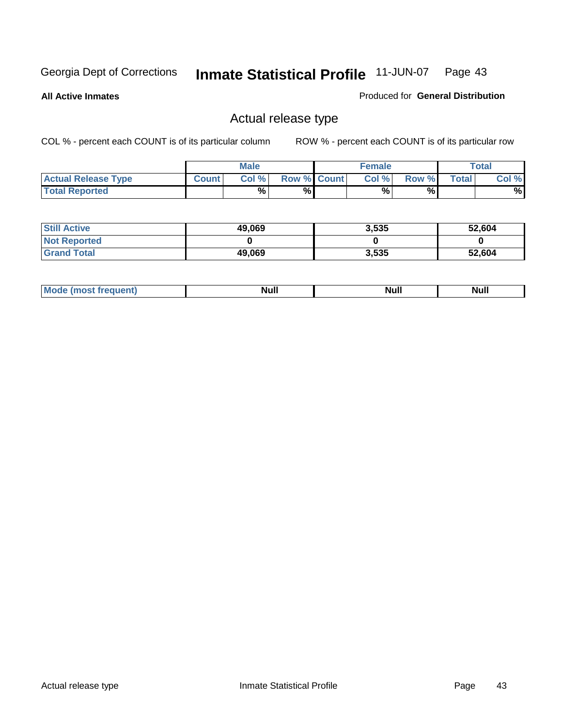Georgia Dept of Corrections **Inmate Statistical Profile** 11-JUN-07

**All Active Inmates**

Produced for **General Distribution**

## Actual release type

COL % - percent each COUNT is of its particular column ROW % - percent each COUNT is of its particular row

| | Male | | | Female | | | Total | |
|---|---|---|---|---|---|---|---|---|
| **Actual Release Type** | Count | Col % | Row % | Count | Col % | Row % | Total | Col % |
| **Total Reported** | | % | % | | % | % | | % |
| **Still Active** | 49,069 | | | 3,535 | | | 52,604 | |
| **Not Reported** | 0 | | | 0 | | | 0 | |
| **Grand Total** | 49,069 | | | 3,535 | | | 52,604 | |
| **Mode (most frequent)** | Null | | | Null | | | Null | |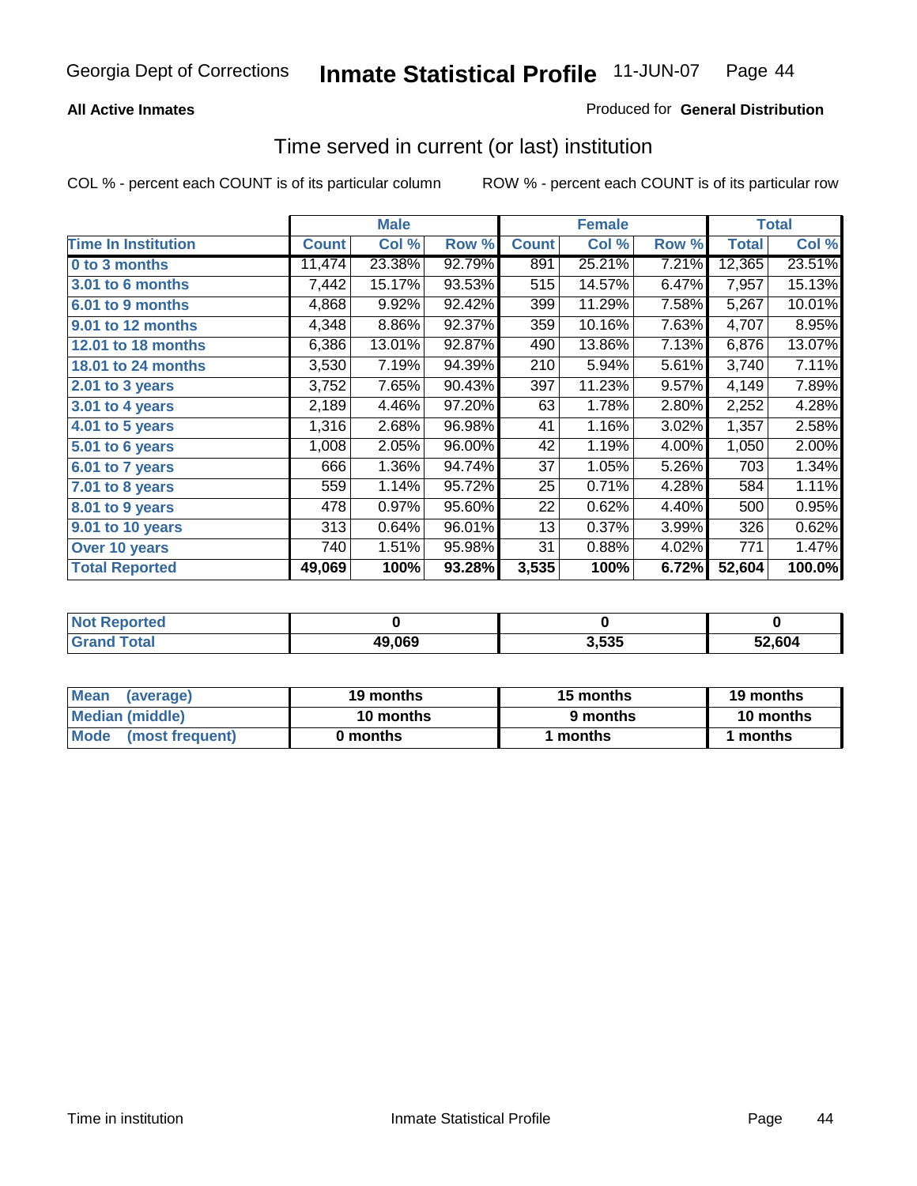Georgia Dept of Corrections **Inmate Statistical Profile** 11-JUN-07

**All Active Inmates**

Produced for **General Distribution**

## Time served in current (or last) institution

COL % - percent each COUNT is of its particular column

ROW % - percent each COUNT is of its particular row

| | Male | | | Female | | | Total | |
|---|---|---|---|---|---|---|---|---|
| **Time In Institution** | **Count** | **Col %** | **Row %** | **Count** | **Col %** | **Row %** | **Total** | **Col %** |
| **0 to 3 months** | 11,474 | 23.38% | 92.79% | 891 | 25.21% | 7.21% | 12,365 | 23.51% |
| **3.01 to 6 months** | 7,442 | 15.17% | 93.53% | 515 | 14.57% | 6.47% | 7,957 | 15.13% |
| **6.01 to 9 months** | 4,868 | 9.92% | 92.42% | 399 | 11.29% | 7.58% | 5,267 | 10.01% |
| **9.01 to 12 months** | 4,348 | 8.86% | 92.37% | 359 | 10.16% | 7.63% | 4,707 | 8.95% |
| **12.01 to 18 months** | 6,386 | 13.01% | 92.87% | 490 | 13.86% | 7.13% | 6,876 | 13.07% |
| **18.01 to 24 months** | 3,530 | 7.19% | 94.39% | 210 | 5.94% | 5.61% | 3,740 | 7.11% |
| **2.01 to 3 years** | 3,752 | 7.65% | 90.43% | 397 | 11.23% | 9.57% | 4,149 | 7.89% |
| **3.01 to 4 years** | 2,189 | 4.46% | 97.20% | 63 | 1.78% | 2.80% | 2,252 | 4.28% |
| **4.01 to 5 years** | 1,316 | 2.68% | 96.98% | 41 | 1.16% | 3.02% | 1,357 | 2.58% |
| **5.01 to 6 years** | 1,008 | 2.05% | 96.00% | 42 | 1.19% | 4.00% | 1,050 | 2.00% |
| **6.01 to 7 years** | 666 | 1.36% | 94.74% | 37 | 1.05% | 5.26% | 703 | 1.34% |
| **7.01 to 8 years** | 559 | 1.14% | 95.72% | 25 | 0.71% | 4.28% | 584 | 1.11% |
| **8.01 to 9 years** | 478 | 0.97% | 95.60% | 22 | 0.62% | 4.40% | 500 | 0.95% |
| **9.01 to 10 years** | 313 | 0.64% | 96.01% | 13 | 0.37% | 3.99% | 326 | 0.62% |
| **Over 10 years** | 740 | 1.51% | 95.98% | 31 | 0.88% | 4.02% | 771 | 1.47% |
| **Total Reported** | **49,069** | **100%** | **93.28%** | **3,535** | **100%** | **6.72%** | **52,604** | **100.0%** |

| | Male | Female | Total |
|---|---|---|---|
| **Not Reported** | **0** | **0** | **0** |
| **Grand Total** | **49,069** | **3,535** | **52,604** |

| | Male | Female | Total |
|---|---|---|---|
| **Mean (average)** | **19 months** | **15 months** | **19 months** |
| **Median (middle)** | **10 months** | **9 months** | **10 months** |
| **Mode (most frequent)** | **0 months** | **1 months** | **1 months** |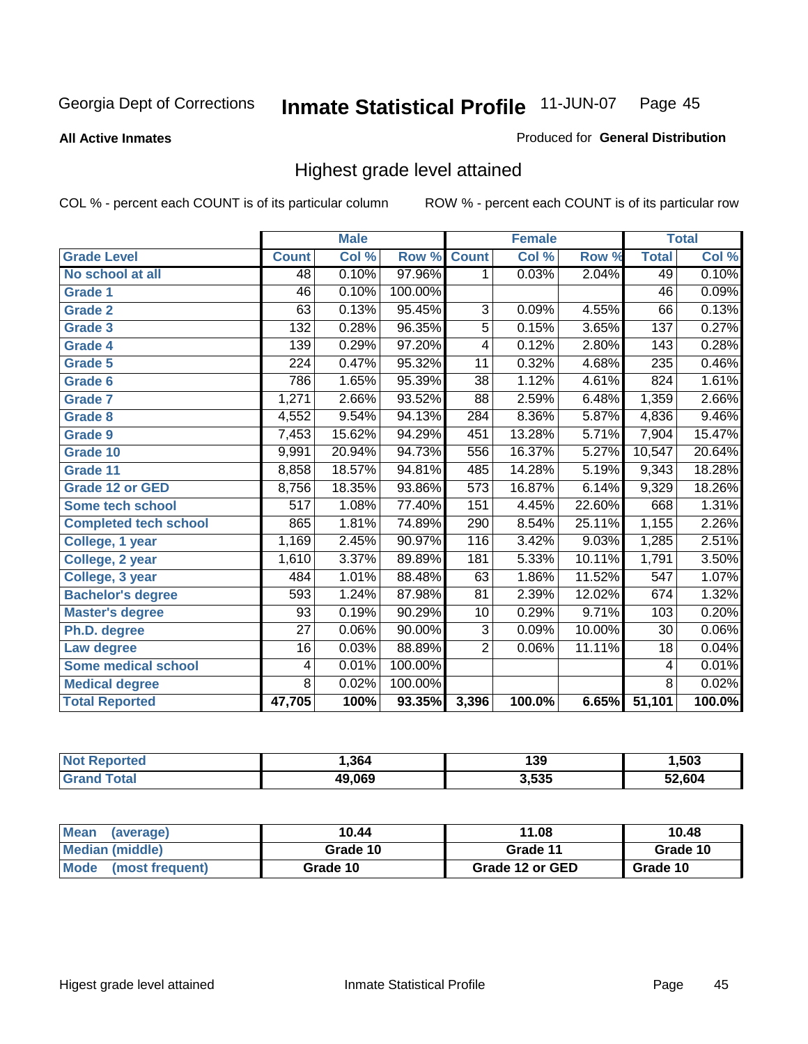Georgia Dept of Corrections

# Inmate Statistical Profile 11-JUN-07

**All Active Inmates**

Produced for **General Distribution**

## Highest grade level attained

COL % - percent each COUNT is of its particular column

ROW % - percent each COUNT is of its particular row

| | Male | | | Female | | | Total | |
|---|---|---|---|---|---|---|---|---|
| **Grade Level** | **Count** | **Col %** | **Row %** | **Count** | **Col %** | **Row %** | **Total** | **Col %** |
| No school at all | 48 | 0.10% | 97.96% | 1 | 0.03% | 2.04% | 49 | 0.10% |
| Grade 1 | 46 | 0.10% | 100.00% | | | | 46 | 0.09% |
| Grade 2 | 63 | 0.13% | 95.45% | 3 | 0.09% | 4.55% | 66 | 0.13% |
| Grade 3 | 132 | 0.28% | 96.35% | 5 | 0.15% | 3.65% | 137 | 0.27% |
| Grade 4 | 139 | 0.29% | 97.20% | 4 | 0.12% | 2.80% | 143 | 0.28% |
| Grade 5 | 224 | 0.47% | 95.32% | 11 | 0.32% | 4.68% | 235 | 0.46% |
| Grade 6 | 786 | 1.65% | 95.39% | 38 | 1.12% | 4.61% | 824 | 1.61% |
| Grade 7 | 1,271 | 2.66% | 93.52% | 88 | 2.59% | 6.48% | 1,359 | 2.66% |
| Grade 8 | 4,552 | 9.54% | 94.13% | 284 | 8.36% | 5.87% | 4,836 | 9.46% |
| Grade 9 | 7,453 | 15.62% | 94.29% | 451 | 13.28% | 5.71% | 7,904 | 15.47% |
| Grade 10 | 9,991 | 20.94% | 94.73% | 556 | 16.37% | 5.27% | 10,547 | 20.64% |
| Grade 11 | 8,858 | 18.57% | 94.81% | 485 | 14.28% | 5.19% | 9,343 | 18.28% |
| Grade 12 or GED | 8,756 | 18.35% | 93.86% | 573 | 16.87% | 6.14% | 9,329 | 18.26% |
| Some tech school | 517 | 1.08% | 77.40% | 151 | 4.45% | 22.60% | 668 | 1.31% |
| Completed tech school | 865 | 1.81% | 74.89% | 290 | 8.54% | 25.11% | 1,155 | 2.26% |
| College, 1 year | 1,169 | 2.45% | 90.97% | 116 | 3.42% | 9.03% | 1,285 | 2.51% |
| College, 2 year | 1,610 | 3.37% | 89.89% | 181 | 5.33% | 10.11% | 1,791 | 3.50% |
| College, 3 year | 484 | 1.01% | 88.48% | 63 | 1.86% | 11.52% | 547 | 1.07% |
| Bachelor's degree | 593 | 1.24% | 87.98% | 81 | 2.39% | 12.02% | 674 | 1.32% |
| Master's degree | 93 | 0.19% | 90.29% | 10 | 0.29% | 9.71% | 103 | 0.20% |
| Ph.D. degree | 27 | 0.06% | 90.00% | 3 | 0.09% | 10.00% | 30 | 0.06% |
| Law degree | 16 | 0.03% | 88.89% | 2 | 0.06% | 11.11% | 18 | 0.04% |
| Some medical school | 4 | 0.01% | 100.00% | | | | 4 | 0.01% |
| Medical degree | 8 | 0.02% | 100.00% | | | | 8 | 0.02% |
| **Total Reported** | **47,705** | **100%** | **93.35%** | **3,396** | **100.0%** | **6.65%** | **51,101** | **100.0%** |

| | Male | Female | Total |
|---|---|---|---|
| Not Reported | 1,364 | 139 | 1,503 |
| Grand Total | 49,069 | 3,535 | 52,604 |

| | Male | Female | Total |
|---|---|---|---|
| Mean (average) | 10.44 | 11.08 | 10.48 |
| Median (middle) | Grade 10 | Grade 11 | Grade 10 |
| Mode (most frequent) | Grade 10 | Grade 12 or GED | Grade 10 |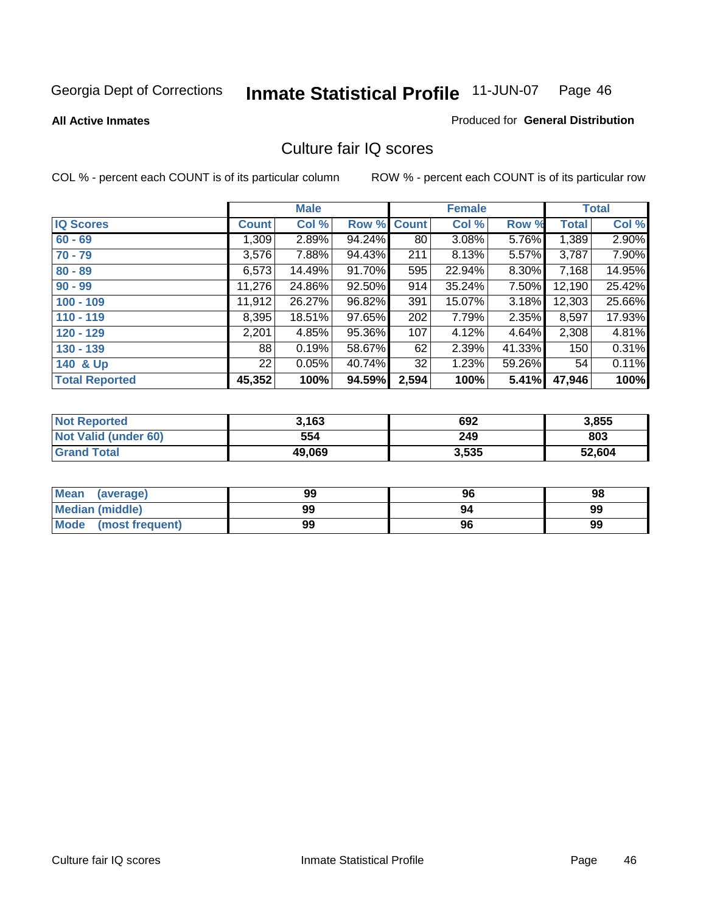Georgia Dept of Corrections **Inmate Statistical Profile** 11-JUN-07

**All Active Inmates**

Produced for **General Distribution**

## Culture fair IQ scores

COL % - percent each COUNT is of its particular column

ROW % - percent each COUNT is of its particular row

| | Male | | | Female | | | Total | |
|---|---|---|---|---|---|---|---|---|
| **IQ Scores** | **Count** | **Col %** | **Row %** | **Count** | **Col %** | **Row %** | **Total** | **Col %** |
| 60 - 69 | 1,309 | 2.89% | 94.24% | 80 | 3.08% | 5.76% | 1,389 | 2.90% |
| 70 - 79 | 3,576 | 7.88% | 94.43% | 211 | 8.13% | 5.57% | 3,787 | 7.90% |
| 80 - 89 | 6,573 | 14.49% | 91.70% | 595 | 22.94% | 8.30% | 7,168 | 14.95% |
| 90 - 99 | 11,276 | 24.86% | 92.50% | 914 | 35.24% | 7.50% | 12,190 | 25.42% |
| 100 - 109 | 11,912 | 26.27% | 96.82% | 391 | 15.07% | 3.18% | 12,303 | 25.66% |
| 110 - 119 | 8,395 | 18.51% | 97.65% | 202 | 7.79% | 2.35% | 8,597 | 17.93% |
| 120 - 129 | 2,201 | 4.85% | 95.36% | 107 | 4.12% | 4.64% | 2,308 | 4.81% |
| 130 - 139 | 88 | 0.19% | 58.67% | 62 | 2.39% | 41.33% | 150 | 0.31% |
| 140 & Up | 22 | 0.05% | 40.74% | 32 | 1.23% | 59.26% | 54 | 0.11% |
| **Total Reported** | **45,352** | **100%** | **94.59%** | **2,594** | **100%** | **5.41%** | **47,946** | **100%** |

| | Male | Female | Total |
|---|---|---|---|
| Not Reported | 3,163 | 692 | 3,855 |
| Not Valid (under 60) | 554 | 249 | 803 |
| Grand Total | 49,069 | 3,535 | 52,604 |

| | Male | Female | Total |
|---|---|---|---|
| Mean (average) | 99 | 96 | 98 |
| Median (middle) | 99 | 94 | 99 |
| Mode (most frequent) | 99 | 96 | 99 |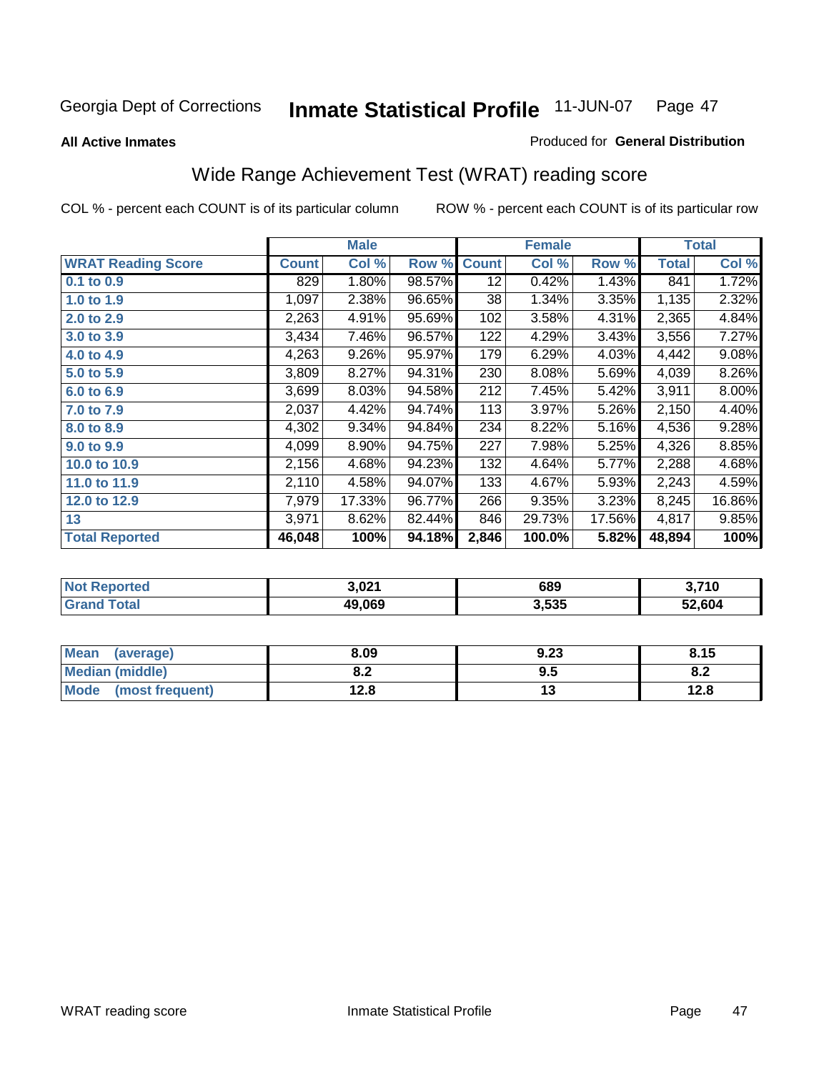Georgia Dept of Corrections **Inmate Statistical Profile** 11-JUN-07

**All Active Inmates**

Produced for **General Distribution**

## Wide Range Achievement Test (WRAT) reading score

COL % - percent each COUNT is of its particular column ROW % - percent each COUNT is of its particular row

| | Male | | | Female | | | Total | |
|---|---|---|---|---|---|---|---|---|
| WRAT Reading Score | Count | Col % | Row % | Count | Col % | Row % | Total | Col % |
| 0.1 to 0.9 | 829 | 1.80% | 98.57% | 12 | 0.42% | 1.43% | 841 | 1.72% |
| 1.0 to 1.9 | 1,097 | 2.38% | 96.65% | 38 | 1.34% | 3.35% | 1,135 | 2.32% |
| 2.0 to 2.9 | 2,263 | 4.91% | 95.69% | 102 | 3.58% | 4.31% | 2,365 | 4.84% |
| 3.0 to 3.9 | 3,434 | 7.46% | 96.57% | 122 | 4.29% | 3.43% | 3,556 | 7.27% |
| 4.0 to 4.9 | 4,263 | 9.26% | 95.97% | 179 | 6.29% | 4.03% | 4,442 | 9.08% |
| 5.0 to 5.9 | 3,809 | 8.27% | 94.31% | 230 | 8.08% | 5.69% | 4,039 | 8.26% |
| 6.0 to 6.9 | 3,699 | 8.03% | 94.58% | 212 | 7.45% | 5.42% | 3,911 | 8.00% |
| 7.0 to 7.9 | 2,037 | 4.42% | 94.74% | 113 | 3.97% | 5.26% | 2,150 | 4.40% |
| 8.0 to 8.9 | 4,302 | 9.34% | 94.84% | 234 | 8.22% | 5.16% | 4,536 | 9.28% |
| 9.0 to 9.9 | 4,099 | 8.90% | 94.75% | 227 | 7.98% | 5.25% | 4,326 | 8.85% |
| 10.0 to 10.9 | 2,156 | 4.68% | 94.23% | 132 | 4.64% | 5.77% | 2,288 | 4.68% |
| 11.0 to 11.9 | 2,110 | 4.58% | 94.07% | 133 | 4.67% | 5.93% | 2,243 | 4.59% |
| 12.0 to 12.9 | 7,979 | 17.33% | 96.77% | 266 | 9.35% | 3.23% | 8,245 | 16.86% |
| 13 | 3,971 | 8.62% | 82.44% | 846 | 29.73% | 17.56% | 4,817 | 9.85% |
| **Total Reported** | **46,048** | **100%** | **94.18%** | **2,846** | **100.0%** | **5.82%** | **48,894** | **100%** |

| | Male | Female | Total |
|---|---|---|---|
| Not Reported | 3,021 | 689 | 3,710 |
| Grand Total | 49,069 | 3,535 | 52,604 |

| | Male | Female | Total |
|---|---|---|---|
| Mean (average) | 8.09 | 9.23 | 8.15 |
| Median (middle) | 8.2 | 9.5 | 8.2 |
| Mode (most frequent) | 12.8 | 13 | 12.8 |

WRAT reading score Inmate Statistical Profile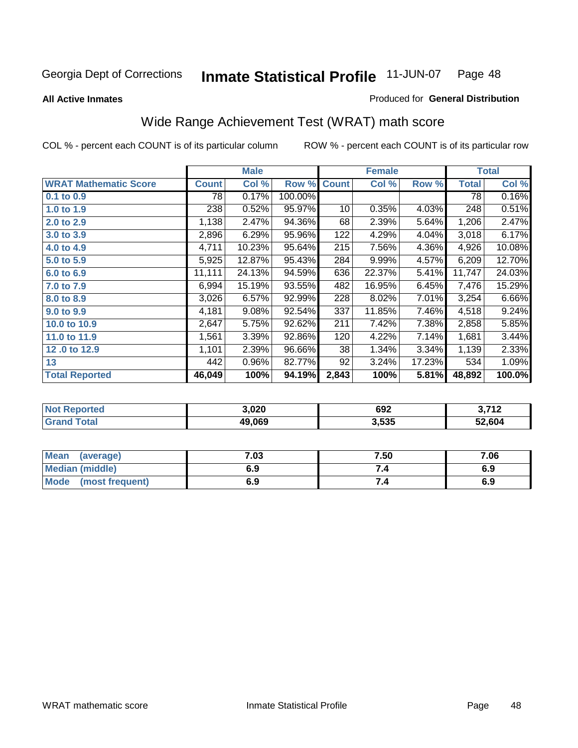Georgia Dept of Corrections **Inmate Statistical Profile** 11-JUN-07

**All Active Inmates**

Produced for **General Distribution**

## Wide Range Achievement Test (WRAT) math score

COL % - percent each COUNT is of its particular column

ROW % - percent each COUNT is of its particular row

| | Male | | | Female | | | Total | |
|---|---|---|---|---|---|---|---|---|
| **WRAT Mathematic Score** | **Count** | **Col %** | **Row %** | **Count** | **Col %** | **Row %** | **Total** | **Col %** |
| **0.1 to 0.9** | 78 | 0.17% | 100.00% | | | | 78 | 0.16% |
| **1.0 to 1.9** | 238 | 0.52% | 95.97% | 10 | 0.35% | 4.03% | 248 | 0.51% |
| **2.0 to 2.9** | 1,138 | 2.47% | 94.36% | 68 | 2.39% | 5.64% | 1,206 | 2.47% |
| **3.0 to 3.9** | 2,896 | 6.29% | 95.96% | 122 | 4.29% | 4.04% | 3,018 | 6.17% |
| **4.0 to 4.9** | 4,711 | 10.23% | 95.64% | 215 | 7.56% | 4.36% | 4,926 | 10.08% |
| **5.0 to 5.9** | 5,925 | 12.87% | 95.43% | 284 | 9.99% | 4.57% | 6,209 | 12.70% |
| **6.0 to 6.9** | 11,111 | 24.13% | 94.59% | 636 | 22.37% | 5.41% | 11,747 | 24.03% |
| **7.0 to 7.9** | 6,994 | 15.19% | 93.55% | 482 | 16.95% | 6.45% | 7,476 | 15.29% |
| **8.0 to 8.9** | 3,026 | 6.57% | 92.99% | 228 | 8.02% | 7.01% | 3,254 | 6.66% |
| **9.0 to 9.9** | 4,181 | 9.08% | 92.54% | 337 | 11.85% | 7.46% | 4,518 | 9.24% |
| **10.0 to 10.9** | 2,647 | 5.75% | 92.62% | 211 | 7.42% | 7.38% | 2,858 | 5.85% |
| **11.0 to 11.9** | 1,561 | 3.39% | 92.86% | 120 | 4.22% | 7.14% | 1,681 | 3.44% |
| **12 .0 to 12.9** | 1,101 | 2.39% | 96.66% | 38 | 1.34% | 3.34% | 1,139 | 2.33% |
| **13** | 442 | 0.96% | 82.77% | 92 | 3.24% | 17.23% | 534 | 1.09% |
| **Total Reported** | **46,049** | **100%** | **94.19%** | **2,843** | **100%** | **5.81%** | **48,892** | **100.0%** |

| | Male | Female | Total |
|---|---|---|---|
| **Not Reported** | **3,020** | **692** | **3,712** |
| **Grand Total** | **49,069** | **3,535** | **52,604** |

| | Male | Female | Total |
|---|---|---|---|
| **Mean (average)** | **7.03** | **7.50** | **7.06** |
| **Median (middle)** | **6.9** | **7.4** | **6.9** |
| **Mode (most frequent)** | **6.9** | **7.4** | **6.9** |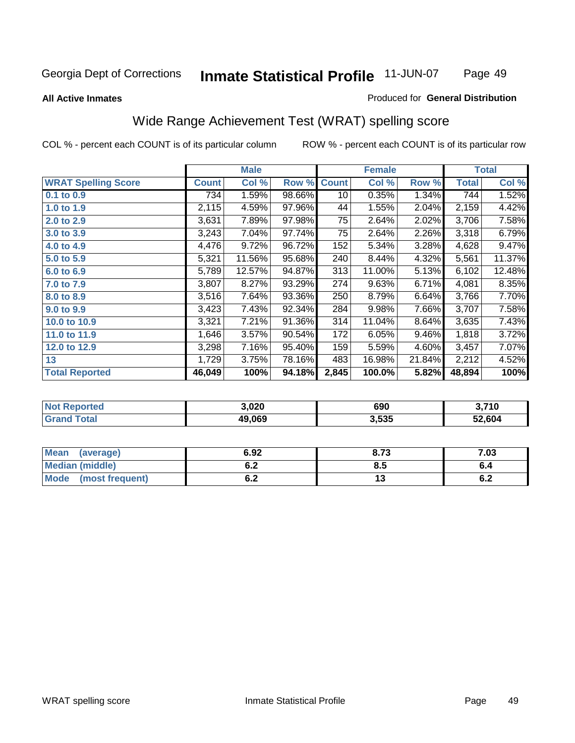Georgia Dept of Corrections **Inmate Statistical Profile** 11-JUN-07

**All Active Inmates**

Produced for **General Distribution**

## Wide Range Achievement Test (WRAT) spelling score

COL % - percent each COUNT is of its particular column

ROW % - percent each COUNT is of its particular row

| | Male | | | Female | | | Total | |
|---|---|---|---|---|---|---|---|---|
| **WRAT Spelling Score** | **Count** | **Col %** | **Row %** | **Count** | **Col %** | **Row %** | **Total** | **Col %** |
| **0.1 to 0.9** | 734 | 1.59% | 98.66% | 10 | 0.35% | 1.34% | 744 | 1.52% |
| **1.0 to 1.9** | 2,115 | 4.59% | 97.96% | 44 | 1.55% | 2.04% | 2,159 | 4.42% |
| **2.0 to 2.9** | 3,631 | 7.89% | 97.98% | 75 | 2.64% | 2.02% | 3,706 | 7.58% |
| **3.0 to 3.9** | 3,243 | 7.04% | 97.74% | 75 | 2.64% | 2.26% | 3,318 | 6.79% |
| **4.0 to 4.9** | 4,476 | 9.72% | 96.72% | 152 | 5.34% | 3.28% | 4,628 | 9.47% |
| **5.0 to 5.9** | 5,321 | 11.56% | 95.68% | 240 | 8.44% | 4.32% | 5,561 | 11.37% |
| **6.0 to 6.9** | 5,789 | 12.57% | 94.87% | 313 | 11.00% | 5.13% | 6,102 | 12.48% |
| **7.0 to 7.9** | 3,807 | 8.27% | 93.29% | 274 | 9.63% | 6.71% | 4,081 | 8.35% |
| **8.0 to 8.9** | 3,516 | 7.64% | 93.36% | 250 | 8.79% | 6.64% | 3,766 | 7.70% |
| **9.0 to 9.9** | 3,423 | 7.43% | 92.34% | 284 | 9.98% | 7.66% | 3,707 | 7.58% |
| **10.0 to 10.9** | 3,321 | 7.21% | 91.36% | 314 | 11.04% | 8.64% | 3,635 | 7.43% |
| **11.0 to 11.9** | 1,646 | 3.57% | 90.54% | 172 | 6.05% | 9.46% | 1,818 | 3.72% |
| **12.0 to 12.9** | 3,298 | 7.16% | 95.40% | 159 | 5.59% | 4.60% | 3,457 | 7.07% |
| **13** | 1,729 | 3.75% | 78.16% | 483 | 16.98% | 21.84% | 2,212 | 4.52% |
| **Total Reported** | **46,049** | **100%** | **94.18%** | **2,845** | **100.0%** | **5.82%** | **48,894** | **100%** |

| | Male | Female | Total |
|---|---|---|---|
| **Not Reported** | **3,020** | **690** | **3,710** |
| **Grand Total** | **49,069** | **3,535** | **52,604** |

| | Male | Female | Total |
|---|---|---|---|
| **Mean (average)** | **6.92** | **8.73** | **7.03** |
| **Median (middle)** | **6.2** | **8.5** | **6.4** |
| **Mode (most frequent)** | **6.2** | **13** | **6.2** |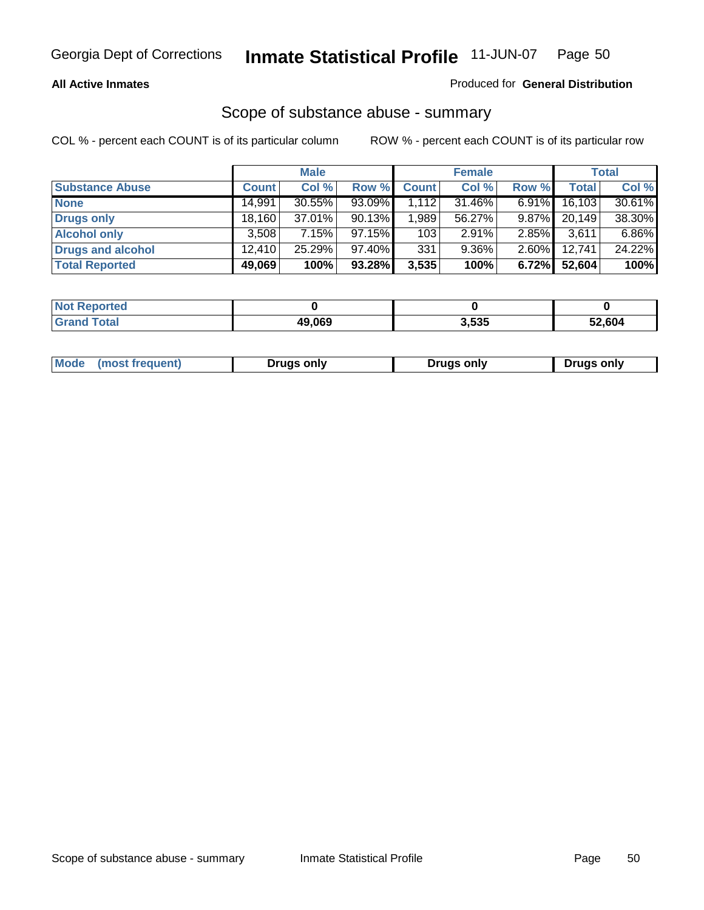Georgia Dept of Corrections **Inmate Statistical Profile** 11-JUN-07

**All Active Inmates**

Produced for **General Distribution**

## Scope of substance abuse - summary

COL % - percent each COUNT is of its particular column

ROW % - percent each COUNT is of its particular row

| | Male | | | Female | | | Total | |
|---|---|---|---|---|---|---|---|---|
| **Substance Abuse** | **Count** | **Col %** | **Row %** | **Count** | **Col %** | **Row %** | **Total** | **Col %** |
| **None** | 14,991 | 30.55% | 93.09% | 1,112 | 31.46% | 6.91% | 16,103 | 30.61% |
| **Drugs only** | 18,160 | 37.01% | 90.13% | 1,989 | 56.27% | 9.87% | 20,149 | 38.30% |
| **Alcohol only** | 3,508 | 7.15% | 97.15% | 103 | 2.91% | 2.85% | 3,611 | 6.86% |
| **Drugs and alcohol** | 12,410 | 25.29% | 97.40% | 331 | 9.36% | 2.60% | 12,741 | 24.22% |
| **Total Reported** | **49,069** | **100%** | **93.28%** | **3,535** | **100%** | **6.72%** | **52,604** | **100%** |

| | Male | Female | Total |
|---|---|---|---|
| **Not Reported** | **0** | **0** | **0** |
| **Grand Total** | **49,069** | **3,535** | **52,604** |

| | Male | Female | Total |
|---|---|---|---|
| **Mode (most frequent)** | **Drugs only** | **Drugs only** | **Drugs only** |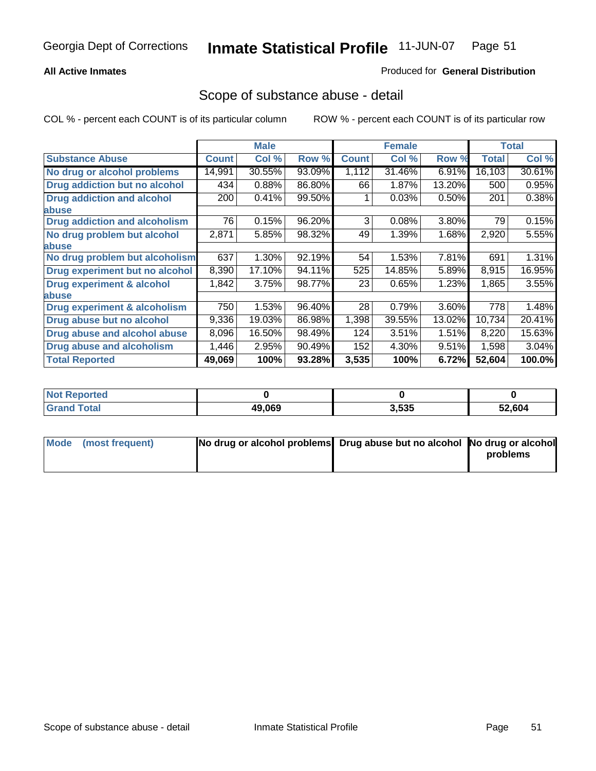**All Active Inmates**

Produced for **General Distribution**

## Scope of substance abuse - detail

COL % - percent each COUNT is of its particular column

ROW % - percent each COUNT is of its particular row

| | Male | | | Female | | | Total | |
|---|---|---|---|---|---|---|---|---|
| **Substance Abuse** | **Count** | **Col %** | **Row %** | **Count** | **Col %** | **Row %** | **Total** | **Col %** |
| No drug or alcohol problems | 14,991 | 30.55% | 93.09% | 1,112 | 31.46% | 6.91% | 16,103 | 30.61% |
| Drug addiction but no alcohol | 434 | 0.88% | 86.80% | 66 | 1.87% | 13.20% | 500 | 0.95% |
| Drug addiction and alcohol abuse | 200 | 0.41% | 99.50% | 1 | 0.03% | 0.50% | 201 | 0.38% |
| Drug addiction and alcoholism | 76 | 0.15% | 96.20% | 3 | 0.08% | 3.80% | 79 | 0.15% |
| No drug problem but alcohol abuse | 2,871 | 5.85% | 98.32% | 49 | 1.39% | 1.68% | 2,920 | 5.55% |
| No drug problem but alcoholism | 637 | 1.30% | 92.19% | 54 | 1.53% | 7.81% | 691 | 1.31% |
| Drug experiment but no alcohol | 8,390 | 17.10% | 94.11% | 525 | 14.85% | 5.89% | 8,915 | 16.95% |
| Drug experiment & alcohol abuse | 1,842 | 3.75% | 98.77% | 23 | 0.65% | 1.23% | 1,865 | 3.55% |
| Drug experiment & alcoholism | 750 | 1.53% | 96.40% | 28 | 0.79% | 3.60% | 778 | 1.48% |
| Drug abuse but no alcohol | 9,336 | 19.03% | 86.98% | 1,398 | 39.55% | 13.02% | 10,734 | 20.41% |
| Drug abuse and alcohol abuse | 8,096 | 16.50% | 98.49% | 124 | 3.51% | 1.51% | 8,220 | 15.63% |
| Drug abuse and alcoholism | 1,446 | 2.95% | 90.49% | 152 | 4.30% | 9.51% | 1,598 | 3.04% |
| **Total Reported** | **49,069** | **100%** | **93.28%** | **3,535** | **100%** | **6.72%** | **52,604** | **100.0%** |

| | Male | Female | Total |
|---|---|---|---|
| Not Reported | 0 | 0 | 0 |
| Grand Total | 49,069 | 3,535 | 52,604 |

| | Male | Female | Total |
|---|---|---|---|
| Mode (most frequent) | No drug or alcohol problems | Drug abuse but no alcohol | No drug or alcohol problems |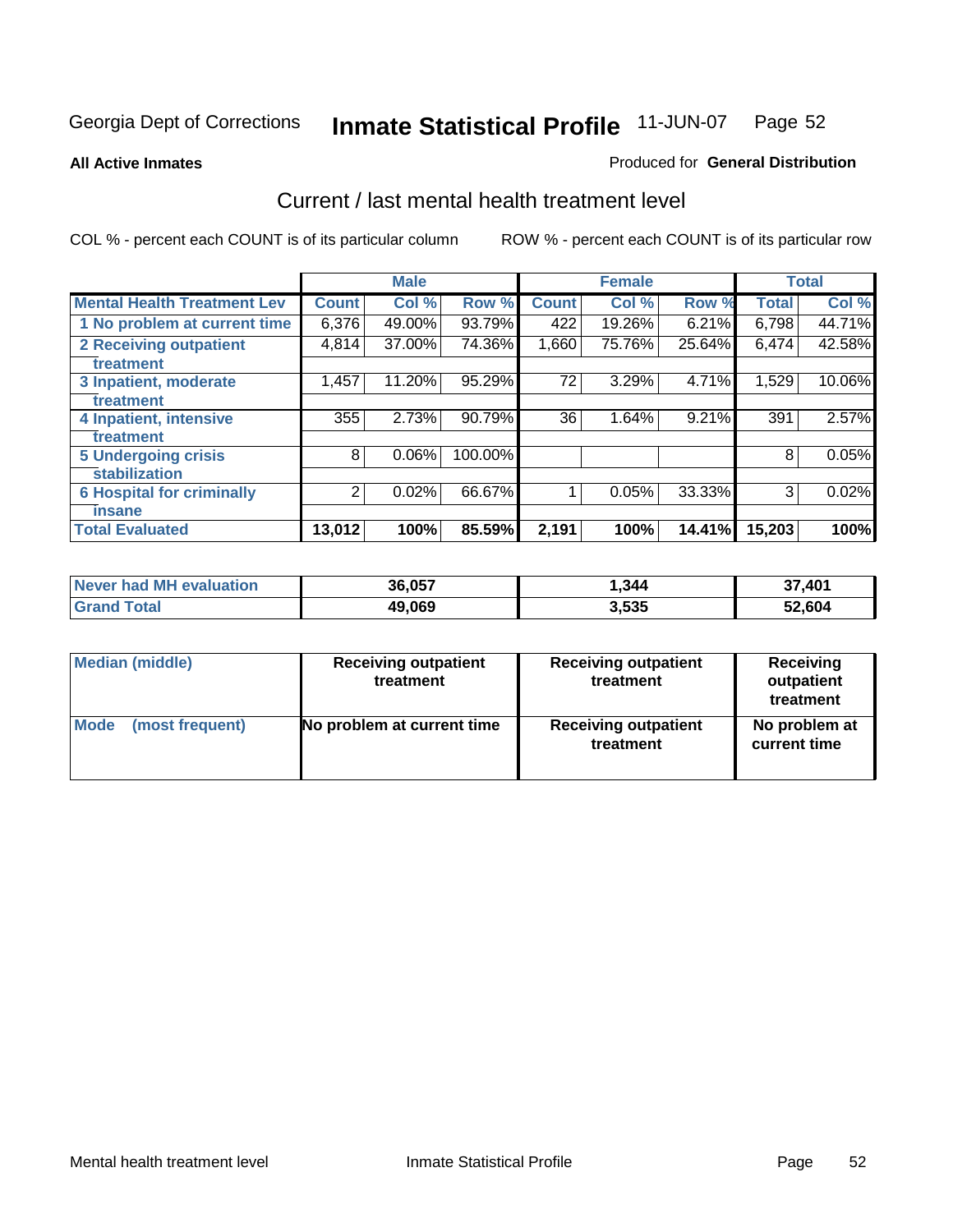Georgia Dept of Corrections **Inmate Statistical Profile** 11-JUN-07

**All Active Inmates**

Produced for **General Distribution**

## Current / last mental health treatment level

COL % - percent each COUNT is of its particular column

ROW % - percent each COUNT is of its particular row

| | Male | | | Female | | | Total | |
|---|---|---|---|---|---|---|---|---|
| **Mental Health Treatment Lev** | **Count** | **Col %** | **Row %** | **Count** | **Col %** | **Row %** | **Total** | **Col %** |
| 1 No problem at current time | 6,376 | 49.00% | 93.79% | 422 | 19.26% | 6.21% | 6,798 | 44.71% |
| 2 Receiving outpatient treatment | 4,814 | 37.00% | 74.36% | 1,660 | 75.76% | 25.64% | 6,474 | 42.58% |
| 3 Inpatient, moderate treatment | 1,457 | 11.20% | 95.29% | 72 | 3.29% | 4.71% | 1,529 | 10.06% |
| 4 Inpatient, intensive treatment | 355 | 2.73% | 90.79% | 36 | 1.64% | 9.21% | 391 | 2.57% |
| 5 Undergoing crisis stabilization | 8 | 0.06% | 100.00% | | | | 8 | 0.05% |
| 6 Hospital for criminally insane | 2 | 0.02% | 66.67% | 1 | 0.05% | 33.33% | 3 | 0.02% |
| **Total Evaluated** | **13,012** | **100%** | **85.59%** | **2,191** | **100%** | **14.41%** | **15,203** | **100%** |

| | Male | Female | Total |
|---|---|---|---|
| **Never had MH evaluation** | **36,057** | **1,344** | **37,401** |
| **Grand Total** | **49,069** | **3,535** | **52,604** |

| | Male | Female | Total |
|---|---|---|---|
| **Median (middle)** | **Receiving outpatient treatment** | **Receiving outpatient treatment** | **Receiving outpatient treatment** |
| **Mode (most frequent)** | **No problem at current time** | **Receiving outpatient treatment** | **No problem at current time** |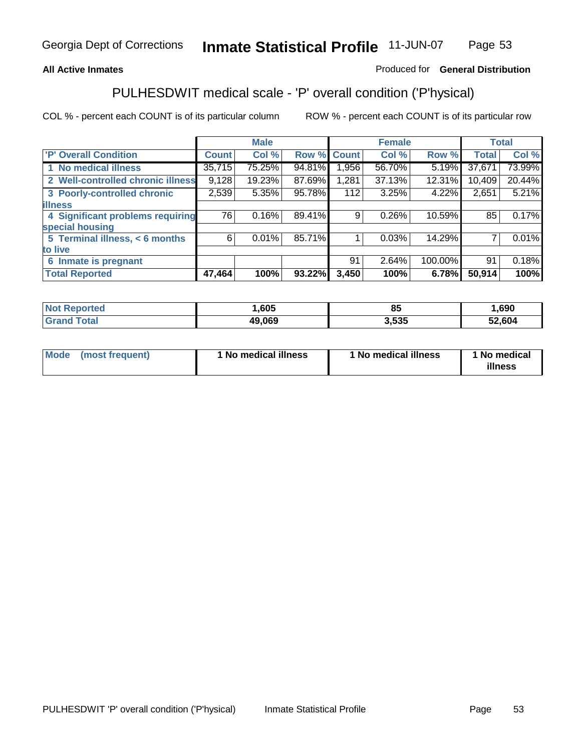Georgia Dept of Corrections **Inmate Statistical Profile** 11-JUN-07

**All Active Inmates**

Produced for **General Distribution**

## PULHESDWIT medical scale - 'P' overall condition ('P'hysical)

COL % - percent each COUNT is of its particular column

ROW % - percent each COUNT is of its particular row

| | Male | | | Female | | | Total | |
|---|---|---|---|---|---|---|---|---|
| 'P' Overall Condition | Count | Col % | Row % | Count | Col % | Row % | Total | Col % |
| 1 No medical illness | 35,715 | 75.25% | 94.81% | 1,956 | 56.70% | 5.19% | 37,671 | 73.99% |
| 2 Well-controlled chronic illness | 9,128 | 19.23% | 87.69% | 1,281 | 37.13% | 12.31% | 10,409 | 20.44% |
| 3 Poorly-controlled chronic illness | 2,539 | 5.35% | 95.78% | 112 | 3.25% | 4.22% | 2,651 | 5.21% |
| 4 Significant problems requiring special housing | 76 | 0.16% | 89.41% | 9 | 0.26% | 10.59% | 85 | 0.17% |
| 5 Terminal illness, < 6 months to live | 6 | 0.01% | 85.71% | 1 | 0.03% | 14.29% | 7 | 0.01% |
| 6 Inmate is pregnant | | | | 91 | 2.64% | 100.00% | 91 | 0.18% |
| **Total Reported** | **47,464** | **100%** | **93.22%** | **3,450** | **100%** | **6.78%** | **50,914** | **100%** |

| | Male | Female | Total |
|---|---|---|---|
| Not Reported | 1,605 | 85 | 1,690 |
| Grand Total | 49,069 | 3,535 | 52,604 |

| | Male | Female | Total |
|---|---|---|---|
| Mode (most frequent) | 1 No medical illness | 1 No medical illness | 1 No medical illness |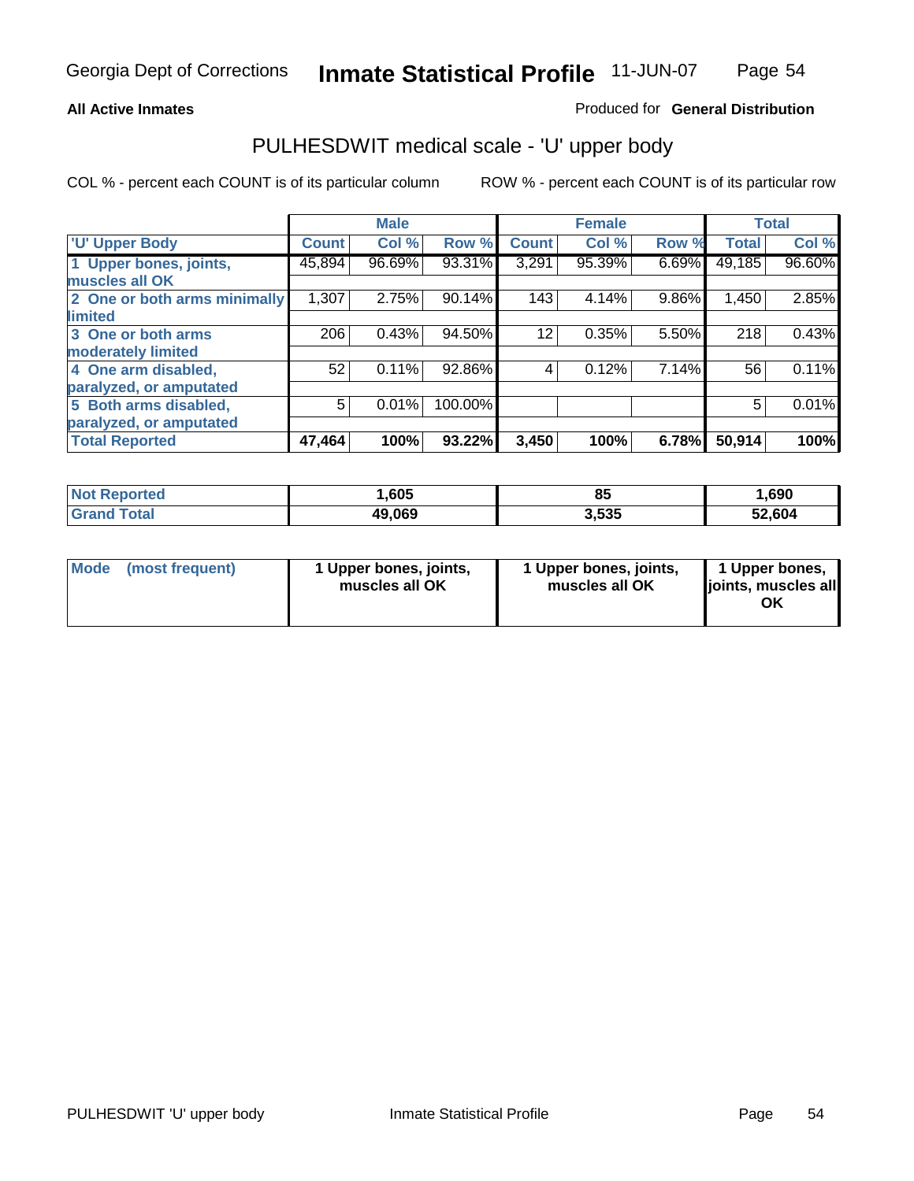Georgia Dept of Corrections **Inmate Statistical Profile** 11-JUN-07

**All Active Inmates**

Produced for **General Distribution**

## PULHESDWIT medical scale - 'U' upper body

COL % - percent each COUNT is of its particular column ROW % - percent each COUNT is of its particular row

| | Male | | | Female | | | Total | |
|---|---|---|---|---|---|---|---|---|
| **'U' Upper Body** | **Count** | **Col %** | **Row %** | **Count** | **Col %** | **Row %** | **Total** | **Col %** |
| **1 Upper bones, joints, muscles all OK** | 45,894 | 96.69% | 93.31% | 3,291 | 95.39% | 6.69% | 49,185 | 96.60% |
| **2 One or both arms minimally limited** | 1,307 | 2.75% | 90.14% | 143 | 4.14% | 9.86% | 1,450 | 2.85% |
| **3 One or both arms moderately limited** | 206 | 0.43% | 94.50% | 12 | 0.35% | 5.50% | 218 | 0.43% |
| **4 One arm disabled, paralyzed, or amputated** | 52 | 0.11% | 92.86% | 4 | 0.12% | 7.14% | 56 | 0.11% |
| **5 Both arms disabled, paralyzed, or amputated** | 5 | 0.01% | 100.00% | | | | 5 | 0.01% |
| **Total Reported** | **47,464** | **100%** | **93.22%** | **3,450** | **100%** | **6.78%** | **50,914** | **100%** |

| | Male | Female | Total |
|---|---|---|---|
| **Not Reported** | **1,605** | **85** | **1,690** |
| **Grand Total** | **49,069** | **3,535** | **52,604** |

| | Male | Female | Total |
|---|---|---|---|
| **Mode (most frequent)** | **1 Upper bones, joints, muscles all OK** | **1 Upper bones, joints, muscles all OK** | **1 Upper bones, joints, muscles all OK** |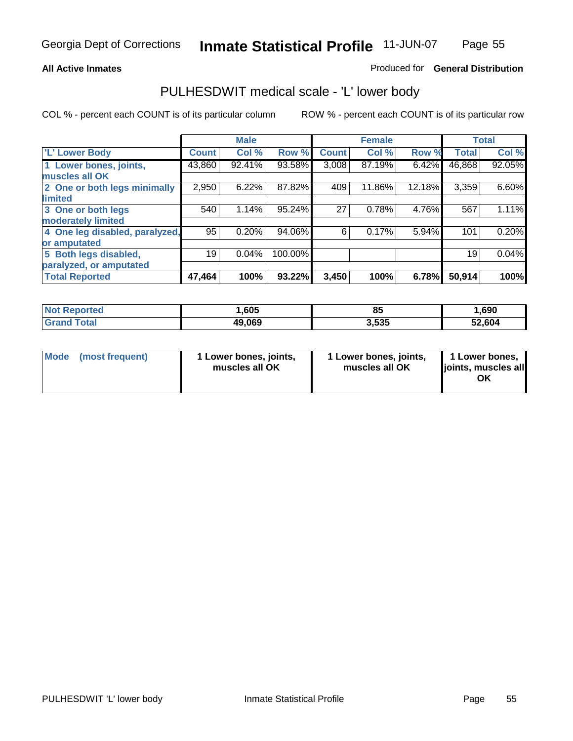**All Active Inmates** Produced for **General Distribution**

## PULHESDWIT medical scale - 'L' lower body

COL % - percent each COUNT is of its particular column ROW % - percent each COUNT is of its particular row

| 'L' Lower Body | Male | | | Female | | | Total | |
|---|---|---|---|---|---|---|---|---|
| | Count | Col % | Row % | Count | Col % | Row % | Total | Col % |
| 1 Lower bones, joints, muscles all OK | 43,860 | 92.41% | 93.58% | 3,008 | 87.19% | 6.42% | 46,868 | 92.05% |
| 2 One or both legs minimally limited | 2,950 | 6.22% | 87.82% | 409 | 11.86% | 12.18% | 3,359 | 6.60% |
| 3 One or both legs moderately limited | 540 | 1.14% | 95.24% | 27 | 0.78% | 4.76% | 567 | 1.11% |
| 4 One leg disabled, paralyzed, or amputated | 95 | 0.20% | 94.06% | 6 | 0.17% | 5.94% | 101 | 0.20% |
| 5 Both legs disabled, paralyzed, or amputated | 19 | 0.04% | 100.00% | | | | 19 | 0.04% |
| **Total Reported** | **47,464** | **100%** | **93.22%** | **3,450** | **100%** | **6.78%** | **50,914** | **100%** |

| | Male | Female | Total |
|---|---|---|---|
| Not Reported | 1,605 | 85 | 1,690 |
| Grand Total | 49,069 | 3,535 | 52,604 |

| Mode (most frequent) | Male | Female | Total |
|---|---|---|---|
| | 1 Lower bones, joints, muscles all OK | 1 Lower bones, joints, muscles all OK | 1 Lower bones, joints, muscles all OK |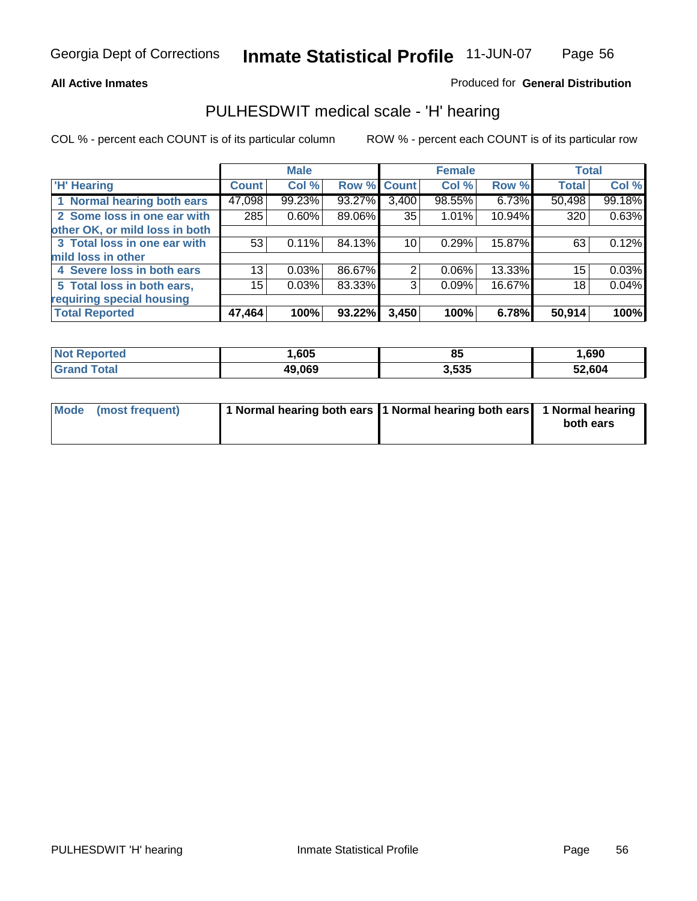Georgia Dept of Corrections **Inmate Statistical Profile** 11-JUN-07

**All Active Inmates**

Produced for **General Distribution**

## PULHESDWIT medical scale - 'H' hearing

COL % - percent each COUNT is of its particular column

ROW % - percent each COUNT is of its particular row

| | Male | | | Female | | | Total | |
|---|---|---|---|---|---|---|---|---|
| 'H' Hearing | Count | Col % | Row % | Count | Col % | Row % | Total | Col % |
| 1 Normal hearing both ears | 47,098 | 99.23% | 93.27% | 3,400 | 98.55% | 6.73% | 50,498 | 99.18% |
| 2 Some loss in one ear with other OK, or mild loss in both | 285 | 0.60% | 89.06% | 35 | 1.01% | 10.94% | 320 | 0.63% |
| 3 Total loss in one ear with mild loss in other | 53 | 0.11% | 84.13% | 10 | 0.29% | 15.87% | 63 | 0.12% |
| 4 Severe loss in both ears | 13 | 0.03% | 86.67% | 2 | 0.06% | 13.33% | 15 | 0.03% |
| 5 Total loss in both ears, requiring special housing | 15 | 0.03% | 83.33% | 3 | 0.09% | 16.67% | 18 | 0.04% |
| **Total Reported** | **47,464** | **100%** | **93.22%** | **3,450** | **100%** | **6.78%** | **50,914** | **100%** |

| | Male | Female | Total |
|---|---|---|---|
| Not Reported | 1,605 | 85 | 1,690 |
| Grand Total | 49,069 | 3,535 | 52,604 |

| | Male | Female | Total |
|---|---|---|---|
| Mode (most frequent) | 1 Normal hearing both ears | 1 Normal hearing both ears | 1 Normal hearing both ears |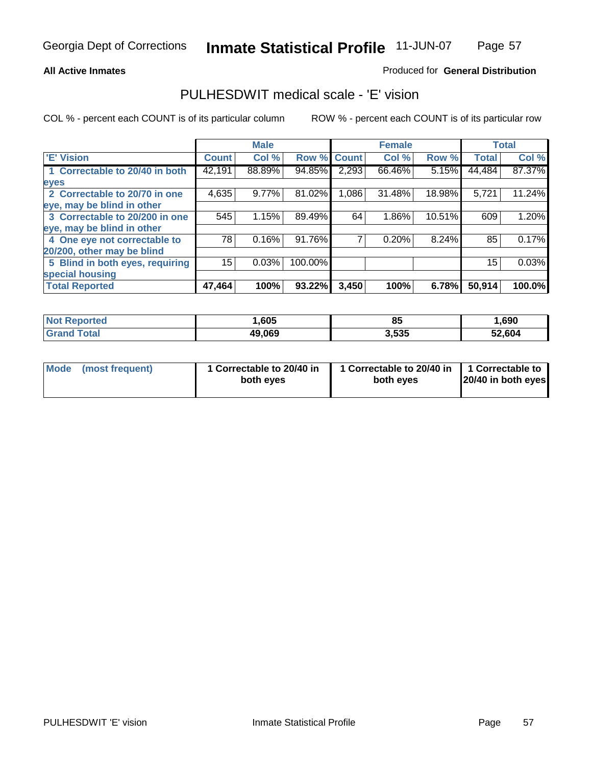Georgia Dept of Corrections **Inmate Statistical Profile** 11-JUN-07

**All Active Inmates**

Produced for **General Distribution**

## PULHESDWIT medical scale - 'E' vision

COL % - percent each COUNT is of its particular column

ROW % - percent each COUNT is of its particular row

| | Male | | | Female | | | Total | |
|---|---|---|---|---|---|---|---|---|
| 'E' Vision | Count | Col % | Row % | Count | Col % | Row % | Total | Col % |
| 1 Correctable to 20/40 in both eyes | 42,191 | 88.89% | 94.85% | 2,293 | 66.46% | 5.15% | 44,484 | 87.37% |
| 2 Correctable to 20/70 in one eye, may be blind in other | 4,635 | 9.77% | 81.02% | 1,086 | 31.48% | 18.98% | 5,721 | 11.24% |
| 3 Correctable to 20/200 in one eye, may be blind in other | 545 | 1.15% | 89.49% | 64 | 1.86% | 10.51% | 609 | 1.20% |
| 4 One eye not correctable to 20/200, other may be blind | 78 | 0.16% | 91.76% | 7 | 0.20% | 8.24% | 85 | 0.17% |
| 5 Blind in both eyes, requiring special housing | 15 | 0.03% | 100.00% | | | | 15 | 0.03% |
| **Total Reported** | **47,464** | **100%** | **93.22%** | **3,450** | **100%** | **6.78%** | **50,914** | **100.0%** |

| | Male | Female | Total |
|---|---|---|---|
| Not Reported | 1,605 | 85 | 1,690 |
| Grand Total | 49,069 | 3,535 | 52,604 |

| | Male | Female | Total |
|---|---|---|---|
| Mode (most frequent) | 1 Correctable to 20/40 in both eyes | 1 Correctable to 20/40 in both eyes | 1 Correctable to 20/40 in both eyes |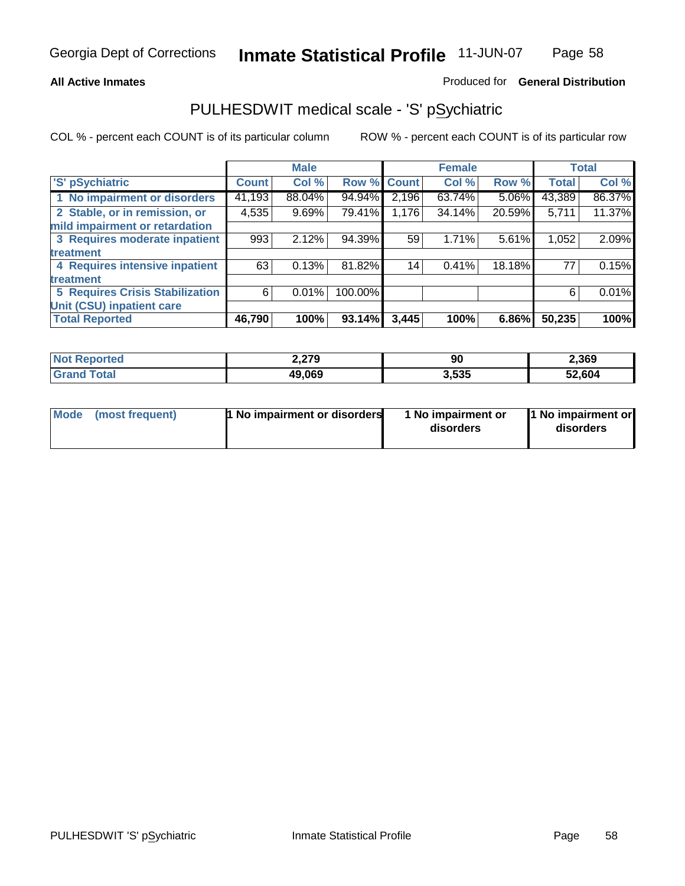**All Active Inmates**

Produced for **General Distribution**

## PULHESDWIT medical scale - 'S' pSychiatric

COL % - percent each COUNT is of its particular column

ROW % - percent each COUNT is of its particular row

| | Male | | | Female | | | Total | |
|---|---|---|---|---|---|---|---|---|
| 'S' pSychiatric | Count | Col % | Row % | Count | Col % | Row % | Total | Col % |
| 1 No impairment or disorders | 41,193 | 88.04% | 94.94% | 2,196 | 63.74% | 5.06% | 43,389 | 86.37% |
| 2 Stable, or in remission, or mild impairment or retardation | 4,535 | 9.69% | 79.41% | 1,176 | 34.14% | 20.59% | 5,711 | 11.37% |
| 3 Requires moderate inpatient treatment | 993 | 2.12% | 94.39% | 59 | 1.71% | 5.61% | 1,052 | 2.09% |
| 4 Requires intensive inpatient treatment | 63 | 0.13% | 81.82% | 14 | 0.41% | 18.18% | 77 | 0.15% |
| 5 Requires Crisis Stabilization Unit (CSU) inpatient care | 6 | 0.01% | 100.00% | | | | 6 | 0.01% |
| **Total Reported** | **46,790** | **100%** | **93.14%** | **3,445** | **100%** | **6.86%** | **50,235** | **100%** |

| | Male | Female | Total |
|---|---|---|---|
| Not Reported | 2,279 | 90 | 2,369 |
| Grand Total | 49,069 | 3,535 | 52,604 |

| | Male | Female | Total |
|---|---|---|---|
| Mode (most frequent) | 1 No impairment or disorders | 1 No impairment or disorders | 1 No impairment or disorders |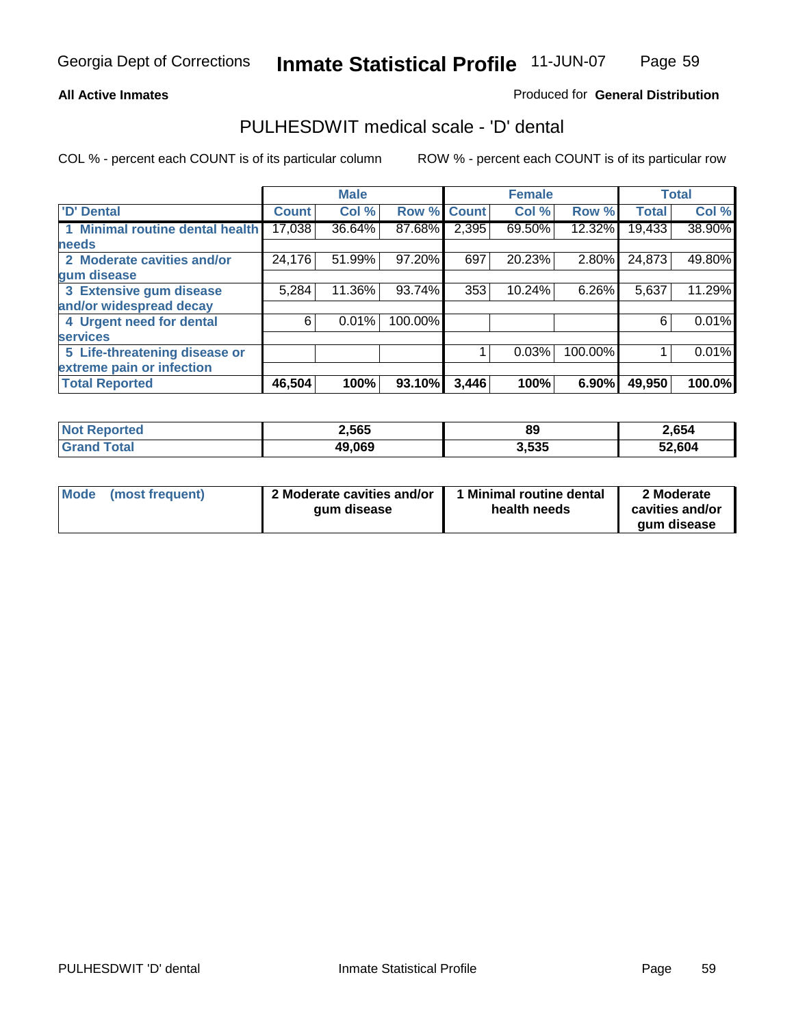Georgia Dept of Corrections **Inmate Statistical Profile** 11-JUN-07

**All Active Inmates**

Produced for **General Distribution**

## PULHESDWIT medical scale - 'D' dental

COL % - percent each COUNT is of its particular column

ROW % - percent each COUNT is of its particular row

| | Male | | | Female | | | Total | |
|---|---|---|---|---|---|---|---|---|
| 'D' Dental | Count | Col % | Row % | Count | Col % | Row % | Total | Col % |
| 1 Minimal routine dental health needs | 17,038 | 36.64% | 87.68% | 2,395 | 69.50% | 12.32% | 19,433 | 38.90% |
| 2 Moderate cavities and/or gum disease | 24,176 | 51.99% | 97.20% | 697 | 20.23% | 2.80% | 24,873 | 49.80% |
| 3 Extensive gum disease and/or widespread decay | 5,284 | 11.36% | 93.74% | 353 | 10.24% | 6.26% | 5,637 | 11.29% |
| 4 Urgent need for dental services | 6 | 0.01% | 100.00% | | | | 6 | 0.01% |
| 5 Life-threatening disease or extreme pain or infection | | | | 1 | 0.03% | 100.00% | 1 | 0.01% |
| **Total Reported** | **46,504** | **100%** | **93.10%** | **3,446** | **100%** | **6.90%** | **49,950** | **100.0%** |

| | Male | Female | Total |
|---|---|---|---|
| Not Reported | 2,565 | 89 | 2,654 |
| Grand Total | 49,069 | 3,535 | 52,604 |

| | Male | Female | Total |
|---|---|---|---|
| Mode (most frequent) | 2 Moderate cavities and/or gum disease | 1 Minimal routine dental health needs | 2 Moderate cavities and/or gum disease |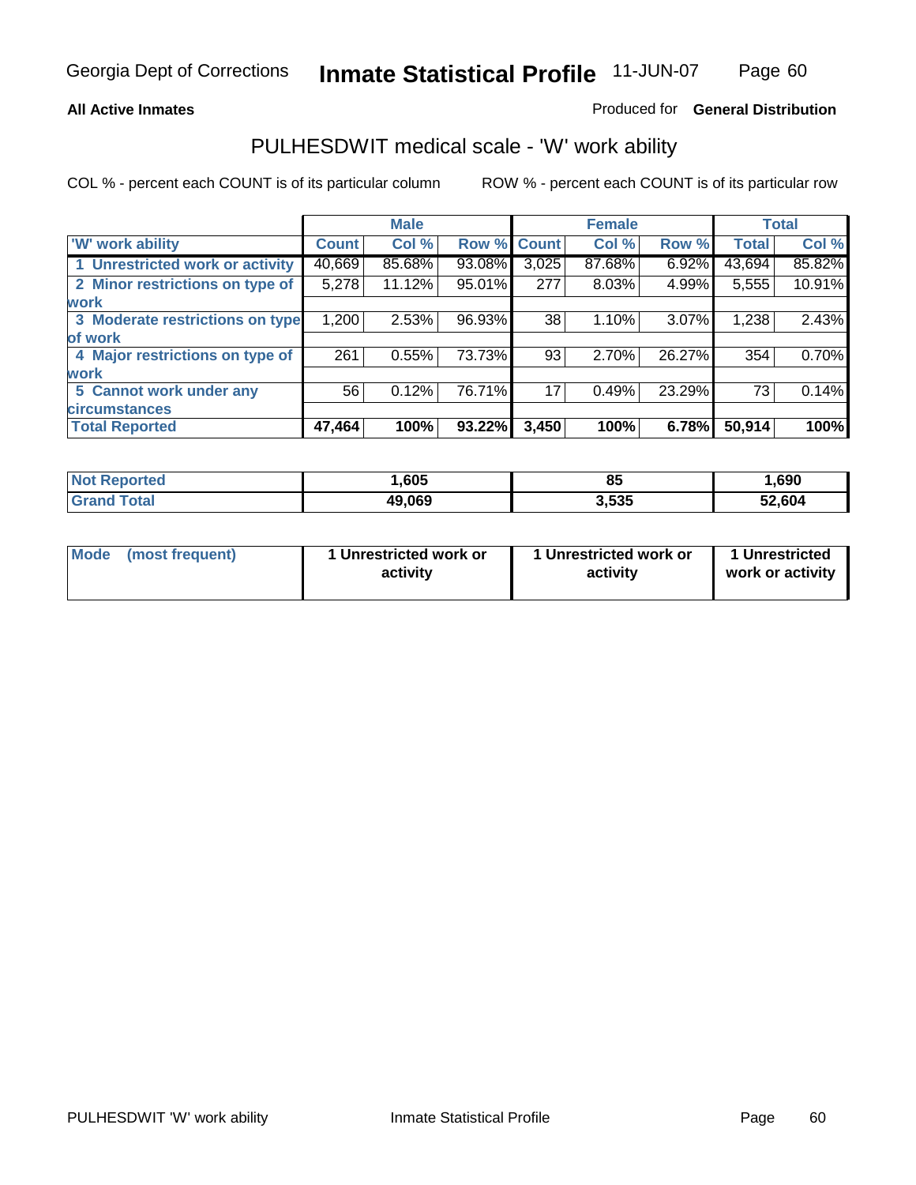**All Active Inmates**

Produced for **General Distribution**

## PULHESDWIT medical scale - 'W' work ability

COL % - percent each COUNT is of its particular column

ROW % - percent each COUNT is of its particular row

| | Male | | | Female | | | Total | |
|---|---|---|---|---|---|---|---|---|
| 'W' work ability | Count | Col % | Row % | Count | Col % | Row % | Total | Col % |
| 1 Unrestricted work or activity | 40,669 | 85.68% | 93.08% | 3,025 | 87.68% | 6.92% | 43,694 | 85.82% |
| 2 Minor restrictions on type of work | 5,278 | 11.12% | 95.01% | 277 | 8.03% | 4.99% | 5,555 | 10.91% |
| 3 Moderate restrictions on type of work | 1,200 | 2.53% | 96.93% | 38 | 1.10% | 3.07% | 1,238 | 2.43% |
| 4 Major restrictions on type of work | 261 | 0.55% | 73.73% | 93 | 2.70% | 26.27% | 354 | 0.70% |
| 5 Cannot work under any circumstances | 56 | 0.12% | 76.71% | 17 | 0.49% | 23.29% | 73 | 0.14% |
| **Total Reported** | **47,464** | **100%** | **93.22%** | **3,450** | **100%** | **6.78%** | **50,914** | **100%** |

| | Male | Female | Total |
|---|---|---|---|
| Not Reported | 1,605 | 85 | 1,690 |
| Grand Total | 49,069 | 3,535 | 52,604 |

| | Male | Female | Total |
|---|---|---|---|
| Mode (most frequent) | 1 Unrestricted work or activity | 1 Unrestricted work or activity | 1 Unrestricted work or activity |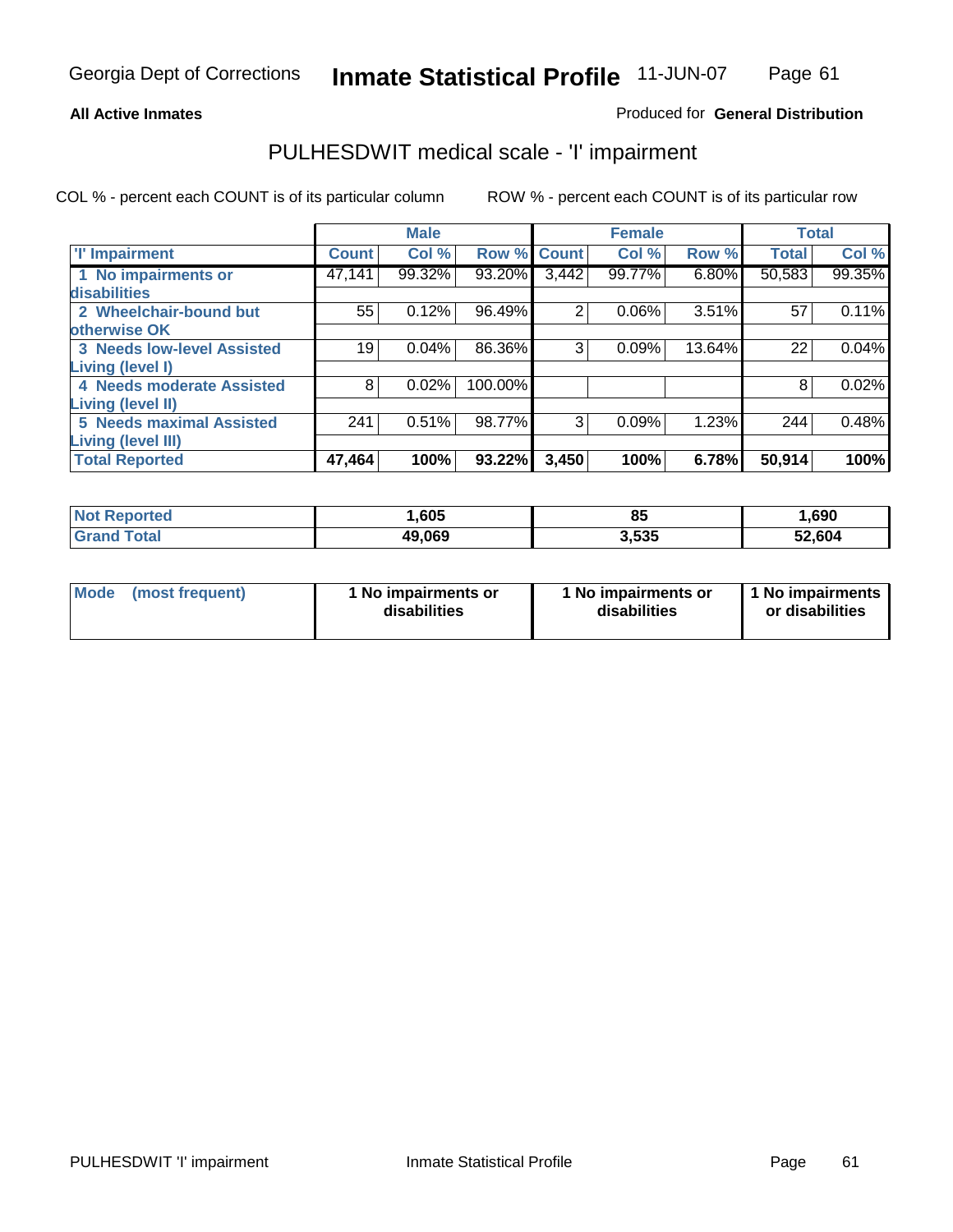**All Active Inmates**

Produced for **General Distribution**

## PULHESDWIT medical scale - 'I' impairment

COL % - percent each COUNT is of its particular column

ROW % - percent each COUNT is of its particular row

| | Male | | | Female | | | Total | |
|---|---|---|---|---|---|---|---|---|
| 'I' Impairment | Count | Col % | Row % | Count | Col % | Row % | Total | Col % |
| 1 No impairments or disabilities | 47,141 | 99.32% | 93.20% | 3,442 | 99.77% | 6.80% | 50,583 | 99.35% |
| 2 Wheelchair-bound but otherwise OK | 55 | 0.12% | 96.49% | 2 | 0.06% | 3.51% | 57 | 0.11% |
| 3 Needs low-level Assisted Living (level I) | 19 | 0.04% | 86.36% | 3 | 0.09% | 13.64% | 22 | 0.04% |
| 4 Needs moderate Assisted Living (level II) | 8 | 0.02% | 100.00% | | | | 8 | 0.02% |
| 5 Needs maximal Assisted Living (level III) | 241 | 0.51% | 98.77% | 3 | 0.09% | 1.23% | 244 | 0.48% |
| **Total Reported** | **47,464** | **100%** | **93.22%** | **3,450** | **100%** | **6.78%** | **50,914** | **100%** |

| | Male | Female | Total |
|---|---|---|---|
| Not Reported | 1,605 | 85 | 1,690 |
| Grand Total | 49,069 | 3,535 | 52,604 |

| | Male | Female | Total |
|---|---|---|---|
| Mode (most frequent) | 1 No impairments or disabilities | 1 No impairments or disabilities | 1 No impairments or disabilities |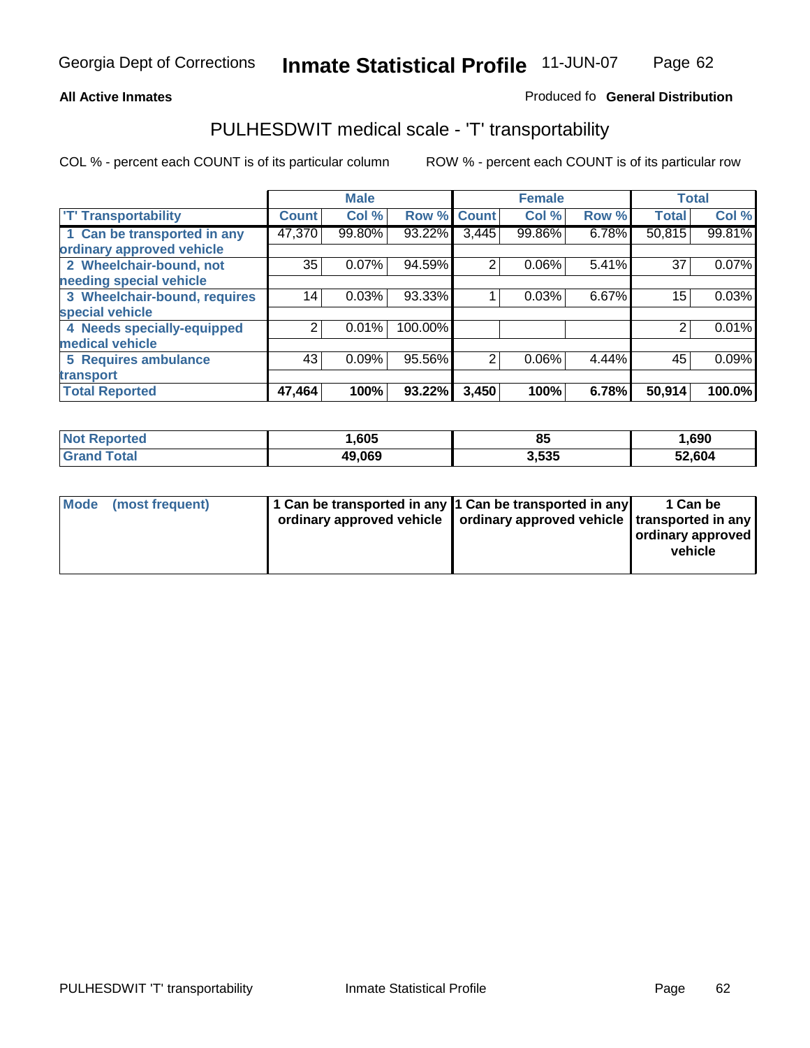**All Active Inmates**

Produced fo **General Distribution**

## PULHESDWIT medical scale - 'T' transportability

COL % - percent each COUNT is of its particular column

ROW % - percent each COUNT is of its particular row

| | Male | | | Female | | | Total | |
|---|---|---|---|---|---|---|---|---|
| 'T' Transportability | Count | Col % | Row % | Count | Col % | Row % | Total | Col % |
| 1 Can be transported in any ordinary approved vehicle | 47,370 | 99.80% | 93.22% | 3,445 | 99.86% | 6.78% | 50,815 | 99.81% |
| 2 Wheelchair-bound, not needing special vehicle | 35 | 0.07% | 94.59% | 2 | 0.06% | 5.41% | 37 | 0.07% |
| 3 Wheelchair-bound, requires special vehicle | 14 | 0.03% | 93.33% | 1 | 0.03% | 6.67% | 15 | 0.03% |
| 4 Needs specially-equipped medical vehicle | 2 | 0.01% | 100.00% | | | | 2 | 0.01% |
| 5 Requires ambulance transport | 43 | 0.09% | 95.56% | 2 | 0.06% | 4.44% | 45 | 0.09% |
| **Total Reported** | **47,464** | **100%** | **93.22%** | **3,450** | **100%** | **6.78%** | **50,914** | **100.0%** |

| | Male | Female | Total |
|---|---|---|---|
| Not Reported | 1,605 | 85 | 1,690 |
| Grand Total | 49,069 | 3,535 | 52,604 |

| | Male | Female | Total |
|---|---|---|---|
| Mode (most frequent) | 1 Can be transported in any ordinary approved vehicle | 1 Can be transported in any ordinary approved vehicle | 1 Can be transported in any ordinary approved vehicle |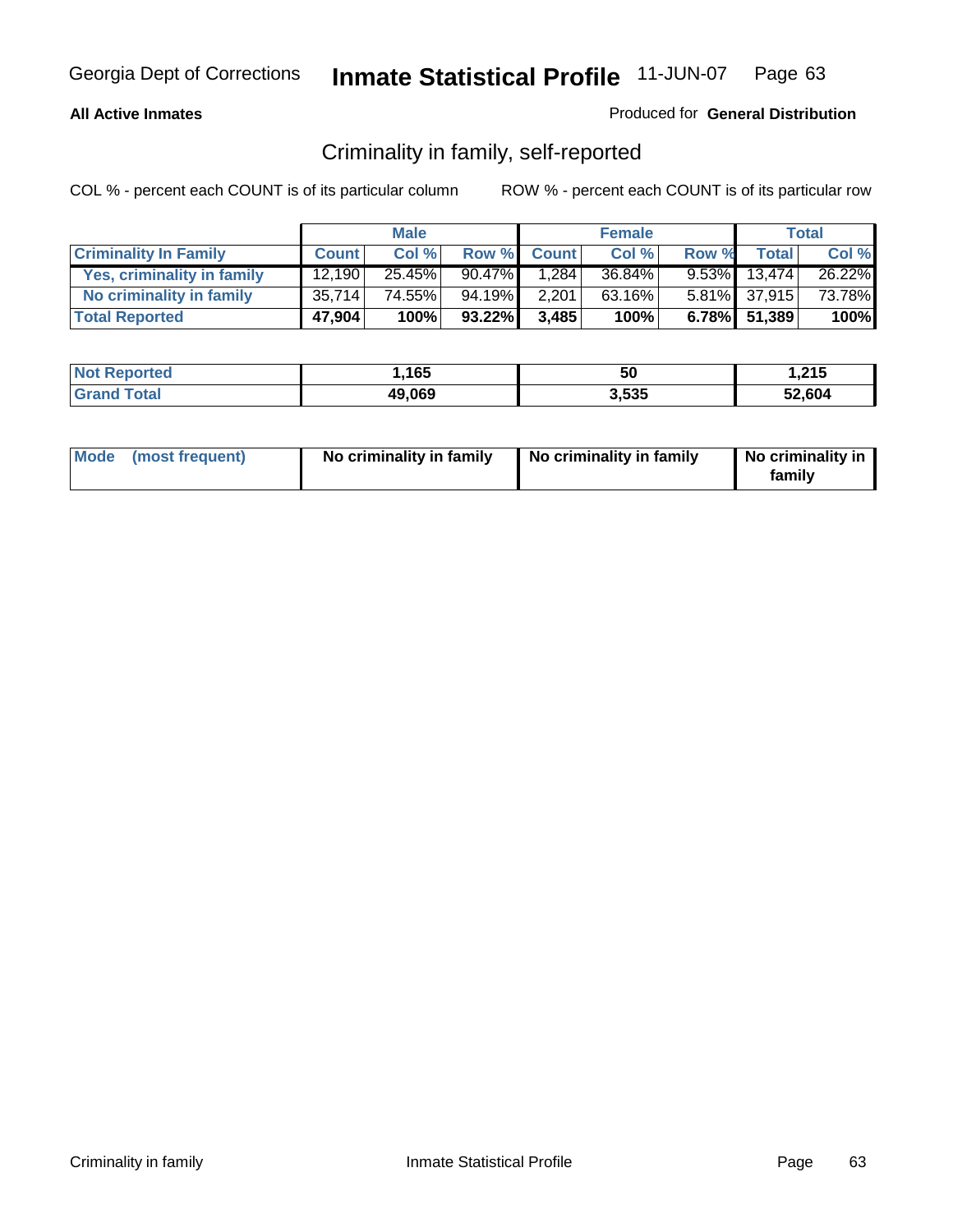**All Active Inmates**

Produced for **General Distribution**

## Criminality in family, self-reported

COL % - percent each COUNT is of its particular column

ROW % - percent each COUNT is of its particular row

| | Male | | | Female | | | Total | |
|---|---|---|---|---|---|---|---|---|
| **Criminality In Family** | **Count** | **Col %** | **Row %** | **Count** | **Col %** | **Row %** | **Total** | **Col %** |
| Yes, criminality in family | 12,190 | 25.45% | 90.47% | 1,284 | 36.84% | 9.53% | 13,474 | 26.22% |
| No criminality in family | 35,714 | 74.55% | 94.19% | 2,201 | 63.16% | 5.81% | 37,915 | 73.78% |
| **Total Reported** | **47,904** | **100%** | **93.22%** | **3,485** | **100%** | **6.78%** | **51,389** | **100%** |

| | Male | Female | Total |
|---|---|---|---|
| **Not Reported** | 1,165 | 50 | 1,215 |
| **Grand Total** | 49,069 | 3,535 | 52,604 |

| | Male | Female | Total |
|---|---|---|---|
| **Mode (most frequent)** | No criminality in family | No criminality in family | No criminality in family |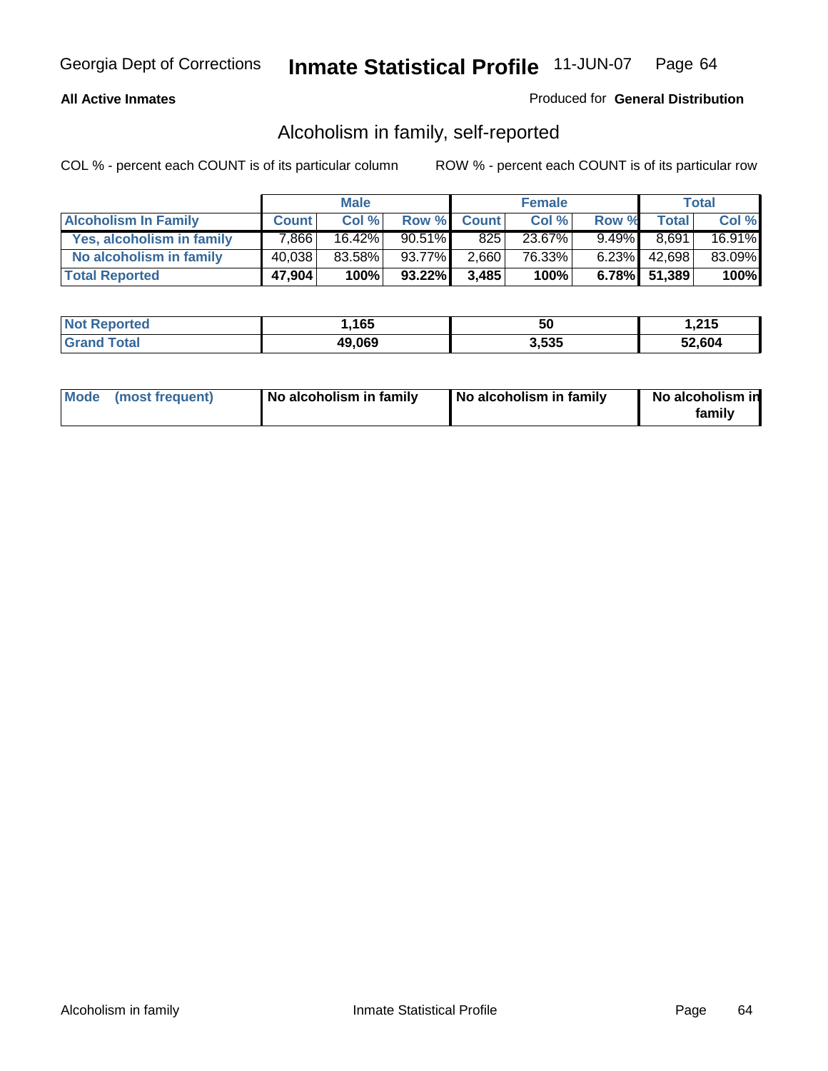**All Active Inmates**

Produced for **General Distribution**

## Alcoholism in family, self-reported

COL % - percent each COUNT is of its particular column

ROW % - percent each COUNT is of its particular row

| | Male | | | Female | | | Total | |
|---|---|---|---|---|---|---|---|---|
| **Alcoholism In Family** | **Count** | **Col %** | **Row %** | **Count** | **Col %** | **Row %** | **Total** | **Col %** |
| **Yes, alcoholism in family** | 7,866 | 16.42% | 90.51% | 825 | 23.67% | 9.49% | 8,691 | 16.91% |
| **No alcoholism in family** | 40,038 | 83.58% | 93.77% | 2,660 | 76.33% | 6.23% | 42,698 | 83.09% |
| **Total Reported** | **47,904** | **100%** | **93.22%** | **3,485** | **100%** | **6.78%** | **51,389** | **100%** |

| | Male | Female | Total |
|---|---|---|---|
| **Not Reported** | **1,165** | **50** | **1,215** |
| **Grand Total** | **49,069** | **3,535** | **52,604** |

| | Male | Female | Total |
|---|---|---|---|
| **Mode (most frequent)** | **No alcoholism in family** | **No alcoholism in family** | **No alcoholism in family** |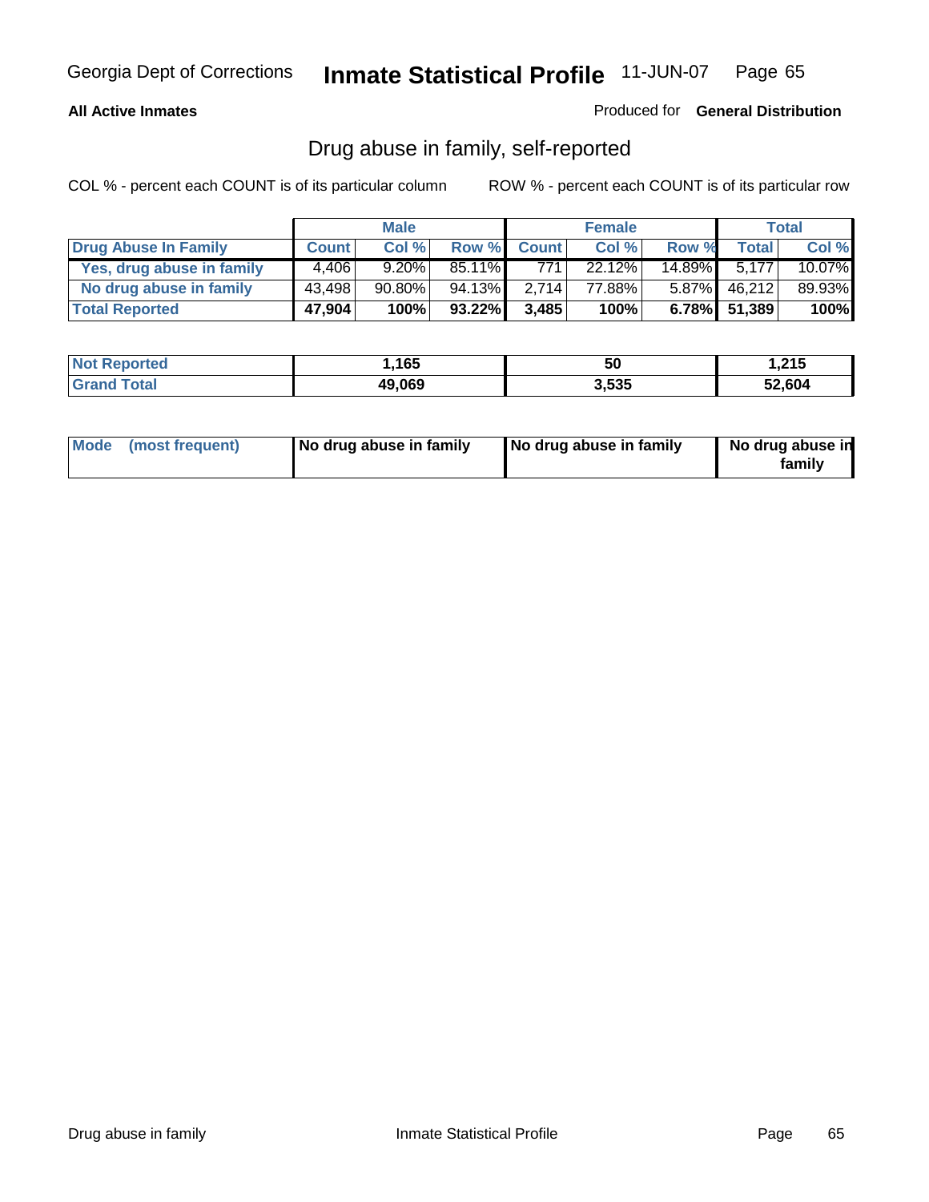Georgia Dept of Corrections **Inmate Statistical Profile** 11-JUN-07

**All Active Inmates**

Produced for **General Distribution**

## Drug abuse in family, self-reported

COL % - percent each COUNT is of its particular column

ROW % - percent each COUNT is of its particular row

| | Male | | | Female | | | Total | |
|---|---|---|---|---|---|---|---|---|
| **Drug Abuse In Family** | **Count** | **Col %** | **Row %** | **Count** | **Col %** | **Row %** | **Total** | **Col %** |
| **Yes, drug abuse in family** | 4,406 | 9.20% | 85.11% | 771 | 22.12% | 14.89% | 5,177 | 10.07% |
| **No drug abuse in family** | 43,498 | 90.80% | 94.13% | 2,714 | 77.88% | 5.87% | 46,212 | 89.93% |
| **Total Reported** | **47,904** | **100%** | **93.22%** | **3,485** | **100%** | **6.78%** | **51,389** | **100%** |

| | Male | Female | Total |
|---|---|---|---|
| **Not Reported** | **1,165** | **50** | **1,215** |
| **Grand Total** | **49,069** | **3,535** | **52,604** |

| | Male | Female | Total |
|---|---|---|---|
| **Mode (most frequent)** | **No drug abuse in family** | **No drug abuse in family** | **No drug abuse in family** |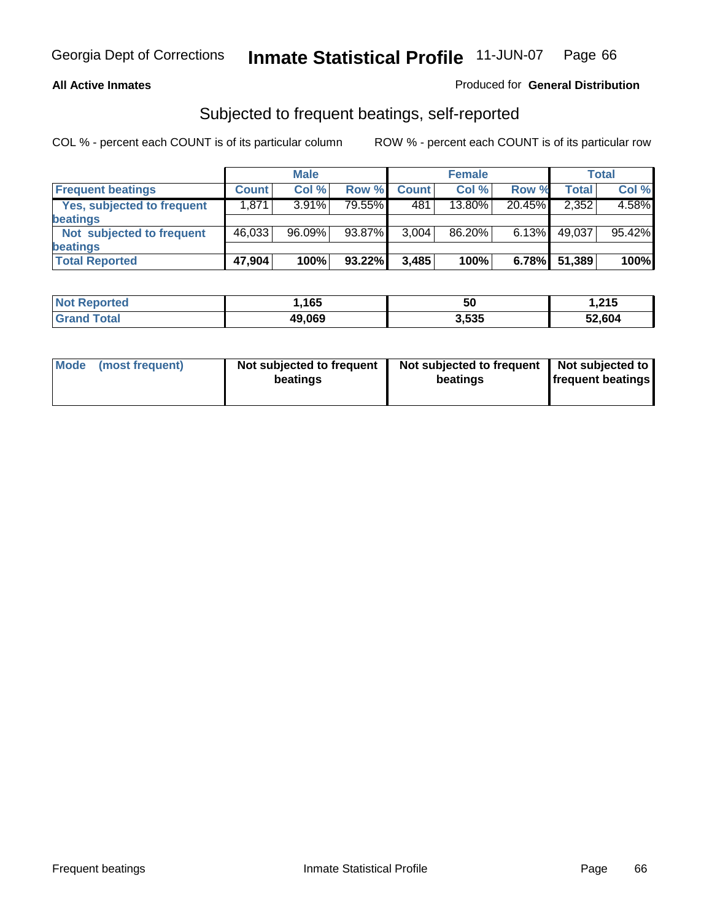Georgia Dept of Corrections **Inmate Statistical Profile** 11-JUN-07

**All Active Inmates** Produced for **General Distribution**

## Subjected to frequent beatings, self-reported

COL % - percent each COUNT is of its particular column ROW % - percent each COUNT is of its particular row

| | Male | | | Female | | | Total | |
|---|---|---|---|---|---|---|---|---|
| **Frequent beatings** | **Count** | **Col %** | **Row %** | **Count** | **Col %** | **Row %** | **Total** | **Col %** |
| **Yes, subjected to frequent beatings** | 1,871 | 3.91% | 79.55% | 481 | 13.80% | 20.45% | 2,352 | 4.58% |
| **Not subjected to frequent beatings** | 46,033 | 96.09% | 93.87% | 3,004 | 86.20% | 6.13% | 49,037 | 95.42% |
| **Total Reported** | **47,904** | **100%** | **93.22%** | **3,485** | **100%** | **6.78%** | **51,389** | **100%** |

| | Male | Female | Total |
|---|---|---|---|
| **Not Reported** | **1,165** | **50** | **1,215** |
| **Grand Total** | **49,069** | **3,535** | **52,604** |

| | Male | Female | Total |
|---|---|---|---|
| **Mode (most frequent)** | **Not subjected to frequent beatings** | **Not subjected to frequent beatings** | **Not subjected to frequent beatings** |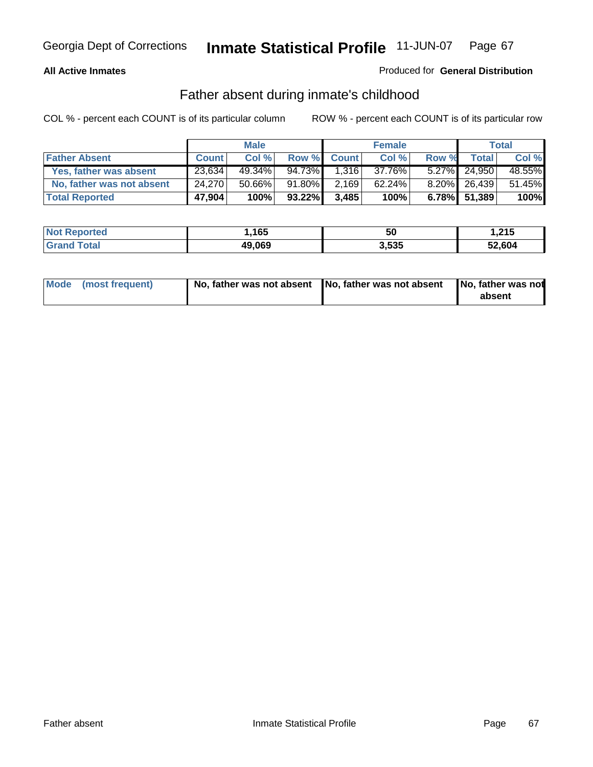Georgia Dept of Corrections **Inmate Statistical Profile** 11-JUN-07

**All Active Inmates**

Produced for **General Distribution**

## Father absent during inmate's childhood

COL % - percent each COUNT is of its particular column

ROW % - percent each COUNT is of its particular row

| | Male | | | Female | | | Total | |
|---|---|---|---|---|---|---|---|---|
| **Father Absent** | **Count** | **Col %** | **Row %** | **Count** | **Col %** | **Row %** | **Total** | **Col %** |
| **Yes, father was absent** | 23,634 | 49.34% | 94.73% | 1,316 | 37.76% | 5.27% | 24,950 | 48.55% |
| **No, father was not absent** | 24,270 | 50.66% | 91.80% | 2,169 | 62.24% | 8.20% | 26,439 | 51.45% |
| **Total Reported** | **47,904** | **100%** | **93.22%** | **3,485** | **100%** | **6.78%** | **51,389** | **100%** |

| | Male | Female | Total |
|---|---|---|---|
| **Not Reported** | **1,165** | **50** | **1,215** |
| **Grand Total** | **49,069** | **3,535** | **52,604** |

| | Male | Female | Total |
|---|---|---|---|
| **Mode (most frequent)** | **No, father was not absent** | **No, father was not absent** | **No, father was not absent** |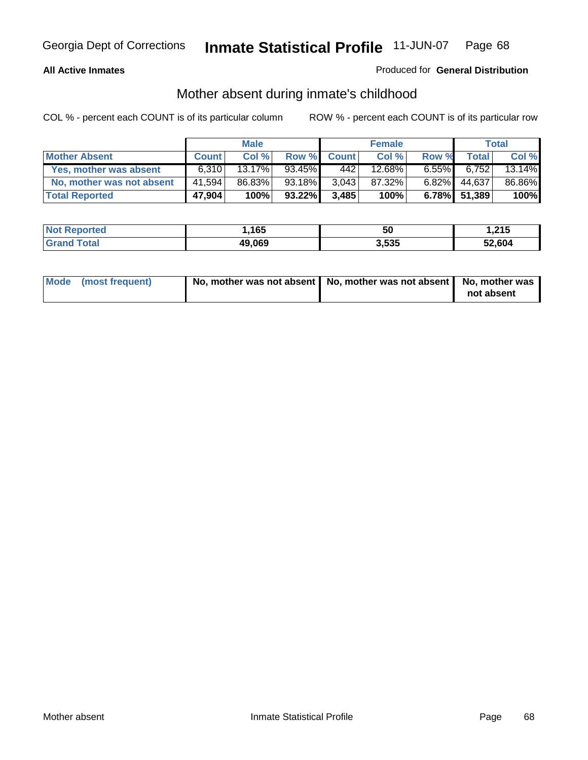**All Active Inmates**

Produced for **General Distribution**

## Mother absent during inmate's childhood

COL % - percent each COUNT is of its particular column

ROW % - percent each COUNT is of its particular row

| | Male | | | Female | | | Total | |
|---|---|---|---|---|---|---|---|---|
| **Mother Absent** | **Count** | **Col %** | **Row %** | **Count** | **Col %** | **Row %** | **Total** | **Col %** |
| **Yes, mother was absent** | 6,310 | 13.17% | 93.45% | 442 | 12.68% | 6.55% | 6,752 | 13.14% |
| **No, mother was not absent** | 41,594 | 86.83% | 93.18% | 3,043 | 87.32% | 6.82% | 44,637 | 86.86% |
| **Total Reported** | **47,904** | **100%** | **93.22%** | **3,485** | **100%** | **6.78%** | **51,389** | **100%** |

| | Male | Female | Total |
|---|---|---|---|
| **Not Reported** | **1,165** | **50** | **1,215** |
| **Grand Total** | **49,069** | **3,535** | **52,604** |

| | Male | Female | Total |
|---|---|---|---|
| **Mode (most frequent)** | **No, mother was not absent** | **No, mother was not absent** | **No, mother was not absent** |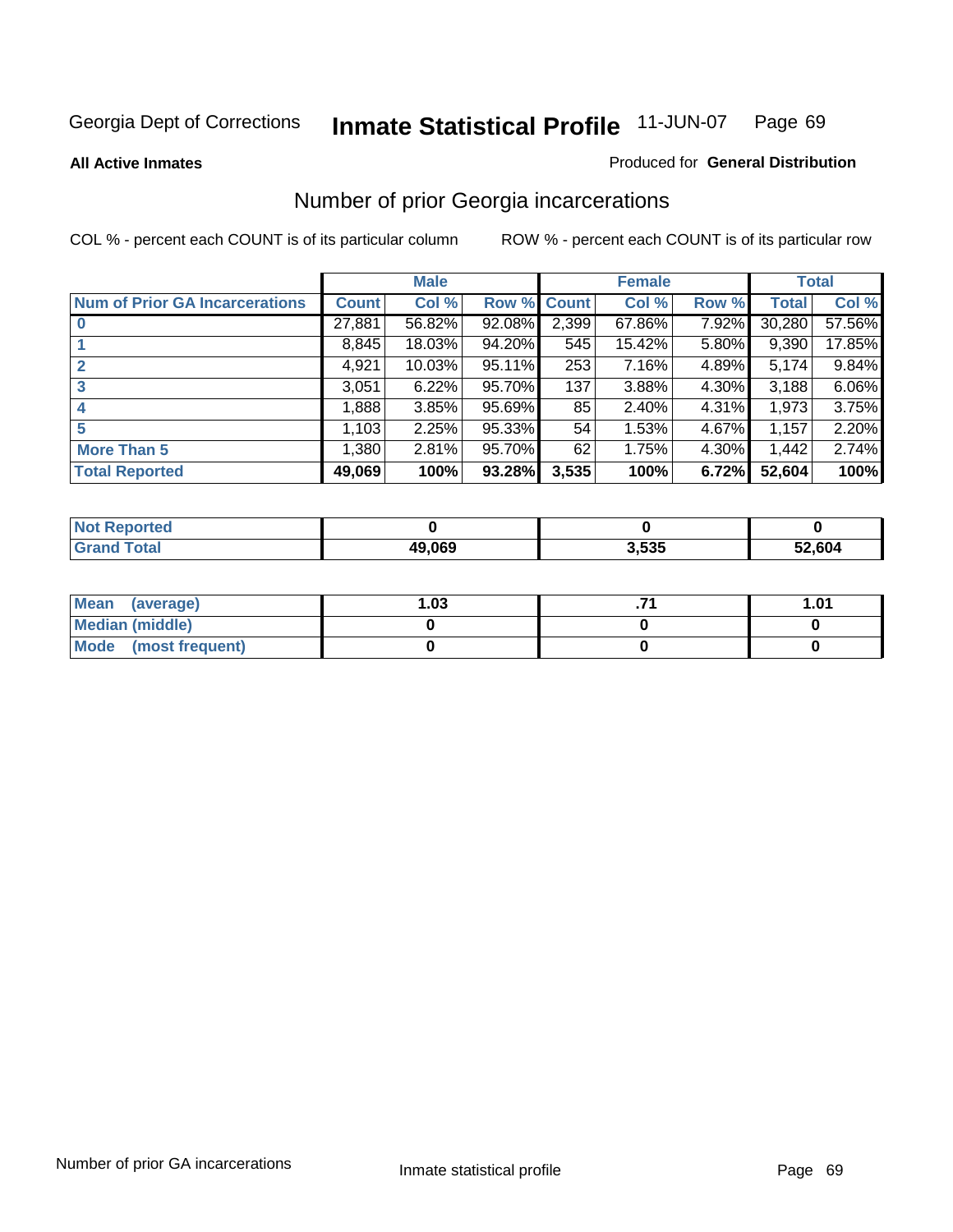Georgia Dept of Corrections **Inmate Statistical Profile** 11-JUN-07

**All Active Inmates**

Produced for **General Distribution**

## Number of prior Georgia incarcerations

COL % - percent each COUNT is of its particular column

ROW % - percent each COUNT is of its particular row

| | Male | | | Female | | | Total | |
|---|---|---|---|---|---|---|---|---|
| **Num of Prior GA Incarcerations** | **Count** | **Col %** | **Row %** | **Count** | **Col %** | **Row %** | **Total** | **Col %** |
| **0** | 27,881 | 56.82% | 92.08% | 2,399 | 67.86% | 7.92% | 30,280 | 57.56% |
| **1** | 8,845 | 18.03% | 94.20% | 545 | 15.42% | 5.80% | 9,390 | 17.85% |
| **2** | 4,921 | 10.03% | 95.11% | 253 | 7.16% | 4.89% | 5,174 | 9.84% |
| **3** | 3,051 | 6.22% | 95.70% | 137 | 3.88% | 4.30% | 3,188 | 6.06% |
| **4** | 1,888 | 3.85% | 95.69% | 85 | 2.40% | 4.31% | 1,973 | 3.75% |
| **5** | 1,103 | 2.25% | 95.33% | 54 | 1.53% | 4.67% | 1,157 | 2.20% |
| **More Than 5** | 1,380 | 2.81% | 95.70% | 62 | 1.75% | 4.30% | 1,442 | 2.74% |
| **Total Reported** | **49,069** | **100%** | **93.28%** | **3,535** | **100%** | **6.72%** | **52,604** | **100%** |

| | Male | Female | Total |
|---|---|---|---|
| **Not Reported** | **0** | **0** | **0** |
| **Grand Total** | **49,069** | **3,535** | **52,604** |

| | Male | Female | Total |
|---|---|---|---|
| **Mean (average)** | **1.03** | **.71** | **1.01** |
| **Median (middle)** | **0** | **0** | **0** |
| **Mode (most frequent)** | **0** | **0** | **0** |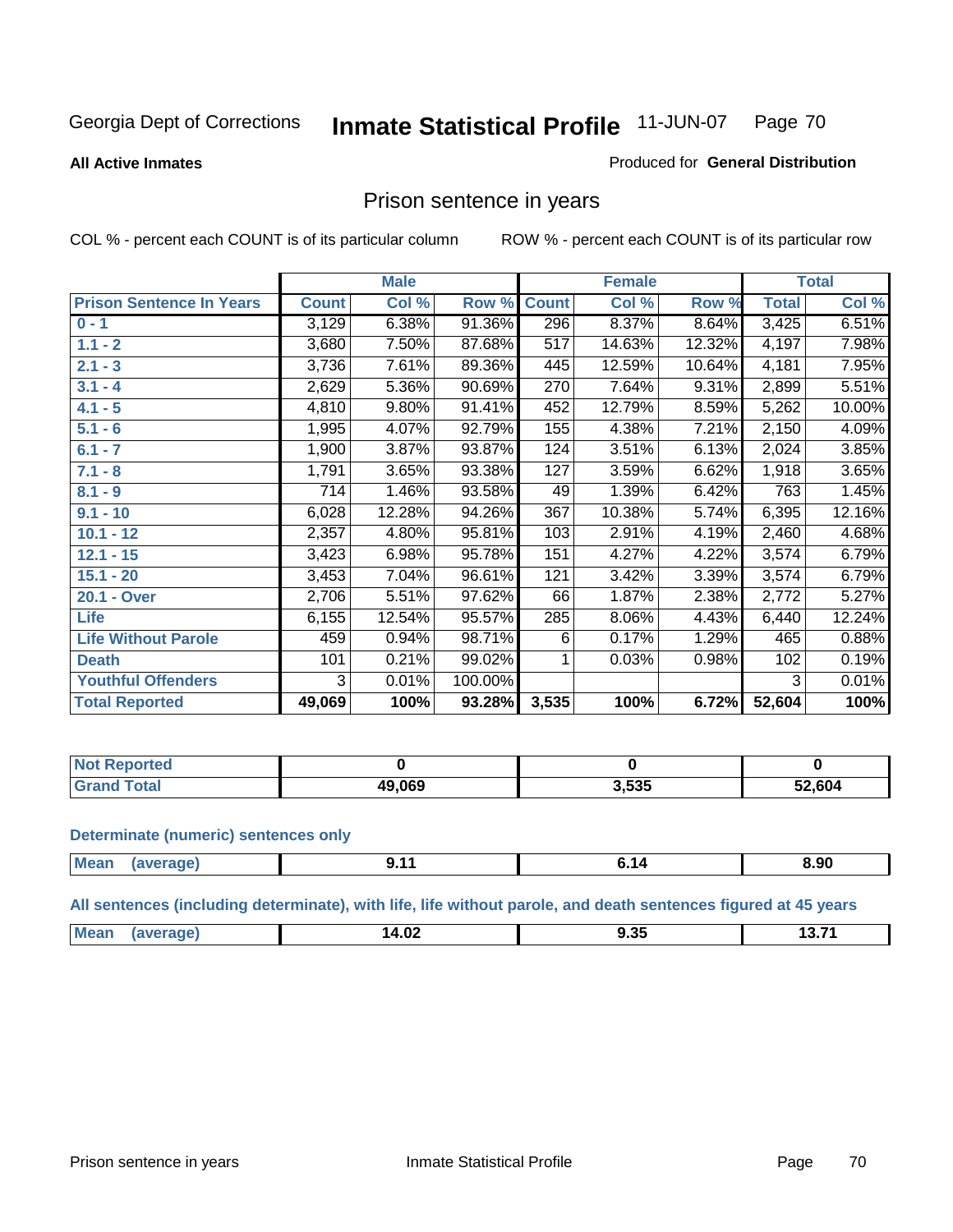Georgia Dept of Corrections **Inmate Statistical Profile** 11-JUN-07

**All Active Inmates**

Produced for **General Distribution**

## Prison sentence in years

COL % - percent each COUNT is of its particular column

ROW % - percent each COUNT is of its particular row

| Prison Sentence In Years | Male | | | Female | | | Total | |
|---|---|---|---|---|---|---|---|---|
| | Count | Col % | Row % | Count | Col % | Row % | Total | Col % |
| 0 - 1 | 3,129 | 6.38% | 91.36% | 296 | 8.37% | 8.64% | 3,425 | 6.51% |
| 1.1 - 2 | 3,680 | 7.50% | 87.68% | 517 | 14.63% | 12.32% | 4,197 | 7.98% |
| 2.1 - 3 | 3,736 | 7.61% | 89.36% | 445 | 12.59% | 10.64% | 4,181 | 7.95% |
| 3.1 - 4 | 2,629 | 5.36% | 90.69% | 270 | 7.64% | 9.31% | 2,899 | 5.51% |
| 4.1 - 5 | 4,810 | 9.80% | 91.41% | 452 | 12.79% | 8.59% | 5,262 | 10.00% |
| 5.1 - 6 | 1,995 | 4.07% | 92.79% | 155 | 4.38% | 7.21% | 2,150 | 4.09% |
| 6.1 - 7 | 1,900 | 3.87% | 93.87% | 124 | 3.51% | 6.13% | 2,024 | 3.85% |
| 7.1 - 8 | 1,791 | 3.65% | 93.38% | 127 | 3.59% | 6.62% | 1,918 | 3.65% |
| 8.1 - 9 | 714 | 1.46% | 93.58% | 49 | 1.39% | 6.42% | 763 | 1.45% |
| 9.1 - 10 | 6,028 | 12.28% | 94.26% | 367 | 10.38% | 5.74% | 6,395 | 12.16% |
| 10.1 - 12 | 2,357 | 4.80% | 95.81% | 103 | 2.91% | 4.19% | 2,460 | 4.68% |
| 12.1 - 15 | 3,423 | 6.98% | 95.78% | 151 | 4.27% | 4.22% | 3,574 | 6.79% |
| 15.1 - 20 | 3,453 | 7.04% | 96.61% | 121 | 3.42% | 3.39% | 3,574 | 6.79% |
| 20.1 - Over | 2,706 | 5.51% | 97.62% | 66 | 1.87% | 2.38% | 2,772 | 5.27% |
| Life | 6,155 | 12.54% | 95.57% | 285 | 8.06% | 4.43% | 6,440 | 12.24% |
| Life Without Parole | 459 | 0.94% | 98.71% | 6 | 0.17% | 1.29% | 465 | 0.88% |
| Death | 101 | 0.21% | 99.02% | 1 | 0.03% | 0.98% | 102 | 0.19% |
| Youthful Offenders | 3 | 0.01% | 100.00% | | | | 3 | 0.01% |
| **Total Reported** | **49,069** | **100%** | **93.28%** | **3,535** | **100%** | **6.72%** | **52,604** | **100%** |

| | Male | Female | Total |
|---|---|---|---|
| Not Reported | 0 | 0 | 0 |
| Grand Total | 49,069 | 3,535 | 52,604 |

### Determinate (numeric) sentences only

| | Male | Female | Total |
|---|---|---|---|
| Mean (average) | 9.11 | 6.14 | 8.90 |

### All sentences (including determinate), with life, life without parole, and death sentences figured at 45 years

| | Male | Female | Total |
|---|---|---|---|
| Mean (average) | 14.02 | 9.35 | 13.71 |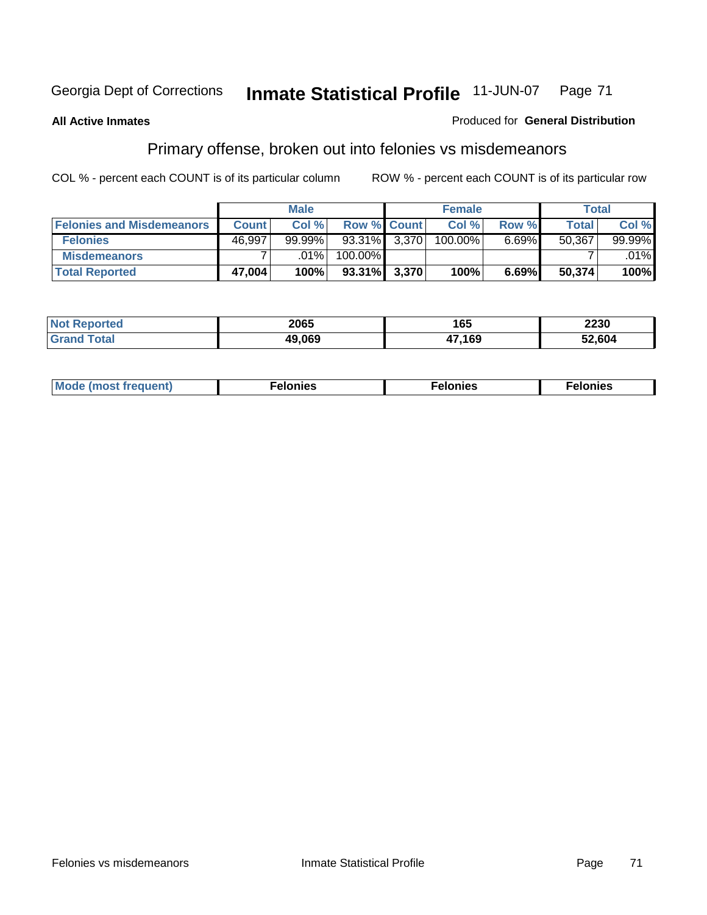Georgia Dept of Corrections **Inmate Statistical Profile** 11-JUN-07

**All Active Inmates**

Produced for **General Distribution**

## Primary offense, broken out into felonies vs misdemeanors

COL % - percent each COUNT is of its particular column ROW % - percent each COUNT is of its particular row

| | Male | | | Female | | | Total | |
|---|---|---|---|---|---|---|---|---|
| **Felonies and Misdemeanors** | **Count** | **Col %** | **Row %** | **Count** | **Col %** | **Row %** | **Total** | **Col %** |
| **Felonies** | 46,997 | 99.99% | 93.31% | 3,370 | 100.00% | 6.69% | 50,367 | 99.99% |
| **Misdemeanors** | 7 | .01% | 100.00% | | | | 7 | .01% |
| **Total Reported** | **47,004** | **100%** | **93.31%** | **3,370** | **100%** | **6.69%** | **50,374** | **100%** |

| | Male | Female | Total |
|---|---|---|---|
| **Not Reported** | **2065** | **165** | **2230** |
| **Grand Total** | **49,069** | **47,169** | **52,604** |

| | Male | Female | Total |
|---|---|---|---|
| **Mode (most frequent)** | **Felonies** | **Felonies** | **Felonies** |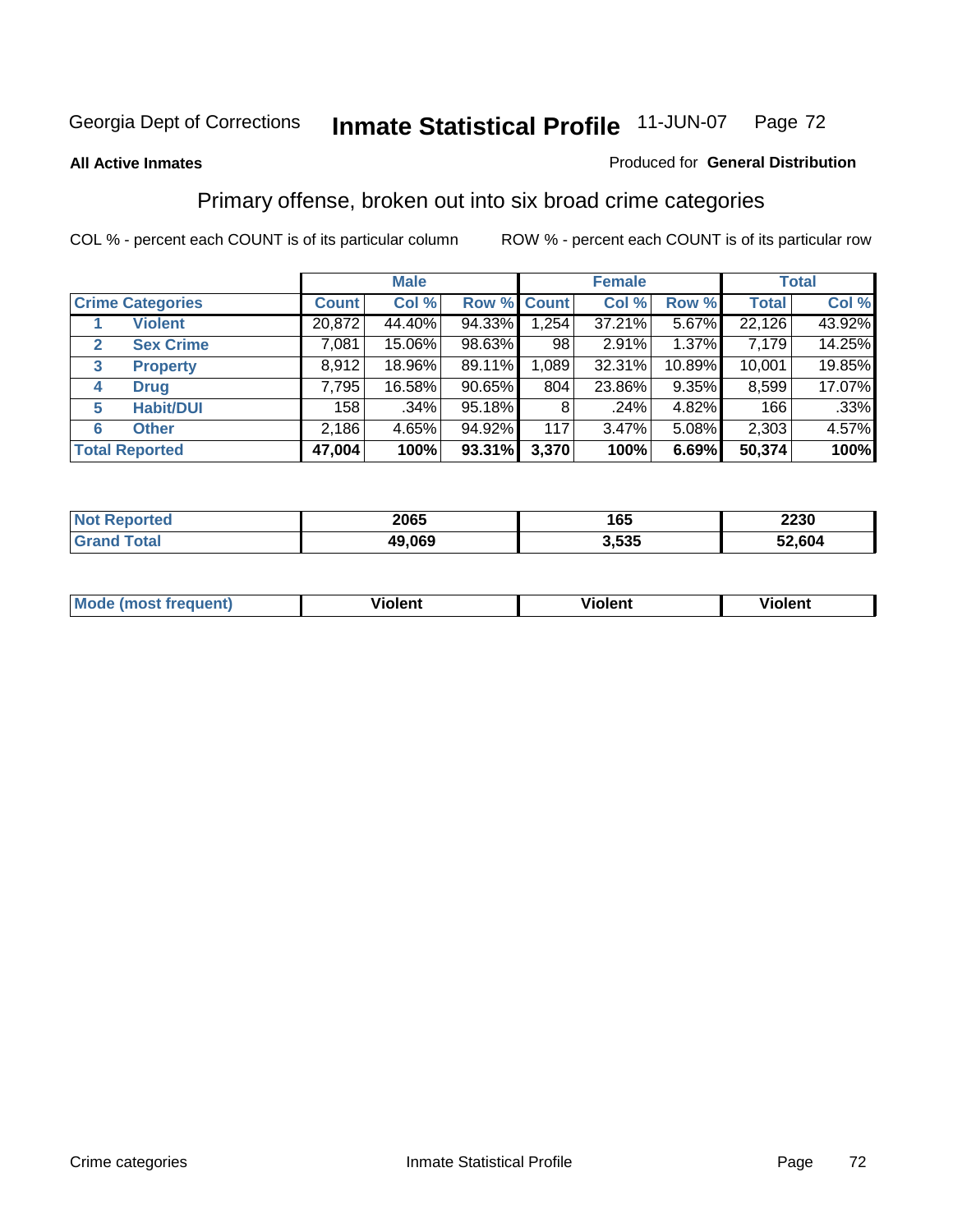Georgia Dept of Corrections **Inmate Statistical Profile** 11-JUN-07 Page 72

**All Active Inmates**

Produced for **General Distribution**

## Primary offense, broken out into six broad crime categories

COL % - percent each COUNT is of its particular column

ROW % - percent each COUNT is of its particular row

| Crime Categories | | Male | | | Female | | | Total | |
|---|---|---|---|---|---|---|---|---|---|
| | | Count | Col % | Row % | Count | Col % | Row % | Total | Col % |
| 1 | Violent | 20,872 | 44.40% | 94.33% | 1,254 | 37.21% | 5.67% | 22,126 | 43.92% |
| 2 | Sex Crime | 7,081 | 15.06% | 98.63% | 98 | 2.91% | 1.37% | 7,179 | 14.25% |
| 3 | Property | 8,912 | 18.96% | 89.11% | 1,089 | 32.31% | 10.89% | 10,001 | 19.85% |
| 4 | Drug | 7,795 | 16.58% | 90.65% | 804 | 23.86% | 9.35% | 8,599 | 17.07% |
| 5 | Habit/DUI | 158 | .34% | 95.18% | 8 | .24% | 4.82% | 166 | .33% |
| 6 | Other | 2,186 | 4.65% | 94.92% | 117 | 3.47% | 5.08% | 2,303 | 4.57% |
| **Total Reported** | | **47,004** | **100%** | **93.31%** | **3,370** | **100%** | **6.69%** | **50,374** | **100%** |

| | Male | Female | Total |
|---|---|---|---|
| Not Reported | 2065 | 165 | 2230 |
| Grand Total | 49,069 | 3,535 | 52,604 |

| | Male | Female | Total |
|---|---|---|---|
| Mode (most frequent) | Violent | Violent | Violent |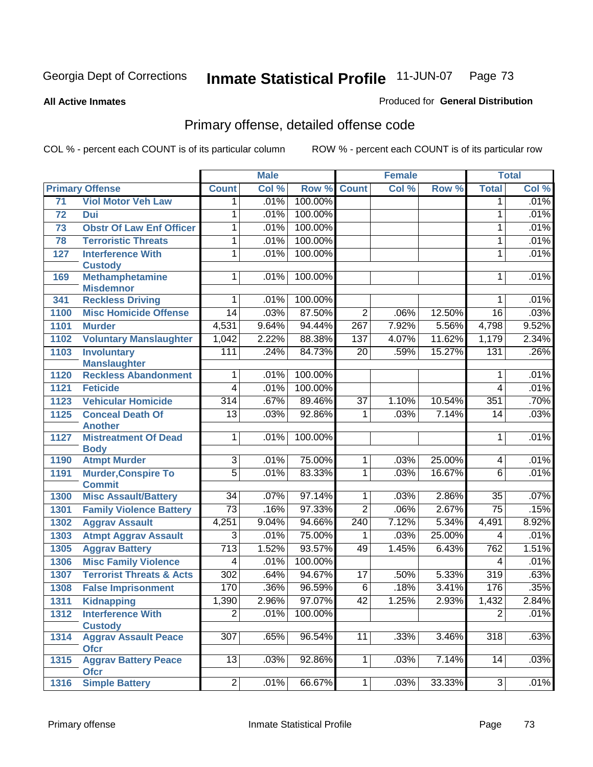Georgia Dept of Corrections **Inmate Statistical Profile** 11-JUN-07

**All Active Inmates** Produced for **General Distribution**

## Primary offense, detailed offense code

COL % - percent each COUNT is of its particular column ROW % - percent each COUNT is of its particular row

| Primary Offense | | Male | | | Female | | | Total | |
|---|---|---|---|---|---|---|---|---|---|
| | | Count | Col % | Row % | Count | Col % | Row % | Total | Col % |
| 71 | Viol Motor Veh Law | 1 | .01% | 100.00% | | | | 1 | .01% |
| 72 | Dui | 1 | .01% | 100.00% | | | | 1 | .01% |
| 73 | Obstr Of Law Enf Officer | 1 | .01% | 100.00% | | | | 1 | .01% |
| 78 | Terroristic Threats | 1 | .01% | 100.00% | | | | 1 | .01% |
| 127 | Interference With Custody | 1 | .01% | 100.00% | | | | 1 | .01% |
| 169 | Methamphetamine Misdemnor | 1 | .01% | 100.00% | | | | 1 | .01% |
| 341 | Reckless Driving | 1 | .01% | 100.00% | | | | 1 | .01% |
| 1100 | Misc Homicide Offense | 14 | .03% | 87.50% | 2 | .06% | 12.50% | 16 | .03% |
| 1101 | Murder | 4,531 | 9.64% | 94.44% | 267 | 7.92% | 5.56% | 4,798 | 9.52% |
| 1102 | Voluntary Manslaughter | 1,042 | 2.22% | 88.38% | 137 | 4.07% | 11.62% | 1,179 | 2.34% |
| 1103 | Involuntary Manslaughter | 111 | .24% | 84.73% | 20 | .59% | 15.27% | 131 | .26% |
| 1120 | Reckless Abandonment | 1 | .01% | 100.00% | | | | 1 | .01% |
| 1121 | Feticide | 4 | .01% | 100.00% | | | | 4 | .01% |
| 1123 | Vehicular Homicide | 314 | .67% | 89.46% | 37 | 1.10% | 10.54% | 351 | .70% |
| 1125 | Conceal Death Of Another | 13 | .03% | 92.86% | 1 | .03% | 7.14% | 14 | .03% |
| 1127 | Mistreatment Of Dead Body | 1 | .01% | 100.00% | | | | 1 | .01% |
| 1190 | Atmpt Murder | 3 | .01% | 75.00% | 1 | .03% | 25.00% | 4 | .01% |
| 1191 | Murder,Conspire To Commit | 5 | .01% | 83.33% | 1 | .03% | 16.67% | 6 | .01% |
| 1300 | Misc Assault/Battery | 34 | .07% | 97.14% | 1 | .03% | 2.86% | 35 | .07% |
| 1301 | Family Violence Battery | 73 | .16% | 97.33% | 2 | .06% | 2.67% | 75 | .15% |
| 1302 | Aggrav Assault | 4,251 | 9.04% | 94.66% | 240 | 7.12% | 5.34% | 4,491 | 8.92% |
| 1303 | Atmpt Aggrav Assault | 3 | .01% | 75.00% | 1 | .03% | 25.00% | 4 | .01% |
| 1305 | Aggrav Battery | 713 | 1.52% | 93.57% | 49 | 1.45% | 6.43% | 762 | 1.51% |
| 1306 | Misc Family Violence | 4 | .01% | 100.00% | | | | 4 | .01% |
| 1307 | Terrorist Threats & Acts | 302 | .64% | 94.67% | 17 | .50% | 5.33% | 319 | .63% |
| 1308 | False Imprisonment | 170 | .36% | 96.59% | 6 | .18% | 3.41% | 176 | .35% |
| 1311 | Kidnapping | 1,390 | 2.96% | 97.07% | 42 | 1.25% | 2.93% | 1,432 | 2.84% |
| 1312 | Interference With Custody | 2 | .01% | 100.00% | | | | 2 | .01% |
| 1314 | Aggrav Assault Peace Ofcr | 307 | .65% | 96.54% | 11 | .33% | 3.46% | 318 | .63% |
| 1315 | Aggrav Battery Peace Ofcr | 13 | .03% | 92.86% | 1 | .03% | 7.14% | 14 | .03% |
| 1316 | Simple Battery | 2 | .01% | 66.67% | 1 | .03% | 33.33% | 3 | .01% |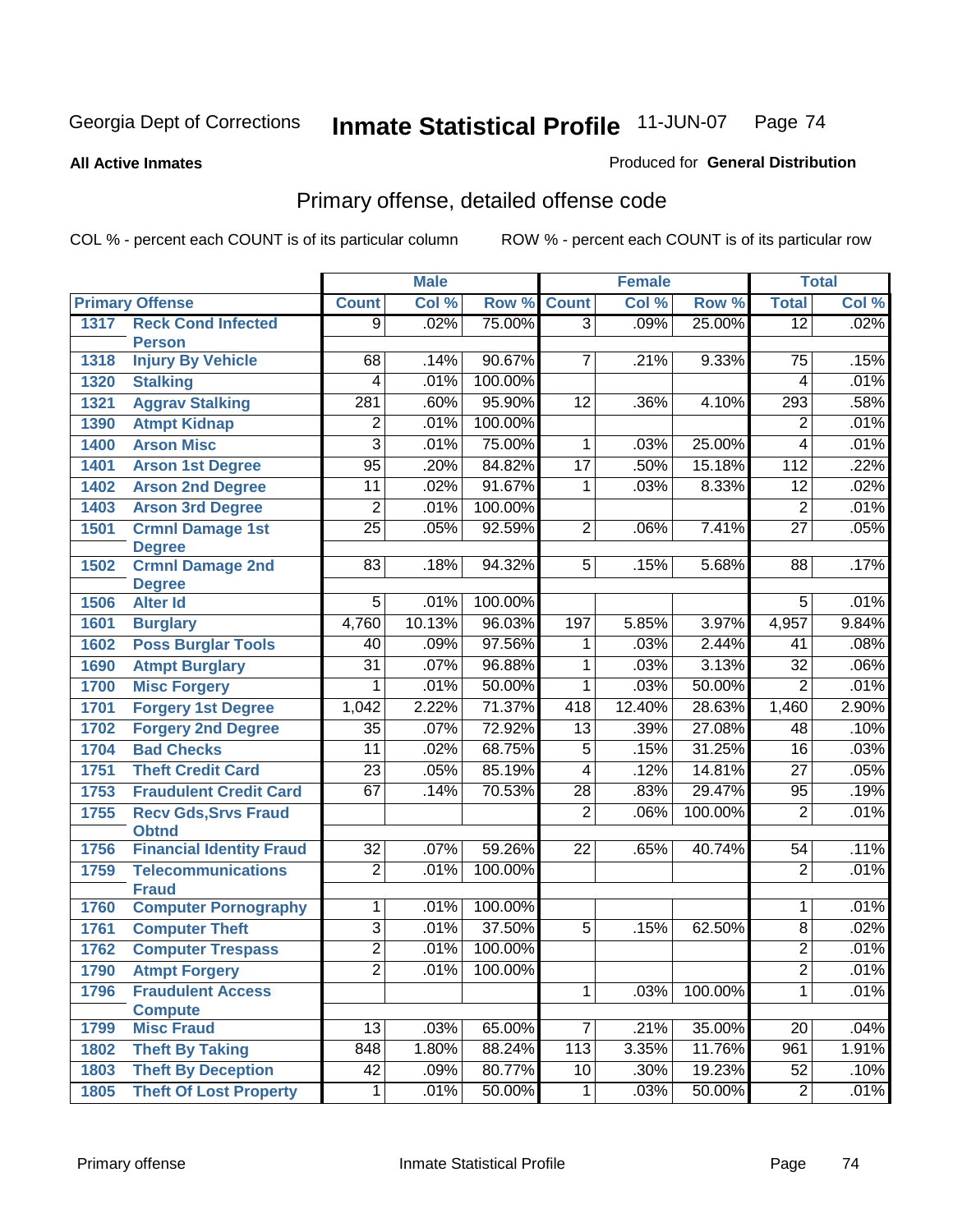Georgia Dept of Corrections **Inmate Statistical Profile** 11-JUN-07

**All Active Inmates**

Produced for **General Distribution**

## Primary offense, detailed offense code

COL % - percent each COUNT is of its particular column ROW % - percent each COUNT is of its particular row

| Primary Offense | | Male | | | Female | | | Total | |
|---|---|---|---|---|---|---|---|---|---|
| | | Count | Col % | Row % | Count | Col % | Row % | Total | Col % |
| 1317 | Reck Cond Infected Person | 9 | .02% | 75.00% | 3 | .09% | 25.00% | 12 | .02% |
| 1318 | Injury By Vehicle | 68 | .14% | 90.67% | 7 | .21% | 9.33% | 75 | .15% |
| 1320 | Stalking | 4 | .01% | 100.00% | | | | 4 | .01% |
| 1321 | Aggrav Stalking | 281 | .60% | 95.90% | 12 | .36% | 4.10% | 293 | .58% |
| 1390 | Atmpt Kidnap | 2 | .01% | 100.00% | | | | 2 | .01% |
| 1400 | Arson Misc | 3 | .01% | 75.00% | 1 | .03% | 25.00% | 4 | .01% |
| 1401 | Arson 1st Degree | 95 | .20% | 84.82% | 17 | .50% | 15.18% | 112 | .22% |
| 1402 | Arson 2nd Degree | 11 | .02% | 91.67% | 1 | .03% | 8.33% | 12 | .02% |
| 1403 | Arson 3rd Degree | 2 | .01% | 100.00% | | | | 2 | .01% |
| 1501 | Crmnl Damage 1st Degree | 25 | .05% | 92.59% | 2 | .06% | 7.41% | 27 | .05% |
| 1502 | Crmnl Damage 2nd Degree | 83 | .18% | 94.32% | 5 | .15% | 5.68% | 88 | .17% |
| 1506 | Alter Id | 5 | .01% | 100.00% | | | | 5 | .01% |
| 1601 | Burglary | 4,760 | 10.13% | 96.03% | 197 | 5.85% | 3.97% | 4,957 | 9.84% |
| 1602 | Poss Burglar Tools | 40 | .09% | 97.56% | 1 | .03% | 2.44% | 41 | .08% |
| 1690 | Atmpt Burglary | 31 | .07% | 96.88% | 1 | .03% | 3.13% | 32 | .06% |
| 1700 | Misc Forgery | 1 | .01% | 50.00% | 1 | .03% | 50.00% | 2 | .01% |
| 1701 | Forgery 1st Degree | 1,042 | 2.22% | 71.37% | 418 | 12.40% | 28.63% | 1,460 | 2.90% |
| 1702 | Forgery 2nd Degree | 35 | .07% | 72.92% | 13 | .39% | 27.08% | 48 | .10% |
| 1704 | Bad Checks | 11 | .02% | 68.75% | 5 | .15% | 31.25% | 16 | .03% |
| 1751 | Theft Credit Card | 23 | .05% | 85.19% | 4 | .12% | 14.81% | 27 | .05% |
| 1753 | Fraudulent Credit Card | 67 | .14% | 70.53% | 28 | .83% | 29.47% | 95 | .19% |
| 1755 | Recv Gds,Srvs Fraud Obtnd | | | | 2 | .06% | 100.00% | 2 | .01% |
| 1756 | Financial Identity Fraud | 32 | .07% | 59.26% | 22 | .65% | 40.74% | 54 | .11% |
| 1759 | Telecommunications Fraud | 2 | .01% | 100.00% | | | | 2 | .01% |
| 1760 | Computer Pornography | 1 | .01% | 100.00% | | | | 1 | .01% |
| 1761 | Computer Theft | 3 | .01% | 37.50% | 5 | .15% | 62.50% | 8 | .02% |
| 1762 | Computer Trespass | 2 | .01% | 100.00% | | | | 2 | .01% |
| 1790 | Atmpt Forgery | 2 | .01% | 100.00% | | | | 2 | .01% |
| 1796 | Fraudulent Access Compute | | | | 1 | .03% | 100.00% | 1 | .01% |
| 1799 | Misc Fraud | 13 | .03% | 65.00% | 7 | .21% | 35.00% | 20 | .04% |
| 1802 | Theft By Taking | 848 | 1.80% | 88.24% | 113 | 3.35% | 11.76% | 961 | 1.91% |
| 1803 | Theft By Deception | 42 | .09% | 80.77% | 10 | .30% | 19.23% | 52 | .10% |
| 1805 | Theft Of Lost Property | 1 | .01% | 50.00% | 1 | .03% | 50.00% | 2 | .01% |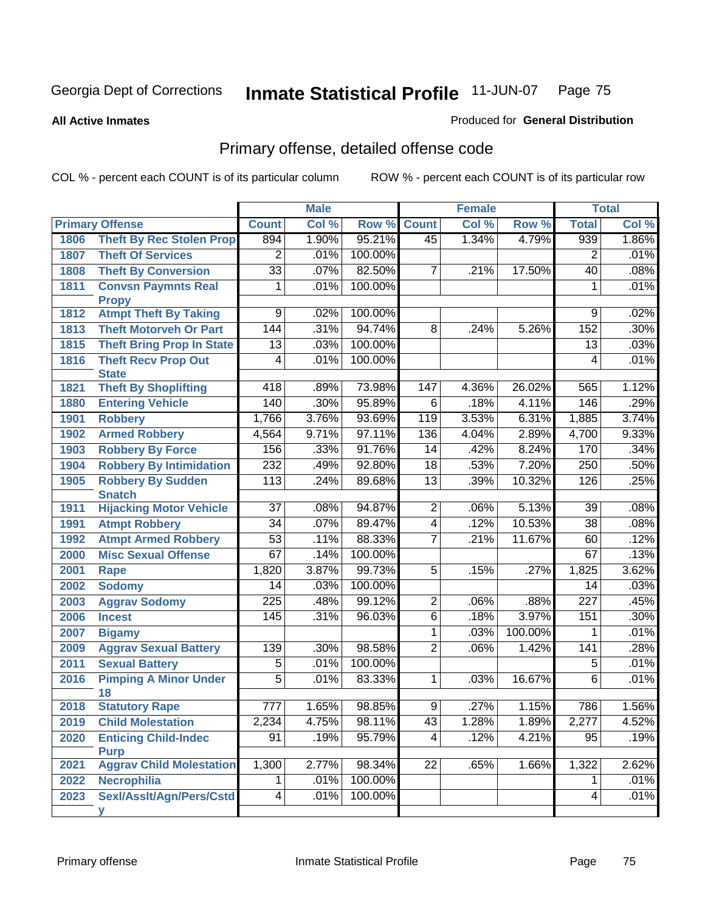Georgia Dept of Corrections **Inmate Statistical Profile** 11-JUN-07

**All Active Inmates**

Produced for **General Distribution**

## Primary offense, detailed offense code

COL % - percent each COUNT is of its particular column ROW % - percent each COUNT is of its particular row

| Primary Offense | | Male | | | Female | | | Total | |
|---|---|---|---|---|---|---|---|---|---|
| | | Count | Col % | Row % | Count | Col % | Row % | Total | Col % |
| 1806 | Theft By Rec Stolen Prop | 894 | 1.90% | 95.21% | 45 | 1.34% | 4.79% | 939 | 1.86% |
| 1807 | Theft Of Services | 2 | .01% | 100.00% | | | | 2 | .01% |
| 1808 | Theft By Conversion | 33 | .07% | 82.50% | 7 | .21% | 17.50% | 40 | .08% |
| 1811 | Convsn Paymnts Real Propy | 1 | .01% | 100.00% | | | | 1 | .01% |
| 1812 | Atmpt Theft By Taking | 9 | .02% | 100.00% | | | | 9 | .02% |
| 1813 | Theft Motorveh Or Part | 144 | .31% | 94.74% | 8 | .24% | 5.26% | 152 | .30% |
| 1815 | Theft Bring Prop In State | 13 | .03% | 100.00% | | | | 13 | .03% |
| 1816 | Theft Recv Prop Out State | 4 | .01% | 100.00% | | | | 4 | .01% |
| 1821 | Theft By Shoplifting | 418 | .89% | 73.98% | 147 | 4.36% | 26.02% | 565 | 1.12% |
| 1880 | Entering Vehicle | 140 | .30% | 95.89% | 6 | .18% | 4.11% | 146 | .29% |
| 1901 | Robbery | 1,766 | 3.76% | 93.69% | 119 | 3.53% | 6.31% | 1,885 | 3.74% |
| 1902 | Armed Robbery | 4,564 | 9.71% | 97.11% | 136 | 4.04% | 2.89% | 4,700 | 9.33% |
| 1903 | Robbery By Force | 156 | .33% | 91.76% | 14 | .42% | 8.24% | 170 | .34% |
| 1904 | Robbery By Intimidation | 232 | .49% | 92.80% | 18 | .53% | 7.20% | 250 | .50% |
| 1905 | Robbery By Sudden Snatch | 113 | .24% | 89.68% | 13 | .39% | 10.32% | 126 | .25% |
| 1911 | Hijacking Motor Vehicle | 37 | .08% | 94.87% | 2 | .06% | 5.13% | 39 | .08% |
| 1991 | Atmpt Robbery | 34 | .07% | 89.47% | 4 | .12% | 10.53% | 38 | .08% |
| 1992 | Atmpt Armed Robbery | 53 | .11% | 88.33% | 7 | .21% | 11.67% | 60 | .12% |
| 2000 | Misc Sexual Offense | 67 | .14% | 100.00% | | | | 67 | .13% |
| 2001 | Rape | 1,820 | 3.87% | 99.73% | 5 | .15% | .27% | 1,825 | 3.62% |
| 2002 | Sodomy | 14 | .03% | 100.00% | | | | 14 | .03% |
| 2003 | Aggrav Sodomy | 225 | .48% | 99.12% | 2 | .06% | .88% | 227 | .45% |
| 2006 | Incest | 145 | .31% | 96.03% | 6 | .18% | 3.97% | 151 | .30% |
| 2007 | Bigamy | | | | 1 | .03% | 100.00% | 1 | .01% |
| 2009 | Aggrav Sexual Battery | 139 | .30% | 98.58% | 2 | .06% | 1.42% | 141 | .28% |
| 2011 | Sexual Battery | 5 | .01% | 100.00% | | | | 5 | .01% |
| 2016 | Pimping A Minor Under 18 | 5 | .01% | 83.33% | 1 | .03% | 16.67% | 6 | .01% |
| 2018 | Statutory Rape | 777 | 1.65% | 98.85% | 9 | .27% | 1.15% | 786 | 1.56% |
| 2019 | Child Molestation | 2,234 | 4.75% | 98.11% | 43 | 1.28% | 1.89% | 2,277 | 4.52% |
| 2020 | Enticing Child-Indec Purp | 91 | .19% | 95.79% | 4 | .12% | 4.21% | 95 | .19% |
| 2021 | Aggrav Child Molestation | 1,300 | 2.77% | 98.34% | 22 | .65% | 1.66% | 1,322 | 2.62% |
| 2022 | Necrophilia | 1 | .01% | 100.00% | | | | 1 | .01% |
| 2023 | Sexl/Asslt/Agn/Pers/Cstdy | 4 | .01% | 100.00% | | | | 4 | .01% |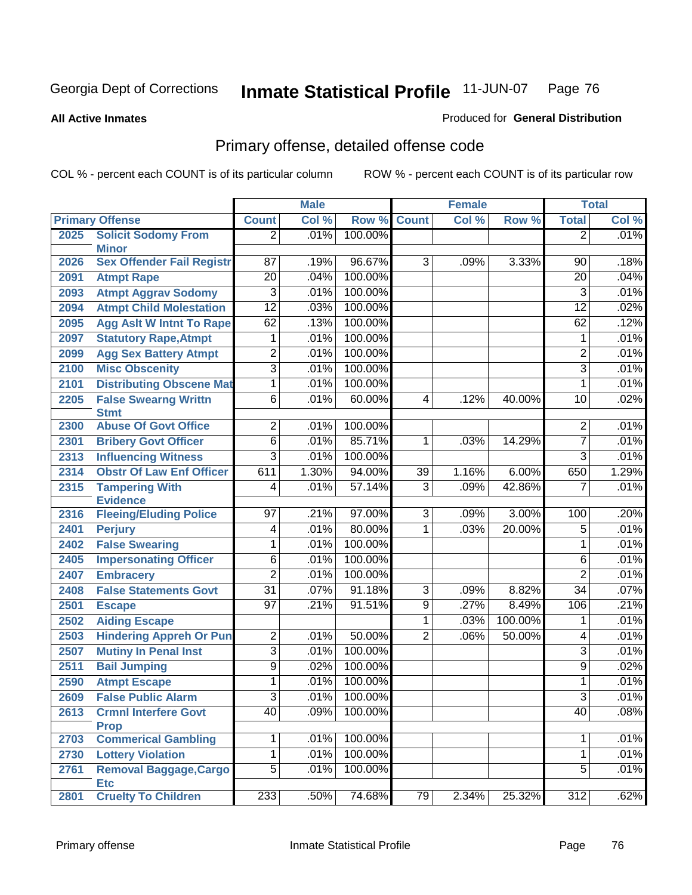Georgia Dept of Corrections **Inmate Statistical Profile** 11-JUN-07

**All Active Inmates**

Produced for **General Distribution**

## Primary offense, detailed offense code

COL % - percent each COUNT is of its particular column ROW % - percent each COUNT is of its particular row

| Primary Offense | | Male | | | Female | | | Total | |
|---|---|---|---|---|---|---|---|---|---|
| | | Count | Col % | Row % | Count | Col % | Row % | Total | Col % |
| 2025 | Solicit Sodomy From Minor | 2 | .01% | 100.00% | | | | 2 | .01% |
| 2026 | Sex Offender Fail Registr | 87 | .19% | 96.67% | 3 | .09% | 3.33% | 90 | .18% |
| 2091 | Atmpt Rape | 20 | .04% | 100.00% | | | | 20 | .04% |
| 2093 | Atmpt Aggrav Sodomy | 3 | .01% | 100.00% | | | | 3 | .01% |
| 2094 | Atmpt Child Molestation | 12 | .03% | 100.00% | | | | 12 | .02% |
| 2095 | Agg Aslt W Intnt To Rape | 62 | .13% | 100.00% | | | | 62 | .12% |
| 2097 | Statutory Rape,Atmpt | 1 | .01% | 100.00% | | | | 1 | .01% |
| 2099 | Agg Sex Battery Atmpt | 2 | .01% | 100.00% | | | | 2 | .01% |
| 2100 | Misc Obscenity | 3 | .01% | 100.00% | | | | 3 | .01% |
| 2101 | Distributing Obscene Mat | 1 | .01% | 100.00% | | | | 1 | .01% |
| 2205 | False Swearng Writtn Stmt | 6 | .01% | 60.00% | 4 | .12% | 40.00% | 10 | .02% |
| 2300 | Abuse Of Govt Office | 2 | .01% | 100.00% | | | | 2 | .01% |
| 2301 | Bribery Govt Officer | 6 | .01% | 85.71% | 1 | .03% | 14.29% | 7 | .01% |
| 2313 | Influencing Witness | 3 | .01% | 100.00% | | | | 3 | .01% |
| 2314 | Obstr Of Law Enf Officer | 611 | 1.30% | 94.00% | 39 | 1.16% | 6.00% | 650 | 1.29% |
| 2315 | Tampering With Evidence | 4 | .01% | 57.14% | 3 | .09% | 42.86% | 7 | .01% |
| 2316 | Fleeing/Eluding Police | 97 | .21% | 97.00% | 3 | .09% | 3.00% | 100 | .20% |
| 2401 | Perjury | 4 | .01% | 80.00% | 1 | .03% | 20.00% | 5 | .01% |
| 2402 | False Swearing | 1 | .01% | 100.00% | | | | 1 | .01% |
| 2405 | Impersonating Officer | 6 | .01% | 100.00% | | | | 6 | .01% |
| 2407 | Embracery | 2 | .01% | 100.00% | | | | 2 | .01% |
| 2408 | False Statements Govt | 31 | .07% | 91.18% | 3 | .09% | 8.82% | 34 | .07% |
| 2501 | Escape | 97 | .21% | 91.51% | 9 | .27% | 8.49% | 106 | .21% |
| 2502 | Aiding Escape | | | | 1 | .03% | 100.00% | 1 | .01% |
| 2503 | Hindering Appreh Or Pun | 2 | .01% | 50.00% | 2 | .06% | 50.00% | 4 | .01% |
| 2507 | Mutiny In Penal Inst | 3 | .01% | 100.00% | | | | 3 | .01% |
| 2511 | Bail Jumping | 9 | .02% | 100.00% | | | | 9 | .02% |
| 2590 | Atmpt Escape | 1 | .01% | 100.00% | | | | 1 | .01% |
| 2609 | False Public Alarm | 3 | .01% | 100.00% | | | | 3 | .01% |
| 2613 | Crmnl Interfere Govt Prop | 40 | .09% | 100.00% | | | | 40 | .08% |
| 2703 | Commerical Gambling | 1 | .01% | 100.00% | | | | 1 | .01% |
| 2730 | Lottery Violation | 1 | .01% | 100.00% | | | | 1 | .01% |
| 2761 | Removal Baggage,Cargo Etc | 5 | .01% | 100.00% | | | | 5 | .01% |
| 2801 | Cruelty To Children | 233 | .50% | 74.68% | 79 | 2.34% | 25.32% | 312 | .62% |

Primary offense Inmate Statistical Profile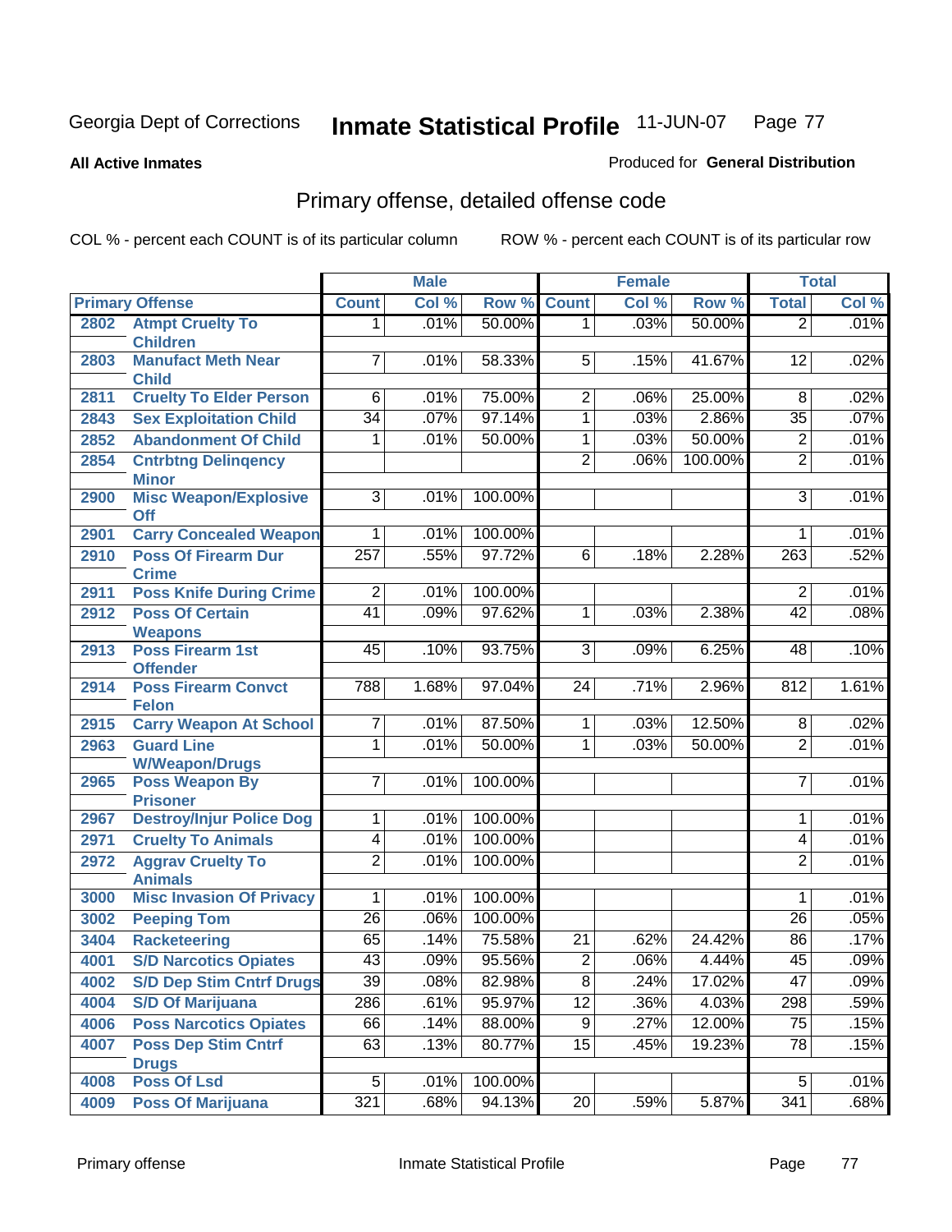Georgia Dept of Corrections **Inmate Statistical Profile** 11-JUN-07

**All Active Inmates** Produced for **General Distribution**

## Primary offense, detailed offense code

COL % - percent each COUNT is of its particular column ROW % - percent each COUNT is of its particular row

| Primary Offense | | Male | | | Female | | | Total | |
|---|---|---|---|---|---|---|---|---|---|
| | | Count | Col % | Row % | Count | Col % | Row % | Total | Col % |
| 2802 | Atmpt Cruelty To Children | 1 | .01% | 50.00% | 1 | .03% | 50.00% | 2 | .01% |
| 2803 | Manufact Meth Near Child | 7 | .01% | 58.33% | 5 | .15% | 41.67% | 12 | .02% |
| 2811 | Cruelty To Elder Person | 6 | .01% | 75.00% | 2 | .06% | 25.00% | 8 | .02% |
| 2843 | Sex Exploitation Child | 34 | .07% | 97.14% | 1 | .03% | 2.86% | 35 | .07% |
| 2852 | Abandonment Of Child | 1 | .01% | 50.00% | 1 | .03% | 50.00% | 2 | .01% |
| 2854 | Cntrbtng Delinqency Minor | | | | 2 | .06% | 100.00% | 2 | .01% |
| 2900 | Misc Weapon/Explosive Off | 3 | .01% | 100.00% | | | | 3 | .01% |
| 2901 | Carry Concealed Weapon | 1 | .01% | 100.00% | | | | 1 | .01% |
| 2910 | Poss Of Firearm Dur Crime | 257 | .55% | 97.72% | 6 | .18% | 2.28% | 263 | .52% |
| 2911 | Poss Knife During Crime | 2 | .01% | 100.00% | | | | 2 | .01% |
| 2912 | Poss Of Certain Weapons | 41 | .09% | 97.62% | 1 | .03% | 2.38% | 42 | .08% |
| 2913 | Poss Firearm 1st Offender | 45 | .10% | 93.75% | 3 | .09% | 6.25% | 48 | .10% |
| 2914 | Poss Firearm Convct Felon | 788 | 1.68% | 97.04% | 24 | .71% | 2.96% | 812 | 1.61% |
| 2915 | Carry Weapon At School | 7 | .01% | 87.50% | 1 | .03% | 12.50% | 8 | .02% |
| 2963 | Guard Line W/Weapon/Drugs | 1 | .01% | 50.00% | 1 | .03% | 50.00% | 2 | .01% |
| 2965 | Poss Weapon By Prisoner | 7 | .01% | 100.00% | | | | 7 | .01% |
| 2967 | Destroy/Injur Police Dog | 1 | .01% | 100.00% | | | | 1 | .01% |
| 2971 | Cruelty To Animals | 4 | .01% | 100.00% | | | | 4 | .01% |
| 2972 | Aggrav Cruelty To Animals | 2 | .01% | 100.00% | | | | 2 | .01% |
| 3000 | Misc Invasion Of Privacy | 1 | .01% | 100.00% | | | | 1 | .01% |
| 3002 | Peeping Tom | 26 | .06% | 100.00% | | | | 26 | .05% |
| 3404 | Racketeering | 65 | .14% | 75.58% | 21 | .62% | 24.42% | 86 | .17% |
| 4001 | S/D Narcotics Opiates | 43 | .09% | 95.56% | 2 | .06% | 4.44% | 45 | .09% |
| 4002 | S/D Dep Stim Cntrf Drugs | 39 | .08% | 82.98% | 8 | .24% | 17.02% | 47 | .09% |
| 4004 | S/D Of Marijuana | 286 | .61% | 95.97% | 12 | .36% | 4.03% | 298 | .59% |
| 4006 | Poss Narcotics Opiates | 66 | .14% | 88.00% | 9 | .27% | 12.00% | 75 | .15% |
| 4007 | Poss Dep Stim Cntrf Drugs | 63 | .13% | 80.77% | 15 | .45% | 19.23% | 78 | .15% |
| 4008 | Poss Of Lsd | 5 | .01% | 100.00% | | | | 5 | .01% |
| 4009 | Poss Of Marijuana | 321 | .68% | 94.13% | 20 | .59% | 5.87% | 341 | .68% |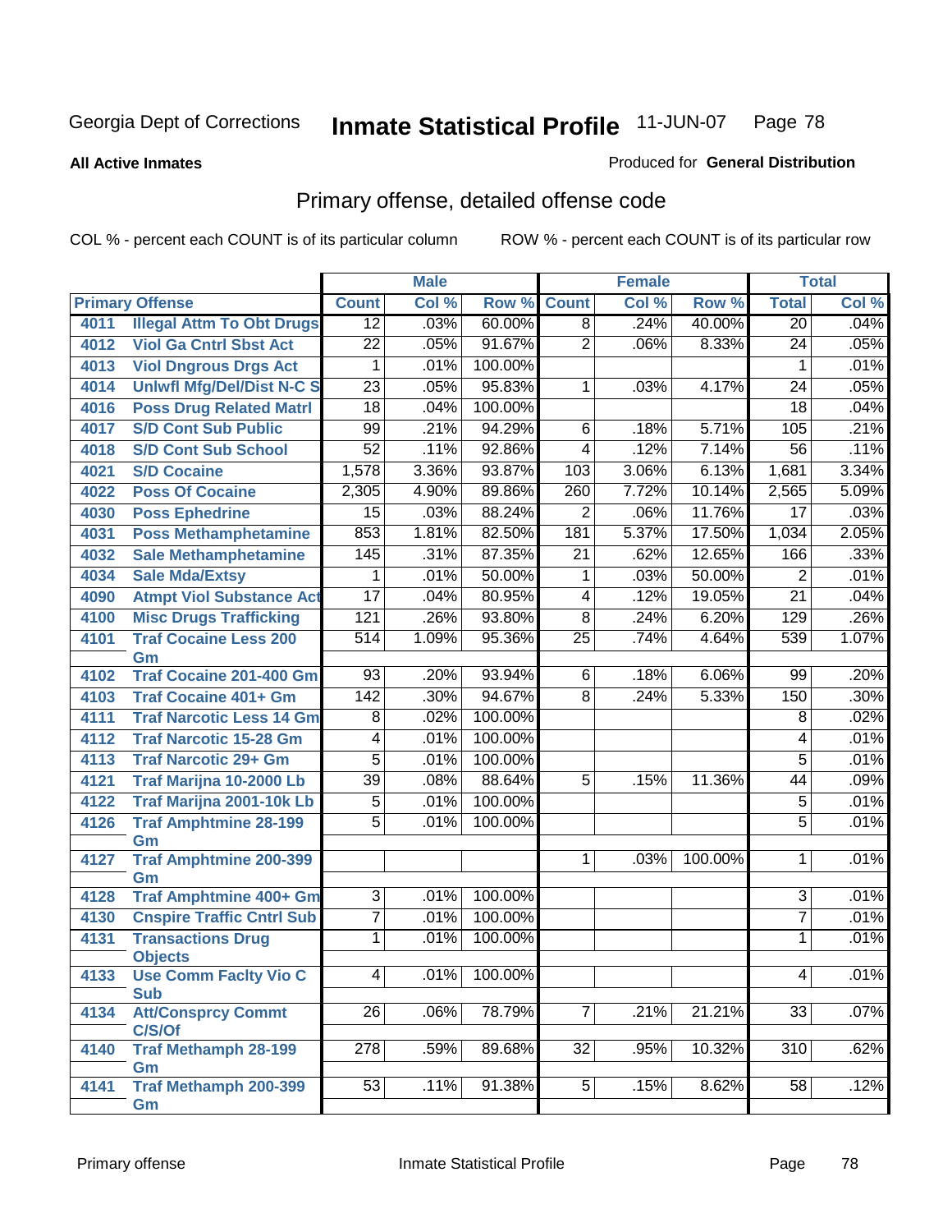Georgia Dept of Corrections **Inmate Statistical Profile** 11-JUN-07

**All Active Inmates**

Produced for **General Distribution**

## Primary offense, detailed offense code

COL % - percent each COUNT is of its particular column ROW % - percent each COUNT is of its particular row

| Primary Offense | | Male | | | Female | | | Total | |
|---|---|---|---|---|---|---|---|---|---|
| | | Count | Col % | Row % | Count | Col % | Row % | Total | Col % |
| 4011 | Illegal Attm To Obt Drugs | 12 | .03% | 60.00% | 8 | .24% | 40.00% | 20 | .04% |
| 4012 | Viol Ga Cntrl Sbst Act | 22 | .05% | 91.67% | 2 | .06% | 8.33% | 24 | .05% |
| 4013 | Viol Dngrous Drgs Act | 1 | .01% | 100.00% | | | | 1 | .01% |
| 4014 | Unlwfl Mfg/Del/Dist N-C S | 23 | .05% | 95.83% | 1 | .03% | 4.17% | 24 | .05% |
| 4016 | Poss Drug Related Matrl | 18 | .04% | 100.00% | | | | 18 | .04% |
| 4017 | S/D Cont Sub Public | 99 | .21% | 94.29% | 6 | .18% | 5.71% | 105 | .21% |
| 4018 | S/D Cont Sub School | 52 | .11% | 92.86% | 4 | .12% | 7.14% | 56 | .11% |
| 4021 | S/D Cocaine | 1,578 | 3.36% | 93.87% | 103 | 3.06% | 6.13% | 1,681 | 3.34% |
| 4022 | Poss Of Cocaine | 2,305 | 4.90% | 89.86% | 260 | 7.72% | 10.14% | 2,565 | 5.09% |
| 4030 | Poss Ephedrine | 15 | .03% | 88.24% | 2 | .06% | 11.76% | 17 | .03% |
| 4031 | Poss Methamphetamine | 853 | 1.81% | 82.50% | 181 | 5.37% | 17.50% | 1,034 | 2.05% |
| 4032 | Sale Methamphetamine | 145 | .31% | 87.35% | 21 | .62% | 12.65% | 166 | .33% |
| 4034 | Sale Mda/Extsy | 1 | .01% | 50.00% | 1 | .03% | 50.00% | 2 | .01% |
| 4090 | Atmpt Viol Substance Act | 17 | .04% | 80.95% | 4 | .12% | 19.05% | 21 | .04% |
| 4100 | Misc Drugs Trafficking | 121 | .26% | 93.80% | 8 | .24% | 6.20% | 129 | .26% |
| 4101 | Traf Cocaine Less 200 Gm | 514 | 1.09% | 95.36% | 25 | .74% | 4.64% | 539 | 1.07% |
| 4102 | Traf Cocaine 201-400 Gm | 93 | .20% | 93.94% | 6 | .18% | 6.06% | 99 | .20% |
| 4103 | Traf Cocaine 401+ Gm | 142 | .30% | 94.67% | 8 | .24% | 5.33% | 150 | .30% |
| 4111 | Traf Narcotic Less 14 Gm | 8 | .02% | 100.00% | | | | 8 | .02% |
| 4112 | Traf Narcotic 15-28 Gm | 4 | .01% | 100.00% | | | | 4 | .01% |
| 4113 | Traf Narcotic 29+ Gm | 5 | .01% | 100.00% | | | | 5 | .01% |
| 4121 | Traf Marijna 10-2000 Lb | 39 | .08% | 88.64% | 5 | .15% | 11.36% | 44 | .09% |
| 4122 | Traf Marijna 2001-10k Lb | 5 | .01% | 100.00% | | | | 5 | .01% |
| 4126 | Traf Amphtmine 28-199 Gm | 5 | .01% | 100.00% | | | | 5 | .01% |
| 4127 | Traf Amphtmine 200-399 Gm | | | | 1 | .03% | 100.00% | 1 | .01% |
| 4128 | Traf Amphtmine 400+ Gm | 3 | .01% | 100.00% | | | | 3 | .01% |
| 4130 | Cnspire Traffic Cntrl Sub | 7 | .01% | 100.00% | | | | 7 | .01% |
| 4131 | Transactions Drug Objects | 1 | .01% | 100.00% | | | | 1 | .01% |
| 4133 | Use Comm Faclty Vio C Sub | 4 | .01% | 100.00% | | | | 4 | .01% |
| 4134 | Att/Consprcy Commt C/S/Of | 26 | .06% | 78.79% | 7 | .21% | 21.21% | 33 | .07% |
| 4140 | Traf Methamph 28-199 Gm | 278 | .59% | 89.68% | 32 | .95% | 10.32% | 310 | .62% |
| 4141 | Traf Methamph 200-399 Gm | 53 | .11% | 91.38% | 5 | .15% | 8.62% | 58 | .12% |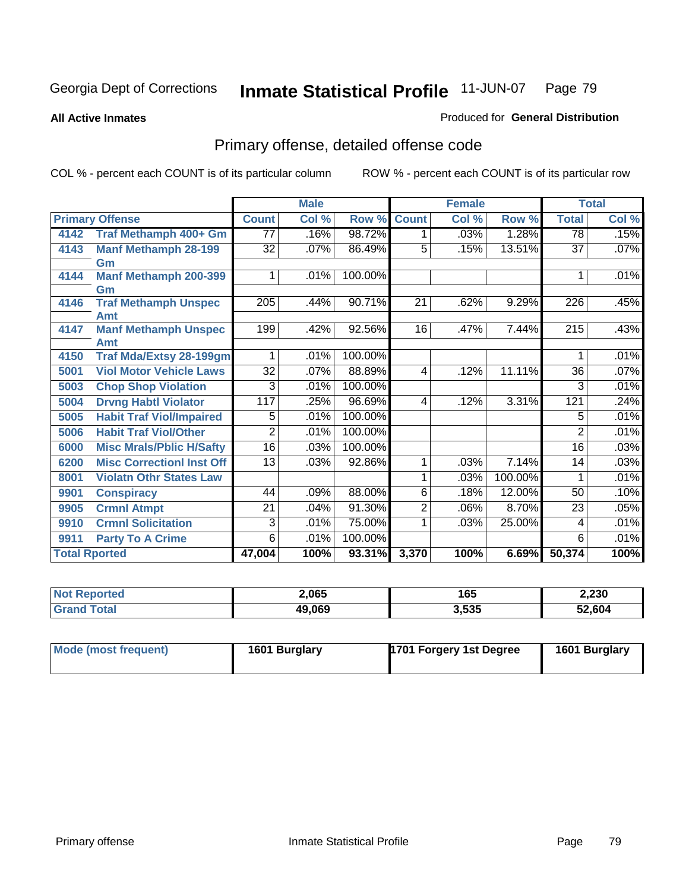Georgia Dept of Corrections **Inmate Statistical Profile** 11-JUN-07

**All Active Inmates**

Produced for **General Distribution**

## Primary offense, detailed offense code

COL % - percent each COUNT is of its particular column    ROW % - percent each COUNT is of its particular row

| Primary Offense | | Male | | | Female | | | Total | |
|---|---|---|---|---|---|---|---|---|---|
| | | Count | Col % | Row % | Count | Col % | Row % | Total | Col % |
| 4142 | Traf Methamph 400+ Gm | 77 | .16% | 98.72% | 1 | .03% | 1.28% | 78 | .15% |
| 4143 | Manf Methamph 28-199 Gm | 32 | .07% | 86.49% | 5 | .15% | 13.51% | 37 | .07% |
| 4144 | Manf Methamph 200-399 Gm | 1 | .01% | 100.00% | | | | 1 | .01% |
| 4146 | Traf Methamph Unspec Amt | 205 | .44% | 90.71% | 21 | .62% | 9.29% | 226 | .45% |
| 4147 | Manf Methamph Unspec Amt | 199 | .42% | 92.56% | 16 | .47% | 7.44% | 215 | .43% |
| 4150 | Traf Mda/Extsy 28-199gm | 1 | .01% | 100.00% | | | | 1 | .01% |
| 5001 | Viol Motor Vehicle Laws | 32 | .07% | 88.89% | 4 | .12% | 11.11% | 36 | .07% |
| 5003 | Chop Shop Violation | 3 | .01% | 100.00% | | | | 3 | .01% |
| 5004 | Drvng Habtl Violator | 117 | .25% | 96.69% | 4 | .12% | 3.31% | 121 | .24% |
| 5005 | Habit Traf Viol/Impaired | 5 | .01% | 100.00% | | | | 5 | .01% |
| 5006 | Habit Traf Viol/Other | 2 | .01% | 100.00% | | | | 2 | .01% |
| 6000 | Misc Mrals/Pblic H/Safty | 16 | .03% | 100.00% | | | | 16 | .03% |
| 6200 | Misc Correctionl Inst Off | 13 | .03% | 92.86% | 1 | .03% | 7.14% | 14 | .03% |
| 8001 | Violatn Othr States Law | | | | 1 | .03% | 100.00% | 1 | .01% |
| 9901 | Conspiracy | 44 | .09% | 88.00% | 6 | .18% | 12.00% | 50 | .10% |
| 9905 | Crmnl Atmpt | 21 | .04% | 91.30% | 2 | .06% | 8.70% | 23 | .05% |
| 9910 | Crmnl Solicitation | 3 | .01% | 75.00% | 1 | .03% | 25.00% | 4 | .01% |
| 9911 | Party To A Crime | 6 | .01% | 100.00% | | | | 6 | .01% |
| **Total Rported** | | **47,004** | **100%** | **93.31%** | **3,370** | **100%** | **6.69%** | **50,374** | **100%** |

| | Male | Female | Total |
|---|---|---|---|
| Not Reported | 2,065 | 165 | 2,230 |
| Grand Total | 49,069 | 3,535 | 52,604 |

| | Male | Female | Total |
|---|---|---|---|
| Mode (most frequent) | 1601 Burglary | 1701 Forgery 1st Degree | 1601 Burglary |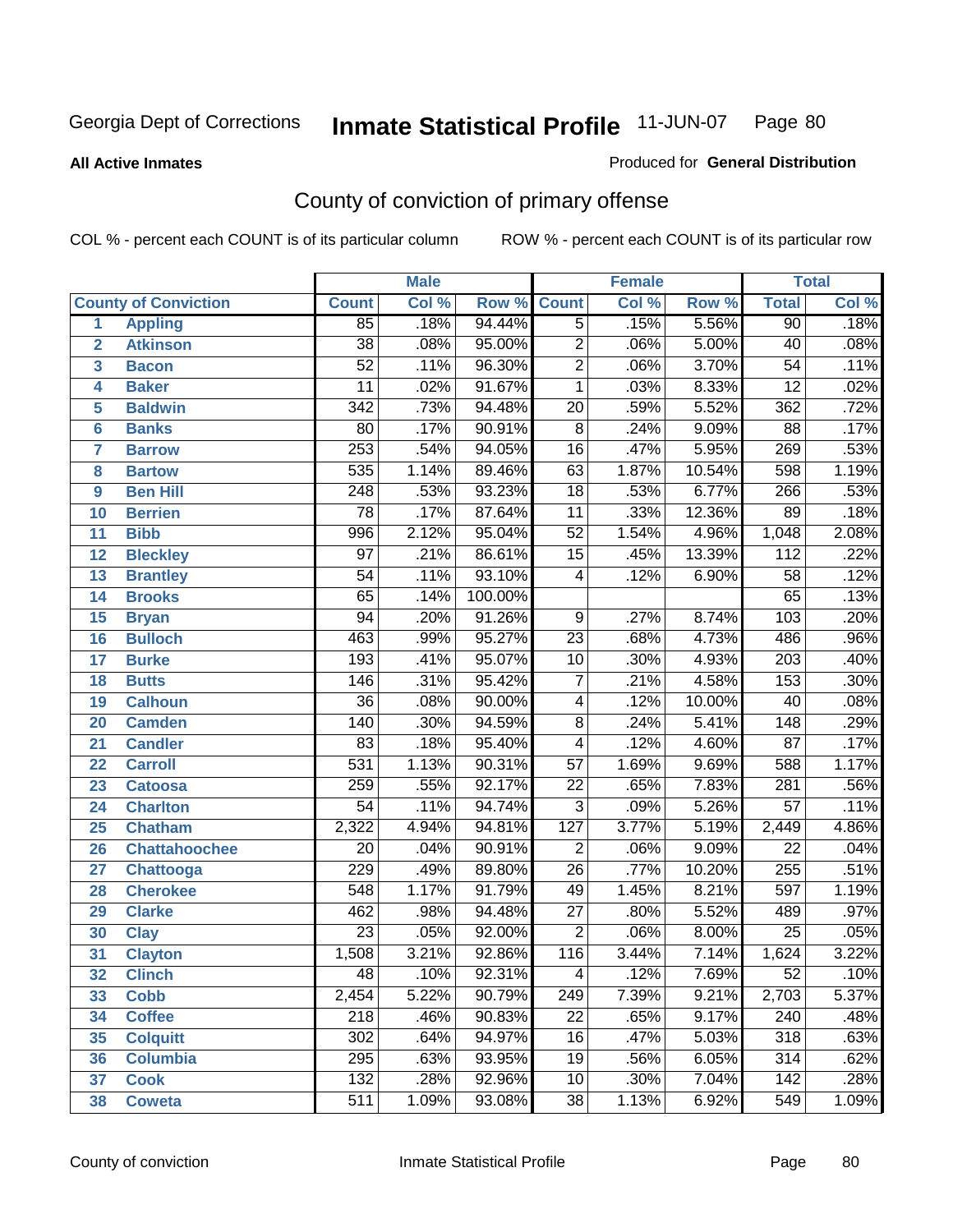Georgia Dept of Corrections **Inmate Statistical Profile** 11-JUN-07

**All Active Inmates**

Produced for **General Distribution**

## County of conviction of primary offense

COL % - percent each COUNT is of its particular column ROW % - percent each COUNT is of its particular row

| County of Conviction | | Male | | | Female | | | Total | |
|---|---|---|---|---|---|---|---|---|---|
| | | Count | Col % | Row % | Count | Col % | Row % | Total | Col % |
| 1 | Appling | 85 | .18% | 94.44% | 5 | .15% | 5.56% | 90 | .18% |
| 2 | Atkinson | 38 | .08% | 95.00% | 2 | .06% | 5.00% | 40 | .08% |
| 3 | Bacon | 52 | .11% | 96.30% | 2 | .06% | 3.70% | 54 | .11% |
| 4 | Baker | 11 | .02% | 91.67% | 1 | .03% | 8.33% | 12 | .02% |
| 5 | Baldwin | 342 | .73% | 94.48% | 20 | .59% | 5.52% | 362 | .72% |
| 6 | Banks | 80 | .17% | 90.91% | 8 | .24% | 9.09% | 88 | .17% |
| 7 | Barrow | 253 | .54% | 94.05% | 16 | .47% | 5.95% | 269 | .53% |
| 8 | Bartow | 535 | 1.14% | 89.46% | 63 | 1.87% | 10.54% | 598 | 1.19% |
| 9 | Ben Hill | 248 | .53% | 93.23% | 18 | .53% | 6.77% | 266 | .53% |
| 10 | Berrien | 78 | .17% | 87.64% | 11 | .33% | 12.36% | 89 | .18% |
| 11 | Bibb | 996 | 2.12% | 95.04% | 52 | 1.54% | 4.96% | 1,048 | 2.08% |
| 12 | Bleckley | 97 | .21% | 86.61% | 15 | .45% | 13.39% | 112 | .22% |
| 13 | Brantley | 54 | .11% | 93.10% | 4 | .12% | 6.90% | 58 | .12% |
| 14 | Brooks | 65 | .14% | 100.00% | | | | 65 | .13% |
| 15 | Bryan | 94 | .20% | 91.26% | 9 | .27% | 8.74% | 103 | .20% |
| 16 | Bulloch | 463 | .99% | 95.27% | 23 | .68% | 4.73% | 486 | .96% |
| 17 | Burke | 193 | .41% | 95.07% | 10 | .30% | 4.93% | 203 | .40% |
| 18 | Butts | 146 | .31% | 95.42% | 7 | .21% | 4.58% | 153 | .30% |
| 19 | Calhoun | 36 | .08% | 90.00% | 4 | .12% | 10.00% | 40 | .08% |
| 20 | Camden | 140 | .30% | 94.59% | 8 | .24% | 5.41% | 148 | .29% |
| 21 | Candler | 83 | .18% | 95.40% | 4 | .12% | 4.60% | 87 | .17% |
| 22 | Carroll | 531 | 1.13% | 90.31% | 57 | 1.69% | 9.69% | 588 | 1.17% |
| 23 | Catoosa | 259 | .55% | 92.17% | 22 | .65% | 7.83% | 281 | .56% |
| 24 | Charlton | 54 | .11% | 94.74% | 3 | .09% | 5.26% | 57 | .11% |
| 25 | Chatham | 2,322 | 4.94% | 94.81% | 127 | 3.77% | 5.19% | 2,449 | 4.86% |
| 26 | Chattahoochee | 20 | .04% | 90.91% | 2 | .06% | 9.09% | 22 | .04% |
| 27 | Chattooga | 229 | .49% | 89.80% | 26 | .77% | 10.20% | 255 | .51% |
| 28 | Cherokee | 548 | 1.17% | 91.79% | 49 | 1.45% | 8.21% | 597 | 1.19% |
| 29 | Clarke | 462 | .98% | 94.48% | 27 | .80% | 5.52% | 489 | .97% |
| 30 | Clay | 23 | .05% | 92.00% | 2 | .06% | 8.00% | 25 | .05% |
| 31 | Clayton | 1,508 | 3.21% | 92.86% | 116 | 3.44% | 7.14% | 1,624 | 3.22% |
| 32 | Clinch | 48 | .10% | 92.31% | 4 | .12% | 7.69% | 52 | .10% |
| 33 | Cobb | 2,454 | 5.22% | 90.79% | 249 | 7.39% | 9.21% | 2,703 | 5.37% |
| 34 | Coffee | 218 | .46% | 90.83% | 22 | .65% | 9.17% | 240 | .48% |
| 35 | Colquitt | 302 | .64% | 94.97% | 16 | .47% | 5.03% | 318 | .63% |
| 36 | Columbia | 295 | .63% | 93.95% | 19 | .56% | 6.05% | 314 | .62% |
| 37 | Cook | 132 | .28% | 92.96% | 10 | .30% | 7.04% | 142 | .28% |
| 38 | Coweta | 511 | 1.09% | 93.08% | 38 | 1.13% | 6.92% | 549 | 1.09% |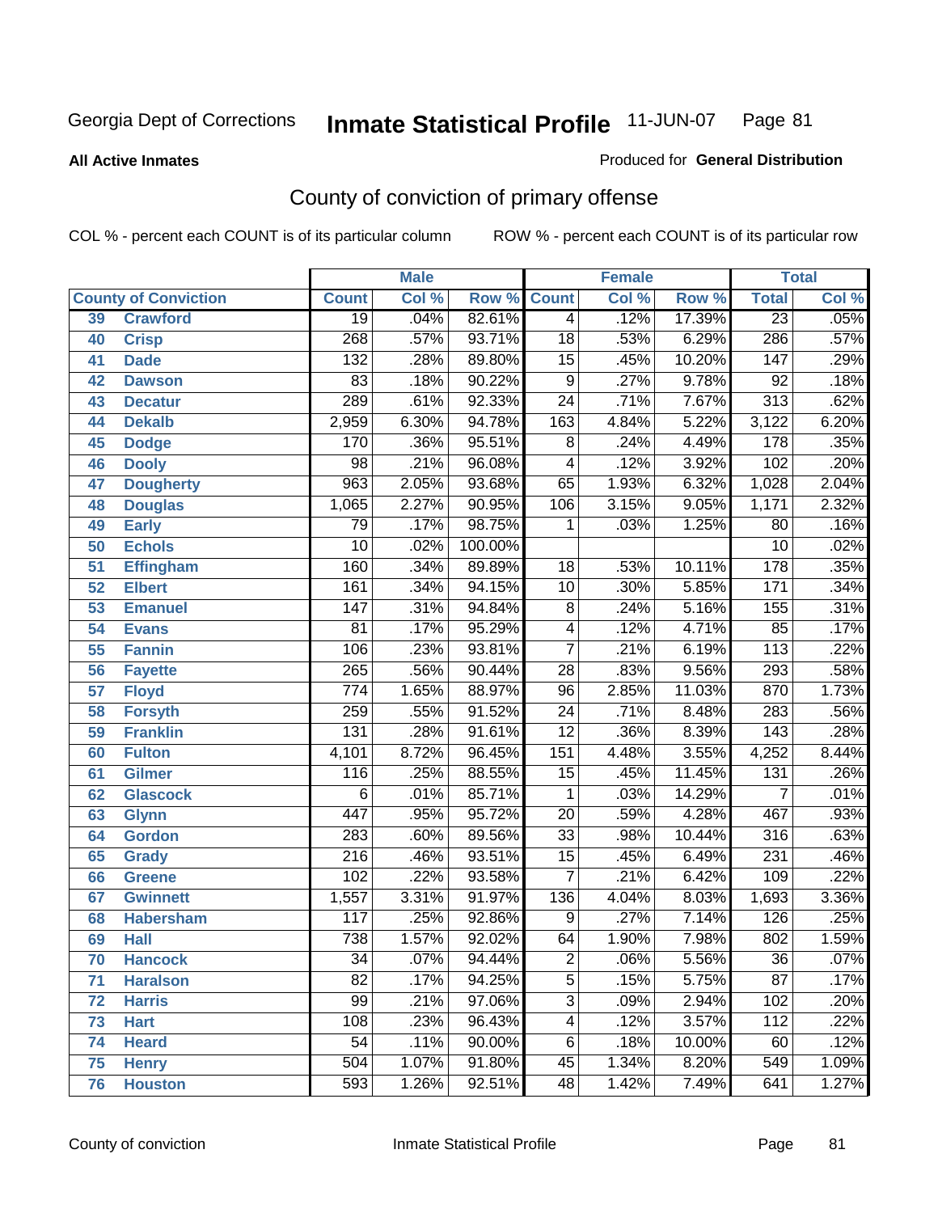Georgia Dept of Corrections

# Inmate Statistical Profile

11-JUN-07

**All Active Inmates**

Produced for **General Distribution**

## County of conviction of primary offense

COL % - percent each COUNT is of its particular column

ROW % - percent each COUNT is of its particular row

| County of Conviction | | Male | | | Female | | | Total | |
|---|---|---|---|---|---|---|---|---|---|
| | | Count | Col % | Row % | Count | Col % | Row % | Total | Col % |
| 39 | Crawford | 19 | .04% | 82.61% | 4 | .12% | 17.39% | 23 | .05% |
| 40 | Crisp | 268 | .57% | 93.71% | 18 | .53% | 6.29% | 286 | .57% |
| 41 | Dade | 132 | .28% | 89.80% | 15 | .45% | 10.20% | 147 | .29% |
| 42 | Dawson | 83 | .18% | 90.22% | 9 | .27% | 9.78% | 92 | .18% |
| 43 | Decatur | 289 | .61% | 92.33% | 24 | .71% | 7.67% | 313 | .62% |
| 44 | Dekalb | 2,959 | 6.30% | 94.78% | 163 | 4.84% | 5.22% | 3,122 | 6.20% |
| 45 | Dodge | 170 | .36% | 95.51% | 8 | .24% | 4.49% | 178 | .35% |
| 46 | Dooly | 98 | .21% | 96.08% | 4 | .12% | 3.92% | 102 | .20% |
| 47 | Dougherty | 963 | 2.05% | 93.68% | 65 | 1.93% | 6.32% | 1,028 | 2.04% |
| 48 | Douglas | 1,065 | 2.27% | 90.95% | 106 | 3.15% | 9.05% | 1,171 | 2.32% |
| 49 | Early | 79 | .17% | 98.75% | 1 | .03% | 1.25% | 80 | .16% |
| 50 | Echols | 10 | .02% | 100.00% | | | | 10 | .02% |
| 51 | Effingham | 160 | .34% | 89.89% | 18 | .53% | 10.11% | 178 | .35% |
| 52 | Elbert | 161 | .34% | 94.15% | 10 | .30% | 5.85% | 171 | .34% |
| 53 | Emanuel | 147 | .31% | 94.84% | 8 | .24% | 5.16% | 155 | .31% |
| 54 | Evans | 81 | .17% | 95.29% | 4 | .12% | 4.71% | 85 | .17% |
| 55 | Fannin | 106 | .23% | 93.81% | 7 | .21% | 6.19% | 113 | .22% |
| 56 | Fayette | 265 | .56% | 90.44% | 28 | .83% | 9.56% | 293 | .58% |
| 57 | Floyd | 774 | 1.65% | 88.97% | 96 | 2.85% | 11.03% | 870 | 1.73% |
| 58 | Forsyth | 259 | .55% | 91.52% | 24 | .71% | 8.48% | 283 | .56% |
| 59 | Franklin | 131 | .28% | 91.61% | 12 | .36% | 8.39% | 143 | .28% |
| 60 | Fulton | 4,101 | 8.72% | 96.45% | 151 | 4.48% | 3.55% | 4,252 | 8.44% |
| 61 | Gilmer | 116 | .25% | 88.55% | 15 | .45% | 11.45% | 131 | .26% |
| 62 | Glascock | 6 | .01% | 85.71% | 1 | .03% | 14.29% | 7 | .01% |
| 63 | Glynn | 447 | .95% | 95.72% | 20 | .59% | 4.28% | 467 | .93% |
| 64 | Gordon | 283 | .60% | 89.56% | 33 | .98% | 10.44% | 316 | .63% |
| 65 | Grady | 216 | .46% | 93.51% | 15 | .45% | 6.49% | 231 | .46% |
| 66 | Greene | 102 | .22% | 93.58% | 7 | .21% | 6.42% | 109 | .22% |
| 67 | Gwinnett | 1,557 | 3.31% | 91.97% | 136 | 4.04% | 8.03% | 1,693 | 3.36% |
| 68 | Habersham | 117 | .25% | 92.86% | 9 | .27% | 7.14% | 126 | .25% |
| 69 | Hall | 738 | 1.57% | 92.02% | 64 | 1.90% | 7.98% | 802 | 1.59% |
| 70 | Hancock | 34 | .07% | 94.44% | 2 | .06% | 5.56% | 36 | .07% |
| 71 | Haralson | 82 | .17% | 94.25% | 5 | .15% | 5.75% | 87 | .17% |
| 72 | Harris | 99 | .21% | 97.06% | 3 | .09% | 2.94% | 102 | .20% |
| 73 | Hart | 108 | .23% | 96.43% | 4 | .12% | 3.57% | 112 | .22% |
| 74 | Heard | 54 | .11% | 90.00% | 6 | .18% | 10.00% | 60 | .12% |
| 75 | Henry | 504 | 1.07% | 91.80% | 45 | 1.34% | 8.20% | 549 | 1.09% |
| 76 | Houston | 593 | 1.26% | 92.51% | 48 | 1.42% | 7.49% | 641 | 1.27% |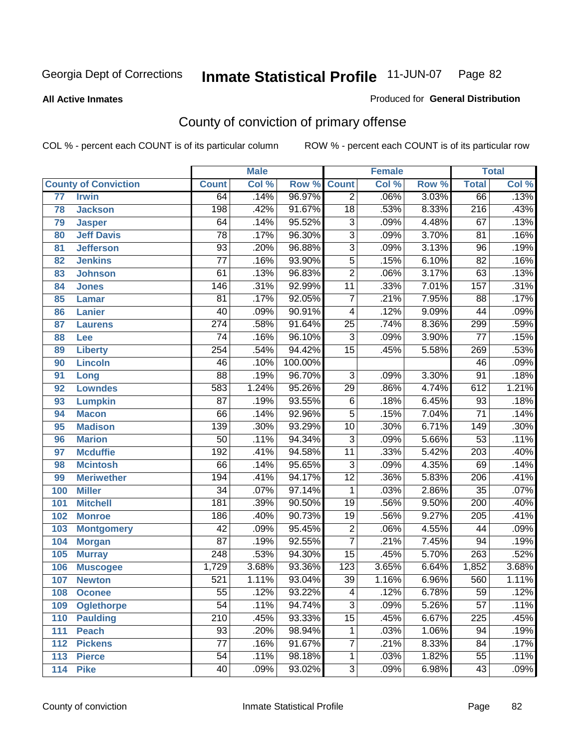Georgia Dept of Corrections **Inmate Statistical Profile** 11-JUN-07

**All Active Inmates**

Produced for **General Distribution**

## County of conviction of primary offense

COL % - percent each COUNT is of its particular column    ROW % - percent each COUNT is of its particular row

| County of Conviction | | Male | | | Female | | | Total | |
|---|---|---|---|---|---|---|---|---|---|
| | | Count | Col % | Row % | Count | Col % | Row % | Total | Col % |
| 77 | Irwin | 64 | .14% | 96.97% | 2 | .06% | 3.03% | 66 | .13% |
| 78 | Jackson | 198 | .42% | 91.67% | 18 | .53% | 8.33% | 216 | .43% |
| 79 | Jasper | 64 | .14% | 95.52% | 3 | .09% | 4.48% | 67 | .13% |
| 80 | Jeff Davis | 78 | .17% | 96.30% | 3 | .09% | 3.70% | 81 | .16% |
| 81 | Jefferson | 93 | .20% | 96.88% | 3 | .09% | 3.13% | 96 | .19% |
| 82 | Jenkins | 77 | .16% | 93.90% | 5 | .15% | 6.10% | 82 | .16% |
| 83 | Johnson | 61 | .13% | 96.83% | 2 | .06% | 3.17% | 63 | .13% |
| 84 | Jones | 146 | .31% | 92.99% | 11 | .33% | 7.01% | 157 | .31% |
| 85 | Lamar | 81 | .17% | 92.05% | 7 | .21% | 7.95% | 88 | .17% |
| 86 | Lanier | 40 | .09% | 90.91% | 4 | .12% | 9.09% | 44 | .09% |
| 87 | Laurens | 274 | .58% | 91.64% | 25 | .74% | 8.36% | 299 | .59% |
| 88 | Lee | 74 | .16% | 96.10% | 3 | .09% | 3.90% | 77 | .15% |
| 89 | Liberty | 254 | .54% | 94.42% | 15 | .45% | 5.58% | 269 | .53% |
| 90 | Lincoln | 46 | .10% | 100.00% | | | | 46 | .09% |
| 91 | Long | 88 | .19% | 96.70% | 3 | .09% | 3.30% | 91 | .18% |
| 92 | Lowndes | 583 | 1.24% | 95.26% | 29 | .86% | 4.74% | 612 | 1.21% |
| 93 | Lumpkin | 87 | .19% | 93.55% | 6 | .18% | 6.45% | 93 | .18% |
| 94 | Macon | 66 | .14% | 92.96% | 5 | .15% | 7.04% | 71 | .14% |
| 95 | Madison | 139 | .30% | 93.29% | 10 | .30% | 6.71% | 149 | .30% |
| 96 | Marion | 50 | .11% | 94.34% | 3 | .09% | 5.66% | 53 | .11% |
| 97 | Mcduffie | 192 | .41% | 94.58% | 11 | .33% | 5.42% | 203 | .40% |
| 98 | Mcintosh | 66 | .14% | 95.65% | 3 | .09% | 4.35% | 69 | .14% |
| 99 | Meriwether | 194 | .41% | 94.17% | 12 | .36% | 5.83% | 206 | .41% |
| 100 | Miller | 34 | .07% | 97.14% | 1 | .03% | 2.86% | 35 | .07% |
| 101 | Mitchell | 181 | .39% | 90.50% | 19 | .56% | 9.50% | 200 | .40% |
| 102 | Monroe | 186 | .40% | 90.73% | 19 | .56% | 9.27% | 205 | .41% |
| 103 | Montgomery | 42 | .09% | 95.45% | 2 | .06% | 4.55% | 44 | .09% |
| 104 | Morgan | 87 | .19% | 92.55% | 7 | .21% | 7.45% | 94 | .19% |
| 105 | Murray | 248 | .53% | 94.30% | 15 | .45% | 5.70% | 263 | .52% |
| 106 | Muscogee | 1,729 | 3.68% | 93.36% | 123 | 3.65% | 6.64% | 1,852 | 3.68% |
| 107 | Newton | 521 | 1.11% | 93.04% | 39 | 1.16% | 6.96% | 560 | 1.11% |
| 108 | Oconee | 55 | .12% | 93.22% | 4 | .12% | 6.78% | 59 | .12% |
| 109 | Oglethorpe | 54 | .11% | 94.74% | 3 | .09% | 5.26% | 57 | .11% |
| 110 | Paulding | 210 | .45% | 93.33% | 15 | .45% | 6.67% | 225 | .45% |
| 111 | Peach | 93 | .20% | 98.94% | 1 | .03% | 1.06% | 94 | .19% |
| 112 | Pickens | 77 | .16% | 91.67% | 7 | .21% | 8.33% | 84 | .17% |
| 113 | Pierce | 54 | .11% | 98.18% | 1 | .03% | 1.82% | 55 | .11% |
| 114 | Pike | 40 | .09% | 93.02% | 3 | .09% | 6.98% | 43 | .09% |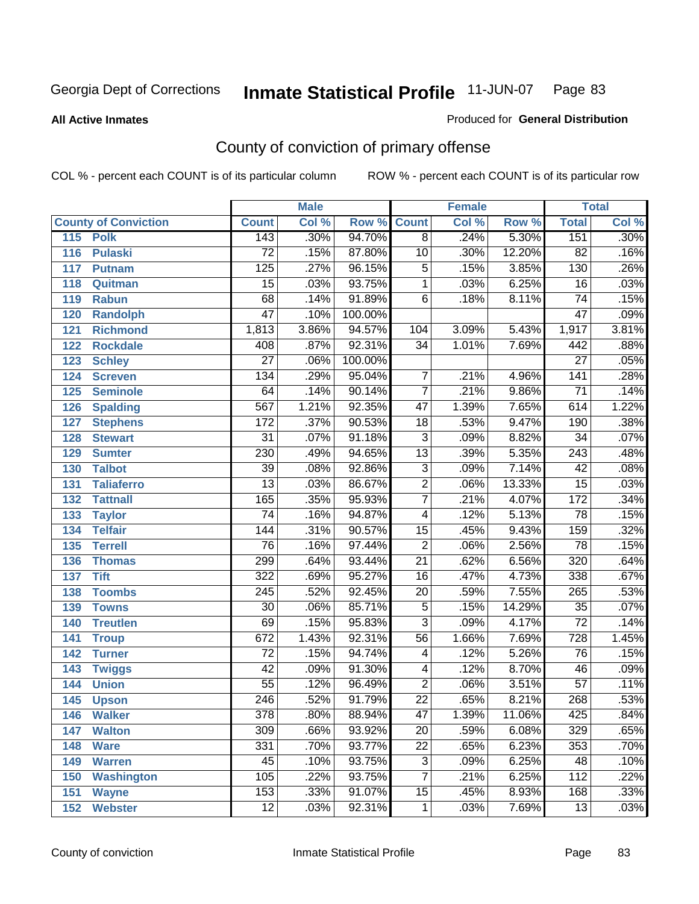Georgia Dept of Corrections **Inmate Statistical Profile** 11-JUN-07

**All Active Inmates**

Produced for **General Distribution**

## County of conviction of primary offense

COL % - percent each COUNT is of its particular column ROW % - percent each COUNT is of its particular row

| County of Conviction | | Male | | | Female | | | Total | |
|---|---|---|---|---|---|---|---|---|---|
| | | Count | Col % | Row % | Count | Col % | Row % | Total | Col % |
| 115 | Polk | 143 | .30% | 94.70% | 8 | .24% | 5.30% | 151 | .30% |
| 116 | Pulaski | 72 | .15% | 87.80% | 10 | .30% | 12.20% | 82 | .16% |
| 117 | Putnam | 125 | .27% | 96.15% | 5 | .15% | 3.85% | 130 | .26% |
| 118 | Quitman | 15 | .03% | 93.75% | 1 | .03% | 6.25% | 16 | .03% |
| 119 | Rabun | 68 | .14% | 91.89% | 6 | .18% | 8.11% | 74 | .15% |
| 120 | Randolph | 47 | .10% | 100.00% | | | | 47 | .09% |
| 121 | Richmond | 1,813 | 3.86% | 94.57% | 104 | 3.09% | 5.43% | 1,917 | 3.81% |
| 122 | Rockdale | 408 | .87% | 92.31% | 34 | 1.01% | 7.69% | 442 | .88% |
| 123 | Schley | 27 | .06% | 100.00% | | | | 27 | .05% |
| 124 | Screven | 134 | .29% | 95.04% | 7 | .21% | 4.96% | 141 | .28% |
| 125 | Seminole | 64 | .14% | 90.14% | 7 | .21% | 9.86% | 71 | .14% |
| 126 | Spalding | 567 | 1.21% | 92.35% | 47 | 1.39% | 7.65% | 614 | 1.22% |
| 127 | Stephens | 172 | .37% | 90.53% | 18 | .53% | 9.47% | 190 | .38% |
| 128 | Stewart | 31 | .07% | 91.18% | 3 | .09% | 8.82% | 34 | .07% |
| 129 | Sumter | 230 | .49% | 94.65% | 13 | .39% | 5.35% | 243 | .48% |
| 130 | Talbot | 39 | .08% | 92.86% | 3 | .09% | 7.14% | 42 | .08% |
| 131 | Taliaferro | 13 | .03% | 86.67% | 2 | .06% | 13.33% | 15 | .03% |
| 132 | Tattnall | 165 | .35% | 95.93% | 7 | .21% | 4.07% | 172 | .34% |
| 133 | Taylor | 74 | .16% | 94.87% | 4 | .12% | 5.13% | 78 | .15% |
| 134 | Telfair | 144 | .31% | 90.57% | 15 | .45% | 9.43% | 159 | .32% |
| 135 | Terrell | 76 | .16% | 97.44% | 2 | .06% | 2.56% | 78 | .15% |
| 136 | Thomas | 299 | .64% | 93.44% | 21 | .62% | 6.56% | 320 | .64% |
| 137 | Tift | 322 | .69% | 95.27% | 16 | .47% | 4.73% | 338 | .67% |
| 138 | Toombs | 245 | .52% | 92.45% | 20 | .59% | 7.55% | 265 | .53% |
| 139 | Towns | 30 | .06% | 85.71% | 5 | .15% | 14.29% | 35 | .07% |
| 140 | Treutlen | 69 | .15% | 95.83% | 3 | .09% | 4.17% | 72 | .14% |
| 141 | Troup | 672 | 1.43% | 92.31% | 56 | 1.66% | 7.69% | 728 | 1.45% |
| 142 | Turner | 72 | .15% | 94.74% | 4 | .12% | 5.26% | 76 | .15% |
| 143 | Twiggs | 42 | .09% | 91.30% | 4 | .12% | 8.70% | 46 | .09% |
| 144 | Union | 55 | .12% | 96.49% | 2 | .06% | 3.51% | 57 | .11% |
| 145 | Upson | 246 | .52% | 91.79% | 22 | .65% | 8.21% | 268 | .53% |
| 146 | Walker | 378 | .80% | 88.94% | 47 | 1.39% | 11.06% | 425 | .84% |
| 147 | Walton | 309 | .66% | 93.92% | 20 | .59% | 6.08% | 329 | .65% |
| 148 | Ware | 331 | .70% | 93.77% | 22 | .65% | 6.23% | 353 | .70% |
| 149 | Warren | 45 | .10% | 93.75% | 3 | .09% | 6.25% | 48 | .10% |
| 150 | Washington | 105 | .22% | 93.75% | 7 | .21% | 6.25% | 112 | .22% |
| 151 | Wayne | 153 | .33% | 91.07% | 15 | .45% | 8.93% | 168 | .33% |
| 152 | Webster | 12 | .03% | 92.31% | 1 | .03% | 7.69% | 13 | .03% |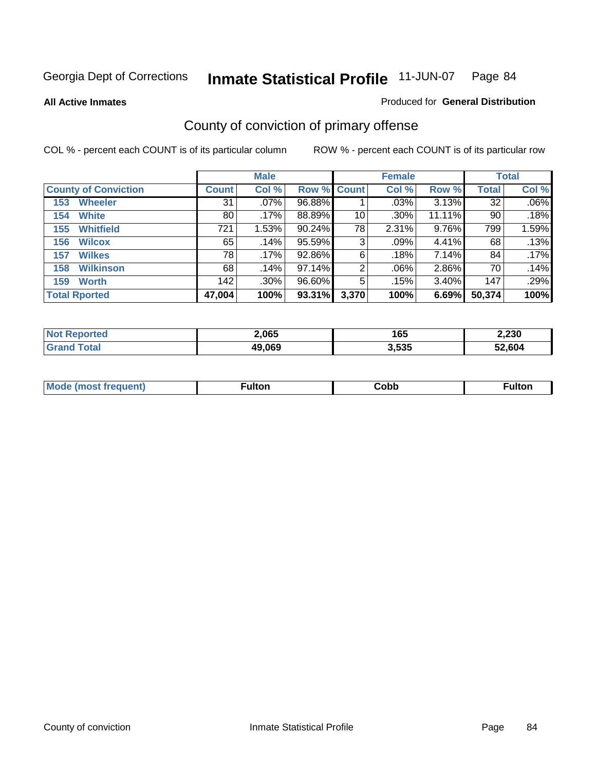Georgia Dept of Corrections **Inmate Statistical Profile** 11-JUN-07

**All Active Inmates** Produced for **General Distribution**

## County of conviction of primary offense

COL % - percent each COUNT is of its particular column ROW % - percent each COUNT is of its particular row

| | Male | | | Female | | | Total | |
|---|---|---|---|---|---|---|---|---|
| **County of Conviction** | **Count** | **Col %** | **Row %** | **Count** | **Col %** | **Row %** | **Total** | **Col %** |
| 153 Wheeler | 31 | .07% | 96.88% | 1 | .03% | 3.13% | 32 | .06% |
| 154 White | 80 | .17% | 88.89% | 10 | .30% | 11.11% | 90 | .18% |
| 155 Whitfield | 721 | 1.53% | 90.24% | 78 | 2.31% | 9.76% | 799 | 1.59% |
| 156 Wilcox | 65 | .14% | 95.59% | 3 | .09% | 4.41% | 68 | .13% |
| 157 Wilkes | 78 | .17% | 92.86% | 6 | .18% | 7.14% | 84 | .17% |
| 158 Wilkinson | 68 | .14% | 97.14% | 2 | .06% | 2.86% | 70 | .14% |
| 159 Worth | 142 | .30% | 96.60% | 5 | .15% | 3.40% | 147 | .29% |
| **Total Rported** | **47,004** | **100%** | **93.31%** | **3,370** | **100%** | **6.69%** | **50,374** | **100%** |

| | Male | Female | Total |
|---|---|---|---|
| **Not Reported** | **2,065** | **165** | **2,230** |
| **Grand Total** | **49,069** | **3,535** | **52,604** |

| | Male | Female | Total |
|---|---|---|---|
| **Mode (most frequent)** | **Fulton** | **Cobb** | **Fulton** |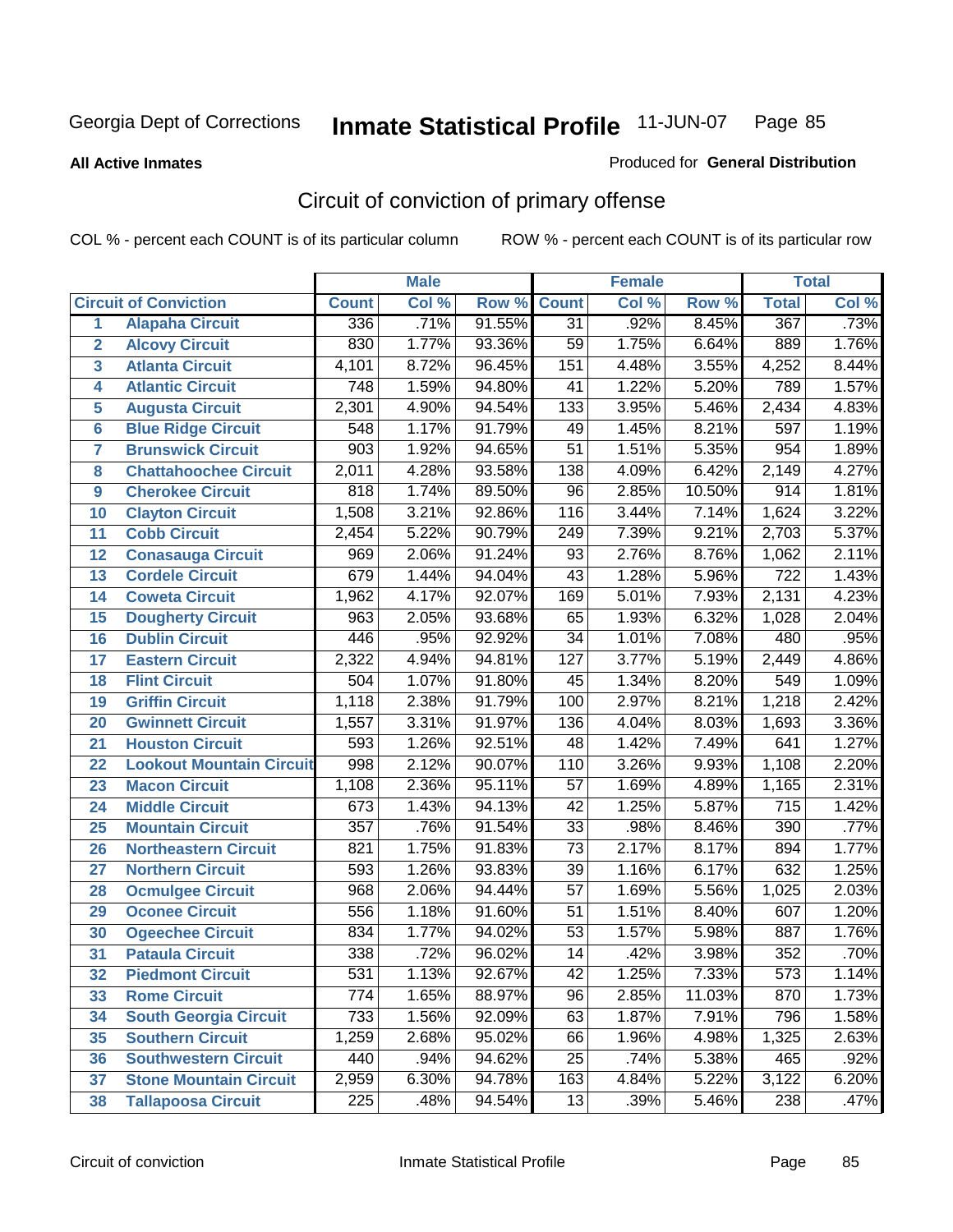Georgia Dept of Corrections

# Inmate Statistical Profile 11-JUN-07

**All Active Inmates**

Produced for **General Distribution**

## Circuit of conviction of primary offense

COL % - percent each COUNT is of its particular column

ROW % - percent each COUNT is of its particular row

| | | Male | | | Female | | | Total | |
|---|---|---|---|---|---|---|---|---|---|
| **Circuit of Conviction** | | **Count** | **Col %** | **Row %** | **Count** | **Col %** | **Row %** | **Total** | **Col %** |
| 1 | Alapaha Circuit | 336 | .71% | 91.55% | 31 | .92% | 8.45% | 367 | .73% |
| 2 | Alcovy Circuit | 830 | 1.77% | 93.36% | 59 | 1.75% | 6.64% | 889 | 1.76% |
| 3 | Atlanta Circuit | 4,101 | 8.72% | 96.45% | 151 | 4.48% | 3.55% | 4,252 | 8.44% |
| 4 | Atlantic Circuit | 748 | 1.59% | 94.80% | 41 | 1.22% | 5.20% | 789 | 1.57% |
| 5 | Augusta Circuit | 2,301 | 4.90% | 94.54% | 133 | 3.95% | 5.46% | 2,434 | 4.83% |
| 6 | Blue Ridge Circuit | 548 | 1.17% | 91.79% | 49 | 1.45% | 8.21% | 597 | 1.19% |
| 7 | Brunswick Circuit | 903 | 1.92% | 94.65% | 51 | 1.51% | 5.35% | 954 | 1.89% |
| 8 | Chattahoochee Circuit | 2,011 | 4.28% | 93.58% | 138 | 4.09% | 6.42% | 2,149 | 4.27% |
| 9 | Cherokee Circuit | 818 | 1.74% | 89.50% | 96 | 2.85% | 10.50% | 914 | 1.81% |
| 10 | Clayton Circuit | 1,508 | 3.21% | 92.86% | 116 | 3.44% | 7.14% | 1,624 | 3.22% |
| 11 | Cobb Circuit | 2,454 | 5.22% | 90.79% | 249 | 7.39% | 9.21% | 2,703 | 5.37% |
| 12 | Conasauga Circuit | 969 | 2.06% | 91.24% | 93 | 2.76% | 8.76% | 1,062 | 2.11% |
| 13 | Cordele Circuit | 679 | 1.44% | 94.04% | 43 | 1.28% | 5.96% | 722 | 1.43% |
| 14 | Coweta Circuit | 1,962 | 4.17% | 92.07% | 169 | 5.01% | 7.93% | 2,131 | 4.23% |
| 15 | Dougherty Circuit | 963 | 2.05% | 93.68% | 65 | 1.93% | 6.32% | 1,028 | 2.04% |
| 16 | Dublin Circuit | 446 | .95% | 92.92% | 34 | 1.01% | 7.08% | 480 | .95% |
| 17 | Eastern Circuit | 2,322 | 4.94% | 94.81% | 127 | 3.77% | 5.19% | 2,449 | 4.86% |
| 18 | Flint Circuit | 504 | 1.07% | 91.80% | 45 | 1.34% | 8.20% | 549 | 1.09% |
| 19 | Griffin Circuit | 1,118 | 2.38% | 91.79% | 100 | 2.97% | 8.21% | 1,218 | 2.42% |
| 20 | Gwinnett Circuit | 1,557 | 3.31% | 91.97% | 136 | 4.04% | 8.03% | 1,693 | 3.36% |
| 21 | Houston Circuit | 593 | 1.26% | 92.51% | 48 | 1.42% | 7.49% | 641 | 1.27% |
| 22 | Lookout Mountain Circuit | 998 | 2.12% | 90.07% | 110 | 3.26% | 9.93% | 1,108 | 2.20% |
| 23 | Macon Circuit | 1,108 | 2.36% | 95.11% | 57 | 1.69% | 4.89% | 1,165 | 2.31% |
| 24 | Middle Circuit | 673 | 1.43% | 94.13% | 42 | 1.25% | 5.87% | 715 | 1.42% |
| 25 | Mountain Circuit | 357 | .76% | 91.54% | 33 | .98% | 8.46% | 390 | .77% |
| 26 | Northeastern Circuit | 821 | 1.75% | 91.83% | 73 | 2.17% | 8.17% | 894 | 1.77% |
| 27 | Northern Circuit | 593 | 1.26% | 93.83% | 39 | 1.16% | 6.17% | 632 | 1.25% |
| 28 | Ocmulgee Circuit | 968 | 2.06% | 94.44% | 57 | 1.69% | 5.56% | 1,025 | 2.03% |
| 29 | Oconee Circuit | 556 | 1.18% | 91.60% | 51 | 1.51% | 8.40% | 607 | 1.20% |
| 30 | Ogeechee Circuit | 834 | 1.77% | 94.02% | 53 | 1.57% | 5.98% | 887 | 1.76% |
| 31 | Pataula Circuit | 338 | .72% | 96.02% | 14 | .42% | 3.98% | 352 | .70% |
| 32 | Piedmont Circuit | 531 | 1.13% | 92.67% | 42 | 1.25% | 7.33% | 573 | 1.14% |
| 33 | Rome Circuit | 774 | 1.65% | 88.97% | 96 | 2.85% | 11.03% | 870 | 1.73% |
| 34 | South Georgia Circuit | 733 | 1.56% | 92.09% | 63 | 1.87% | 7.91% | 796 | 1.58% |
| 35 | Southern Circuit | 1,259 | 2.68% | 95.02% | 66 | 1.96% | 4.98% | 1,325 | 2.63% |
| 36 | Southwestern Circuit | 440 | .94% | 94.62% | 25 | .74% | 5.38% | 465 | .92% |
| 37 | Stone Mountain Circuit | 2,959 | 6.30% | 94.78% | 163 | 4.84% | 5.22% | 3,122 | 6.20% |
| 38 | Tallapoosa Circuit | 225 | .48% | 94.54% | 13 | .39% | 5.46% | 238 | .47% |

Circuit of conviction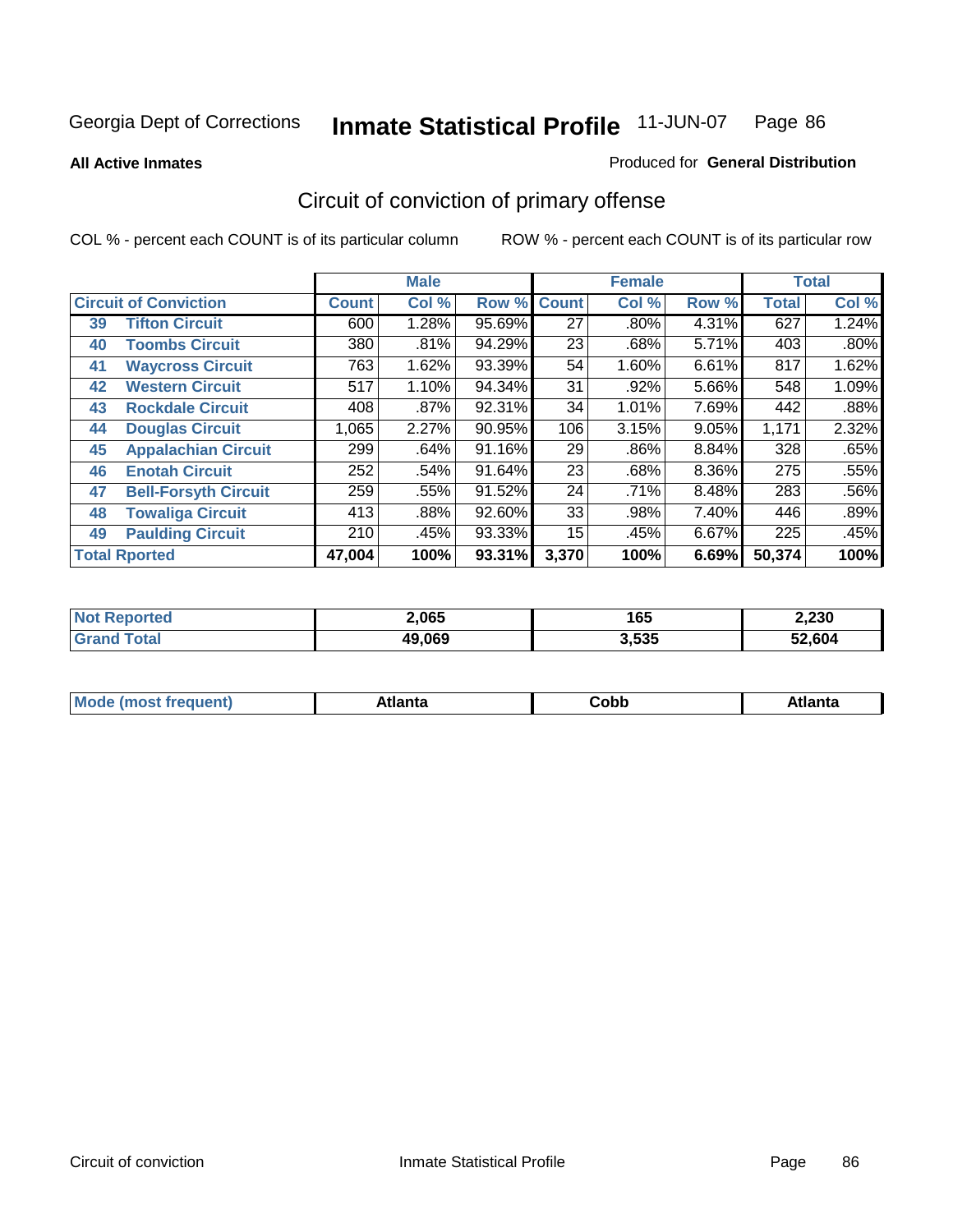Georgia Dept of Corrections **Inmate Statistical Profile** 11-JUN-07

**All Active Inmates**

Produced for **General Distribution**

## Circuit of conviction of primary offense

COL % - percent each COUNT is of its particular column

ROW % - percent each COUNT is of its particular row

| Circuit of Conviction | | Male | | | Female | | | Total | |
|---|---|---|---|---|---|---|---|---|---|
| | | Count | Col % | Row % | Count | Col % | Row % | Total | Col % |
| 39 | Tifton Circuit | 600 | 1.28% | 95.69% | 27 | .80% | 4.31% | 627 | 1.24% |
| 40 | Toombs Circuit | 380 | .81% | 94.29% | 23 | .68% | 5.71% | 403 | .80% |
| 41 | Waycross Circuit | 763 | 1.62% | 93.39% | 54 | 1.60% | 6.61% | 817 | 1.62% |
| 42 | Western Circuit | 517 | 1.10% | 94.34% | 31 | .92% | 5.66% | 548 | 1.09% |
| 43 | Rockdale Circuit | 408 | .87% | 92.31% | 34 | 1.01% | 7.69% | 442 | .88% |
| 44 | Douglas Circuit | 1,065 | 2.27% | 90.95% | 106 | 3.15% | 9.05% | 1,171 | 2.32% |
| 45 | Appalachian Circuit | 299 | .64% | 91.16% | 29 | .86% | 8.84% | 328 | .65% |
| 46 | Enotah Circuit | 252 | .54% | 91.64% | 23 | .68% | 8.36% | 275 | .55% |
| 47 | Bell-Forsyth Circuit | 259 | .55% | 91.52% | 24 | .71% | 8.48% | 283 | .56% |
| 48 | Towaliga Circuit | 413 | .88% | 92.60% | 33 | .98% | 7.40% | 446 | .89% |
| 49 | Paulding Circuit | 210 | .45% | 93.33% | 15 | .45% | 6.67% | 225 | .45% |
| **Total Rported** | | **47,004** | **100%** | **93.31%** | **3,370** | **100%** | **6.69%** | **50,374** | **100%** |

| | Male | Female | Total |
|---|---|---|---|
| Not Reported | 2,065 | 165 | 2,230 |
| Grand Total | 49,069 | 3,535 | 52,604 |

| | Male | Female | Total |
|---|---|---|---|
| Mode (most frequent) | Atlanta | Cobb | Atlanta |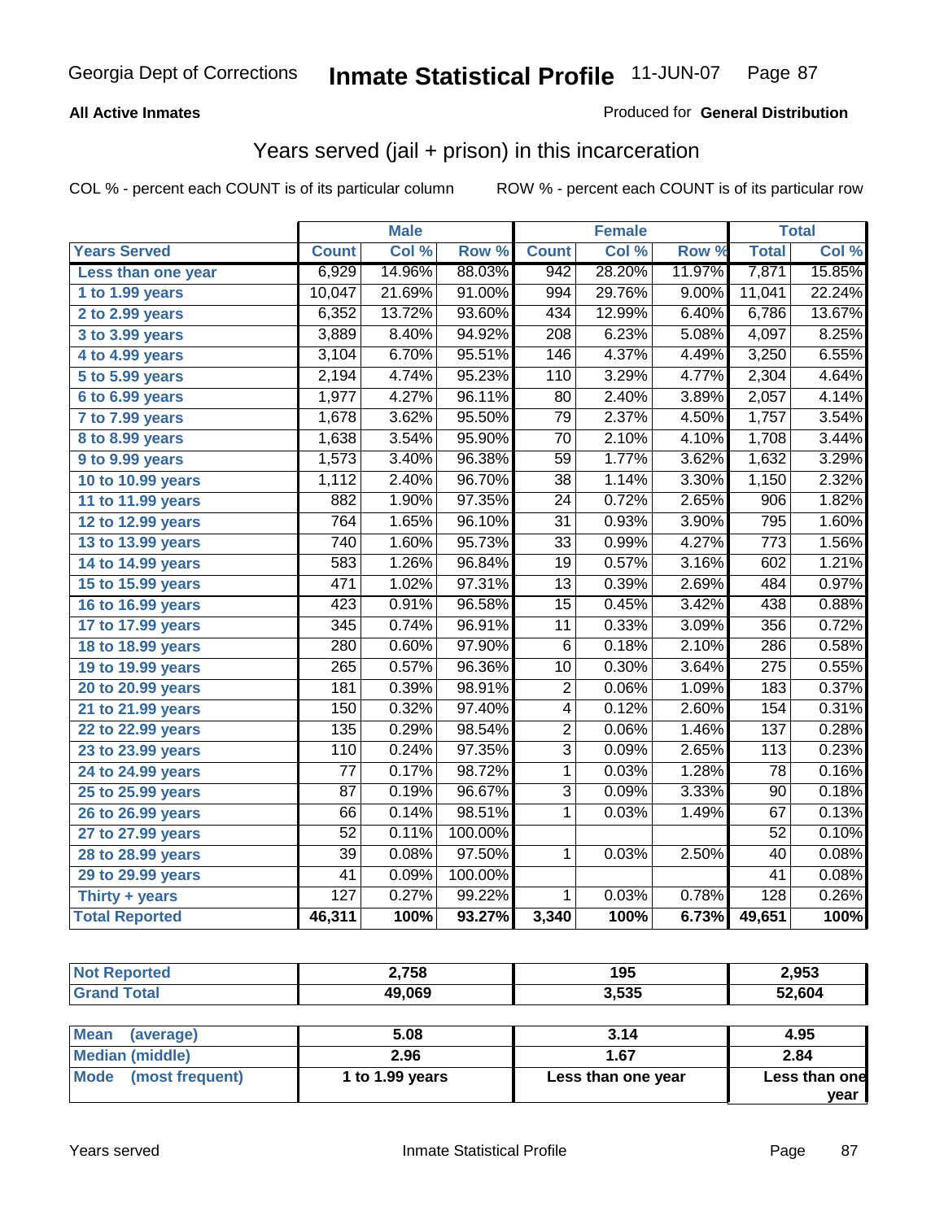**All Active Inmates** — Produced for **General Distribution**

## Years served (jail + prison) in this incarceration

COL % - percent each COUNT is of its particular column　　ROW % - percent each COUNT is of its particular row

| | Male | | | Female | | | Total | |
|---|---|---|---|---|---|---|---|---|
| **Years Served** | **Count** | **Col %** | **Row %** | **Count** | **Col %** | **Row %** | **Total** | **Col %** |
| Less than one year | 6,929 | 14.96% | 88.03% | 942 | 28.20% | 11.97% | 7,871 | 15.85% |
| 1 to 1.99 years | 10,047 | 21.69% | 91.00% | 994 | 29.76% | 9.00% | 11,041 | 22.24% |
| 2 to 2.99 years | 6,352 | 13.72% | 93.60% | 434 | 12.99% | 6.40% | 6,786 | 13.67% |
| 3 to 3.99 years | 3,889 | 8.40% | 94.92% | 208 | 6.23% | 5.08% | 4,097 | 8.25% |
| 4 to 4.99 years | 3,104 | 6.70% | 95.51% | 146 | 4.37% | 4.49% | 3,250 | 6.55% |
| 5 to 5.99 years | 2,194 | 4.74% | 95.23% | 110 | 3.29% | 4.77% | 2,304 | 4.64% |
| 6 to 6.99 years | 1,977 | 4.27% | 96.11% | 80 | 2.40% | 3.89% | 2,057 | 4.14% |
| 7 to 7.99 years | 1,678 | 3.62% | 95.50% | 79 | 2.37% | 4.50% | 1,757 | 3.54% |
| 8 to 8.99 years | 1,638 | 3.54% | 95.90% | 70 | 2.10% | 4.10% | 1,708 | 3.44% |
| 9 to 9.99 years | 1,573 | 3.40% | 96.38% | 59 | 1.77% | 3.62% | 1,632 | 3.29% |
| 10 to 10.99 years | 1,112 | 2.40% | 96.70% | 38 | 1.14% | 3.30% | 1,150 | 2.32% |
| 11 to 11.99 years | 882 | 1.90% | 97.35% | 24 | 0.72% | 2.65% | 906 | 1.82% |
| 12 to 12.99 years | 764 | 1.65% | 96.10% | 31 | 0.93% | 3.90% | 795 | 1.60% |
| 13 to 13.99 years | 740 | 1.60% | 95.73% | 33 | 0.99% | 4.27% | 773 | 1.56% |
| 14 to 14.99 years | 583 | 1.26% | 96.84% | 19 | 0.57% | 3.16% | 602 | 1.21% |
| 15 to 15.99 years | 471 | 1.02% | 97.31% | 13 | 0.39% | 2.69% | 484 | 0.97% |
| 16 to 16.99 years | 423 | 0.91% | 96.58% | 15 | 0.45% | 3.42% | 438 | 0.88% |
| 17 to 17.99 years | 345 | 0.74% | 96.91% | 11 | 0.33% | 3.09% | 356 | 0.72% |
| 18 to 18.99 years | 280 | 0.60% | 97.90% | 6 | 0.18% | 2.10% | 286 | 0.58% |
| 19 to 19.99 years | 265 | 0.57% | 96.36% | 10 | 0.30% | 3.64% | 275 | 0.55% |
| 20 to 20.99 years | 181 | 0.39% | 98.91% | 2 | 0.06% | 1.09% | 183 | 0.37% |
| 21 to 21.99 years | 150 | 0.32% | 97.40% | 4 | 0.12% | 2.60% | 154 | 0.31% |
| 22 to 22.99 years | 135 | 0.29% | 98.54% | 2 | 0.06% | 1.46% | 137 | 0.28% |
| 23 to 23.99 years | 110 | 0.24% | 97.35% | 3 | 0.09% | 2.65% | 113 | 0.23% |
| 24 to 24.99 years | 77 | 0.17% | 98.72% | 1 | 0.03% | 1.28% | 78 | 0.16% |
| 25 to 25.99 years | 87 | 0.19% | 96.67% | 3 | 0.09% | 3.33% | 90 | 0.18% |
| 26 to 26.99 years | 66 | 0.14% | 98.51% | 1 | 0.03% | 1.49% | 67 | 0.13% |
| 27 to 27.99 years | 52 | 0.11% | 100.00% | | | | 52 | 0.10% |
| 28 to 28.99 years | 39 | 0.08% | 97.50% | 1 | 0.03% | 2.50% | 40 | 0.08% |
| 29 to 29.99 years | 41 | 0.09% | 100.00% | | | | 41 | 0.08% |
| Thirty + years | 127 | 0.27% | 99.22% | 1 | 0.03% | 0.78% | 128 | 0.26% |
| **Total Reported** | **46,311** | **100%** | **93.27%** | **3,340** | **100%** | **6.73%** | **49,651** | **100%** |

| | Male | Female | Total |
|---|---|---|---|
| Not Reported | 2,758 | 195 | 2,953 |
| Grand Total | 49,069 | 3,535 | 52,604 |

| | Male | Female | Total |
|---|---|---|---|
| Mean (average) | 5.08 | 3.14 | 4.95 |
| Median (middle) | 2.96 | 1.67 | 2.84 |
| Mode (most frequent) | 1 to 1.99 years | Less than one year | Less than one year |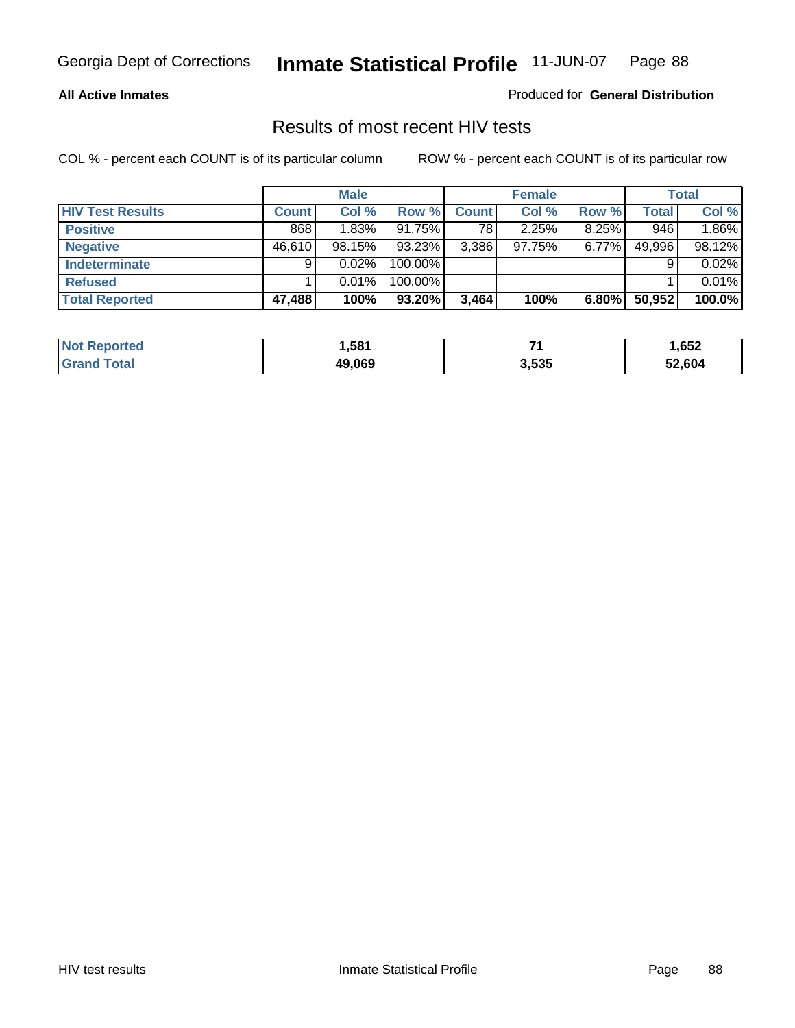Georgia Dept of Corrections **Inmate Statistical Profile** 11-JUN-07

**All Active Inmates** Produced for **General Distribution**

## Results of most recent HIV tests

COL % - percent each COUNT is of its particular column ROW % - percent each COUNT is of its particular row

| | Male | | | Female | | | Total | |
|---|---|---|---|---|---|---|---|---|
| **HIV Test Results** | **Count** | **Col %** | **Row %** | **Count** | **Col %** | **Row %** | **Total** | **Col %** |
| **Positive** | 868 | 1.83% | 91.75% | 78 | 2.25% | 8.25% | 946 | 1.86% |
| **Negative** | 46,610 | 98.15% | 93.23% | 3,386 | 97.75% | 6.77% | 49,996 | 98.12% |
| **Indeterminate** | 9 | 0.02% | 100.00% | | | | 9 | 0.02% |
| **Refused** | 1 | 0.01% | 100.00% | | | | 1 | 0.01% |
| **Total Reported** | **47,488** | **100%** | **93.20%** | **3,464** | **100%** | **6.80%** | **50,952** | **100.0%** |

| | Male | Female | Total |
|---|---|---|---|
| **Not Reported** | **1,581** | **71** | **1,652** |
| **Grand Total** | **49,069** | **3,535** | **52,604** |

HIV test results Inmate Statistical Profile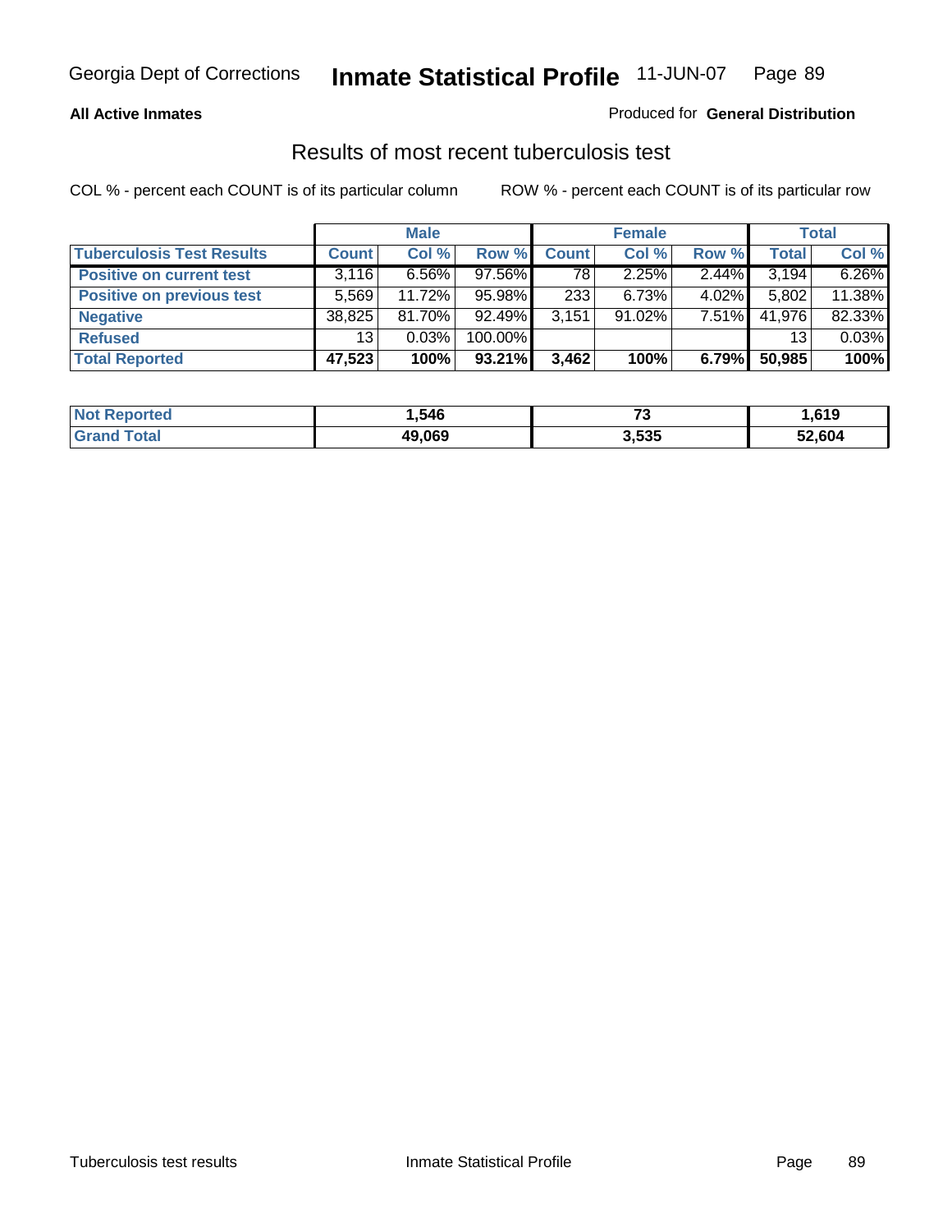**All Active Inmates**

Produced for **General Distribution**

## Results of most recent tuberculosis test

COL % - percent each COUNT is of its particular column

ROW % - percent each COUNT is of its particular row

| | Male | | | Female | | | Total | |
|---|---|---|---|---|---|---|---|---|
| **Tuberculosis Test Results** | **Count** | **Col %** | **Row %** | **Count** | **Col %** | **Row %** | **Total** | **Col %** |
| **Positive on current test** | 3,116 | 6.56% | 97.56% | 78 | 2.25% | 2.44% | 3,194 | 6.26% |
| **Positive on previous test** | 5,569 | 11.72% | 95.98% | 233 | 6.73% | 4.02% | 5,802 | 11.38% |
| **Negative** | 38,825 | 81.70% | 92.49% | 3,151 | 91.02% | 7.51% | 41,976 | 82.33% |
| **Refused** | 13 | 0.03% | 100.00% | | | | 13 | 0.03% |
| **Total Reported** | **47,523** | **100%** | **93.21%** | **3,462** | **100%** | **6.79%** | **50,985** | **100%** |

| | Male | Female | Total |
|---|---|---|---|
| **Not Reported** | **1,546** | **73** | **1,619** |
| **Grand Total** | **49,069** | **3,535** | **52,604** |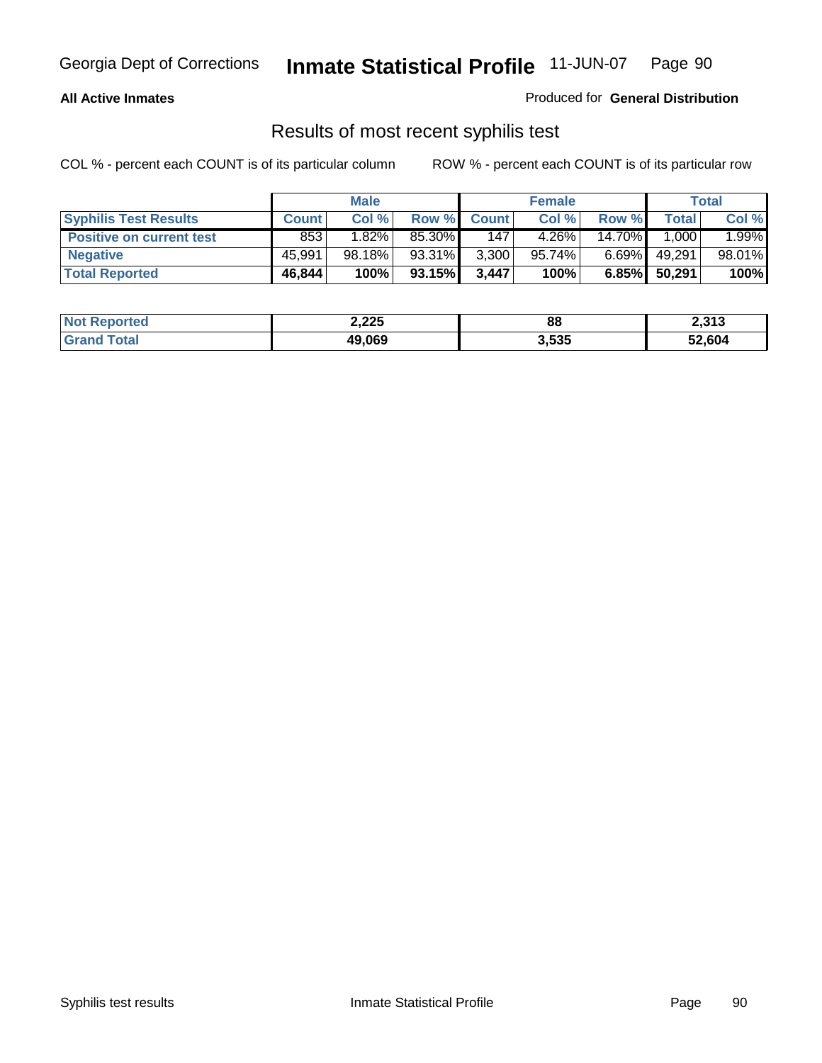**All Active Inmates**

Produced for **General Distribution**

## Results of most recent syphilis test

COL % - percent each COUNT is of its particular column     ROW % - percent each COUNT is of its particular row

| | Male | | | Female | | | Total | |
|---|---|---|---|---|---|---|---|---|
| **Syphilis Test Results** | **Count** | **Col %** | **Row %** | **Count** | **Col %** | **Row %** | **Total** | **Col %** |
| **Positive on current test** | 853 | 1.82% | 85.30% | 147 | 4.26% | 14.70% | 1,000 | 1.99% |
| **Negative** | 45,991 | 98.18% | 93.31% | 3,300 | 95.74% | 6.69% | 49,291 | 98.01% |
| **Total Reported** | **46,844** | **100%** | **93.15%** | **3,447** | **100%** | **6.85%** | **50,291** | **100%** |

| | Male | Female | Total |
|---|---|---|---|
| **Not Reported** | **2,225** | **88** | **2,313** |
| **Grand Total** | **49,069** | **3,535** | **52,604** |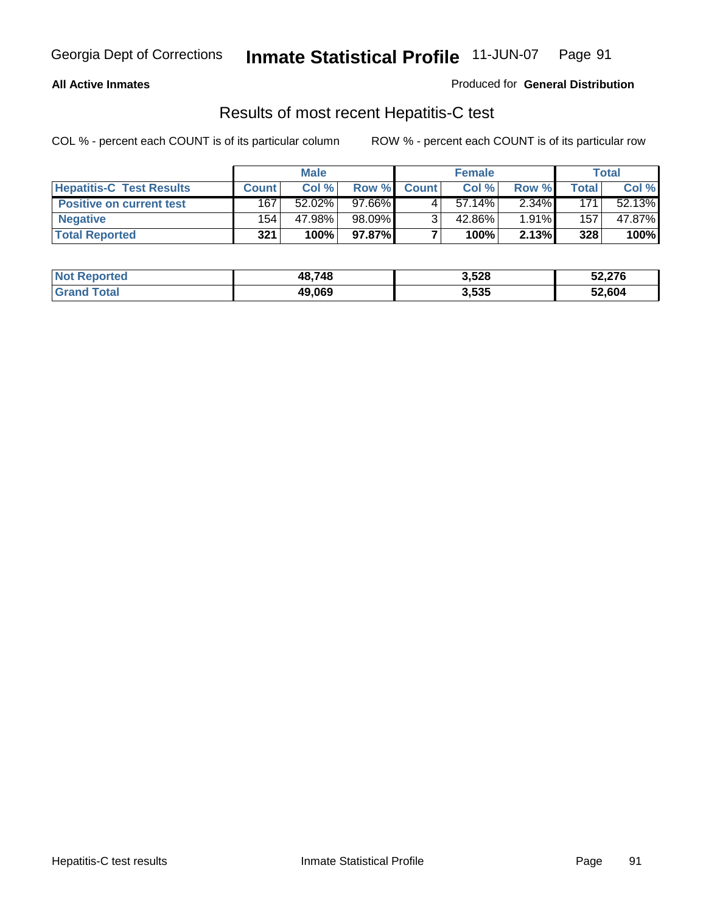Georgia Dept of Corrections **Inmate Statistical Profile** 11-JUN-07

**All Active Inmates**

Produced for **General Distribution**

## Results of most recent Hepatitis-C test

COL % - percent each COUNT is of its particular column    ROW % - percent each COUNT is of its particular row

| | Male | | | Female | | | Total | |
|---|---|---|---|---|---|---|---|---|
| **Hepatitis-C Test Results** | **Count** | **Col %** | **Row %** | **Count** | **Col %** | **Row %** | **Total** | **Col %** |
| **Positive on current test** | 167 | 52.02% | 97.66% | 4 | 57.14% | 2.34% | 171 | 52.13% |
| **Negative** | 154 | 47.98% | 98.09% | 3 | 42.86% | 1.91% | 157 | 47.87% |
| **Total Reported** | **321** | **100%** | **97.87%** | **7** | **100%** | **2.13%** | **328** | **100%** |

| | Male | Female | Total |
|---|---|---|---|
| **Not Reported** | **48,748** | **3,528** | **52,276** |
| **Grand Total** | **49,069** | **3,535** | **52,604** |

Hepatitis-C test results    Inmate Statistical Profile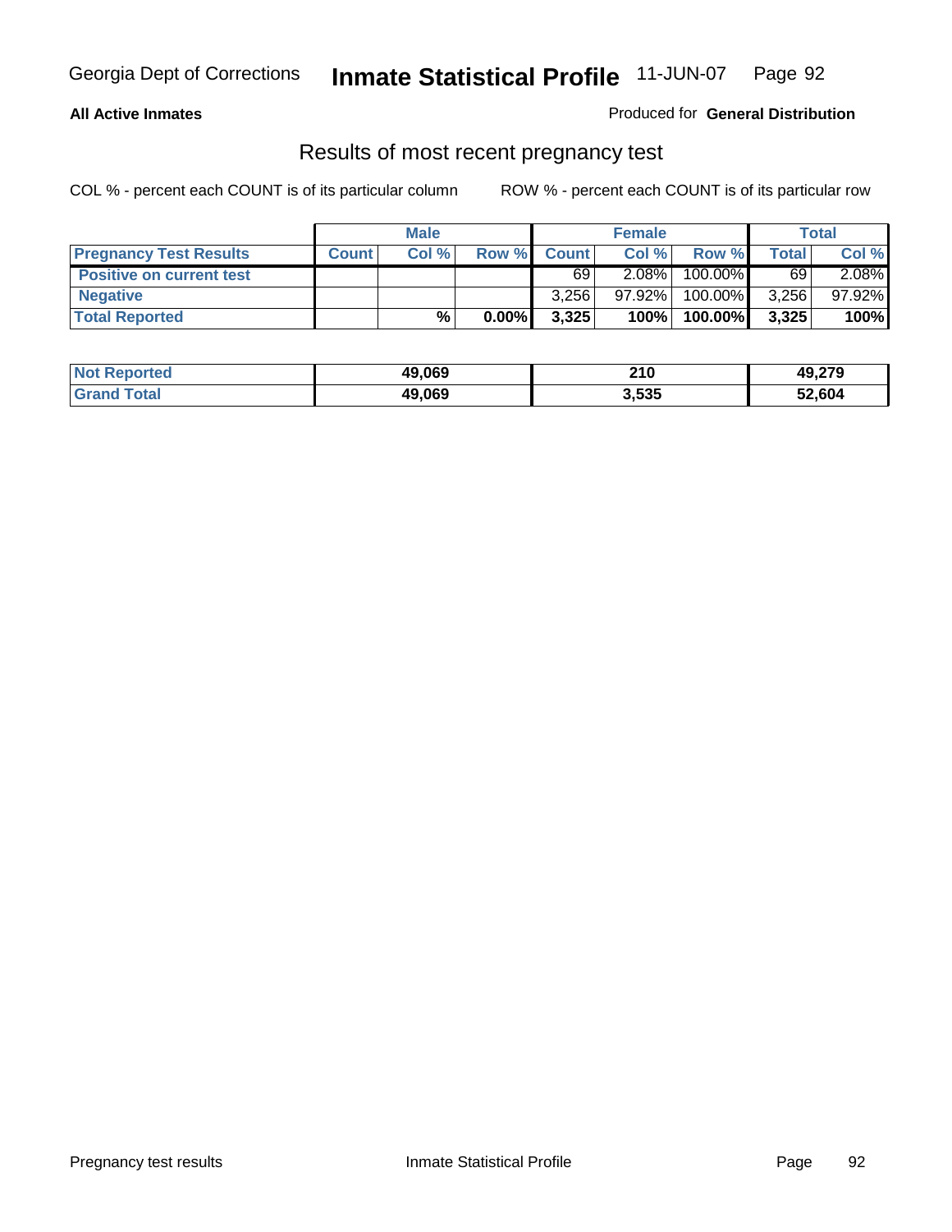**All Active Inmates**

Produced for **General Distribution**

## Results of most recent pregnancy test

COL % - percent each COUNT is of its particular column

ROW % - percent each COUNT is of its particular row

| | Male | | | Female | | | Total | |
|---|---|---|---|---|---|---|---|---|
| **Pregnancy Test Results** | **Count** | **Col %** | **Row %** | **Count** | **Col %** | **Row %** | **Total** | **Col %** |
| **Positive on current test** | | | | 69 | 2.08% | 100.00% | 69 | 2.08% |
| **Negative** | | | | 3,256 | 97.92% | 100.00% | 3,256 | 97.92% |
| **Total Reported** | | **%** | **0.00%** | **3,325** | **100%** | **100.00%** | **3,325** | **100%** |

| | Male | Female | Total |
|---|---|---|---|
| **Not Reported** | **49,069** | **210** | **49,279** |
| **Grand Total** | **49,069** | **3,535** | **52,604** |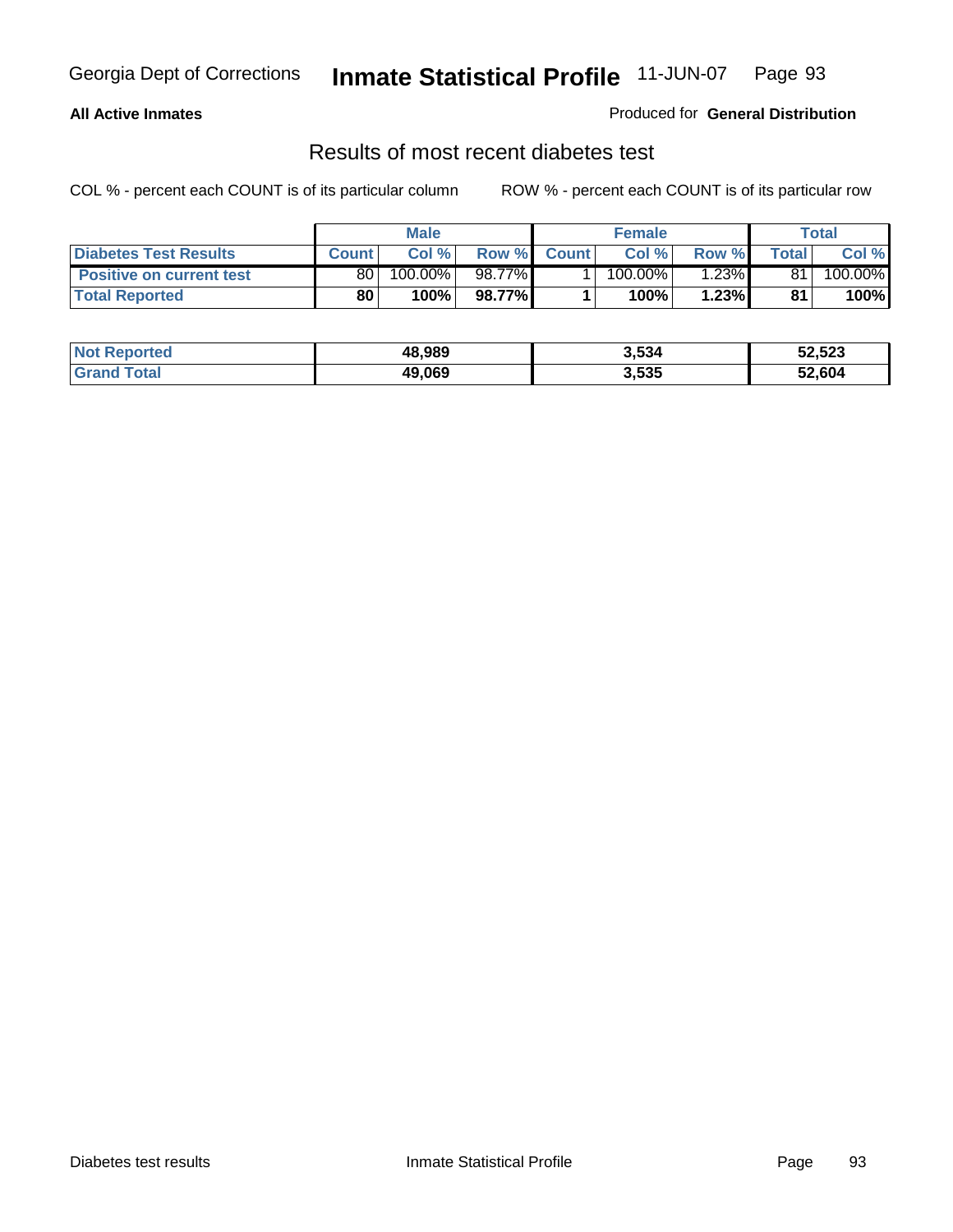Georgia Dept of Corrections **Inmate Statistical Profile** 11-JUN-07

**All Active Inmates**

Produced for **General Distribution**

## Results of most recent diabetes test

COL % - percent each COUNT is of its particular column    ROW % - percent each COUNT is of its particular row

| | Male | | | Female | | | Total | |
|---|---|---|---|---|---|---|---|---|
| **Diabetes Test Results** | **Count** | **Col %** | **Row %** | **Count** | **Col %** | **Row %** | **Total** | **Col %** |
| **Positive on current test** | 80 | 100.00% | 98.77% | 1 | 100.00% | 1.23% | 81 | 100.00% |
| **Total Reported** | **80** | **100%** | **98.77%** | **1** | **100%** | **1.23%** | **81** | **100%** |

| | Male | Female | Total |
|---|---|---|---|
| **Not Reported** | **48,989** | **3,534** | **52,523** |
| **Grand Total** | **49,069** | **3,535** | **52,604** |

Diabetes test results    Inmate Statistical Profile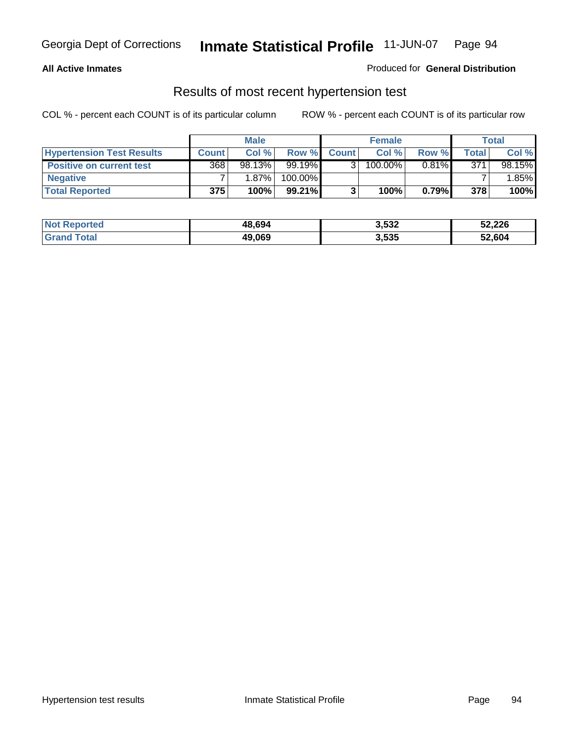Georgia Dept of Corrections **Inmate Statistical Profile** 11-JUN-07

**All Active Inmates**

Produced for **General Distribution**

## Results of most recent hypertension test

COL % - percent each COUNT is of its particular column

ROW % - percent each COUNT is of its particular row

| | Male | | | Female | | | Total | |
|---|---|---|---|---|---|---|---|---|
| **Hypertension Test Results** | **Count** | **Col %** | **Row %** | **Count** | **Col %** | **Row %** | **Total** | **Col %** |
| **Positive on current test** | 368 | 98.13% | 99.19% | 3 | 100.00% | 0.81% | 371 | 98.15% |
| **Negative** | 7 | 1.87% | 100.00% | | | | 7 | 1.85% |
| **Total Reported** | **375** | **100%** | **99.21%** | **3** | **100%** | **0.79%** | **378** | **100%** |

| | Male | Female | Total |
|---|---|---|---|
| **Not Reported** | **48,694** | **3,532** | **52,226** |
| **Grand Total** | **49,069** | **3,535** | **52,604** |

Hypertension test results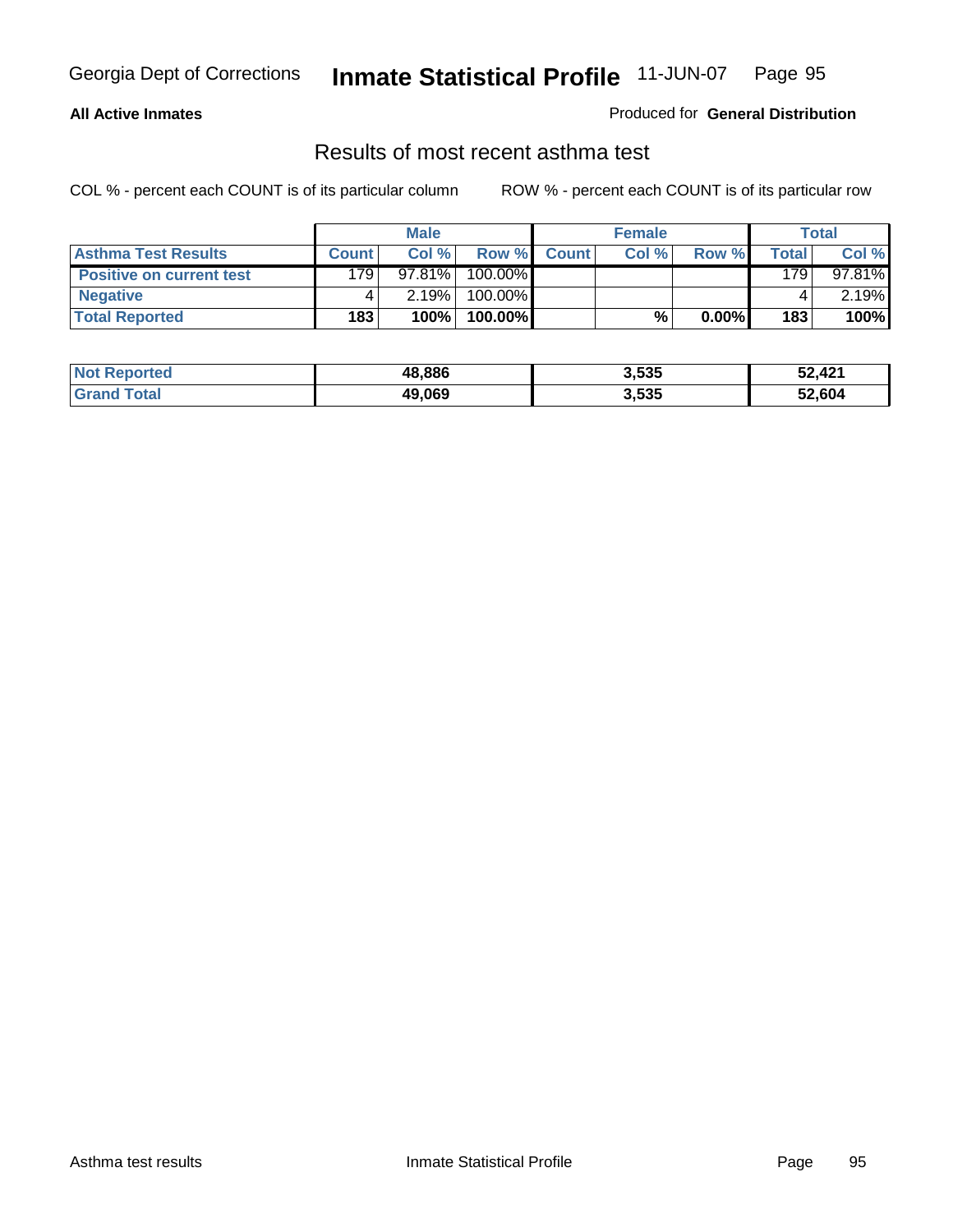Georgia Dept of Corrections **Inmate Statistical Profile** 11-JUN-07

**All Active Inmates**

Produced for **General Distribution**

## Results of most recent asthma test

COL % - percent each COUNT is of its particular column        ROW % - percent each COUNT is of its particular row

| | Male | | | Female | | | Total | |
|---|---|---|---|---|---|---|---|---|
| **Asthma Test Results** | **Count** | **Col %** | **Row %** | **Count** | **Col %** | **Row %** | **Total** | **Col %** |
| **Positive on current test** | 179 | 97.81% | 100.00% | | | | 179 | 97.81% |
| **Negative** | 4 | 2.19% | 100.00% | | | | 4 | 2.19% |
| **Total Reported** | **183** | **100%** | **100.00%** | | **%** | **0.00%** | **183** | **100%** |

| | Male | Female | Total |
|---|---|---|---|
| **Not Reported** | **48,886** | **3,535** | **52,421** |
| **Grand Total** | **49,069** | **3,535** | **52,604** |